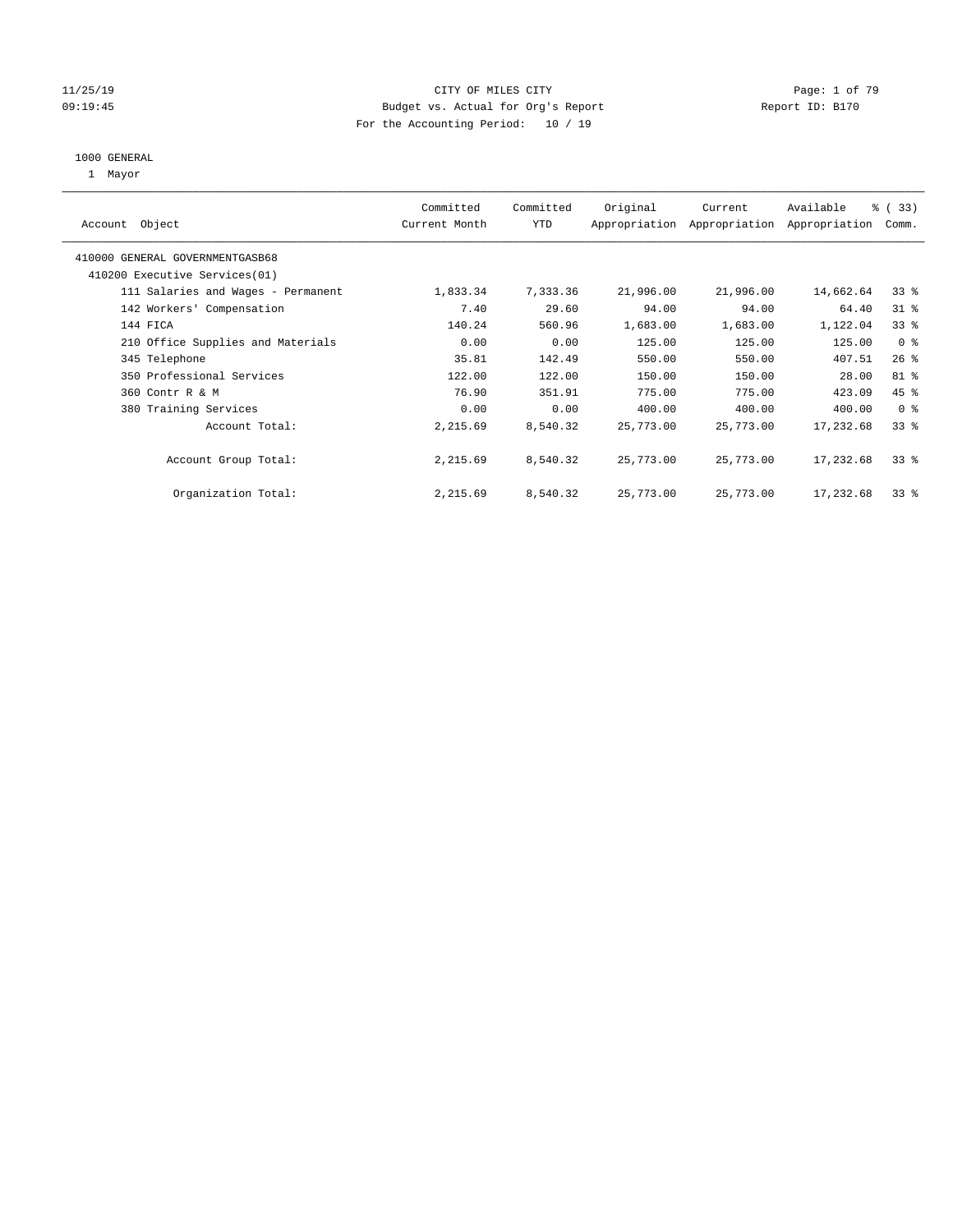CITY OF MILES CITY
Budget vs. Actual for Org's Report
For the Accounting Period: 10 / 19

11/25/19
09:19:45

Report ID: B170

1000 GENERAL
1 Mayor

| Account Object | Committed Current Month | Committed YTD | Original Appropriation | Current Appropriation | Available Appropriation | % ( 33) Comm. |
|---|---|---|---|---|---|---|
| 410000 GENERAL GOVERNMENTGASB68 | | | | | | |
| 410200 Executive Services(01) | | | | | | |
| 111 Salaries and Wages - Permanent | 1,833.34 | 7,333.36 | 21,996.00 | 21,996.00 | 14,662.64 | 33 % |
| 142 Workers' Compensation | 7.40 | 29.60 | 94.00 | 94.00 | 64.40 | 31 % |
| 144 FICA | 140.24 | 560.96 | 1,683.00 | 1,683.00 | 1,122.04 | 33 % |
| 210 Office Supplies and Materials | 0.00 | 0.00 | 125.00 | 125.00 | 125.00 | 0 % |
| 345 Telephone | 35.81 | 142.49 | 550.00 | 550.00 | 407.51 | 26 % |
| 350 Professional Services | 122.00 | 122.00 | 150.00 | 150.00 | 28.00 | 81 % |
| 360 Contr R & M | 76.90 | 351.91 | 775.00 | 775.00 | 423.09 | 45 % |
| 380 Training Services | 0.00 | 0.00 | 400.00 | 400.00 | 400.00 | 0 % |
| Account Total: | 2,215.69 | 8,540.32 | 25,773.00 | 25,773.00 | 17,232.68 | 33 % |
| Account Group Total: | 2,215.69 | 8,540.32 | 25,773.00 | 25,773.00 | 17,232.68 | 33 % |
| Organization Total: | 2,215.69 | 8,540.32 | 25,773.00 | 25,773.00 | 17,232.68 | 33 % |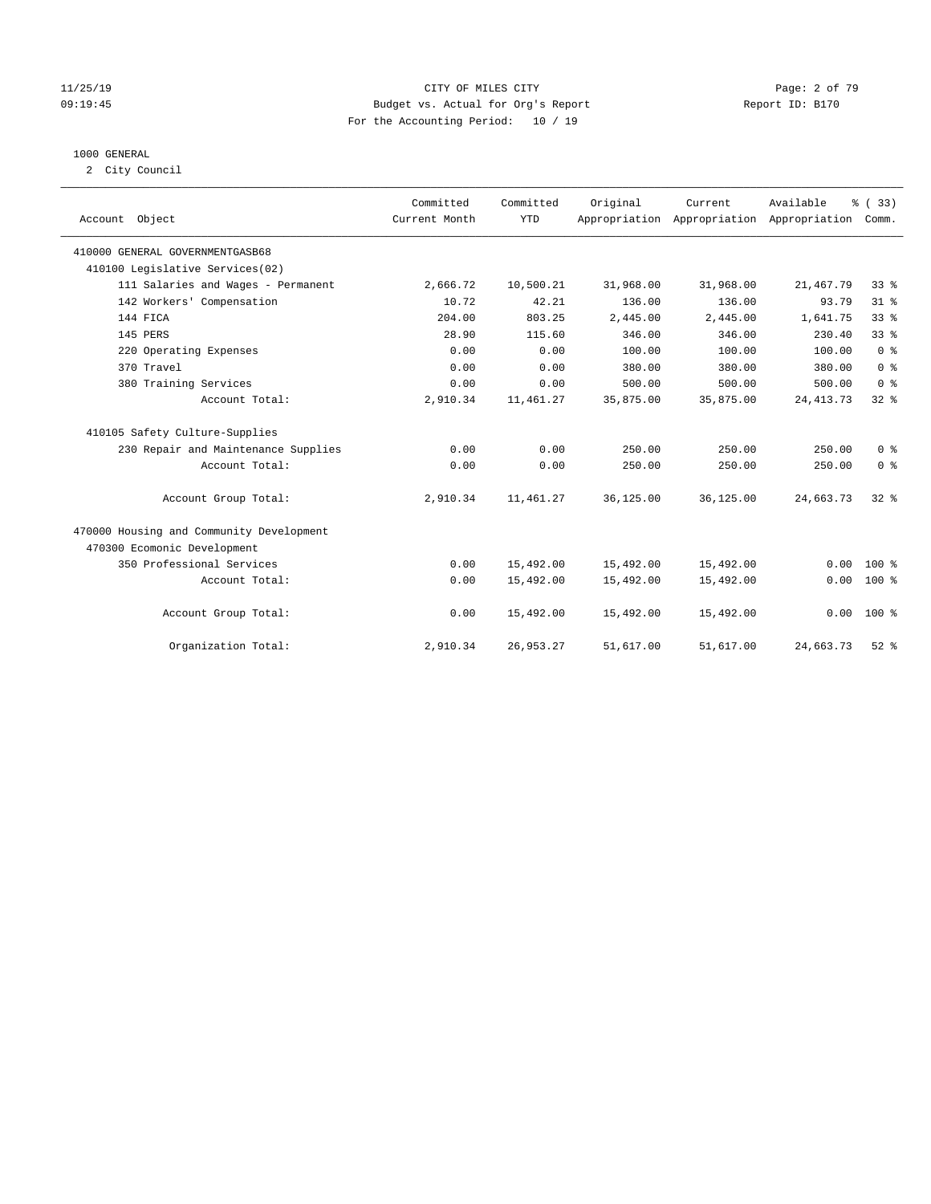CITY OF MILES CITY
Budget vs. Actual for Org's Report
For the Accounting Period: 10 / 19

11/25/19
09:19:45

Report ID: B170

1000 GENERAL

2 City Council

| Account Object | Committed Current Month | Committed YTD | Original Appropriation | Current Appropriation | Available Appropriation | % ( 33) Comm. |
|---|---|---|---|---|---|---|
| 410000 GENERAL GOVERNMENTGASB68 | | | | | | |
| 410100 Legislative Services(02) | | | | | | |
| 111 Salaries and Wages - Permanent | 2,666.72 | 10,500.21 | 31,968.00 | 31,968.00 | 21,467.79 | 33 % |
| 142 Workers' Compensation | 10.72 | 42.21 | 136.00 | 136.00 | 93.79 | 31 % |
| 144 FICA | 204.00 | 803.25 | 2,445.00 | 2,445.00 | 1,641.75 | 33 % |
| 145 PERS | 28.90 | 115.60 | 346.00 | 346.00 | 230.40 | 33 % |
| 220 Operating Expenses | 0.00 | 0.00 | 100.00 | 100.00 | 100.00 | 0 % |
| 370 Travel | 0.00 | 0.00 | 380.00 | 380.00 | 380.00 | 0 % |
| 380 Training Services | 0.00 | 0.00 | 500.00 | 500.00 | 500.00 | 0 % |
| Account Total: | 2,910.34 | 11,461.27 | 35,875.00 | 35,875.00 | 24,413.73 | 32 % |
| 410105 Safety Culture-Supplies | | | | | | |
| 230 Repair and Maintenance Supplies | 0.00 | 0.00 | 250.00 | 250.00 | 250.00 | 0 % |
| Account Total: | 0.00 | 0.00 | 250.00 | 250.00 | 250.00 | 0 % |
| Account Group Total: | 2,910.34 | 11,461.27 | 36,125.00 | 36,125.00 | 24,663.73 | 32 % |
| 470000 Housing and Community Development | | | | | | |
| 470300 Ecomonic Development | | | | | | |
| 350 Professional Services | 0.00 | 15,492.00 | 15,492.00 | 15,492.00 | 0.00 | 100 % |
| Account Total: | 0.00 | 15,492.00 | 15,492.00 | 15,492.00 | 0.00 | 100 % |
| Account Group Total: | 0.00 | 15,492.00 | 15,492.00 | 15,492.00 | 0.00 | 100 % |
| Organization Total: | 2,910.34 | 26,953.27 | 51,617.00 | 51,617.00 | 24,663.73 | 52 % |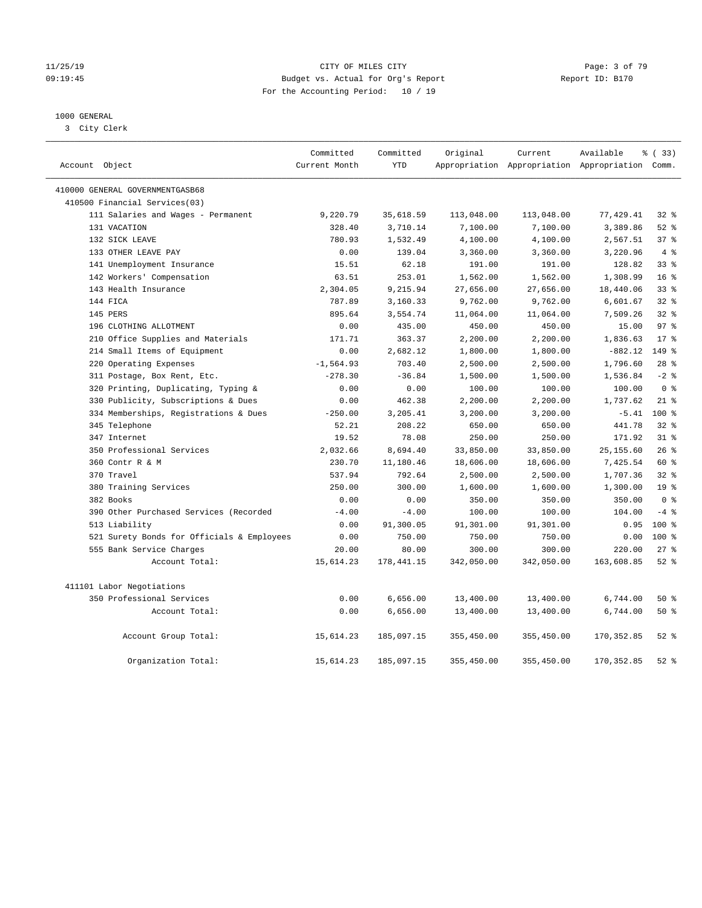CITY OF MILES CITY
Budget vs. Actual for Org's Report
For the Accounting Period: 10 / 19

11/25/19
09:19:45

Report ID: B170

1000 GENERAL
3 City Clerk

| Account Object | Committed Current Month | Committed YTD | Original Appropriation | Current Appropriation | Available Appropriation | % ( 33) Comm. |
|---|---|---|---|---|---|---|
| 410000 GENERAL GOVERNMENTGASB68 | | | | | | |
| 410500 Financial Services(03) | | | | | | |
| 111 Salaries and Wages - Permanent | 9,220.79 | 35,618.59 | 113,048.00 | 113,048.00 | 77,429.41 | 32 % |
| 131 VACATION | 328.40 | 3,710.14 | 7,100.00 | 7,100.00 | 3,389.86 | 52 % |
| 132 SICK LEAVE | 780.93 | 1,532.49 | 4,100.00 | 4,100.00 | 2,567.51 | 37 % |
| 133 OTHER LEAVE PAY | 0.00 | 139.04 | 3,360.00 | 3,360.00 | 3,220.96 | 4 % |
| 141 Unemployment Insurance | 15.51 | 62.18 | 191.00 | 191.00 | 128.82 | 33 % |
| 142 Workers' Compensation | 63.51 | 253.01 | 1,562.00 | 1,562.00 | 1,308.99 | 16 % |
| 143 Health Insurance | 2,304.05 | 9,215.94 | 27,656.00 | 27,656.00 | 18,440.06 | 33 % |
| 144 FICA | 787.89 | 3,160.33 | 9,762.00 | 9,762.00 | 6,601.67 | 32 % |
| 145 PERS | 895.64 | 3,554.74 | 11,064.00 | 11,064.00 | 7,509.26 | 32 % |
| 196 CLOTHING ALLOTMENT | 0.00 | 435.00 | 450.00 | 450.00 | 15.00 | 97 % |
| 210 Office Supplies and Materials | 171.71 | 363.37 | 2,200.00 | 2,200.00 | 1,836.63 | 17 % |
| 214 Small Items of Equipment | 0.00 | 2,682.12 | 1,800.00 | 1,800.00 | -882.12 | 149 % |
| 220 Operating Expenses | -1,564.93 | 703.40 | 2,500.00 | 2,500.00 | 1,796.60 | 28 % |
| 311 Postage, Box Rent, Etc. | -278.30 | -36.84 | 1,500.00 | 1,500.00 | 1,536.84 | -2 % |
| 320 Printing, Duplicating, Typing & | 0.00 | 0.00 | 100.00 | 100.00 | 100.00 | 0 % |
| 330 Publicity, Subscriptions & Dues | 0.00 | 462.38 | 2,200.00 | 2,200.00 | 1,737.62 | 21 % |
| 334 Memberships, Registrations & Dues | -250.00 | 3,205.41 | 3,200.00 | 3,200.00 | -5.41 | 100 % |
| 345 Telephone | 52.21 | 208.22 | 650.00 | 650.00 | 441.78 | 32 % |
| 347 Internet | 19.52 | 78.08 | 250.00 | 250.00 | 171.92 | 31 % |
| 350 Professional Services | 2,032.66 | 8,694.40 | 33,850.00 | 33,850.00 | 25,155.60 | 26 % |
| 360 Contr R & M | 230.70 | 11,180.46 | 18,606.00 | 18,606.00 | 7,425.54 | 60 % |
| 370 Travel | 537.94 | 792.64 | 2,500.00 | 2,500.00 | 1,707.36 | 32 % |
| 380 Training Services | 250.00 | 300.00 | 1,600.00 | 1,600.00 | 1,300.00 | 19 % |
| 382 Books | 0.00 | 0.00 | 350.00 | 350.00 | 350.00 | 0 % |
| 390 Other Purchased Services (Recorded | -4.00 | -4.00 | 100.00 | 100.00 | 104.00 | -4 % |
| 513 Liability | 0.00 | 91,300.05 | 91,301.00 | 91,301.00 | 0.95 | 100 % |
| 521 Surety Bonds for Officials & Employees | 0.00 | 750.00 | 750.00 | 750.00 | 0.00 | 100 % |
| 555 Bank Service Charges | 20.00 | 80.00 | 300.00 | 300.00 | 220.00 | 27 % |
| Account Total: | 15,614.23 | 178,441.15 | 342,050.00 | 342,050.00 | 163,608.85 | 52 % |
| 411101 Labor Negotiations | | | | | | |
| 350 Professional Services | 0.00 | 6,656.00 | 13,400.00 | 13,400.00 | 6,744.00 | 50 % |
| Account Total: | 0.00 | 6,656.00 | 13,400.00 | 13,400.00 | 6,744.00 | 50 % |
| Account Group Total: | 15,614.23 | 185,097.15 | 355,450.00 | 355,450.00 | 170,352.85 | 52 % |
| Organization Total: | 15,614.23 | 185,097.15 | 355,450.00 | 355,450.00 | 170,352.85 | 52 % |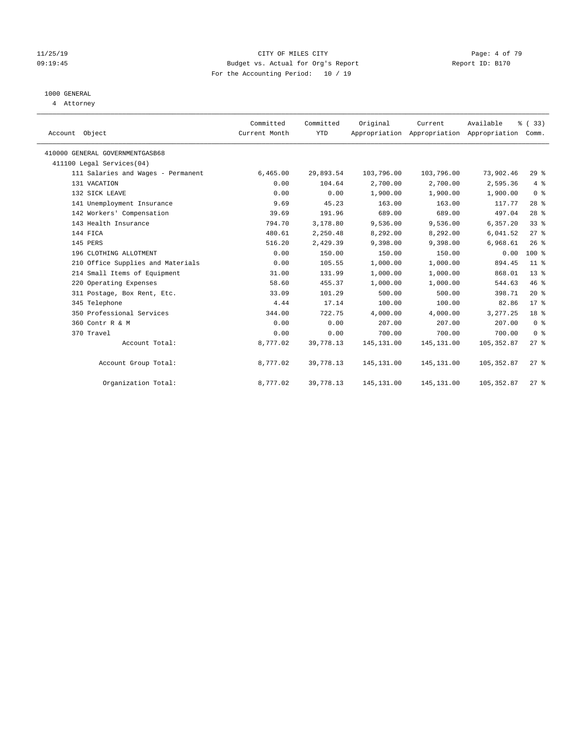CITY OF MILES CITY
Budget vs. Actual for Org's Report
For the Accounting Period: 10 / 19

11/25/19
09:19:45

Report ID: B170

1000 GENERAL
4 Attorney

| Account Object | Committed Current Month | Committed YTD | Original Appropriation | Current Appropriation | Available Appropriation | % ( 33) Comm. |
|---|---|---|---|---|---|---|
| 410000 GENERAL GOVERNMENTGASB68 | | | | | | |
| 411100 Legal Services(04) | | | | | | |
| 111 Salaries and Wages - Permanent | 6,465.00 | 29,893.54 | 103,796.00 | 103,796.00 | 73,902.46 | 29 % |
| 131 VACATION | 0.00 | 104.64 | 2,700.00 | 2,700.00 | 2,595.36 | 4 % |
| 132 SICK LEAVE | 0.00 | 0.00 | 1,900.00 | 1,900.00 | 1,900.00 | 0 % |
| 141 Unemployment Insurance | 9.69 | 45.23 | 163.00 | 163.00 | 117.77 | 28 % |
| 142 Workers' Compensation | 39.69 | 191.96 | 689.00 | 689.00 | 497.04 | 28 % |
| 143 Health Insurance | 794.70 | 3,178.80 | 9,536.00 | 9,536.00 | 6,357.20 | 33 % |
| 144 FICA | 480.61 | 2,250.48 | 8,292.00 | 8,292.00 | 6,041.52 | 27 % |
| 145 PERS | 516.20 | 2,429.39 | 9,398.00 | 9,398.00 | 6,968.61 | 26 % |
| 196 CLOTHING ALLOTMENT | 0.00 | 150.00 | 150.00 | 150.00 | 0.00 | 100 % |
| 210 Office Supplies and Materials | 0.00 | 105.55 | 1,000.00 | 1,000.00 | 894.45 | 11 % |
| 214 Small Items of Equipment | 31.00 | 131.99 | 1,000.00 | 1,000.00 | 868.01 | 13 % |
| 220 Operating Expenses | 58.60 | 455.37 | 1,000.00 | 1,000.00 | 544.63 | 46 % |
| 311 Postage, Box Rent, Etc. | 33.09 | 101.29 | 500.00 | 500.00 | 398.71 | 20 % |
| 345 Telephone | 4.44 | 17.14 | 100.00 | 100.00 | 82.86 | 17 % |
| 350 Professional Services | 344.00 | 722.75 | 4,000.00 | 4,000.00 | 3,277.25 | 18 % |
| 360 Contr R & M | 0.00 | 0.00 | 207.00 | 207.00 | 207.00 | 0 % |
| 370 Travel | 0.00 | 0.00 | 700.00 | 700.00 | 700.00 | 0 % |
| Account Total: | 8,777.02 | 39,778.13 | 145,131.00 | 145,131.00 | 105,352.87 | 27 % |
| Account Group Total: | 8,777.02 | 39,778.13 | 145,131.00 | 145,131.00 | 105,352.87 | 27 % |
| Organization Total: | 8,777.02 | 39,778.13 | 145,131.00 | 145,131.00 | 105,352.87 | 27 % |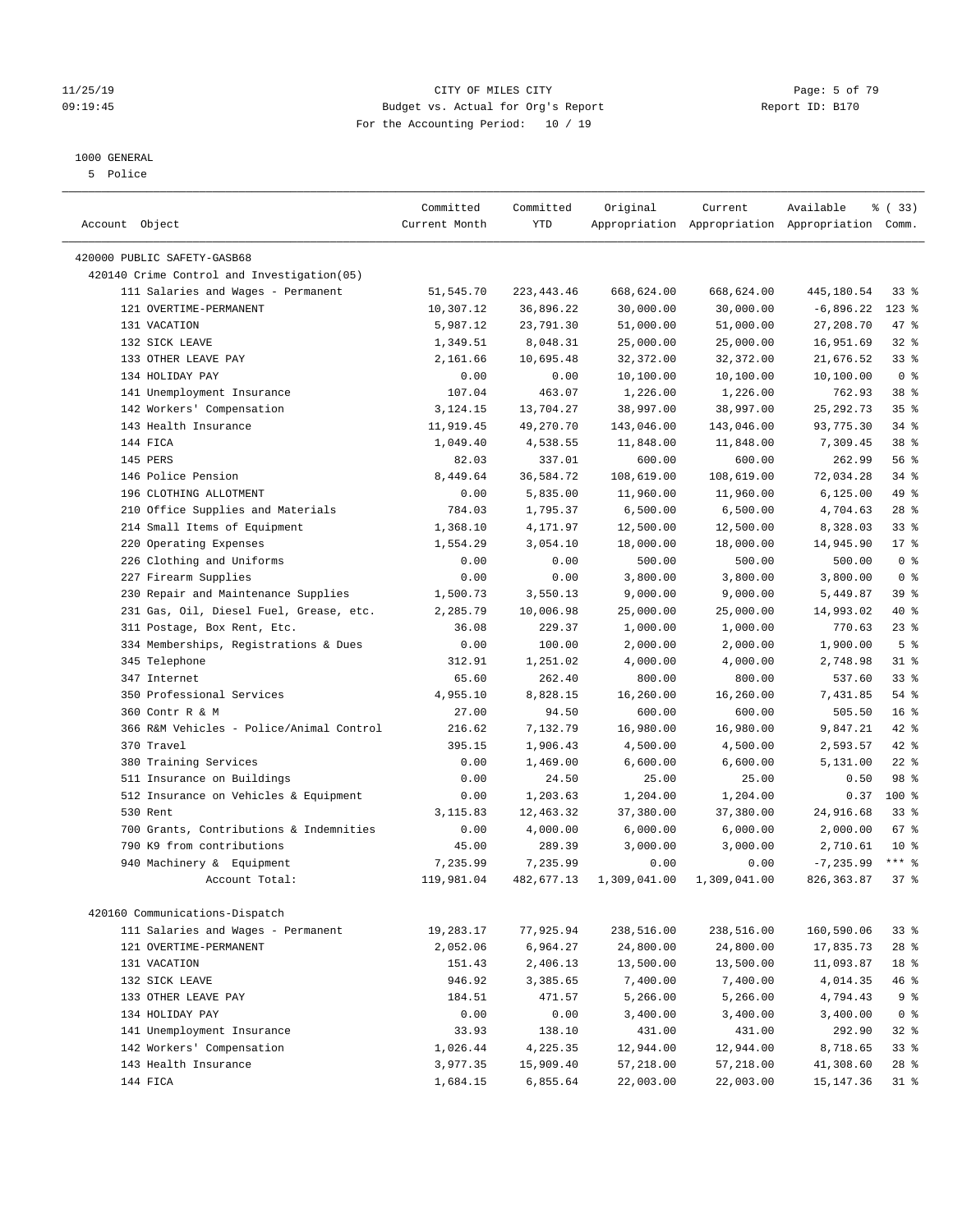CITY OF MILES CITY
Budget vs. Actual for Org's Report
For the Accounting Period: 10 / 19

11/25/19
09:19:45

Report ID: B170

1000 GENERAL
5 Police

| Account Object | Committed Current Month | Committed YTD | Original Appropriation | Current Appropriation | Available Appropriation | % ( 33) Comm. |
|---|---|---|---|---|---|---|
| 420000 PUBLIC SAFETY-GASB68 | | | | | | |
| 420140 Crime Control and Investigation(05) | | | | | | |
| 111 Salaries and Wages - Permanent | 51,545.70 | 223,443.46 | 668,624.00 | 668,624.00 | 445,180.54 | 33 % |
| 121 OVERTIME-PERMANENT | 10,307.12 | 36,896.22 | 30,000.00 | 30,000.00 | -6,896.22 | 123 % |
| 131 VACATION | 5,987.12 | 23,791.30 | 51,000.00 | 51,000.00 | 27,208.70 | 47 % |
| 132 SICK LEAVE | 1,349.51 | 8,048.31 | 25,000.00 | 25,000.00 | 16,951.69 | 32 % |
| 133 OTHER LEAVE PAY | 2,161.66 | 10,695.48 | 32,372.00 | 32,372.00 | 21,676.52 | 33 % |
| 134 HOLIDAY PAY | 0.00 | 0.00 | 10,100.00 | 10,100.00 | 10,100.00 | 0 % |
| 141 Unemployment Insurance | 107.04 | 463.07 | 1,226.00 | 1,226.00 | 762.93 | 38 % |
| 142 Workers' Compensation | 3,124.15 | 13,704.27 | 38,997.00 | 38,997.00 | 25,292.73 | 35 % |
| 143 Health Insurance | 11,919.45 | 49,270.70 | 143,046.00 | 143,046.00 | 93,775.30 | 34 % |
| 144 FICA | 1,049.40 | 4,538.55 | 11,848.00 | 11,848.00 | 7,309.45 | 38 % |
| 145 PERS | 82.03 | 337.01 | 600.00 | 600.00 | 262.99 | 56 % |
| 146 Police Pension | 8,449.64 | 36,584.72 | 108,619.00 | 108,619.00 | 72,034.28 | 34 % |
| 196 CLOTHING ALLOTMENT | 0.00 | 5,835.00 | 11,960.00 | 11,960.00 | 6,125.00 | 49 % |
| 210 Office Supplies and Materials | 784.03 | 1,795.37 | 6,500.00 | 6,500.00 | 4,704.63 | 28 % |
| 214 Small Items of Equipment | 1,368.10 | 4,171.97 | 12,500.00 | 12,500.00 | 8,328.03 | 33 % |
| 220 Operating Expenses | 1,554.29 | 3,054.10 | 18,000.00 | 18,000.00 | 14,945.90 | 17 % |
| 226 Clothing and Uniforms | 0.00 | 0.00 | 500.00 | 500.00 | 500.00 | 0 % |
| 227 Firearm Supplies | 0.00 | 0.00 | 3,800.00 | 3,800.00 | 3,800.00 | 0 % |
| 230 Repair and Maintenance Supplies | 1,500.73 | 3,550.13 | 9,000.00 | 9,000.00 | 5,449.87 | 39 % |
| 231 Gas, Oil, Diesel Fuel, Grease, etc. | 2,285.79 | 10,006.98 | 25,000.00 | 25,000.00 | 14,993.02 | 40 % |
| 311 Postage, Box Rent, Etc. | 36.08 | 229.37 | 1,000.00 | 1,000.00 | 770.63 | 23 % |
| 334 Memberships, Registrations & Dues | 0.00 | 100.00 | 2,000.00 | 2,000.00 | 1,900.00 | 5 % |
| 345 Telephone | 312.91 | 1,251.02 | 4,000.00 | 4,000.00 | 2,748.98 | 31 % |
| 347 Internet | 65.60 | 262.40 | 800.00 | 800.00 | 537.60 | 33 % |
| 350 Professional Services | 4,955.10 | 8,828.15 | 16,260.00 | 16,260.00 | 7,431.85 | 54 % |
| 360 Contr R & M | 27.00 | 94.50 | 600.00 | 600.00 | 505.50 | 16 % |
| 366 R&M Vehicles - Police/Animal Control | 216.62 | 7,132.79 | 16,980.00 | 16,980.00 | 9,847.21 | 42 % |
| 370 Travel | 395.15 | 1,906.43 | 4,500.00 | 4,500.00 | 2,593.57 | 42 % |
| 380 Training Services | 0.00 | 1,469.00 | 6,600.00 | 6,600.00 | 5,131.00 | 22 % |
| 511 Insurance on Buildings | 0.00 | 24.50 | 25.00 | 25.00 | 0.50 | 98 % |
| 512 Insurance on Vehicles & Equipment | 0.00 | 1,203.63 | 1,204.00 | 1,204.00 | 0.37 | 100 % |
| 530 Rent | 3,115.83 | 12,463.32 | 37,380.00 | 37,380.00 | 24,916.68 | 33 % |
| 700 Grants, Contributions & Indemnities | 0.00 | 4,000.00 | 6,000.00 | 6,000.00 | 2,000.00 | 67 % |
| 790 K9 from contributions | 45.00 | 289.39 | 3,000.00 | 3,000.00 | 2,710.61 | 10 % |
| 940 Machinery & Equipment | 7,235.99 | 7,235.99 | 0.00 | 0.00 | -7,235.99 | *** % |
| Account Total: | 119,981.04 | 482,677.13 | 1,309,041.00 | 1,309,041.00 | 826,363.87 | 37 % |
| 420160 Communications-Dispatch | | | | | | |
| 111 Salaries and Wages - Permanent | 19,283.17 | 77,925.94 | 238,516.00 | 238,516.00 | 160,590.06 | 33 % |
| 121 OVERTIME-PERMANENT | 2,052.06 | 6,964.27 | 24,800.00 | 24,800.00 | 17,835.73 | 28 % |
| 131 VACATION | 151.43 | 2,406.13 | 13,500.00 | 13,500.00 | 11,093.87 | 18 % |
| 132 SICK LEAVE | 946.92 | 3,385.65 | 7,400.00 | 7,400.00 | 4,014.35 | 46 % |
| 133 OTHER LEAVE PAY | 184.51 | 471.57 | 5,266.00 | 5,266.00 | 4,794.43 | 9 % |
| 134 HOLIDAY PAY | 0.00 | 0.00 | 3,400.00 | 3,400.00 | 3,400.00 | 0 % |
| 141 Unemployment Insurance | 33.93 | 138.10 | 431.00 | 431.00 | 292.90 | 32 % |
| 142 Workers' Compensation | 1,026.44 | 4,225.35 | 12,944.00 | 12,944.00 | 8,718.65 | 33 % |
| 143 Health Insurance | 3,977.35 | 15,909.40 | 57,218.00 | 57,218.00 | 41,308.60 | 28 % |
| 144 FICA | 1,684.15 | 6,855.64 | 22,003.00 | 22,003.00 | 15,147.36 | 31 % |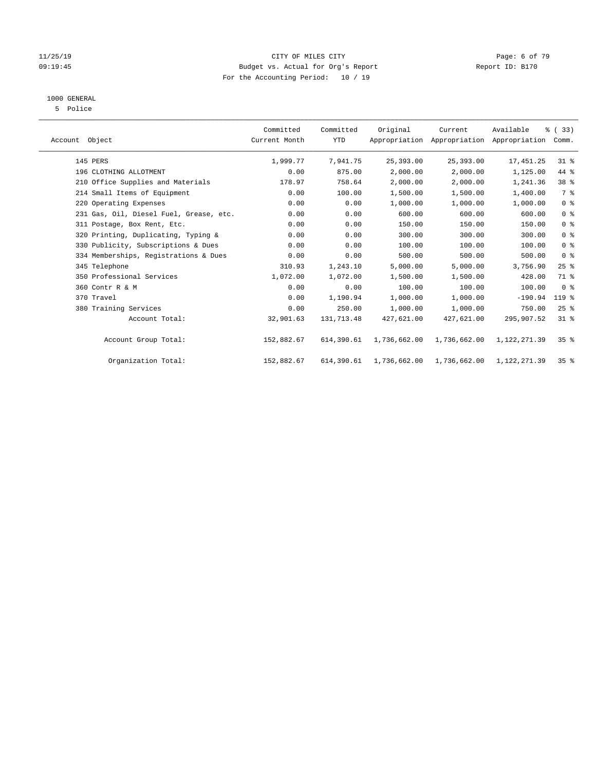CITY OF MILES CITY
Budget vs. Actual for Org's Report
For the Accounting Period: 10 / 19

11/25/19
09:19:45

Report ID: B170

1000 GENERAL
5 Police

| Account Object | Committed Current Month | Committed YTD | Original Appropriation | Current Appropriation | Available Appropriation | % ( 33) Comm. |
|---|---|---|---|---|---|---|
| 145 PERS | 1,999.77 | 7,941.75 | 25,393.00 | 25,393.00 | 17,451.25 | 31 % |
| 196 CLOTHING ALLOTMENT | 0.00 | 875.00 | 2,000.00 | 2,000.00 | 1,125.00 | 44 % |
| 210 Office Supplies and Materials | 178.97 | 758.64 | 2,000.00 | 2,000.00 | 1,241.36 | 38 % |
| 214 Small Items of Equipment | 0.00 | 100.00 | 1,500.00 | 1,500.00 | 1,400.00 | 7 % |
| 220 Operating Expenses | 0.00 | 0.00 | 1,000.00 | 1,000.00 | 1,000.00 | 0 % |
| 231 Gas, Oil, Diesel Fuel, Grease, etc. | 0.00 | 0.00 | 600.00 | 600.00 | 600.00 | 0 % |
| 311 Postage, Box Rent, Etc. | 0.00 | 0.00 | 150.00 | 150.00 | 150.00 | 0 % |
| 320 Printing, Duplicating, Typing & | 0.00 | 0.00 | 300.00 | 300.00 | 300.00 | 0 % |
| 330 Publicity, Subscriptions & Dues | 0.00 | 0.00 | 100.00 | 100.00 | 100.00 | 0 % |
| 334 Memberships, Registrations & Dues | 0.00 | 0.00 | 500.00 | 500.00 | 500.00 | 0 % |
| 345 Telephone | 310.93 | 1,243.10 | 5,000.00 | 5,000.00 | 3,756.90 | 25 % |
| 350 Professional Services | 1,072.00 | 1,072.00 | 1,500.00 | 1,500.00 | 428.00 | 71 % |
| 360 Contr R & M | 0.00 | 0.00 | 100.00 | 100.00 | 100.00 | 0 % |
| 370 Travel | 0.00 | 1,190.94 | 1,000.00 | 1,000.00 | -190.94 | 119 % |
| 380 Training Services | 0.00 | 250.00 | 1,000.00 | 1,000.00 | 750.00 | 25 % |
| Account Total: | 32,901.63 | 131,713.48 | 427,621.00 | 427,621.00 | 295,907.52 | 31 % |
| Account Group Total: | 152,882.67 | 614,390.61 | 1,736,662.00 | 1,736,662.00 | 1,122,271.39 | 35 % |
| Organization Total: | 152,882.67 | 614,390.61 | 1,736,662.00 | 1,736,662.00 | 1,122,271.39 | 35 % |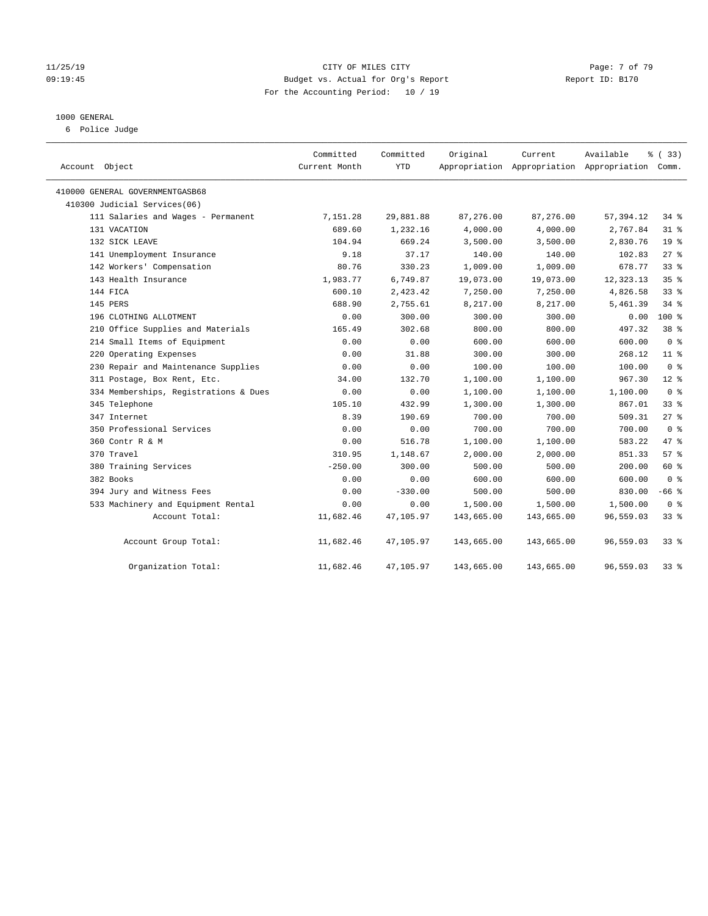11/25/19 CITY OF MILES CITY
09:19:45 Budget vs. Actual for Org's Report Report ID: B170
For the Accounting Period: 10 / 19

1000 GENERAL
6 Police Judge

| Account Object | Committed Current Month | Committed YTD | Original Appropriation | Current Appropriation | Available Appropriation | % ( 33) Comm. |
|---|---|---|---|---|---|---|
| 410000 GENERAL GOVERNMENTGASB68 | | | | | | |
| 410300 Judicial Services(06) | | | | | | |
| 111 Salaries and Wages - Permanent | 7,151.28 | 29,881.88 | 87,276.00 | 87,276.00 | 57,394.12 | 34 % |
| 131 VACATION | 689.60 | 1,232.16 | 4,000.00 | 4,000.00 | 2,767.84 | 31 % |
| 132 SICK LEAVE | 104.94 | 669.24 | 3,500.00 | 3,500.00 | 2,830.76 | 19 % |
| 141 Unemployment Insurance | 9.18 | 37.17 | 140.00 | 140.00 | 102.83 | 27 % |
| 142 Workers' Compensation | 80.76 | 330.23 | 1,009.00 | 1,009.00 | 678.77 | 33 % |
| 143 Health Insurance | 1,983.77 | 6,749.87 | 19,073.00 | 19,073.00 | 12,323.13 | 35 % |
| 144 FICA | 600.10 | 2,423.42 | 7,250.00 | 7,250.00 | 4,826.58 | 33 % |
| 145 PERS | 688.90 | 2,755.61 | 8,217.00 | 8,217.00 | 5,461.39 | 34 % |
| 196 CLOTHING ALLOTMENT | 0.00 | 300.00 | 300.00 | 300.00 | 0.00 | 100 % |
| 210 Office Supplies and Materials | 165.49 | 302.68 | 800.00 | 800.00 | 497.32 | 38 % |
| 214 Small Items of Equipment | 0.00 | 0.00 | 600.00 | 600.00 | 600.00 | 0 % |
| 220 Operating Expenses | 0.00 | 31.88 | 300.00 | 300.00 | 268.12 | 11 % |
| 230 Repair and Maintenance Supplies | 0.00 | 0.00 | 100.00 | 100.00 | 100.00 | 0 % |
| 311 Postage, Box Rent, Etc. | 34.00 | 132.70 | 1,100.00 | 1,100.00 | 967.30 | 12 % |
| 334 Memberships, Registrations & Dues | 0.00 | 0.00 | 1,100.00 | 1,100.00 | 1,100.00 | 0 % |
| 345 Telephone | 105.10 | 432.99 | 1,300.00 | 1,300.00 | 867.01 | 33 % |
| 347 Internet | 8.39 | 190.69 | 700.00 | 700.00 | 509.31 | 27 % |
| 350 Professional Services | 0.00 | 0.00 | 700.00 | 700.00 | 700.00 | 0 % |
| 360 Contr R & M | 0.00 | 516.78 | 1,100.00 | 1,100.00 | 583.22 | 47 % |
| 370 Travel | 310.95 | 1,148.67 | 2,000.00 | 2,000.00 | 851.33 | 57 % |
| 380 Training Services | -250.00 | 300.00 | 500.00 | 500.00 | 200.00 | 60 % |
| 382 Books | 0.00 | 0.00 | 600.00 | 600.00 | 600.00 | 0 % |
| 394 Jury and Witness Fees | 0.00 | -330.00 | 500.00 | 500.00 | 830.00 | -66 % |
| 533 Machinery and Equipment Rental | 0.00 | 0.00 | 1,500.00 | 1,500.00 | 1,500.00 | 0 % |
| Account Total: | 11,682.46 | 47,105.97 | 143,665.00 | 143,665.00 | 96,559.03 | 33 % |
| Account Group Total: | 11,682.46 | 47,105.97 | 143,665.00 | 143,665.00 | 96,559.03 | 33 % |
| Organization Total: | 11,682.46 | 47,105.97 | 143,665.00 | 143,665.00 | 96,559.03 | 33 % |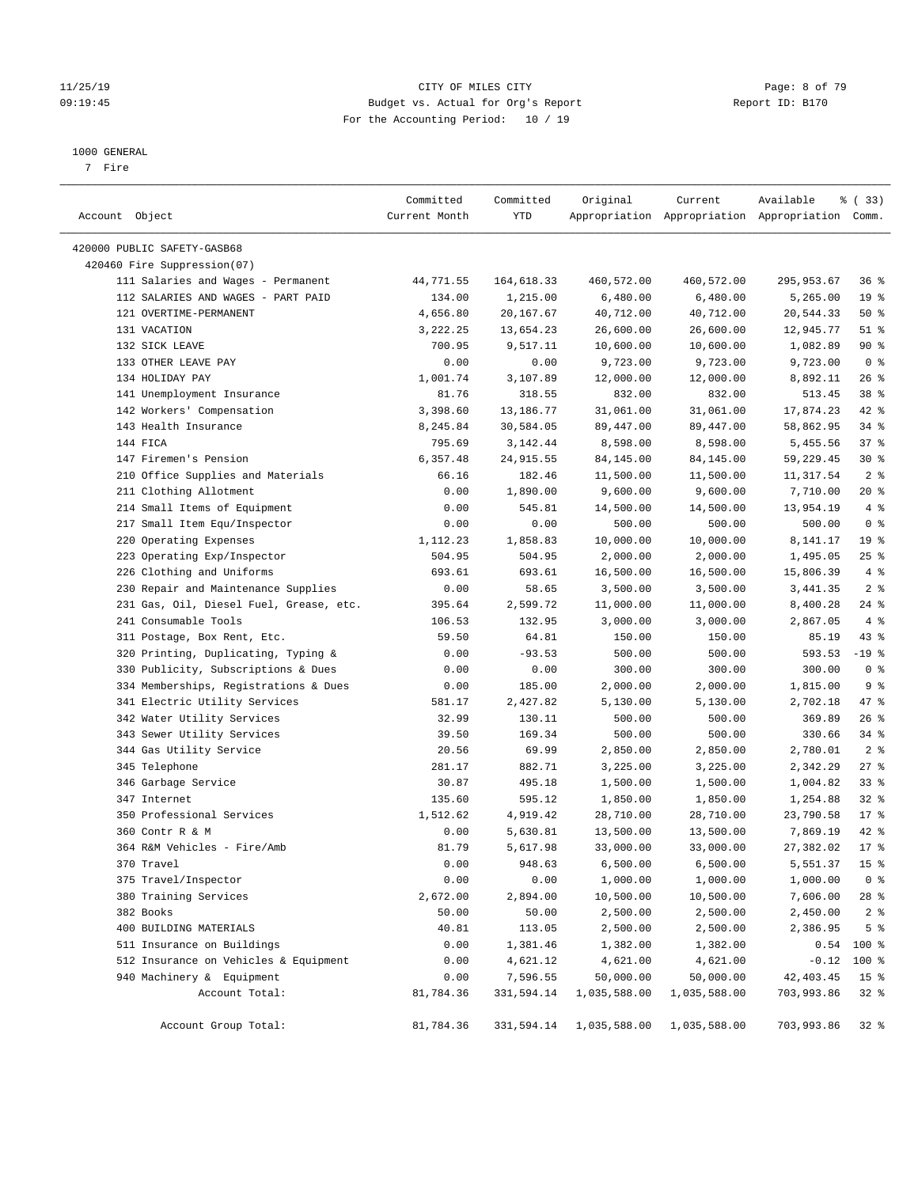CITY OF MILES CITY
Budget vs. Actual for Org's Report
For the Accounting Period: 10 / 19

11/25/19
09:19:45

Report ID: B170

1000 GENERAL
7 Fire

| Account Object | Committed Current Month | Committed YTD | Original Appropriation | Current Appropriation | Available Appropriation | % ( 33) Comm. |
|---|---|---|---|---|---|---|
| 420000 PUBLIC SAFETY-GASB68 | | | | | | |
| 420460 Fire Suppression(07) | | | | | | |
| 111 Salaries and Wages - Permanent | 44,771.55 | 164,618.33 | 460,572.00 | 460,572.00 | 295,953.67 | 36 % |
| 112 SALARIES AND WAGES - PART PAID | 134.00 | 1,215.00 | 6,480.00 | 6,480.00 | 5,265.00 | 19 % |
| 121 OVERTIME-PERMANENT | 4,656.80 | 20,167.67 | 40,712.00 | 40,712.00 | 20,544.33 | 50 % |
| 131 VACATION | 3,222.25 | 13,654.23 | 26,600.00 | 26,600.00 | 12,945.77 | 51 % |
| 132 SICK LEAVE | 700.95 | 9,517.11 | 10,600.00 | 10,600.00 | 1,082.89 | 90 % |
| 133 OTHER LEAVE PAY | 0.00 | 0.00 | 9,723.00 | 9,723.00 | 9,723.00 | 0 % |
| 134 HOLIDAY PAY | 1,001.74 | 3,107.89 | 12,000.00 | 12,000.00 | 8,892.11 | 26 % |
| 141 Unemployment Insurance | 81.76 | 318.55 | 832.00 | 832.00 | 513.45 | 38 % |
| 142 Workers' Compensation | 3,398.60 | 13,186.77 | 31,061.00 | 31,061.00 | 17,874.23 | 42 % |
| 143 Health Insurance | 8,245.84 | 30,584.05 | 89,447.00 | 89,447.00 | 58,862.95 | 34 % |
| 144 FICA | 795.69 | 3,142.44 | 8,598.00 | 8,598.00 | 5,455.56 | 37 % |
| 147 Firemen's Pension | 6,357.48 | 24,915.55 | 84,145.00 | 84,145.00 | 59,229.45 | 30 % |
| 210 Office Supplies and Materials | 66.16 | 182.46 | 11,500.00 | 11,500.00 | 11,317.54 | 2 % |
| 211 Clothing Allotment | 0.00 | 1,890.00 | 9,600.00 | 9,600.00 | 7,710.00 | 20 % |
| 214 Small Items of Equipment | 0.00 | 545.81 | 14,500.00 | 14,500.00 | 13,954.19 | 4 % |
| 217 Small Item Equ/Inspector | 0.00 | 0.00 | 500.00 | 500.00 | 500.00 | 0 % |
| 220 Operating Expenses | 1,112.23 | 1,858.83 | 10,000.00 | 10,000.00 | 8,141.17 | 19 % |
| 223 Operating Exp/Inspector | 504.95 | 504.95 | 2,000.00 | 2,000.00 | 1,495.05 | 25 % |
| 226 Clothing and Uniforms | 693.61 | 693.61 | 16,500.00 | 16,500.00 | 15,806.39 | 4 % |
| 230 Repair and Maintenance Supplies | 0.00 | 58.65 | 3,500.00 | 3,500.00 | 3,441.35 | 2 % |
| 231 Gas, Oil, Diesel Fuel, Grease, etc. | 395.64 | 2,599.72 | 11,000.00 | 11,000.00 | 8,400.28 | 24 % |
| 241 Consumable Tools | 106.53 | 132.95 | 3,000.00 | 3,000.00 | 2,867.05 | 4 % |
| 311 Postage, Box Rent, Etc. | 59.50 | 64.81 | 150.00 | 150.00 | 85.19 | 43 % |
| 320 Printing, Duplicating, Typing & | 0.00 | -93.53 | 500.00 | 500.00 | 593.53 | -19 % |
| 330 Publicity, Subscriptions & Dues | 0.00 | 0.00 | 300.00 | 300.00 | 300.00 | 0 % |
| 334 Memberships, Registrations & Dues | 0.00 | 185.00 | 2,000.00 | 2,000.00 | 1,815.00 | 9 % |
| 341 Electric Utility Services | 581.17 | 2,427.82 | 5,130.00 | 5,130.00 | 2,702.18 | 47 % |
| 342 Water Utility Services | 32.99 | 130.11 | 500.00 | 500.00 | 369.89 | 26 % |
| 343 Sewer Utility Services | 39.50 | 169.34 | 500.00 | 500.00 | 330.66 | 34 % |
| 344 Gas Utility Service | 20.56 | 69.99 | 2,850.00 | 2,850.00 | 2,780.01 | 2 % |
| 345 Telephone | 281.17 | 882.71 | 3,225.00 | 3,225.00 | 2,342.29 | 27 % |
| 346 Garbage Service | 30.87 | 495.18 | 1,500.00 | 1,500.00 | 1,004.82 | 33 % |
| 347 Internet | 135.60 | 595.12 | 1,850.00 | 1,850.00 | 1,254.88 | 32 % |
| 350 Professional Services | 1,512.62 | 4,919.42 | 28,710.00 | 28,710.00 | 23,790.58 | 17 % |
| 360 Contr R & M | 0.00 | 5,630.81 | 13,500.00 | 13,500.00 | 7,869.19 | 42 % |
| 364 R&M Vehicles - Fire/Amb | 81.79 | 5,617.98 | 33,000.00 | 33,000.00 | 27,382.02 | 17 % |
| 370 Travel | 0.00 | 948.63 | 6,500.00 | 6,500.00 | 5,551.37 | 15 % |
| 375 Travel/Inspector | 0.00 | 0.00 | 1,000.00 | 1,000.00 | 1,000.00 | 0 % |
| 380 Training Services | 2,672.00 | 2,894.00 | 10,500.00 | 10,500.00 | 7,606.00 | 28 % |
| 382 Books | 50.00 | 50.00 | 2,500.00 | 2,500.00 | 2,450.00 | 2 % |
| 400 BUILDING MATERIALS | 40.81 | 113.05 | 2,500.00 | 2,500.00 | 2,386.95 | 5 % |
| 511 Insurance on Buildings | 0.00 | 1,381.46 | 1,382.00 | 1,382.00 | 0.54 | 100 % |
| 512 Insurance on Vehicles & Equipment | 0.00 | 4,621.12 | 4,621.00 | 4,621.00 | -0.12 | 100 % |
| 940 Machinery & Equipment | 0.00 | 7,596.55 | 50,000.00 | 50,000.00 | 42,403.45 | 15 % |
| Account Total: | 81,784.36 | 331,594.14 | 1,035,588.00 | 1,035,588.00 | 703,993.86 | 32 % |
| Account Group Total: | 81,784.36 | 331,594.14 | 1,035,588.00 | 1,035,588.00 | 703,993.86 | 32 % |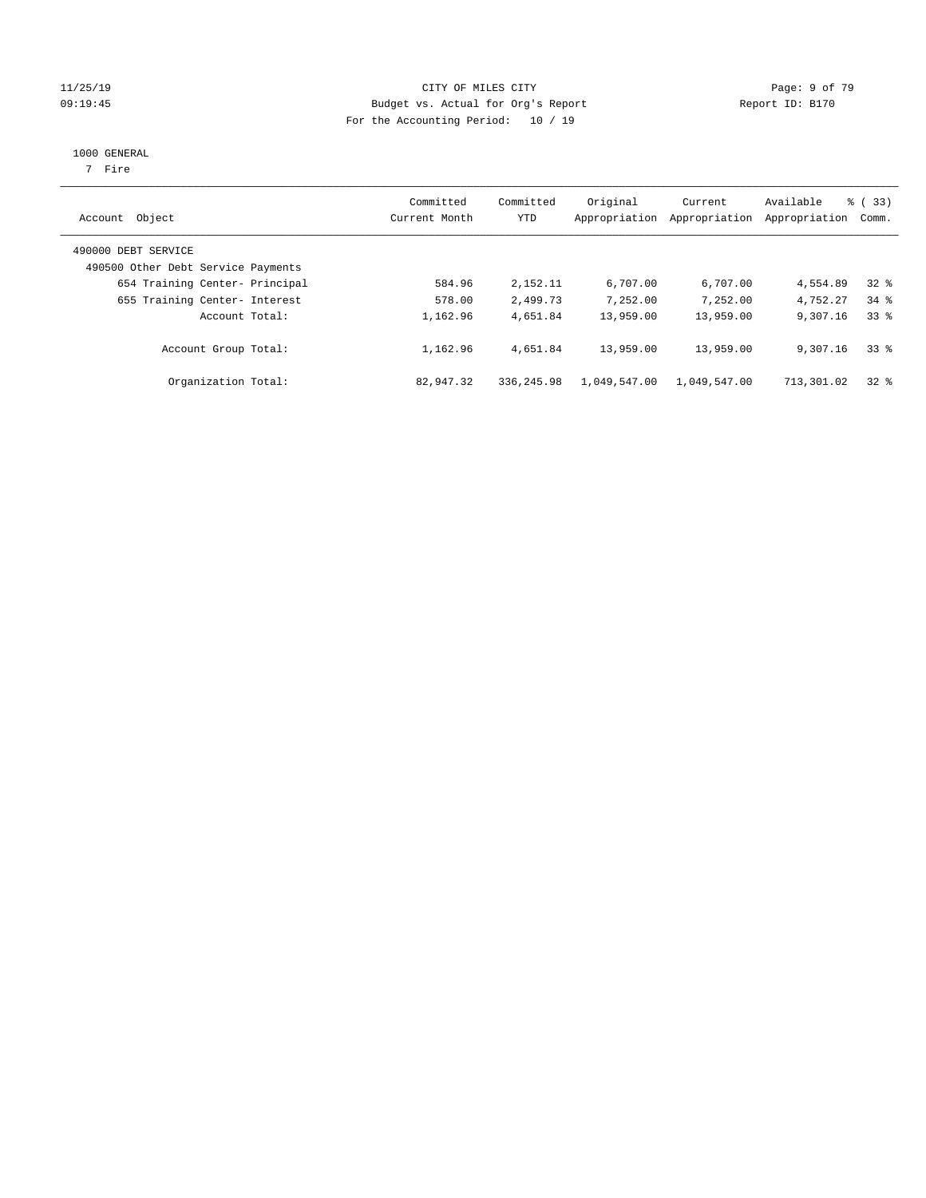CITY OF MILES CITY

Budget vs. Actual for Org's Report

For the Accounting Period: 10 / 19

1000 GENERAL

7 Fire

| Account Object | Committed Current Month | Committed YTD | Original Appropriation | Current Appropriation | Available Appropriation | % ( 33) Comm. |
|---|---|---|---|---|---|---|
| 490000 DEBT SERVICE | | | | | | |
| 490500 Other Debt Service Payments | | | | | | |
| 654 Training Center- Principal | 584.96 | 2,152.11 | 6,707.00 | 6,707.00 | 4,554.89 | 32 % |
| 655 Training Center- Interest | 578.00 | 2,499.73 | 7,252.00 | 7,252.00 | 4,752.27 | 34 % |
| Account Total: | 1,162.96 | 4,651.84 | 13,959.00 | 13,959.00 | 9,307.16 | 33 % |
| Account Group Total: | 1,162.96 | 4,651.84 | 13,959.00 | 13,959.00 | 9,307.16 | 33 % |
| Organization Total: | 82,947.32 | 336,245.98 | 1,049,547.00 | 1,049,547.00 | 713,301.02 | 32 % |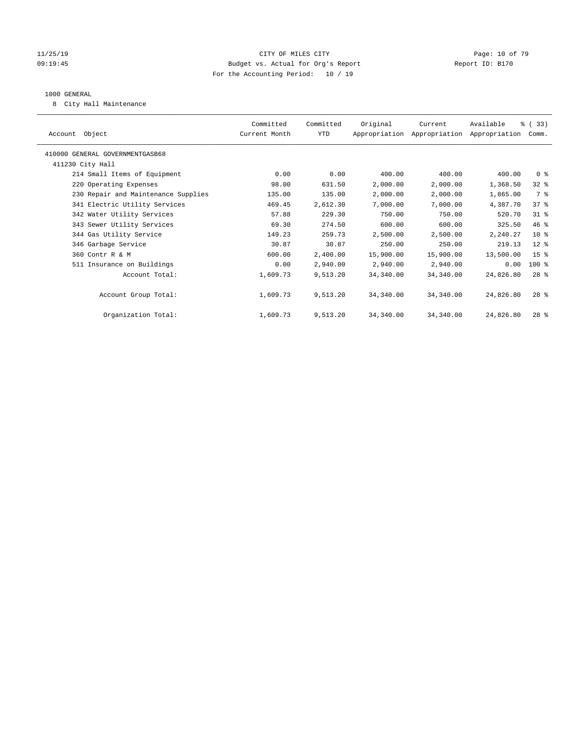CITY OF MILES CITY
Budget vs. Actual for Org's Report
For the Accounting Period: 10 / 19

11/25/19
09:19:45

Report ID: B170

1000 GENERAL
8 City Hall Maintenance

| Account Object | Committed Current Month | Committed YTD | Original Appropriation | Current Appropriation | Available Appropriation | % ( 33) Comm. |
|---|---|---|---|---|---|---|
| 410000 GENERAL GOVERNMENTGASB68 | | | | | | |
| 411230 City Hall | | | | | | |
| 214 Small Items of Equipment | 0.00 | 0.00 | 400.00 | 400.00 | 400.00 | 0 % |
| 220 Operating Expenses | 98.00 | 631.50 | 2,000.00 | 2,000.00 | 1,368.50 | 32 % |
| 230 Repair and Maintenance Supplies | 135.00 | 135.00 | 2,000.00 | 2,000.00 | 1,865.00 | 7 % |
| 341 Electric Utility Services | 469.45 | 2,612.30 | 7,000.00 | 7,000.00 | 4,387.70 | 37 % |
| 342 Water Utility Services | 57.88 | 229.30 | 750.00 | 750.00 | 520.70 | 31 % |
| 343 Sewer Utility Services | 69.30 | 274.50 | 600.00 | 600.00 | 325.50 | 46 % |
| 344 Gas Utility Service | 149.23 | 259.73 | 2,500.00 | 2,500.00 | 2,240.27 | 10 % |
| 346 Garbage Service | 30.87 | 30.87 | 250.00 | 250.00 | 219.13 | 12 % |
| 360 Contr R & M | 600.00 | 2,400.00 | 15,900.00 | 15,900.00 | 13,500.00 | 15 % |
| 511 Insurance on Buildings | 0.00 | 2,940.00 | 2,940.00 | 2,940.00 | 0.00 | 100 % |
| Account Total: | 1,609.73 | 9,513.20 | 34,340.00 | 34,340.00 | 24,826.80 | 28 % |
| Account Group Total: | 1,609.73 | 9,513.20 | 34,340.00 | 34,340.00 | 24,826.80 | 28 % |
| Organization Total: | 1,609.73 | 9,513.20 | 34,340.00 | 34,340.00 | 24,826.80 | 28 % |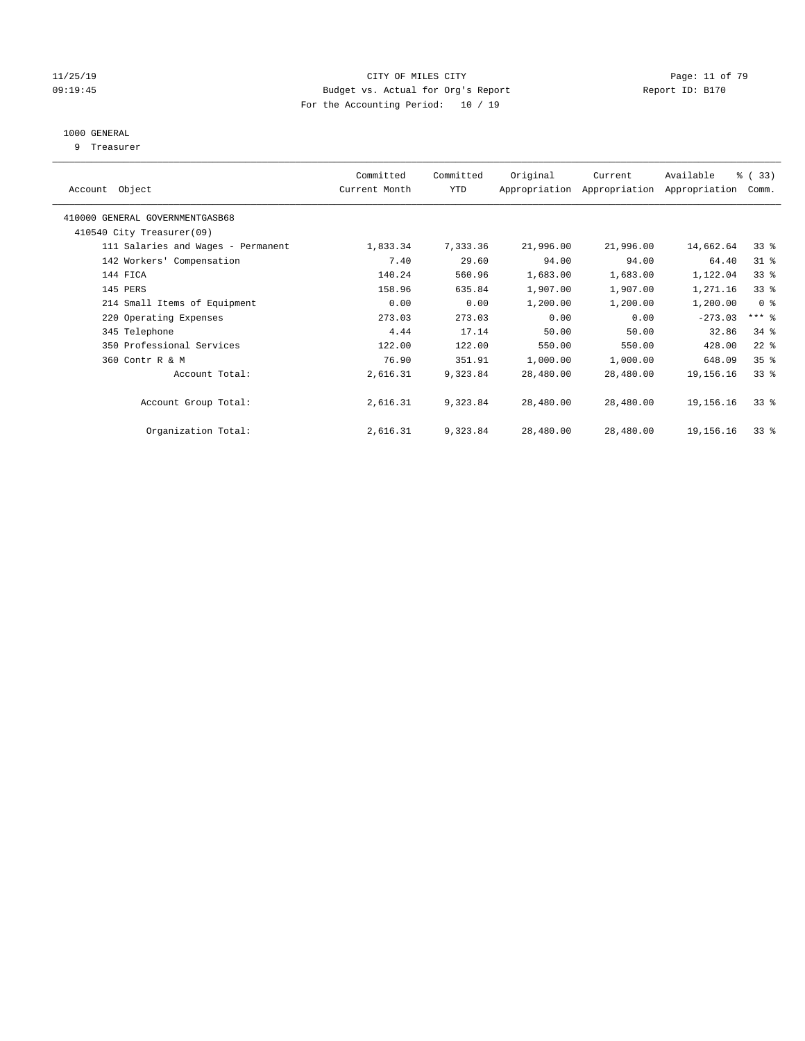# CITY OF MILES CITY

Budget vs. Actual for Org's Report

For the Accounting Period: 10 / 19

11/25/19
09:19:45

Report ID: B170

## 1000 GENERAL

9 Treasurer

| Account Object | Committed Current Month | Committed YTD | Original Appropriation | Current Appropriation | Available Appropriation | % ( 33) Comm. |
|---|---|---|---|---|---|---|
| 410000 GENERAL GOVERNMENTGASB68 | | | | | | |
| 410540 City Treasurer(09) | | | | | | |
| 111 Salaries and Wages - Permanent | 1,833.34 | 7,333.36 | 21,996.00 | 21,996.00 | 14,662.64 | 33 % |
| 142 Workers' Compensation | 7.40 | 29.60 | 94.00 | 94.00 | 64.40 | 31 % |
| 144 FICA | 140.24 | 560.96 | 1,683.00 | 1,683.00 | 1,122.04 | 33 % |
| 145 PERS | 158.96 | 635.84 | 1,907.00 | 1,907.00 | 1,271.16 | 33 % |
| 214 Small Items of Equipment | 0.00 | 0.00 | 1,200.00 | 1,200.00 | 1,200.00 | 0 % |
| 220 Operating Expenses | 273.03 | 273.03 | 0.00 | 0.00 | -273.03 | *** % |
| 345 Telephone | 4.44 | 17.14 | 50.00 | 50.00 | 32.86 | 34 % |
| 350 Professional Services | 122.00 | 122.00 | 550.00 | 550.00 | 428.00 | 22 % |
| 360 Contr R & M | 76.90 | 351.91 | 1,000.00 | 1,000.00 | 648.09 | 35 % |
| Account Total: | 2,616.31 | 9,323.84 | 28,480.00 | 28,480.00 | 19,156.16 | 33 % |
| Account Group Total: | 2,616.31 | 9,323.84 | 28,480.00 | 28,480.00 | 19,156.16 | 33 % |
| Organization Total: | 2,616.31 | 9,323.84 | 28,480.00 | 28,480.00 | 19,156.16 | 33 % |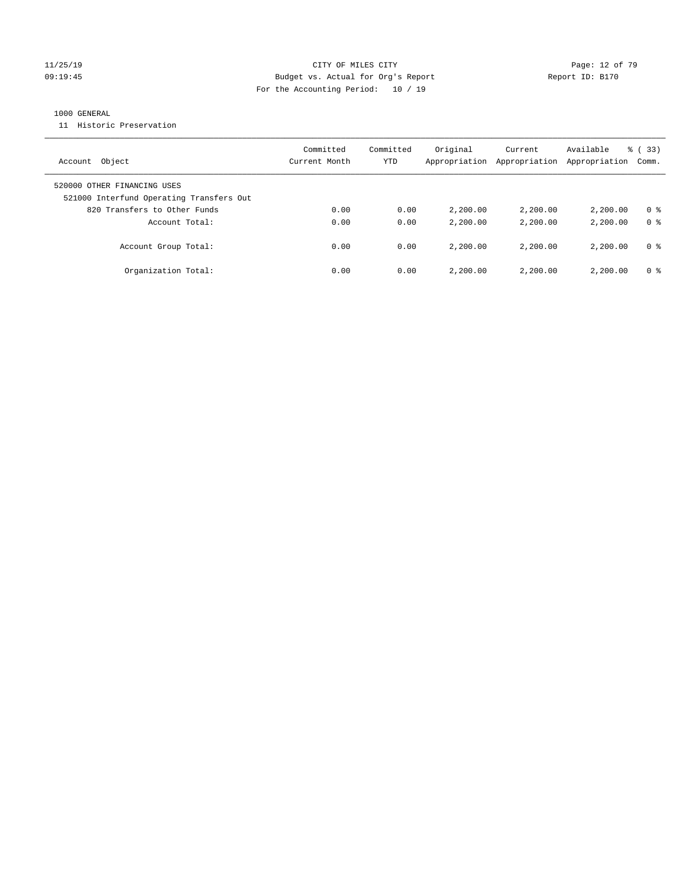CITY OF MILES CITY
Budget vs. Actual for Org's Report
For the Accounting Period: 10 / 19

1000 GENERAL
11 Historic Preservation

| Account Object | Committed Current Month | Committed YTD | Original Appropriation | Current Appropriation | Available Appropriation | % ( 33) Comm. |
|---|---|---|---|---|---|---|
| 520000 OTHER FINANCING USES | | | | | | |
| 521000 Interfund Operating Transfers Out | | | | | | |
| 820 Transfers to Other Funds | 0.00 | 0.00 | 2,200.00 | 2,200.00 | 2,200.00 | 0 % |
| Account Total: | 0.00 | 0.00 | 2,200.00 | 2,200.00 | 2,200.00 | 0 % |
| Account Group Total: | 0.00 | 0.00 | 2,200.00 | 2,200.00 | 2,200.00 | 0 % |
| Organization Total: | 0.00 | 0.00 | 2,200.00 | 2,200.00 | 2,200.00 | 0 % |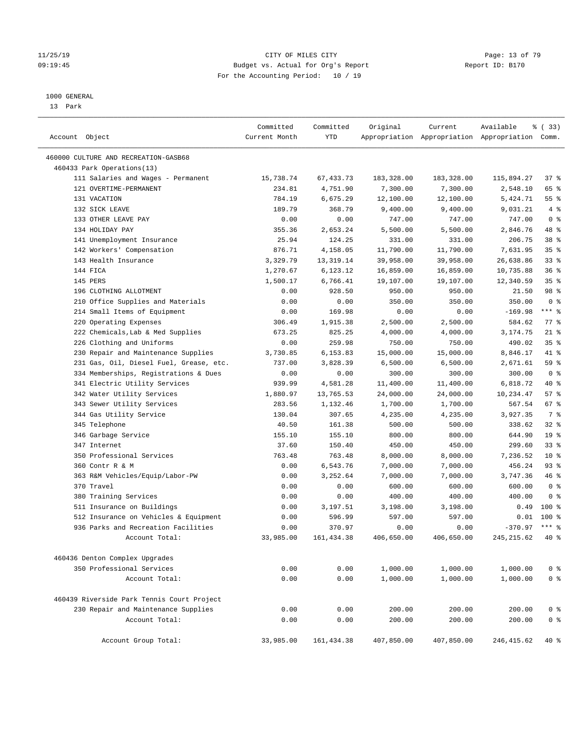11/25/19 CITY OF MILES CITY
09:19:45 Budget vs. Actual for Org's Report Report ID: B170
For the Accounting Period: 10 / 19

1000 GENERAL
13 Park

| Account Object | Committed Current Month | Committed YTD | Original Appropriation | Current Appropriation | Available Appropriation | % ( 33) Comm. |
|---|---|---|---|---|---|---|
| 460000 CULTURE AND RECREATION-GASB68 | | | | | | |
| 460433 Park Operations(13) | | | | | | |
| 111 Salaries and Wages - Permanent | 15,738.74 | 67,433.73 | 183,328.00 | 183,328.00 | 115,894.27 | 37 % |
| 121 OVERTIME-PERMANENT | 234.81 | 4,751.90 | 7,300.00 | 7,300.00 | 2,548.10 | 65 % |
| 131 VACATION | 784.19 | 6,675.29 | 12,100.00 | 12,100.00 | 5,424.71 | 55 % |
| 132 SICK LEAVE | 189.79 | 368.79 | 9,400.00 | 9,400.00 | 9,031.21 | 4 % |
| 133 OTHER LEAVE PAY | 0.00 | 0.00 | 747.00 | 747.00 | 747.00 | 0 % |
| 134 HOLIDAY PAY | 355.36 | 2,653.24 | 5,500.00 | 5,500.00 | 2,846.76 | 48 % |
| 141 Unemployment Insurance | 25.94 | 124.25 | 331.00 | 331.00 | 206.75 | 38 % |
| 142 Workers' Compensation | 876.71 | 4,158.05 | 11,790.00 | 11,790.00 | 7,631.95 | 35 % |
| 143 Health Insurance | 3,329.79 | 13,319.14 | 39,958.00 | 39,958.00 | 26,638.86 | 33 % |
| 144 FICA | 1,270.67 | 6,123.12 | 16,859.00 | 16,859.00 | 10,735.88 | 36 % |
| 145 PERS | 1,500.17 | 6,766.41 | 19,107.00 | 19,107.00 | 12,340.59 | 35 % |
| 196 CLOTHING ALLOTMENT | 0.00 | 928.50 | 950.00 | 950.00 | 21.50 | 98 % |
| 210 Office Supplies and Materials | 0.00 | 0.00 | 350.00 | 350.00 | 350.00 | 0 % |
| 214 Small Items of Equipment | 0.00 | 169.98 | 0.00 | 0.00 | -169.98 | *** % |
| 220 Operating Expenses | 306.49 | 1,915.38 | 2,500.00 | 2,500.00 | 584.62 | 77 % |
| 222 Chemicals,Lab & Med Supplies | 673.25 | 825.25 | 4,000.00 | 4,000.00 | 3,174.75 | 21 % |
| 226 Clothing and Uniforms | 0.00 | 259.98 | 750.00 | 750.00 | 490.02 | 35 % |
| 230 Repair and Maintenance Supplies | 3,730.85 | 6,153.83 | 15,000.00 | 15,000.00 | 8,846.17 | 41 % |
| 231 Gas, Oil, Diesel Fuel, Grease, etc. | 737.00 | 3,828.39 | 6,500.00 | 6,500.00 | 2,671.61 | 59 % |
| 334 Memberships, Registrations & Dues | 0.00 | 0.00 | 300.00 | 300.00 | 300.00 | 0 % |
| 341 Electric Utility Services | 939.99 | 4,581.28 | 11,400.00 | 11,400.00 | 6,818.72 | 40 % |
| 342 Water Utility Services | 1,880.97 | 13,765.53 | 24,000.00 | 24,000.00 | 10,234.47 | 57 % |
| 343 Sewer Utility Services | 283.56 | 1,132.46 | 1,700.00 | 1,700.00 | 567.54 | 67 % |
| 344 Gas Utility Service | 130.04 | 307.65 | 4,235.00 | 4,235.00 | 3,927.35 | 7 % |
| 345 Telephone | 40.50 | 161.38 | 500.00 | 500.00 | 338.62 | 32 % |
| 346 Garbage Service | 155.10 | 155.10 | 800.00 | 800.00 | 644.90 | 19 % |
| 347 Internet | 37.60 | 150.40 | 450.00 | 450.00 | 299.60 | 33 % |
| 350 Professional Services | 763.48 | 763.48 | 8,000.00 | 8,000.00 | 7,236.52 | 10 % |
| 360 Contr R & M | 0.00 | 6,543.76 | 7,000.00 | 7,000.00 | 456.24 | 93 % |
| 363 R&M Vehicles/Equip/Labor-PW | 0.00 | 3,252.64 | 7,000.00 | 7,000.00 | 3,747.36 | 46 % |
| 370 Travel | 0.00 | 0.00 | 600.00 | 600.00 | 600.00 | 0 % |
| 380 Training Services | 0.00 | 0.00 | 400.00 | 400.00 | 400.00 | 0 % |
| 511 Insurance on Buildings | 0.00 | 3,197.51 | 3,198.00 | 3,198.00 | 0.49 | 100 % |
| 512 Insurance on Vehicles & Equipment | 0.00 | 596.99 | 597.00 | 597.00 | 0.01 | 100 % |
| 936 Parks and Recreation Facilities | 0.00 | 370.97 | 0.00 | 0.00 | -370.97 | *** % |
| Account Total: | 33,985.00 | 161,434.38 | 406,650.00 | 406,650.00 | 245,215.62 | 40 % |
| 460436 Denton Complex Upgrades | | | | | | |
| 350 Professional Services | 0.00 | 0.00 | 1,000.00 | 1,000.00 | 1,000.00 | 0 % |
| Account Total: | 0.00 | 0.00 | 1,000.00 | 1,000.00 | 1,000.00 | 0 % |
| 460439 Riverside Park Tennis Court Project | | | | | | |
| 230 Repair and Maintenance Supplies | 0.00 | 0.00 | 200.00 | 200.00 | 200.00 | 0 % |
| Account Total: | 0.00 | 0.00 | 200.00 | 200.00 | 200.00 | 0 % |
| Account Group Total: | 33,985.00 | 161,434.38 | 407,850.00 | 407,850.00 | 246,415.62 | 40 % |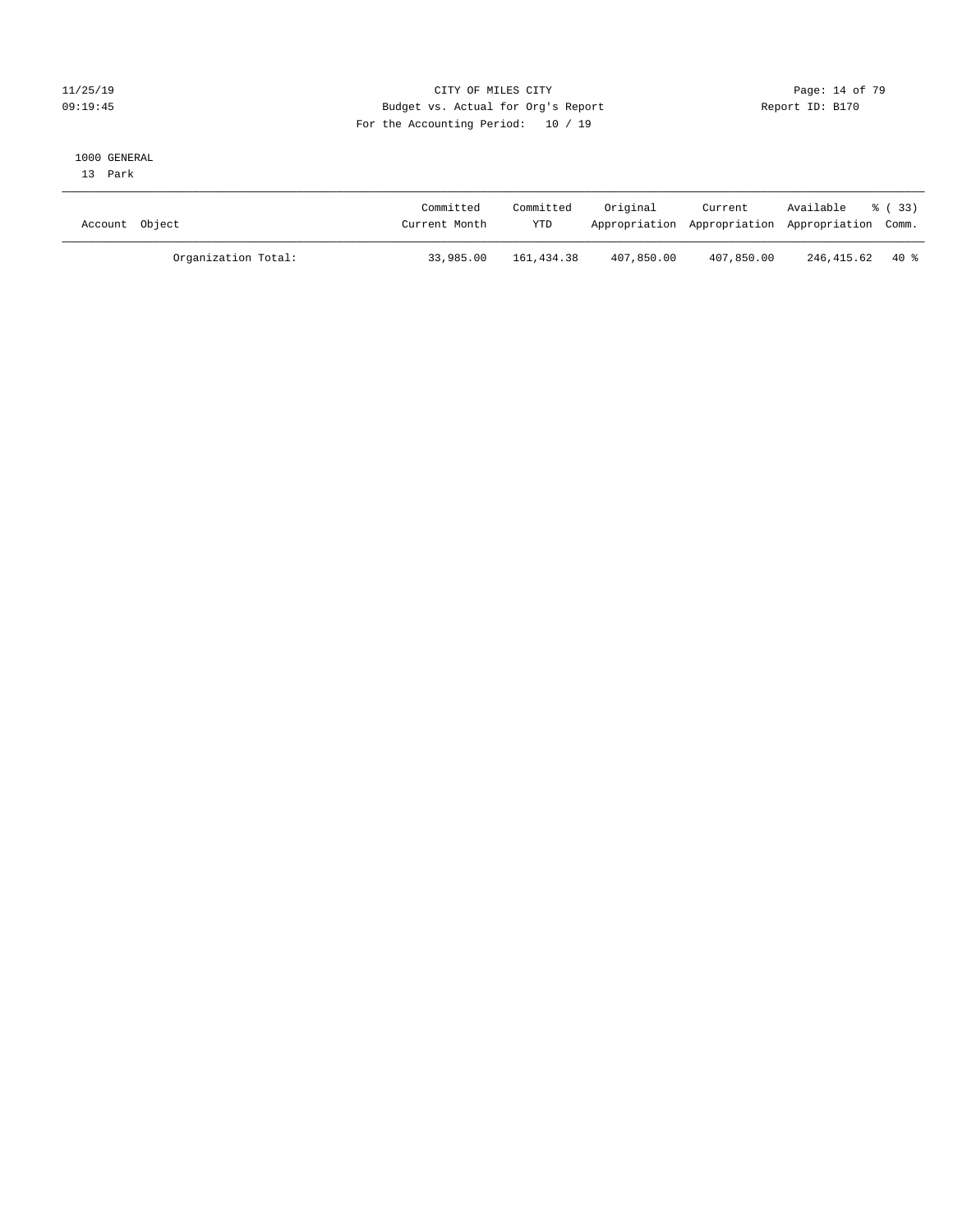CITY OF MILES CITY
Budget vs. Actual for Org's Report
For the Accounting Period: 10 / 19

11/25/19
09:19:45

Report ID: B170

1000 GENERAL
13 Park

| Account Object | Committed Current Month | Committed YTD | Original Appropriation | Current Appropriation | Available Appropriation | % ( 33) Comm. |
|---|---|---|---|---|---|---|
| Organization Total: | 33,985.00 | 161,434.38 | 407,850.00 | 407,850.00 | 246,415.62 | 40 % |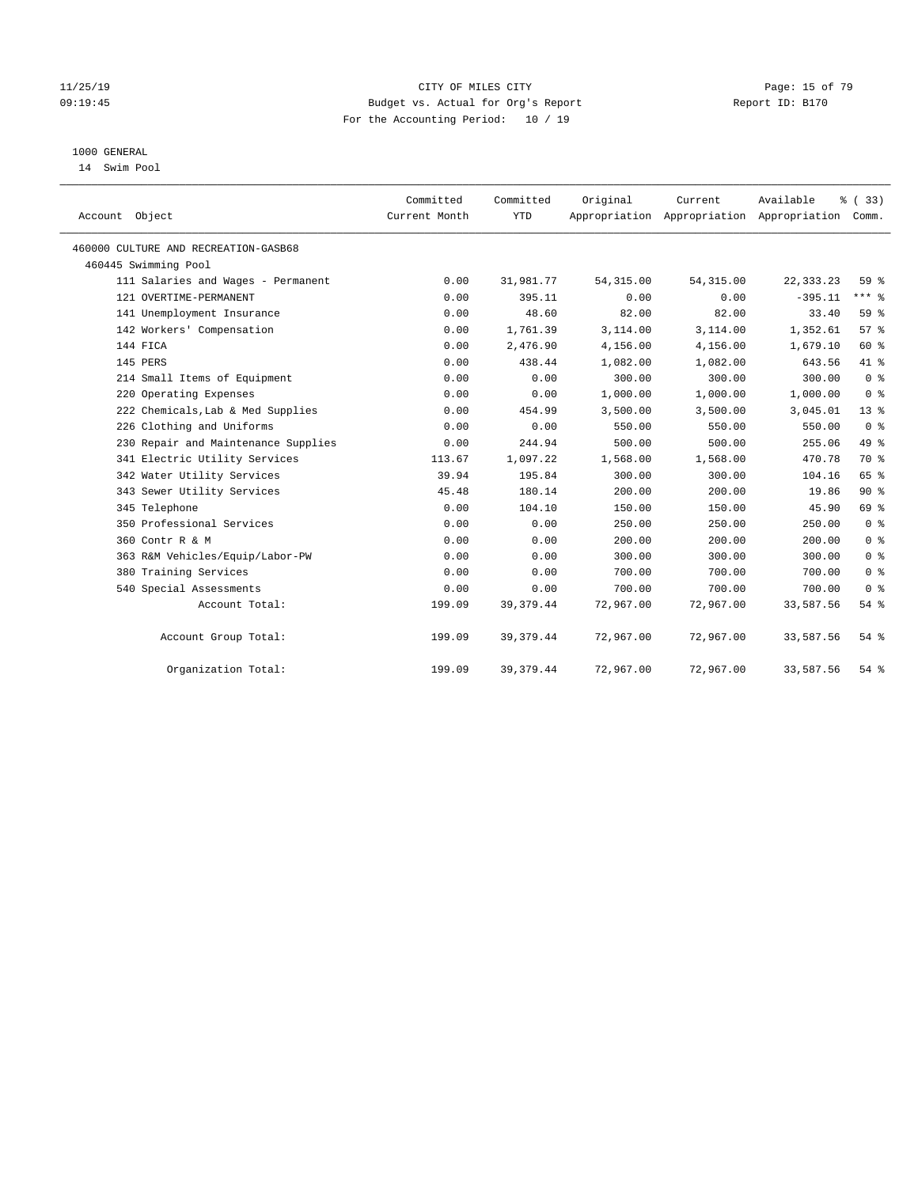CITY OF MILES CITY
Budget vs. Actual for Org's Report
For the Accounting Period: 10 / 19

11/25/19
09:19:45

Report ID: B170

1000 GENERAL
14 Swim Pool

| Account Object | Committed Current Month | Committed YTD | Original Appropriation | Current Appropriation | Available Appropriation | % ( 33) Comm. |
|---|---|---|---|---|---|---|
| 460000 CULTURE AND RECREATION-GASB68 | | | | | | |
| 460445 Swimming Pool | | | | | | |
| 111 Salaries and Wages - Permanent | 0.00 | 31,981.77 | 54,315.00 | 54,315.00 | 22,333.23 | 59 % |
| 121 OVERTIME-PERMANENT | 0.00 | 395.11 | 0.00 | 0.00 | -395.11 | *** % |
| 141 Unemployment Insurance | 0.00 | 48.60 | 82.00 | 82.00 | 33.40 | 59 % |
| 142 Workers' Compensation | 0.00 | 1,761.39 | 3,114.00 | 3,114.00 | 1,352.61 | 57 % |
| 144 FICA | 0.00 | 2,476.90 | 4,156.00 | 4,156.00 | 1,679.10 | 60 % |
| 145 PERS | 0.00 | 438.44 | 1,082.00 | 1,082.00 | 643.56 | 41 % |
| 214 Small Items of Equipment | 0.00 | 0.00 | 300.00 | 300.00 | 300.00 | 0 % |
| 220 Operating Expenses | 0.00 | 0.00 | 1,000.00 | 1,000.00 | 1,000.00 | 0 % |
| 222 Chemicals,Lab & Med Supplies | 0.00 | 454.99 | 3,500.00 | 3,500.00 | 3,045.01 | 13 % |
| 226 Clothing and Uniforms | 0.00 | 0.00 | 550.00 | 550.00 | 550.00 | 0 % |
| 230 Repair and Maintenance Supplies | 0.00 | 244.94 | 500.00 | 500.00 | 255.06 | 49 % |
| 341 Electric Utility Services | 113.67 | 1,097.22 | 1,568.00 | 1,568.00 | 470.78 | 70 % |
| 342 Water Utility Services | 39.94 | 195.84 | 300.00 | 300.00 | 104.16 | 65 % |
| 343 Sewer Utility Services | 45.48 | 180.14 | 200.00 | 200.00 | 19.86 | 90 % |
| 345 Telephone | 0.00 | 104.10 | 150.00 | 150.00 | 45.90 | 69 % |
| 350 Professional Services | 0.00 | 0.00 | 250.00 | 250.00 | 250.00 | 0 % |
| 360 Contr R & M | 0.00 | 0.00 | 200.00 | 200.00 | 200.00 | 0 % |
| 363 R&M Vehicles/Equip/Labor-PW | 0.00 | 0.00 | 300.00 | 300.00 | 300.00 | 0 % |
| 380 Training Services | 0.00 | 0.00 | 700.00 | 700.00 | 700.00 | 0 % |
| 540 Special Assessments | 0.00 | 0.00 | 700.00 | 700.00 | 700.00 | 0 % |
| Account Total: | 199.09 | 39,379.44 | 72,967.00 | 72,967.00 | 33,587.56 | 54 % |
| Account Group Total: | 199.09 | 39,379.44 | 72,967.00 | 72,967.00 | 33,587.56 | 54 % |
| Organization Total: | 199.09 | 39,379.44 | 72,967.00 | 72,967.00 | 33,587.56 | 54 % |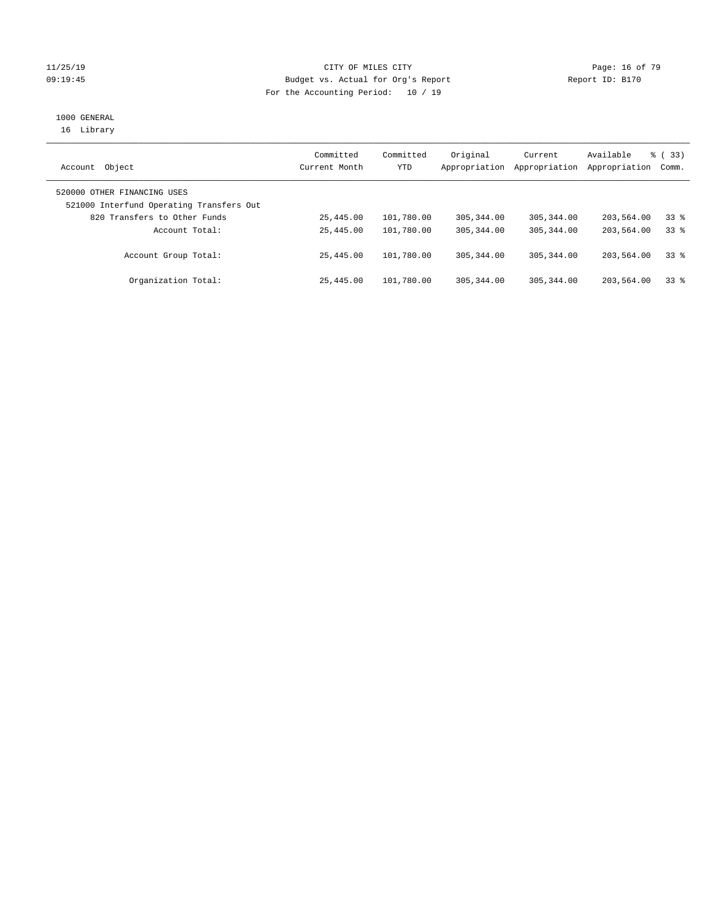CITY OF MILES CITY

Budget vs. Actual for Org's Report

For the Accounting Period: 10 / 19

1000 GENERAL

16 Library

| Account Object | Committed Current Month | Committed YTD | Original Appropriation | Current Appropriation | Available Appropriation | % ( 33) Comm. |
|---|---|---|---|---|---|---|
| 520000 OTHER FINANCING USES | | | | | | |
| 521000 Interfund Operating Transfers Out | | | | | | |
| 820 Transfers to Other Funds | 25,445.00 | 101,780.00 | 305,344.00 | 305,344.00 | 203,564.00 | 33 % |
| Account Total: | 25,445.00 | 101,780.00 | 305,344.00 | 305,344.00 | 203,564.00 | 33 % |
| Account Group Total: | 25,445.00 | 101,780.00 | 305,344.00 | 305,344.00 | 203,564.00 | 33 % |
| Organization Total: | 25,445.00 | 101,780.00 | 305,344.00 | 305,344.00 | 203,564.00 | 33 % |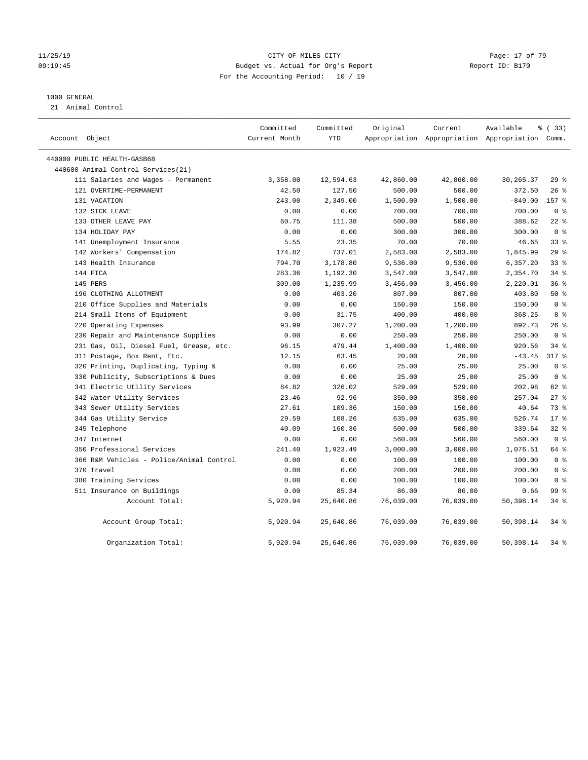CITY OF MILES CITY
Budget vs. Actual for Org's Report
For the Accounting Period: 10 / 19

11/25/19
09:19:45

Report ID: B170

1000 GENERAL
21 Animal Control

| Account Object | Committed Current Month | Committed YTD | Original Appropriation | Current Appropriation | Available Appropriation | % ( 33) Comm. |
|---|---|---|---|---|---|---|
| 440000 PUBLIC HEALTH-GASB68 | | | | | | |
| 440600 Animal Control Services(21) | | | | | | |
| 111 Salaries and Wages - Permanent | 3,358.00 | 12,594.63 | 42,860.00 | 42,860.00 | 30,265.37 | 29 % |
| 121 OVERTIME-PERMANENT | 42.50 | 127.50 | 500.00 | 500.00 | 372.50 | 26 % |
| 131 VACATION | 243.00 | 2,349.00 | 1,500.00 | 1,500.00 | -849.00 | 157 % |
| 132 SICK LEAVE | 0.00 | 0.00 | 700.00 | 700.00 | 700.00 | 0 % |
| 133 OTHER LEAVE PAY | 60.75 | 111.38 | 500.00 | 500.00 | 388.62 | 22 % |
| 134 HOLIDAY PAY | 0.00 | 0.00 | 300.00 | 300.00 | 300.00 | 0 % |
| 141 Unemployment Insurance | 5.55 | 23.35 | 70.00 | 70.00 | 46.65 | 33 % |
| 142 Workers' Compensation | 174.82 | 737.01 | 2,583.00 | 2,583.00 | 1,845.99 | 29 % |
| 143 Health Insurance | 794.70 | 3,178.80 | 9,536.00 | 9,536.00 | 6,357.20 | 33 % |
| 144 FICA | 283.36 | 1,192.30 | 3,547.00 | 3,547.00 | 2,354.70 | 34 % |
| 145 PERS | 309.00 | 1,235.99 | 3,456.00 | 3,456.00 | 2,220.01 | 36 % |
| 196 CLOTHING ALLOTMENT | 0.00 | 403.20 | 807.00 | 807.00 | 403.80 | 50 % |
| 210 Office Supplies and Materials | 0.00 | 0.00 | 150.00 | 150.00 | 150.00 | 0 % |
| 214 Small Items of Equipment | 0.00 | 31.75 | 400.00 | 400.00 | 368.25 | 8 % |
| 220 Operating Expenses | 93.99 | 307.27 | 1,200.00 | 1,200.00 | 892.73 | 26 % |
| 230 Repair and Maintenance Supplies | 0.00 | 0.00 | 250.00 | 250.00 | 250.00 | 0 % |
| 231 Gas, Oil, Diesel Fuel, Grease, etc. | 96.15 | 479.44 | 1,400.00 | 1,400.00 | 920.56 | 34 % |
| 311 Postage, Box Rent, Etc. | 12.15 | 63.45 | 20.00 | 20.00 | -43.45 | 317 % |
| 320 Printing, Duplicating, Typing & | 0.00 | 0.00 | 25.00 | 25.00 | 25.00 | 0 % |
| 330 Publicity, Subscriptions & Dues | 0.00 | 0.00 | 25.00 | 25.00 | 25.00 | 0 % |
| 341 Electric Utility Services | 84.82 | 326.02 | 529.00 | 529.00 | 202.98 | 62 % |
| 342 Water Utility Services | 23.46 | 92.96 | 350.00 | 350.00 | 257.04 | 27 % |
| 343 Sewer Utility Services | 27.61 | 109.36 | 150.00 | 150.00 | 40.64 | 73 % |
| 344 Gas Utility Service | 29.59 | 108.26 | 635.00 | 635.00 | 526.74 | 17 % |
| 345 Telephone | 40.09 | 160.36 | 500.00 | 500.00 | 339.64 | 32 % |
| 347 Internet | 0.00 | 0.00 | 560.00 | 560.00 | 560.00 | 0 % |
| 350 Professional Services | 241.40 | 1,923.49 | 3,000.00 | 3,000.00 | 1,076.51 | 64 % |
| 366 R&M Vehicles - Police/Animal Control | 0.00 | 0.00 | 100.00 | 100.00 | 100.00 | 0 % |
| 370 Travel | 0.00 | 0.00 | 200.00 | 200.00 | 200.00 | 0 % |
| 380 Training Services | 0.00 | 0.00 | 100.00 | 100.00 | 100.00 | 0 % |
| 511 Insurance on Buildings | 0.00 | 85.34 | 86.00 | 86.00 | 0.66 | 99 % |
| Account Total: | 5,920.94 | 25,640.86 | 76,039.00 | 76,039.00 | 50,398.14 | 34 % |
| Account Group Total: | 5,920.94 | 25,640.86 | 76,039.00 | 76,039.00 | 50,398.14 | 34 % |
| Organization Total: | 5,920.94 | 25,640.86 | 76,039.00 | 76,039.00 | 50,398.14 | 34 % |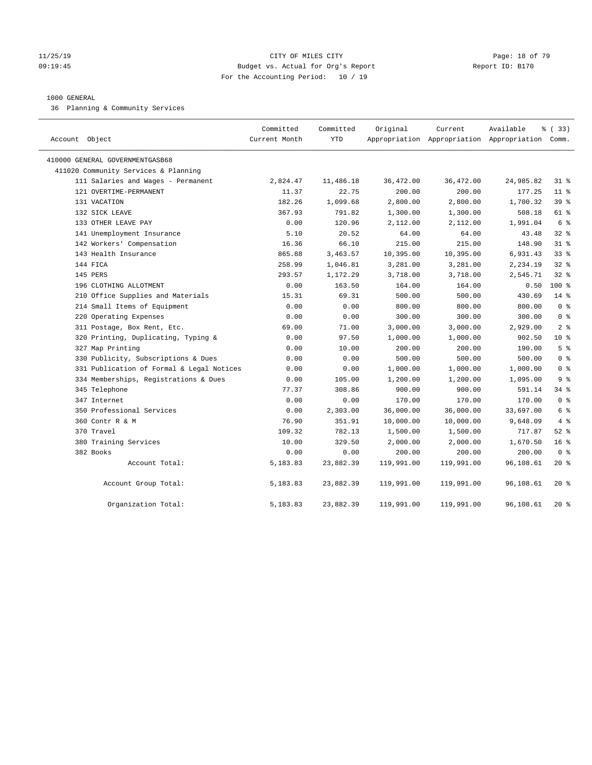CITY OF MILES CITY
Budget vs. Actual for Org's Report
For the Accounting Period: 10 / 19

11/25/19
09:19:45

Report ID: B170

1000 GENERAL
36 Planning & Community Services

| Account Object | Committed Current Month | Committed YTD | Original Appropriation | Current Appropriation | Available Appropriation | % ( 33) Comm. |
|---|---|---|---|---|---|---|
| 410000 GENERAL GOVERNMENTGASB68 | | | | | | |
| 411020 Community Services & Planning | | | | | | |
| 111 Salaries and Wages - Permanent | 2,824.47 | 11,486.18 | 36,472.00 | 36,472.00 | 24,985.82 | 31 % |
| 121 OVERTIME-PERMANENT | 11.37 | 22.75 | 200.00 | 200.00 | 177.25 | 11 % |
| 131 VACATION | 182.26 | 1,099.68 | 2,800.00 | 2,800.00 | 1,700.32 | 39 % |
| 132 SICK LEAVE | 367.93 | 791.82 | 1,300.00 | 1,300.00 | 508.18 | 61 % |
| 133 OTHER LEAVE PAY | 0.00 | 120.96 | 2,112.00 | 2,112.00 | 1,991.04 | 6 % |
| 141 Unemployment Insurance | 5.10 | 20.52 | 64.00 | 64.00 | 43.48 | 32 % |
| 142 Workers' Compensation | 16.36 | 66.10 | 215.00 | 215.00 | 148.90 | 31 % |
| 143 Health Insurance | 865.88 | 3,463.57 | 10,395.00 | 10,395.00 | 6,931.43 | 33 % |
| 144 FICA | 258.99 | 1,046.81 | 3,281.00 | 3,281.00 | 2,234.19 | 32 % |
| 145 PERS | 293.57 | 1,172.29 | 3,718.00 | 3,718.00 | 2,545.71 | 32 % |
| 196 CLOTHING ALLOTMENT | 0.00 | 163.50 | 164.00 | 164.00 | 0.50 | 100 % |
| 210 Office Supplies and Materials | 15.31 | 69.31 | 500.00 | 500.00 | 430.69 | 14 % |
| 214 Small Items of Equipment | 0.00 | 0.00 | 800.00 | 800.00 | 800.00 | 0 % |
| 220 Operating Expenses | 0.00 | 0.00 | 300.00 | 300.00 | 300.00 | 0 % |
| 311 Postage, Box Rent, Etc. | 69.00 | 71.00 | 3,000.00 | 3,000.00 | 2,929.00 | 2 % |
| 320 Printing, Duplicating, Typing & | 0.00 | 97.50 | 1,000.00 | 1,000.00 | 902.50 | 10 % |
| 327 Map Printing | 0.00 | 10.00 | 200.00 | 200.00 | 190.00 | 5 % |
| 330 Publicity, Subscriptions & Dues | 0.00 | 0.00 | 500.00 | 500.00 | 500.00 | 0 % |
| 331 Publication of Formal & Legal Notices | 0.00 | 0.00 | 1,000.00 | 1,000.00 | 1,000.00 | 0 % |
| 334 Memberships, Registrations & Dues | 0.00 | 105.00 | 1,200.00 | 1,200.00 | 1,095.00 | 9 % |
| 345 Telephone | 77.37 | 308.86 | 900.00 | 900.00 | 591.14 | 34 % |
| 347 Internet | 0.00 | 0.00 | 170.00 | 170.00 | 170.00 | 0 % |
| 350 Professional Services | 0.00 | 2,303.00 | 36,000.00 | 36,000.00 | 33,697.00 | 6 % |
| 360 Contr R & M | 76.90 | 351.91 | 10,000.00 | 10,000.00 | 9,648.09 | 4 % |
| 370 Travel | 109.32 | 782.13 | 1,500.00 | 1,500.00 | 717.87 | 52 % |
| 380 Training Services | 10.00 | 329.50 | 2,000.00 | 2,000.00 | 1,670.50 | 16 % |
| 382 Books | 0.00 | 0.00 | 200.00 | 200.00 | 200.00 | 0 % |
| Account Total: | 5,183.83 | 23,882.39 | 119,991.00 | 119,991.00 | 96,108.61 | 20 % |
| Account Group Total: | 5,183.83 | 23,882.39 | 119,991.00 | 119,991.00 | 96,108.61 | 20 % |
| Organization Total: | 5,183.83 | 23,882.39 | 119,991.00 | 119,991.00 | 96,108.61 | 20 % |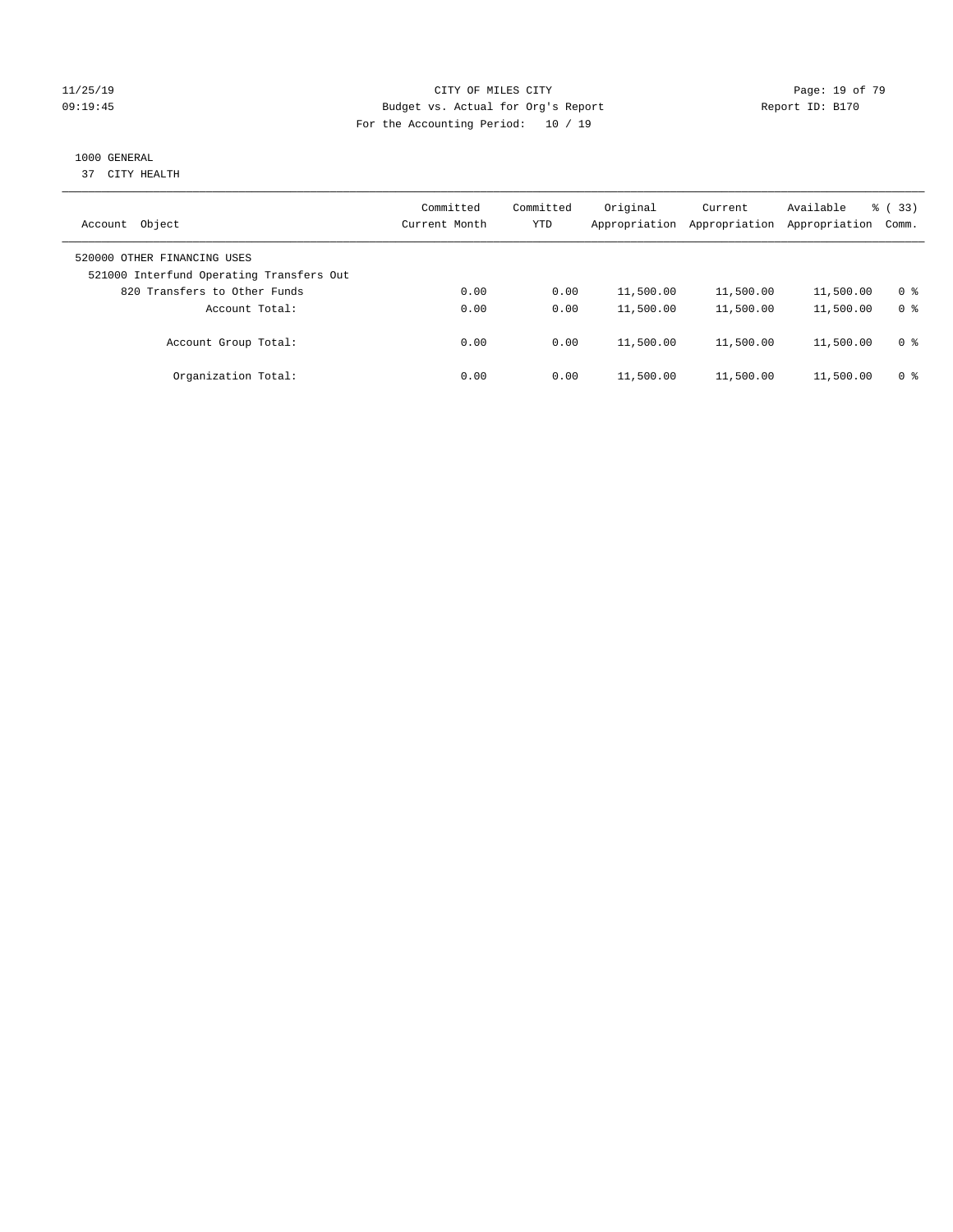CITY OF MILES CITY
Budget vs. Actual for Org's Report
For the Accounting Period: 10 / 19

11/25/19
09:19:45

Report ID: B170

1000 GENERAL
37 CITY HEALTH

| Account Object | Committed Current Month | Committed YTD | Original Appropriation | Current Appropriation | Available Appropriation | % ( 33) Comm. |
|---|---|---|---|---|---|---|
| 520000 OTHER FINANCING USES | | | | | | |
| 521000 Interfund Operating Transfers Out | | | | | | |
| 820 Transfers to Other Funds | 0.00 | 0.00 | 11,500.00 | 11,500.00 | 11,500.00 | 0 % |
| Account Total: | 0.00 | 0.00 | 11,500.00 | 11,500.00 | 11,500.00 | 0 % |
| Account Group Total: | 0.00 | 0.00 | 11,500.00 | 11,500.00 | 11,500.00 | 0 % |
| Organization Total: | 0.00 | 0.00 | 11,500.00 | 11,500.00 | 11,500.00 | 0 % |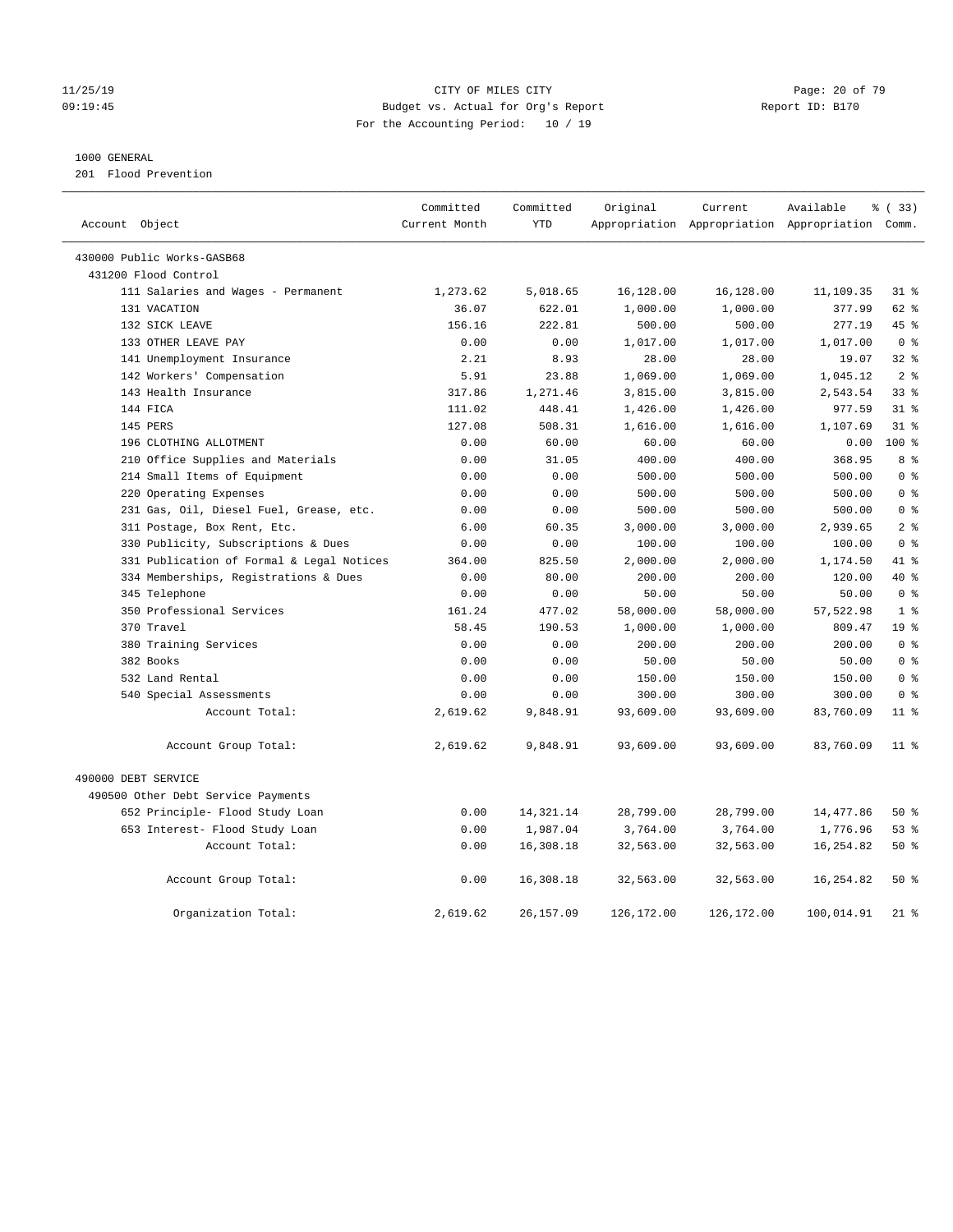11/25/19 CITY OF MILES CITY
09:19:45 Budget vs. Actual for Org's Report Report ID: B170
For the Accounting Period: 10 / 19

1000 GENERAL
201 Flood Prevention

| Account Object | Committed Current Month | Committed YTD | Original Appropriation | Current Appropriation | Available Appropriation | % ( 33) Comm. |
|---|---|---|---|---|---|---|
| 430000 Public Works-GASB68 | | | | | | |
| 431200 Flood Control | | | | | | |
| 111 Salaries and Wages - Permanent | 1,273.62 | 5,018.65 | 16,128.00 | 16,128.00 | 11,109.35 | 31 % |
| 131 VACATION | 36.07 | 622.01 | 1,000.00 | 1,000.00 | 377.99 | 62 % |
| 132 SICK LEAVE | 156.16 | 222.81 | 500.00 | 500.00 | 277.19 | 45 % |
| 133 OTHER LEAVE PAY | 0.00 | 0.00 | 1,017.00 | 1,017.00 | 1,017.00 | 0 % |
| 141 Unemployment Insurance | 2.21 | 8.93 | 28.00 | 28.00 | 19.07 | 32 % |
| 142 Workers' Compensation | 5.91 | 23.88 | 1,069.00 | 1,069.00 | 1,045.12 | 2 % |
| 143 Health Insurance | 317.86 | 1,271.46 | 3,815.00 | 3,815.00 | 2,543.54 | 33 % |
| 144 FICA | 111.02 | 448.41 | 1,426.00 | 1,426.00 | 977.59 | 31 % |
| 145 PERS | 127.08 | 508.31 | 1,616.00 | 1,616.00 | 1,107.69 | 31 % |
| 196 CLOTHING ALLOTMENT | 0.00 | 60.00 | 60.00 | 60.00 | 0.00 | 100 % |
| 210 Office Supplies and Materials | 0.00 | 31.05 | 400.00 | 400.00 | 368.95 | 8 % |
| 214 Small Items of Equipment | 0.00 | 0.00 | 500.00 | 500.00 | 500.00 | 0 % |
| 220 Operating Expenses | 0.00 | 0.00 | 500.00 | 500.00 | 500.00 | 0 % |
| 231 Gas, Oil, Diesel Fuel, Grease, etc. | 0.00 | 0.00 | 500.00 | 500.00 | 500.00 | 0 % |
| 311 Postage, Box Rent, Etc. | 6.00 | 60.35 | 3,000.00 | 3,000.00 | 2,939.65 | 2 % |
| 330 Publicity, Subscriptions & Dues | 0.00 | 0.00 | 100.00 | 100.00 | 100.00 | 0 % |
| 331 Publication of Formal & Legal Notices | 364.00 | 825.50 | 2,000.00 | 2,000.00 | 1,174.50 | 41 % |
| 334 Memberships, Registrations & Dues | 0.00 | 80.00 | 200.00 | 200.00 | 120.00 | 40 % |
| 345 Telephone | 0.00 | 0.00 | 50.00 | 50.00 | 50.00 | 0 % |
| 350 Professional Services | 161.24 | 477.02 | 58,000.00 | 58,000.00 | 57,522.98 | 1 % |
| 370 Travel | 58.45 | 190.53 | 1,000.00 | 1,000.00 | 809.47 | 19 % |
| 380 Training Services | 0.00 | 0.00 | 200.00 | 200.00 | 200.00 | 0 % |
| 382 Books | 0.00 | 0.00 | 50.00 | 50.00 | 50.00 | 0 % |
| 532 Land Rental | 0.00 | 0.00 | 150.00 | 150.00 | 150.00 | 0 % |
| 540 Special Assessments | 0.00 | 0.00 | 300.00 | 300.00 | 300.00 | 0 % |
| Account Total: | 2,619.62 | 9,848.91 | 93,609.00 | 93,609.00 | 83,760.09 | 11 % |
| Account Group Total: | 2,619.62 | 9,848.91 | 93,609.00 | 93,609.00 | 83,760.09 | 11 % |
| 490000 DEBT SERVICE | | | | | | |
| 490500 Other Debt Service Payments | | | | | | |
| 652 Principle- Flood Study Loan | 0.00 | 14,321.14 | 28,799.00 | 28,799.00 | 14,477.86 | 50 % |
| 653 Interest- Flood Study Loan | 0.00 | 1,987.04 | 3,764.00 | 3,764.00 | 1,776.96 | 53 % |
| Account Total: | 0.00 | 16,308.18 | 32,563.00 | 32,563.00 | 16,254.82 | 50 % |
| Account Group Total: | 0.00 | 16,308.18 | 32,563.00 | 32,563.00 | 16,254.82 | 50 % |
| Organization Total: | 2,619.62 | 26,157.09 | 126,172.00 | 126,172.00 | 100,014.91 | 21 % |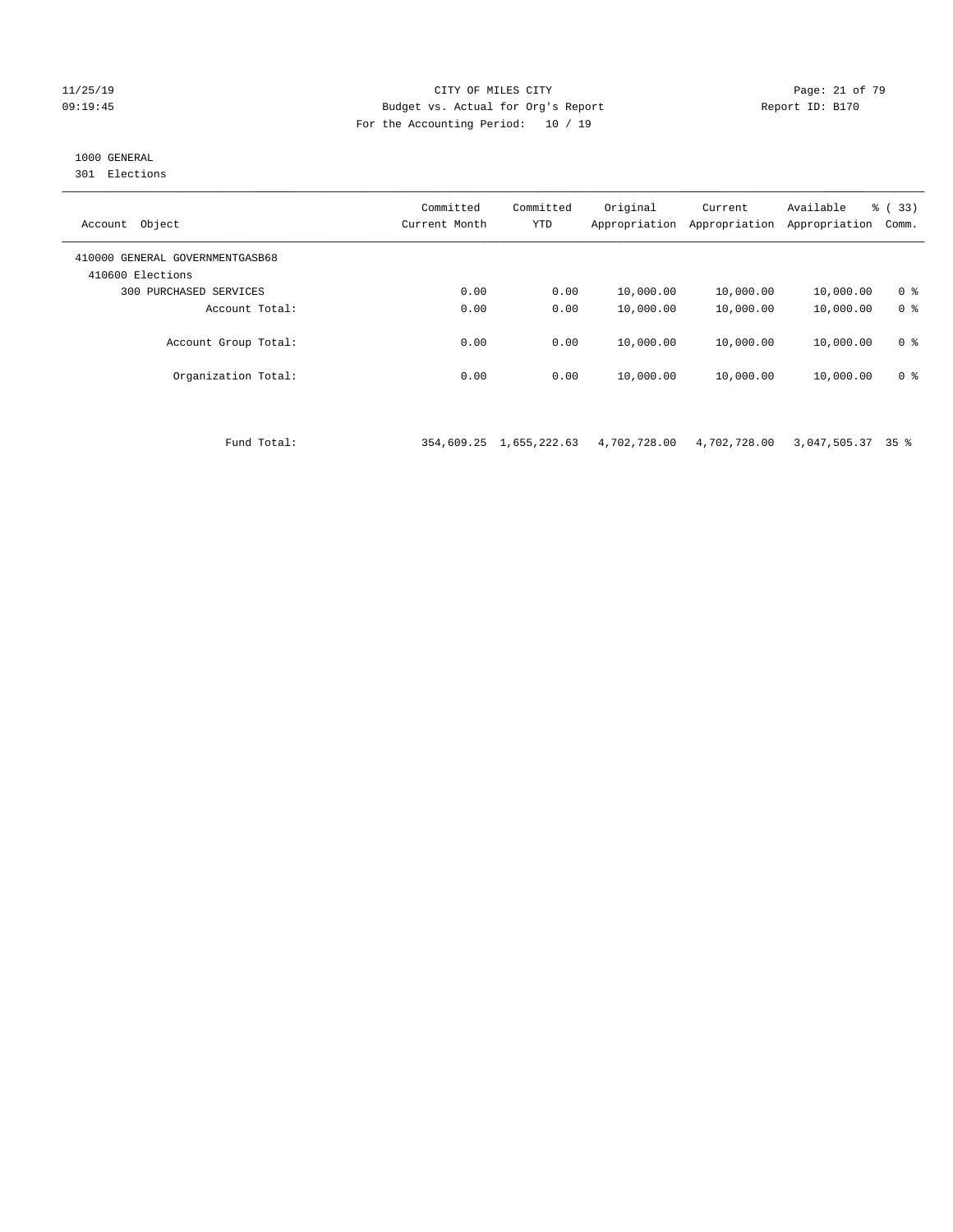11/25/19 CITY OF MILES CITY
09:19:45 Budget vs. Actual for Org's Report Report ID: B170
For the Accounting Period: 10 / 19

1000 GENERAL
301 Elections

| Account Object | Committed Current Month | Committed YTD | Original Appropriation | Current Appropriation | Available Appropriation | % ( 33) Comm. |
|---|---|---|---|---|---|---|
| 410000 GENERAL GOVERNMENTGASB68 | | | | | | |
| 410600 Elections | | | | | | |
| 300 PURCHASED SERVICES | 0.00 | 0.00 | 10,000.00 | 10,000.00 | 10,000.00 | 0 % |
| Account Total: | 0.00 | 0.00 | 10,000.00 | 10,000.00 | 10,000.00 | 0 % |
| Account Group Total: | 0.00 | 0.00 | 10,000.00 | 10,000.00 | 10,000.00 | 0 % |
| Organization Total: | 0.00 | 0.00 | 10,000.00 | 10,000.00 | 10,000.00 | 0 % |
| Fund Total: | 354,609.25 | 1,655,222.63 | 4,702,728.00 | 4,702,728.00 | 3,047,505.37 | 35 % |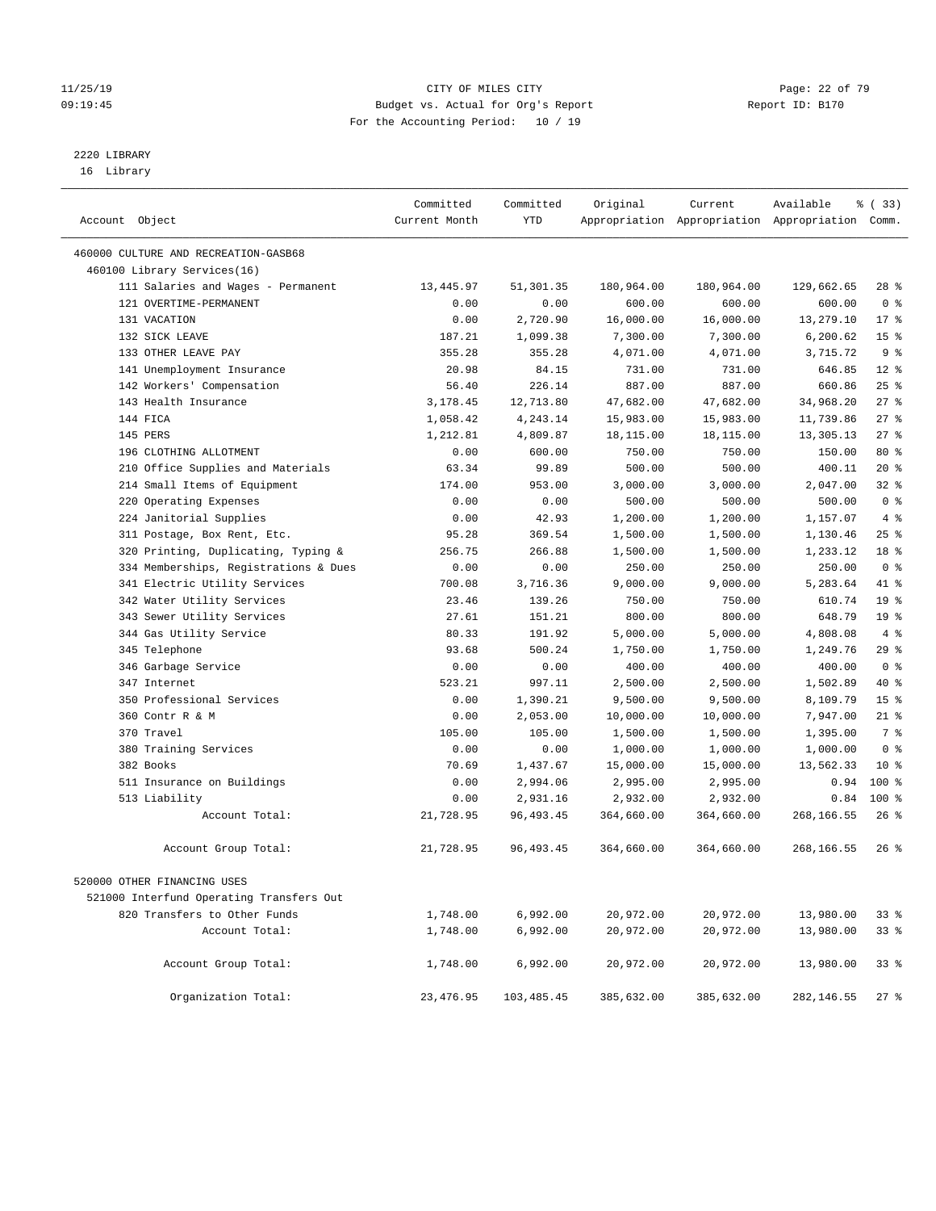CITY OF MILES CITY
Budget vs. Actual for Org's Report
For the Accounting Period: 10 / 19

11/25/19
09:19:45

Report ID: B170

2220 LIBRARY
16 Library

| Account Object | Committed Current Month | Committed YTD | Original Appropriation | Current Appropriation | Available Appropriation | % ( 33) Comm. |
|---|---|---|---|---|---|---|
| 460000 CULTURE AND RECREATION-GASB68 | | | | | | |
| 460100 Library Services(16) | | | | | | |
| 111 Salaries and Wages - Permanent | 13,445.97 | 51,301.35 | 180,964.00 | 180,964.00 | 129,662.65 | 28 % |
| 121 OVERTIME-PERMANENT | 0.00 | 0.00 | 600.00 | 600.00 | 600.00 | 0 % |
| 131 VACATION | 0.00 | 2,720.90 | 16,000.00 | 16,000.00 | 13,279.10 | 17 % |
| 132 SICK LEAVE | 187.21 | 1,099.38 | 7,300.00 | 7,300.00 | 6,200.62 | 15 % |
| 133 OTHER LEAVE PAY | 355.28 | 355.28 | 4,071.00 | 4,071.00 | 3,715.72 | 9 % |
| 141 Unemployment Insurance | 20.98 | 84.15 | 731.00 | 731.00 | 646.85 | 12 % |
| 142 Workers' Compensation | 56.40 | 226.14 | 887.00 | 887.00 | 660.86 | 25 % |
| 143 Health Insurance | 3,178.45 | 12,713.80 | 47,682.00 | 47,682.00 | 34,968.20 | 27 % |
| 144 FICA | 1,058.42 | 4,243.14 | 15,983.00 | 15,983.00 | 11,739.86 | 27 % |
| 145 PERS | 1,212.81 | 4,809.87 | 18,115.00 | 18,115.00 | 13,305.13 | 27 % |
| 196 CLOTHING ALLOTMENT | 0.00 | 600.00 | 750.00 | 750.00 | 150.00 | 80 % |
| 210 Office Supplies and Materials | 63.34 | 99.89 | 500.00 | 500.00 | 400.11 | 20 % |
| 214 Small Items of Equipment | 174.00 | 953.00 | 3,000.00 | 3,000.00 | 2,047.00 | 32 % |
| 220 Operating Expenses | 0.00 | 0.00 | 500.00 | 500.00 | 500.00 | 0 % |
| 224 Janitorial Supplies | 0.00 | 42.93 | 1,200.00 | 1,200.00 | 1,157.07 | 4 % |
| 311 Postage, Box Rent, Etc. | 95.28 | 369.54 | 1,500.00 | 1,500.00 | 1,130.46 | 25 % |
| 320 Printing, Duplicating, Typing & | 256.75 | 266.88 | 1,500.00 | 1,500.00 | 1,233.12 | 18 % |
| 334 Memberships, Registrations & Dues | 0.00 | 0.00 | 250.00 | 250.00 | 250.00 | 0 % |
| 341 Electric Utility Services | 700.08 | 3,716.36 | 9,000.00 | 9,000.00 | 5,283.64 | 41 % |
| 342 Water Utility Services | 23.46 | 139.26 | 750.00 | 750.00 | 610.74 | 19 % |
| 343 Sewer Utility Services | 27.61 | 151.21 | 800.00 | 800.00 | 648.79 | 19 % |
| 344 Gas Utility Service | 80.33 | 191.92 | 5,000.00 | 5,000.00 | 4,808.08 | 4 % |
| 345 Telephone | 93.68 | 500.24 | 1,750.00 | 1,750.00 | 1,249.76 | 29 % |
| 346 Garbage Service | 0.00 | 0.00 | 400.00 | 400.00 | 400.00 | 0 % |
| 347 Internet | 523.21 | 997.11 | 2,500.00 | 2,500.00 | 1,502.89 | 40 % |
| 350 Professional Services | 0.00 | 1,390.21 | 9,500.00 | 9,500.00 | 8,109.79 | 15 % |
| 360 Contr R & M | 0.00 | 2,053.00 | 10,000.00 | 10,000.00 | 7,947.00 | 21 % |
| 370 Travel | 105.00 | 105.00 | 1,500.00 | 1,500.00 | 1,395.00 | 7 % |
| 380 Training Services | 0.00 | 0.00 | 1,000.00 | 1,000.00 | 1,000.00 | 0 % |
| 382 Books | 70.69 | 1,437.67 | 15,000.00 | 15,000.00 | 13,562.33 | 10 % |
| 511 Insurance on Buildings | 0.00 | 2,994.06 | 2,995.00 | 2,995.00 | 0.94 | 100 % |
| 513 Liability | 0.00 | 2,931.16 | 2,932.00 | 2,932.00 | 0.84 | 100 % |
| Account Total: | 21,728.95 | 96,493.45 | 364,660.00 | 364,660.00 | 268,166.55 | 26 % |
| Account Group Total: | 21,728.95 | 96,493.45 | 364,660.00 | 364,660.00 | 268,166.55 | 26 % |
| 520000 OTHER FINANCING USES | | | | | | |
| 521000 Interfund Operating Transfers Out | | | | | | |
| 820 Transfers to Other Funds | 1,748.00 | 6,992.00 | 20,972.00 | 20,972.00 | 13,980.00 | 33 % |
| Account Total: | 1,748.00 | 6,992.00 | 20,972.00 | 20,972.00 | 13,980.00 | 33 % |
| Account Group Total: | 1,748.00 | 6,992.00 | 20,972.00 | 20,972.00 | 13,980.00 | 33 % |
| Organization Total: | 23,476.95 | 103,485.45 | 385,632.00 | 385,632.00 | 282,146.55 | 27 % |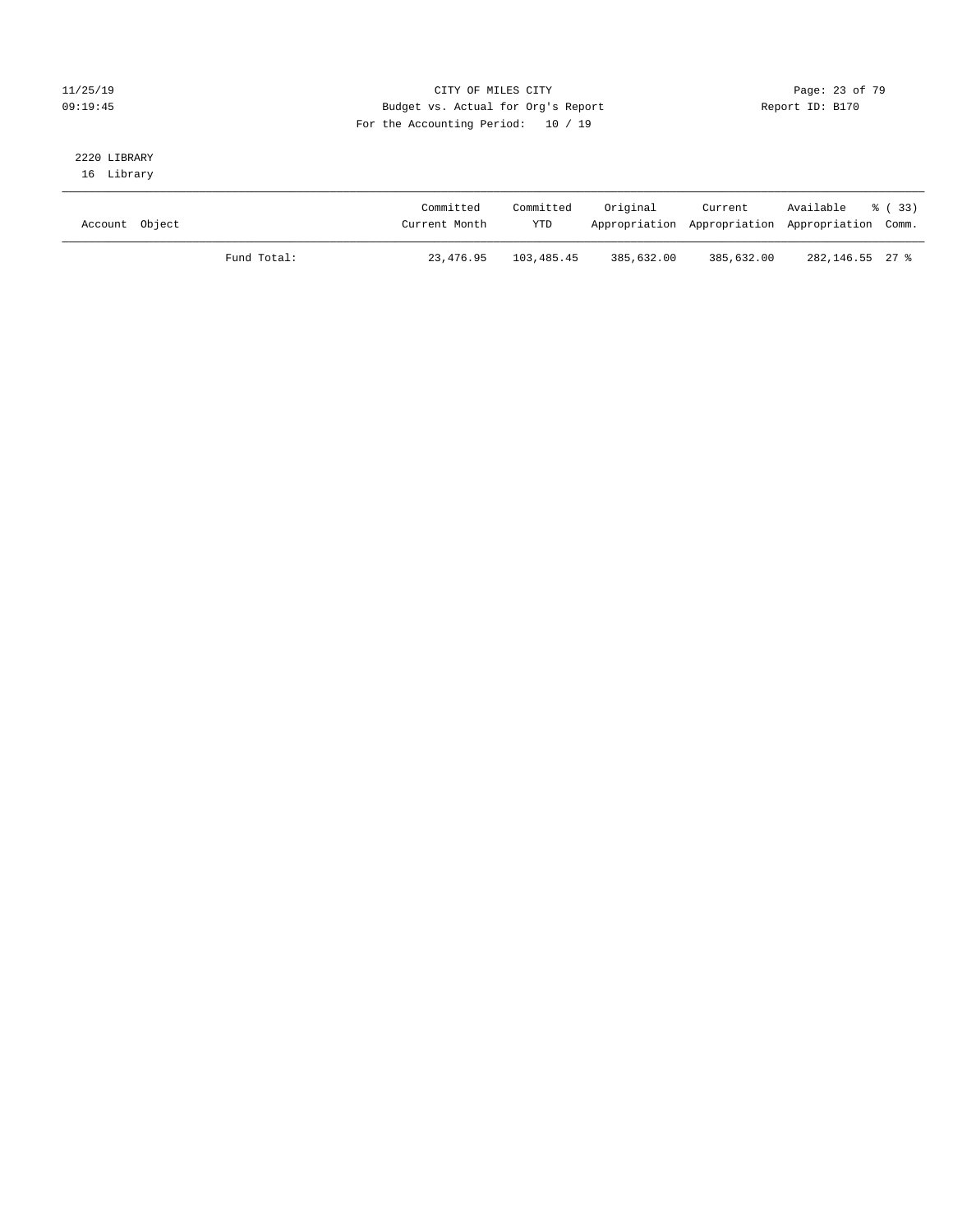CITY OF MILES CITY
Budget vs. Actual for Org's Report
For the Accounting Period: 10 / 19

11/25/19
09:19:45

Report ID: B170

2220 LIBRARY
16 Library

| Account Object | | Committed Current Month | Committed YTD | Original Appropriation | Current Appropriation | Available Appropriation | % ( 33) Comm. |
|---|---|---|---|---|---|---|---|
| | Fund Total: | 23,476.95 | 103,485.45 | 385,632.00 | 385,632.00 | 282,146.55 | 27 % |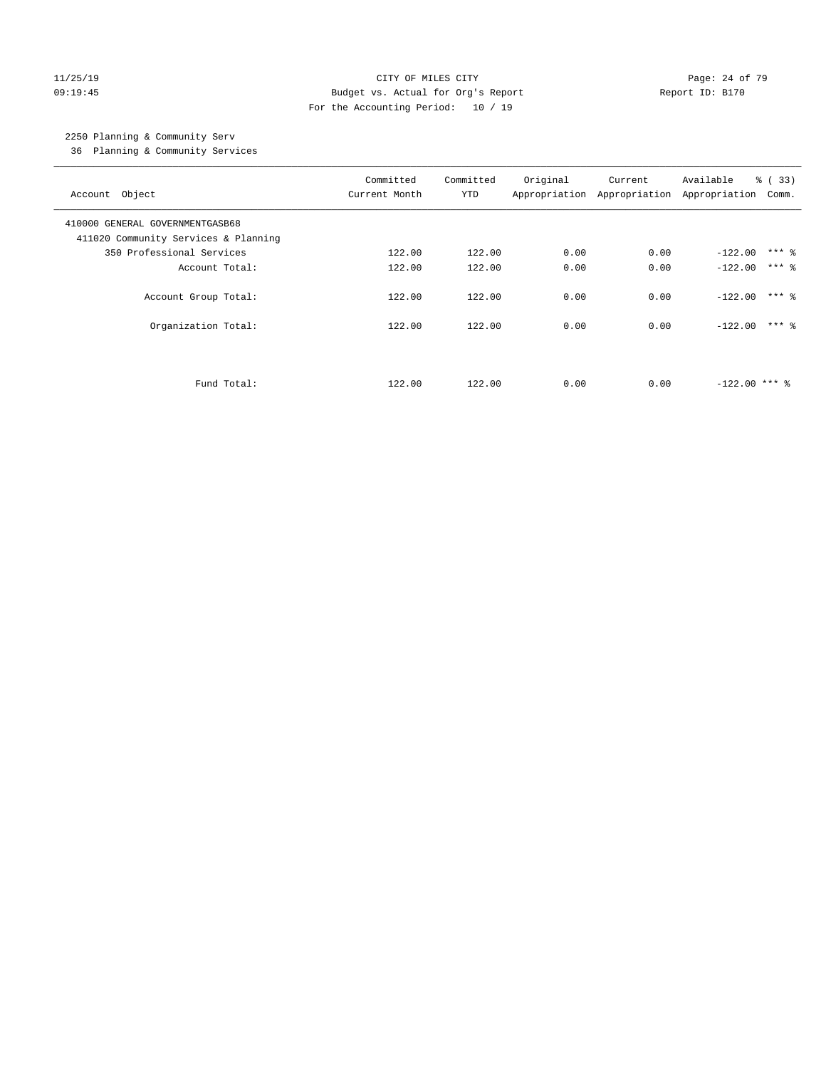CITY OF MILES CITY
Budget vs. Actual for Org's Report
For the Accounting Period: 10 / 19

11/25/19
09:19:45

Report ID: B170

## 2250 Planning & Community Serv

36 Planning & Community Services

| Account Object | Committed Current Month | Committed YTD | Original Appropriation | Current Appropriation | Available Appropriation | % ( 33) Comm. |
|---|---|---|---|---|---|---|
| 410000 GENERAL GOVERNMENTGASB68 | | | | | | |
| 411020 Community Services & Planning | | | | | | |
| 350 Professional Services | 122.00 | 122.00 | 0.00 | 0.00 | -122.00 | *** % |
| Account Total: | 122.00 | 122.00 | 0.00 | 0.00 | -122.00 | *** % |
| Account Group Total: | 122.00 | 122.00 | 0.00 | 0.00 | -122.00 | *** % |
| Organization Total: | 122.00 | 122.00 | 0.00 | 0.00 | -122.00 | *** % |
| Fund Total: | 122.00 | 122.00 | 0.00 | 0.00 | -122.00 | *** % |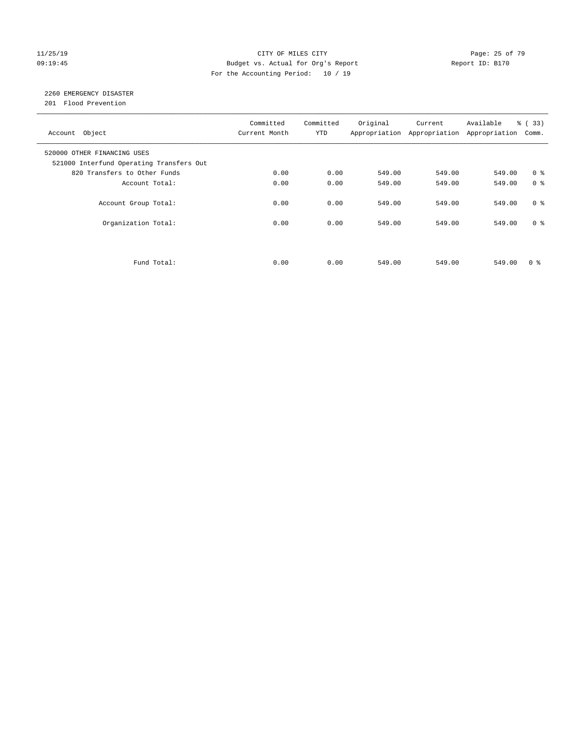CITY OF MILES CITY
Budget vs. Actual for Org's Report
For the Accounting Period: 10 / 19

11/25/19
09:19:45

Report ID: B170

2260 EMERGENCY DISASTER
201 Flood Prevention

| Account Object | Committed Current Month | Committed YTD | Original Appropriation | Current Appropriation | Available Appropriation | % ( 33) Comm. |
|---|---|---|---|---|---|---|
| 520000 OTHER FINANCING USES | | | | | | |
| 521000 Interfund Operating Transfers Out | | | | | | |
| 820 Transfers to Other Funds | 0.00 | 0.00 | 549.00 | 549.00 | 549.00 | 0 % |
| Account Total: | 0.00 | 0.00 | 549.00 | 549.00 | 549.00 | 0 % |
| Account Group Total: | 0.00 | 0.00 | 549.00 | 549.00 | 549.00 | 0 % |
| Organization Total: | 0.00 | 0.00 | 549.00 | 549.00 | 549.00 | 0 % |
| Fund Total: | 0.00 | 0.00 | 549.00 | 549.00 | 549.00 | 0 % |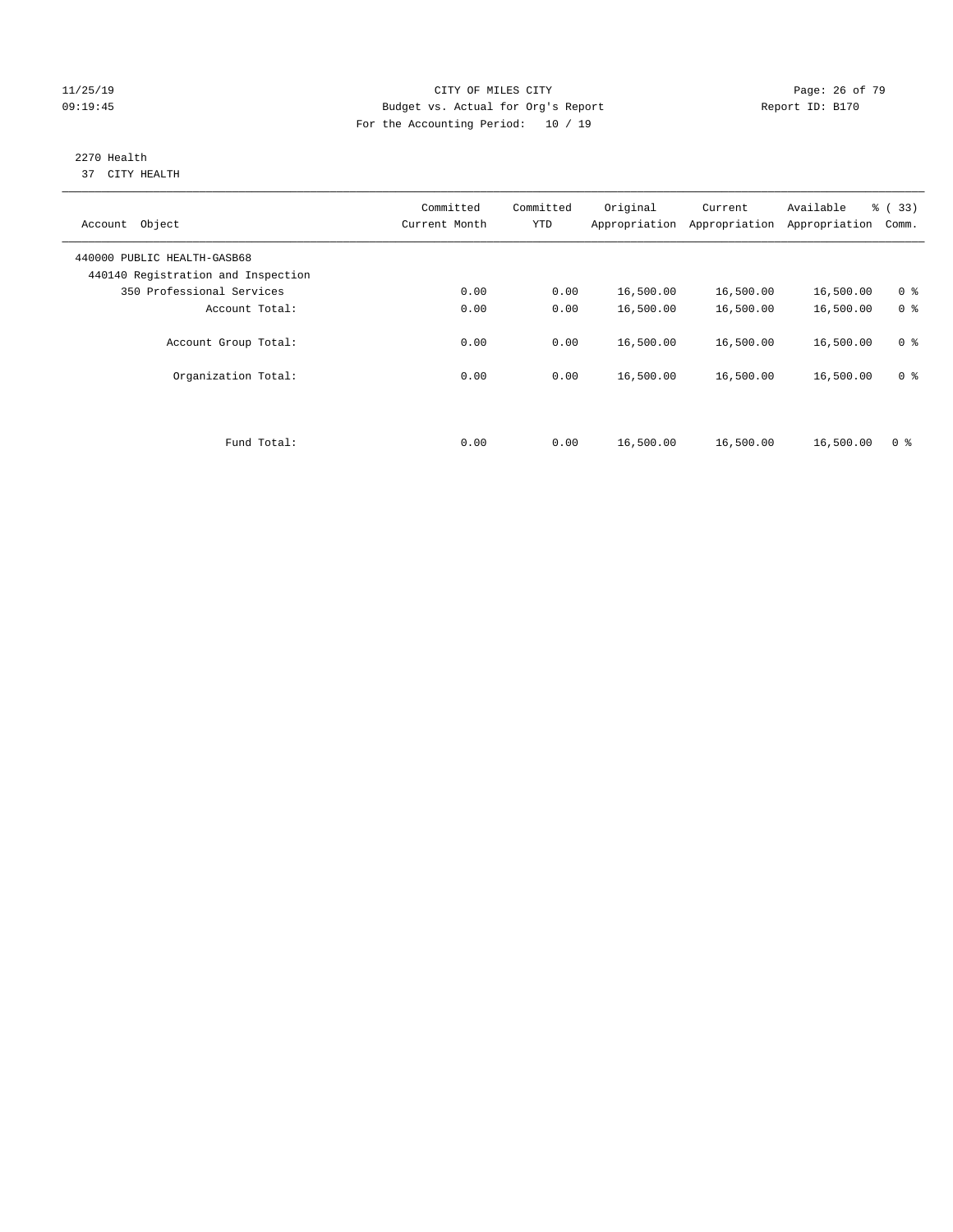CITY OF MILES CITY
Budget vs. Actual for Org's Report
For the Accounting Period: 10 / 19

11/25/19
09:19:45

Report ID: B170

## 2270 Health

37 CITY HEALTH

| Account Object | Committed Current Month | Committed YTD | Original Appropriation | Current Appropriation | Available Appropriation | % ( 33) Comm. |
|---|---|---|---|---|---|---|
| 440000 PUBLIC HEALTH-GASB68 | | | | | | |
| 440140 Registration and Inspection | | | | | | |
| 350 Professional Services | 0.00 | 0.00 | 16,500.00 | 16,500.00 | 16,500.00 | 0 % |
| Account Total: | 0.00 | 0.00 | 16,500.00 | 16,500.00 | 16,500.00 | 0 % |
| Account Group Total: | 0.00 | 0.00 | 16,500.00 | 16,500.00 | 16,500.00 | 0 % |
| Organization Total: | 0.00 | 0.00 | 16,500.00 | 16,500.00 | 16,500.00 | 0 % |
| Fund Total: | 0.00 | 0.00 | 16,500.00 | 16,500.00 | 16,500.00 | 0 % |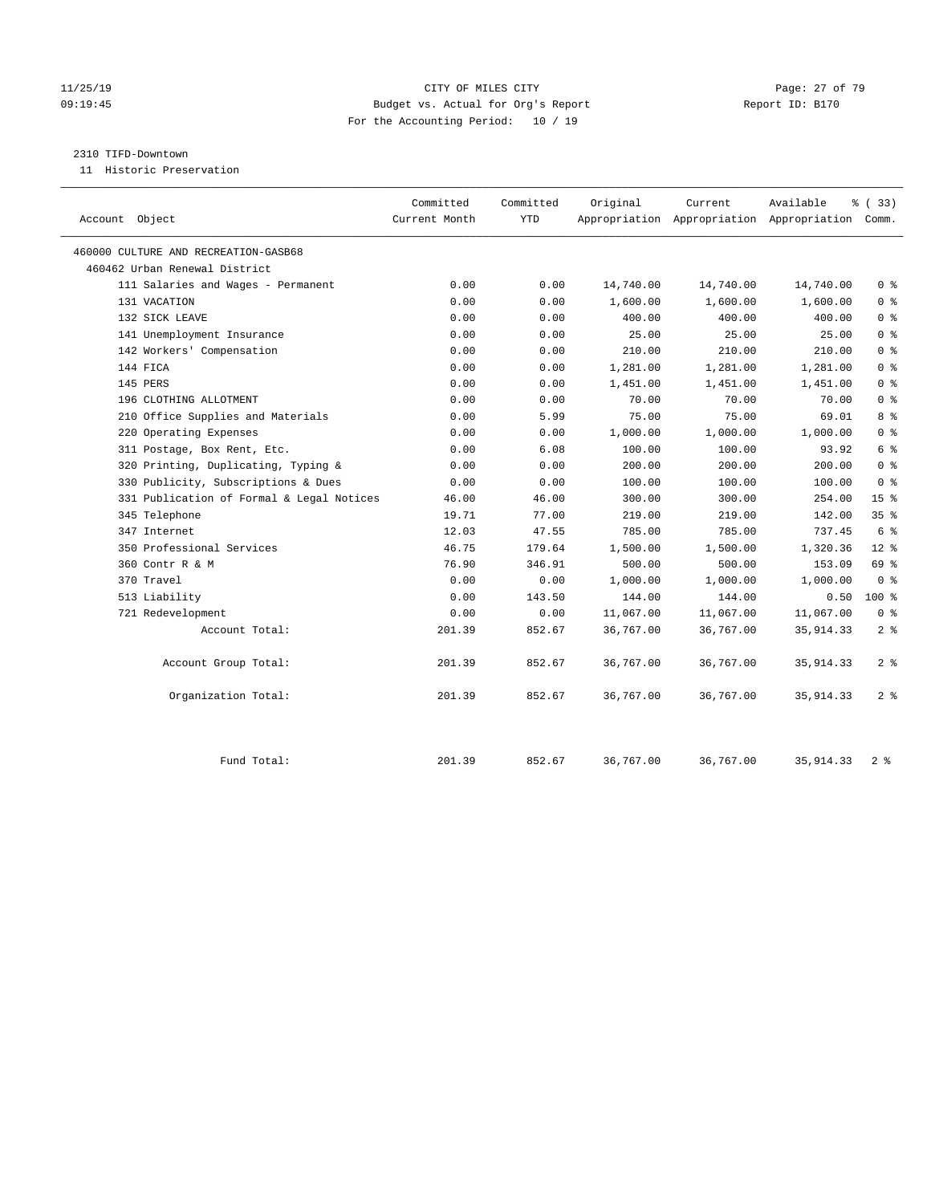CITY OF MILES CITY
Budget vs. Actual for Org's Report
For the Accounting Period: 10 / 19

2310 TIFD-Downtown
11 Historic Preservation

| Account Object | Committed Current Month | Committed YTD | Original Appropriation | Current Appropriation | Available Appropriation | % ( 33) Comm. |
|---|---|---|---|---|---|---|
| 460000 CULTURE AND RECREATION-GASB68 | | | | | | |
| 460462 Urban Renewal District | | | | | | |
| 111 Salaries and Wages - Permanent | 0.00 | 0.00 | 14,740.00 | 14,740.00 | 14,740.00 | 0 % |
| 131 VACATION | 0.00 | 0.00 | 1,600.00 | 1,600.00 | 1,600.00 | 0 % |
| 132 SICK LEAVE | 0.00 | 0.00 | 400.00 | 400.00 | 400.00 | 0 % |
| 141 Unemployment Insurance | 0.00 | 0.00 | 25.00 | 25.00 | 25.00 | 0 % |
| 142 Workers' Compensation | 0.00 | 0.00 | 210.00 | 210.00 | 210.00 | 0 % |
| 144 FICA | 0.00 | 0.00 | 1,281.00 | 1,281.00 | 1,281.00 | 0 % |
| 145 PERS | 0.00 | 0.00 | 1,451.00 | 1,451.00 | 1,451.00 | 0 % |
| 196 CLOTHING ALLOTMENT | 0.00 | 0.00 | 70.00 | 70.00 | 70.00 | 0 % |
| 210 Office Supplies and Materials | 0.00 | 5.99 | 75.00 | 75.00 | 69.01 | 8 % |
| 220 Operating Expenses | 0.00 | 0.00 | 1,000.00 | 1,000.00 | 1,000.00 | 0 % |
| 311 Postage, Box Rent, Etc. | 0.00 | 6.08 | 100.00 | 100.00 | 93.92 | 6 % |
| 320 Printing, Duplicating, Typing & | 0.00 | 0.00 | 200.00 | 200.00 | 200.00 | 0 % |
| 330 Publicity, Subscriptions & Dues | 0.00 | 0.00 | 100.00 | 100.00 | 100.00 | 0 % |
| 331 Publication of Formal & Legal Notices | 46.00 | 46.00 | 300.00 | 300.00 | 254.00 | 15 % |
| 345 Telephone | 19.71 | 77.00 | 219.00 | 219.00 | 142.00 | 35 % |
| 347 Internet | 12.03 | 47.55 | 785.00 | 785.00 | 737.45 | 6 % |
| 350 Professional Services | 46.75 | 179.64 | 1,500.00 | 1,500.00 | 1,320.36 | 12 % |
| 360 Contr R & M | 76.90 | 346.91 | 500.00 | 500.00 | 153.09 | 69 % |
| 370 Travel | 0.00 | 0.00 | 1,000.00 | 1,000.00 | 1,000.00 | 0 % |
| 513 Liability | 0.00 | 143.50 | 144.00 | 144.00 | 0.50 | 100 % |
| 721 Redevelopment | 0.00 | 0.00 | 11,067.00 | 11,067.00 | 11,067.00 | 0 % |
| Account Total: | 201.39 | 852.67 | 36,767.00 | 36,767.00 | 35,914.33 | 2 % |
| Account Group Total: | 201.39 | 852.67 | 36,767.00 | 36,767.00 | 35,914.33 | 2 % |
| Organization Total: | 201.39 | 852.67 | 36,767.00 | 36,767.00 | 35,914.33 | 2 % |
| Fund Total: | 201.39 | 852.67 | 36,767.00 | 36,767.00 | 35,914.33 | 2 % |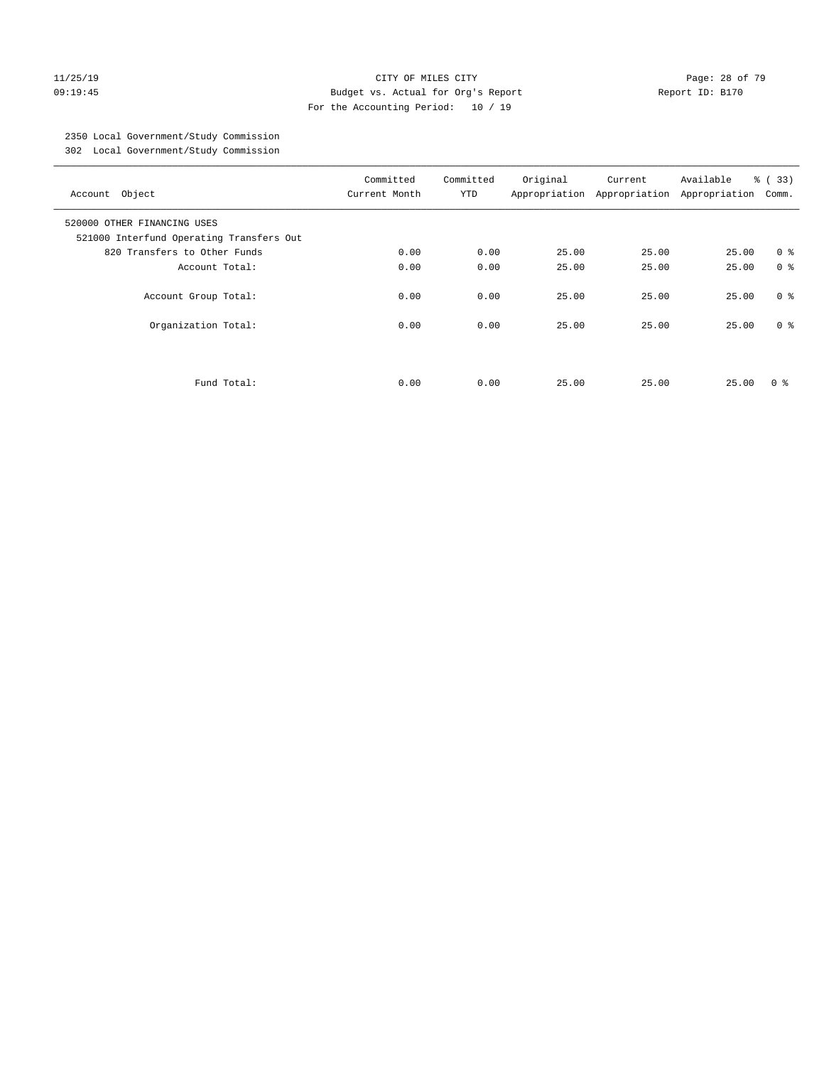11/25/19 CITY OF MILES CITY
09:19:45 Budget vs. Actual for Org's Report Report ID: B170
For the Accounting Period: 10 / 19

2350 Local Government/Study Commission
302 Local Government/Study Commission

| Account Object | Committed Current Month | Committed YTD | Original Appropriation | Current Appropriation | Available Appropriation | % ( 33) Comm. |
|---|---|---|---|---|---|---|
| 520000 OTHER FINANCING USES | | | | | | |
| 521000 Interfund Operating Transfers Out | | | | | | |
| 820 Transfers to Other Funds | 0.00 | 0.00 | 25.00 | 25.00 | 25.00 | 0 % |
| Account Total: | 0.00 | 0.00 | 25.00 | 25.00 | 25.00 | 0 % |
| Account Group Total: | 0.00 | 0.00 | 25.00 | 25.00 | 25.00 | 0 % |
| Organization Total: | 0.00 | 0.00 | 25.00 | 25.00 | 25.00 | 0 % |
| Fund Total: | 0.00 | 0.00 | 25.00 | 25.00 | 25.00 | 0 % |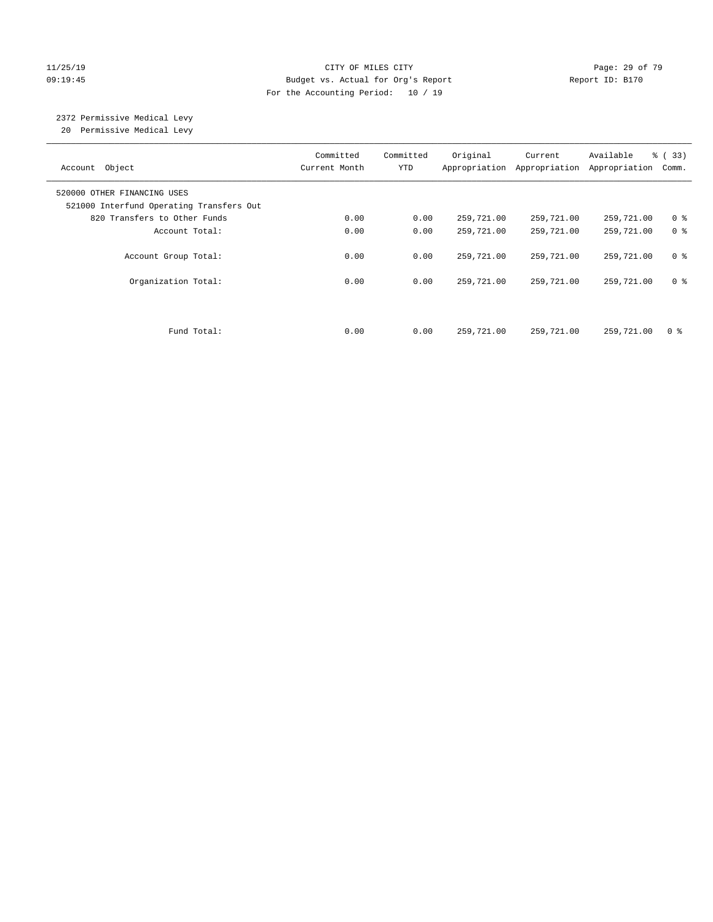CITY OF MILES CITY

Budget vs. Actual for Org's Report

For the Accounting Period: 10 / 19

11/25/19 09:19:45 Report ID: B170

2372 Permissive Medical Levy
20 Permissive Medical Levy

| Account Object | Committed Current Month | Committed YTD | Original Appropriation | Current Appropriation | Available Appropriation | % ( 33) Comm. |
|---|---|---|---|---|---|---|
| 520000 OTHER FINANCING USES | | | | | | |
| 521000 Interfund Operating Transfers Out | | | | | | |
| 820 Transfers to Other Funds | 0.00 | 0.00 | 259,721.00 | 259,721.00 | 259,721.00 | 0 % |
| Account Total: | 0.00 | 0.00 | 259,721.00 | 259,721.00 | 259,721.00 | 0 % |
| Account Group Total: | 0.00 | 0.00 | 259,721.00 | 259,721.00 | 259,721.00 | 0 % |
| Organization Total: | 0.00 | 0.00 | 259,721.00 | 259,721.00 | 259,721.00 | 0 % |
| Fund Total: | 0.00 | 0.00 | 259,721.00 | 259,721.00 | 259,721.00 | 0 % |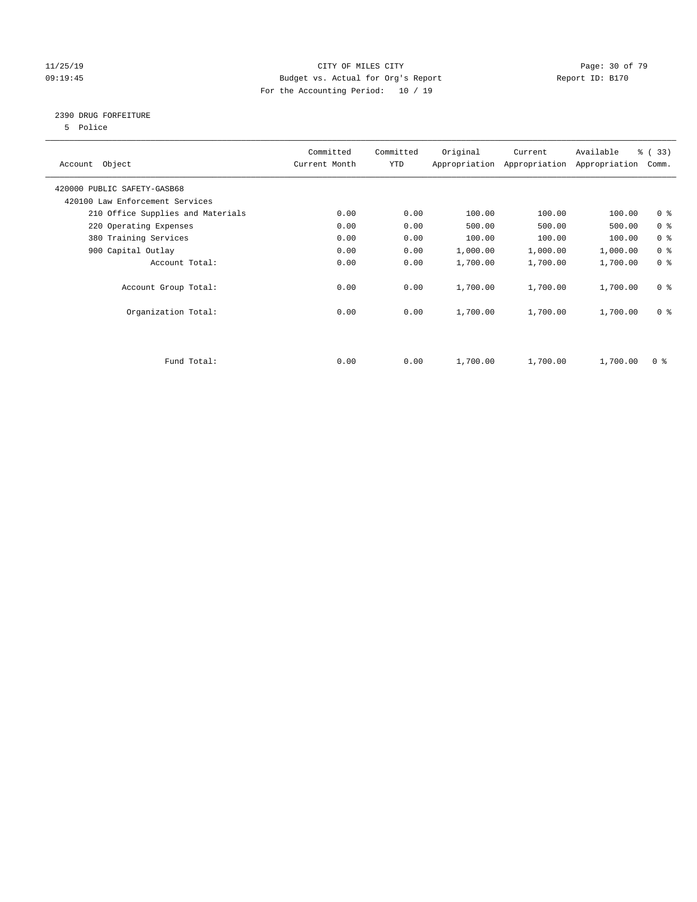CITY OF MILES CITY

Budget vs. Actual for Org's Report

For the Accounting Period: 10 / 19

## 2390 DRUG FORFEITURE

5 Police

| Account Object | Committed Current Month | Committed YTD | Original Appropriation | Current Appropriation | Available Appropriation | % ( 33) Comm. |
|---|---|---|---|---|---|---|
| 420000 PUBLIC SAFETY-GASB68 | | | | | | |
| 420100 Law Enforcement Services | | | | | | |
| 210 Office Supplies and Materials | 0.00 | 0.00 | 100.00 | 100.00 | 100.00 | 0 % |
| 220 Operating Expenses | 0.00 | 0.00 | 500.00 | 500.00 | 500.00 | 0 % |
| 380 Training Services | 0.00 | 0.00 | 100.00 | 100.00 | 100.00 | 0 % |
| 900 Capital Outlay | 0.00 | 0.00 | 1,000.00 | 1,000.00 | 1,000.00 | 0 % |
| Account Total: | 0.00 | 0.00 | 1,700.00 | 1,700.00 | 1,700.00 | 0 % |
| Account Group Total: | 0.00 | 0.00 | 1,700.00 | 1,700.00 | 1,700.00 | 0 % |
| Organization Total: | 0.00 | 0.00 | 1,700.00 | 1,700.00 | 1,700.00 | 0 % |
| Fund Total: | 0.00 | 0.00 | 1,700.00 | 1,700.00 | 1,700.00 | 0 % |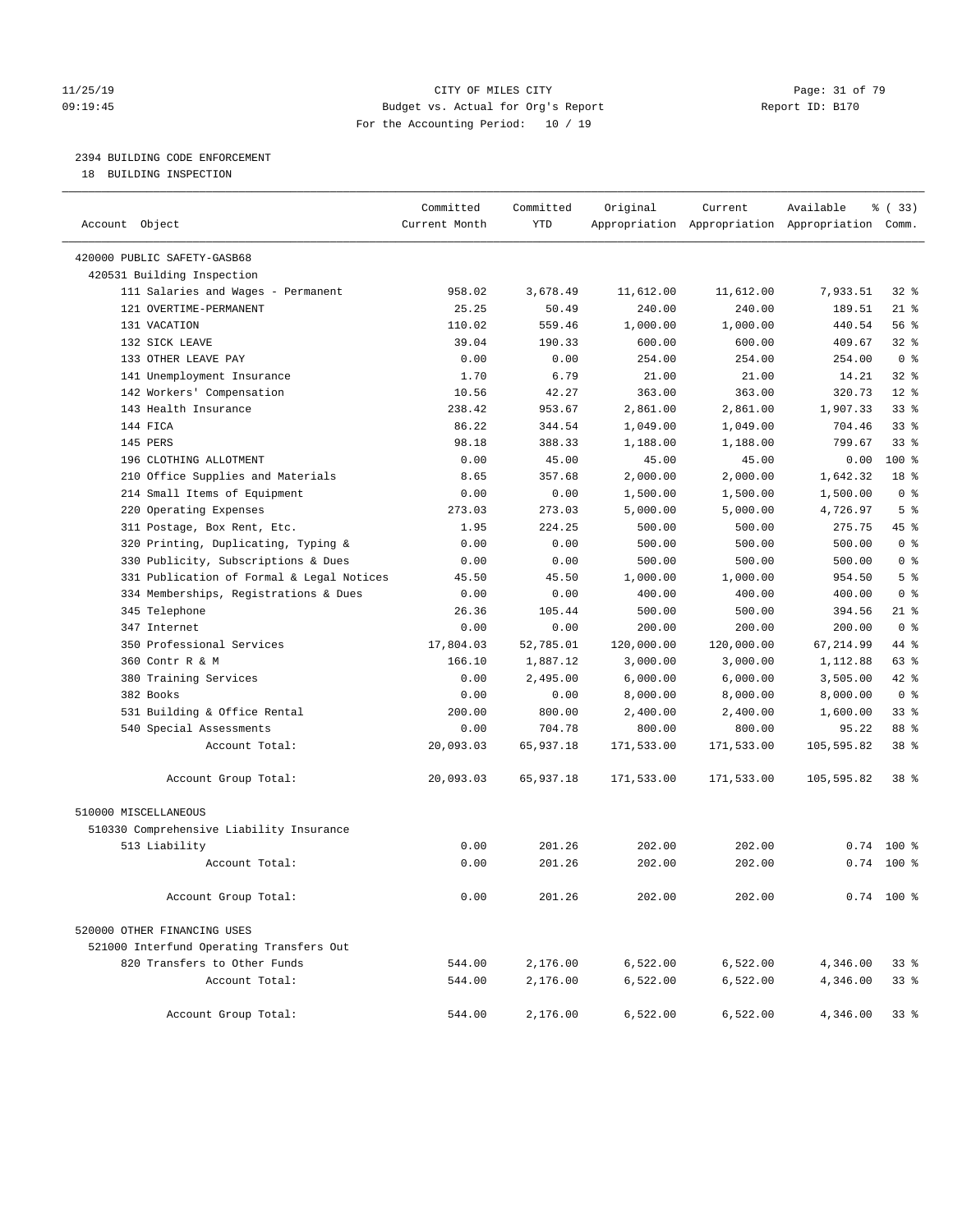11/25/19 CITY OF MILES CITY
09:19:45 Budget vs. Actual for Org's Report Report ID: B170
For the Accounting Period: 10 / 19

2394 BUILDING CODE ENFORCEMENT
18 BUILDING INSPECTION

| Account Object | Committed Current Month | Committed YTD | Original Appropriation | Current Appropriation | Available Appropriation | % ( 33) Comm. |
|---|---|---|---|---|---|---|
| 420000 PUBLIC SAFETY-GASB68 | | | | | | |
| 420531 Building Inspection | | | | | | |
| 111 Salaries and Wages - Permanent | 958.02 | 3,678.49 | 11,612.00 | 11,612.00 | 7,933.51 | 32 % |
| 121 OVERTIME-PERMANENT | 25.25 | 50.49 | 240.00 | 240.00 | 189.51 | 21 % |
| 131 VACATION | 110.02 | 559.46 | 1,000.00 | 1,000.00 | 440.54 | 56 % |
| 132 SICK LEAVE | 39.04 | 190.33 | 600.00 | 600.00 | 409.67 | 32 % |
| 133 OTHER LEAVE PAY | 0.00 | 0.00 | 254.00 | 254.00 | 254.00 | 0 % |
| 141 Unemployment Insurance | 1.70 | 6.79 | 21.00 | 21.00 | 14.21 | 32 % |
| 142 Workers' Compensation | 10.56 | 42.27 | 363.00 | 363.00 | 320.73 | 12 % |
| 143 Health Insurance | 238.42 | 953.67 | 2,861.00 | 2,861.00 | 1,907.33 | 33 % |
| 144 FICA | 86.22 | 344.54 | 1,049.00 | 1,049.00 | 704.46 | 33 % |
| 145 PERS | 98.18 | 388.33 | 1,188.00 | 1,188.00 | 799.67 | 33 % |
| 196 CLOTHING ALLOTMENT | 0.00 | 45.00 | 45.00 | 45.00 | 0.00 | 100 % |
| 210 Office Supplies and Materials | 8.65 | 357.68 | 2,000.00 | 2,000.00 | 1,642.32 | 18 % |
| 214 Small Items of Equipment | 0.00 | 0.00 | 1,500.00 | 1,500.00 | 1,500.00 | 0 % |
| 220 Operating Expenses | 273.03 | 273.03 | 5,000.00 | 5,000.00 | 4,726.97 | 5 % |
| 311 Postage, Box Rent, Etc. | 1.95 | 224.25 | 500.00 | 500.00 | 275.75 | 45 % |
| 320 Printing, Duplicating, Typing & | 0.00 | 0.00 | 500.00 | 500.00 | 500.00 | 0 % |
| 330 Publicity, Subscriptions & Dues | 0.00 | 0.00 | 500.00 | 500.00 | 500.00 | 0 % |
| 331 Publication of Formal & Legal Notices | 45.50 | 45.50 | 1,000.00 | 1,000.00 | 954.50 | 5 % |
| 334 Memberships, Registrations & Dues | 0.00 | 0.00 | 400.00 | 400.00 | 400.00 | 0 % |
| 345 Telephone | 26.36 | 105.44 | 500.00 | 500.00 | 394.56 | 21 % |
| 347 Internet | 0.00 | 0.00 | 200.00 | 200.00 | 200.00 | 0 % |
| 350 Professional Services | 17,804.03 | 52,785.01 | 120,000.00 | 120,000.00 | 67,214.99 | 44 % |
| 360 Contr R & M | 166.10 | 1,887.12 | 3,000.00 | 3,000.00 | 1,112.88 | 63 % |
| 380 Training Services | 0.00 | 2,495.00 | 6,000.00 | 6,000.00 | 3,505.00 | 42 % |
| 382 Books | 0.00 | 0.00 | 8,000.00 | 8,000.00 | 8,000.00 | 0 % |
| 531 Building & Office Rental | 200.00 | 800.00 | 2,400.00 | 2,400.00 | 1,600.00 | 33 % |
| 540 Special Assessments | 0.00 | 704.78 | 800.00 | 800.00 | 95.22 | 88 % |
| Account Total: | 20,093.03 | 65,937.18 | 171,533.00 | 171,533.00 | 105,595.82 | 38 % |
| Account Group Total: | 20,093.03 | 65,937.18 | 171,533.00 | 171,533.00 | 105,595.82 | 38 % |
| 510000 MISCELLANEOUS | | | | | | |
| 510330 Comprehensive Liability Insurance | | | | | | |
| 513 Liability | 0.00 | 201.26 | 202.00 | 202.00 | 0.74 | 100 % |
| Account Total: | 0.00 | 201.26 | 202.00 | 202.00 | 0.74 | 100 % |
| Account Group Total: | 0.00 | 201.26 | 202.00 | 202.00 | 0.74 | 100 % |
| 520000 OTHER FINANCING USES | | | | | | |
| 521000 Interfund Operating Transfers Out | | | | | | |
| 820 Transfers to Other Funds | 544.00 | 2,176.00 | 6,522.00 | 6,522.00 | 4,346.00 | 33 % |
| Account Total: | 544.00 | 2,176.00 | 6,522.00 | 6,522.00 | 4,346.00 | 33 % |
| Account Group Total: | 544.00 | 2,176.00 | 6,522.00 | 6,522.00 | 4,346.00 | 33 % |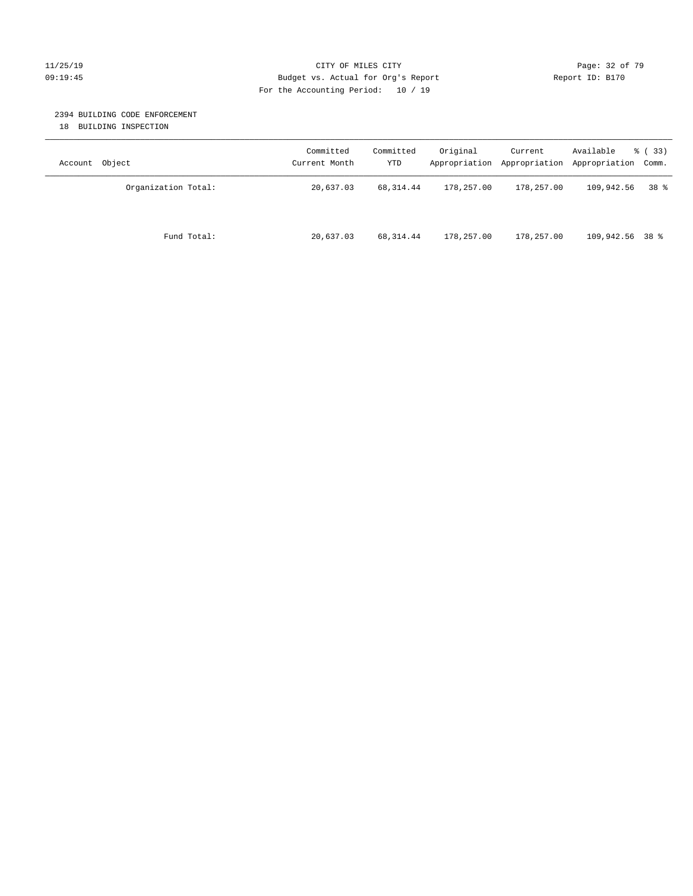CITY OF MILES CITY
Budget vs. Actual for Org's Report
For the Accounting Period: 10 / 19

11/25/19
09:19:45

Report ID: B170

## 2394 BUILDING CODE ENFORCEMENT

18 BUILDING INSPECTION

| Account Object | Committed Current Month | Committed YTD | Original Appropriation | Current Appropriation | Available Appropriation | % ( 33) Comm. |
|---|---|---|---|---|---|---|
| Organization Total: | 20,637.03 | 68,314.44 | 178,257.00 | 178,257.00 | 109,942.56 | 38 % |
| Fund Total: | 20,637.03 | 68,314.44 | 178,257.00 | 178,257.00 | 109,942.56 | 38 % |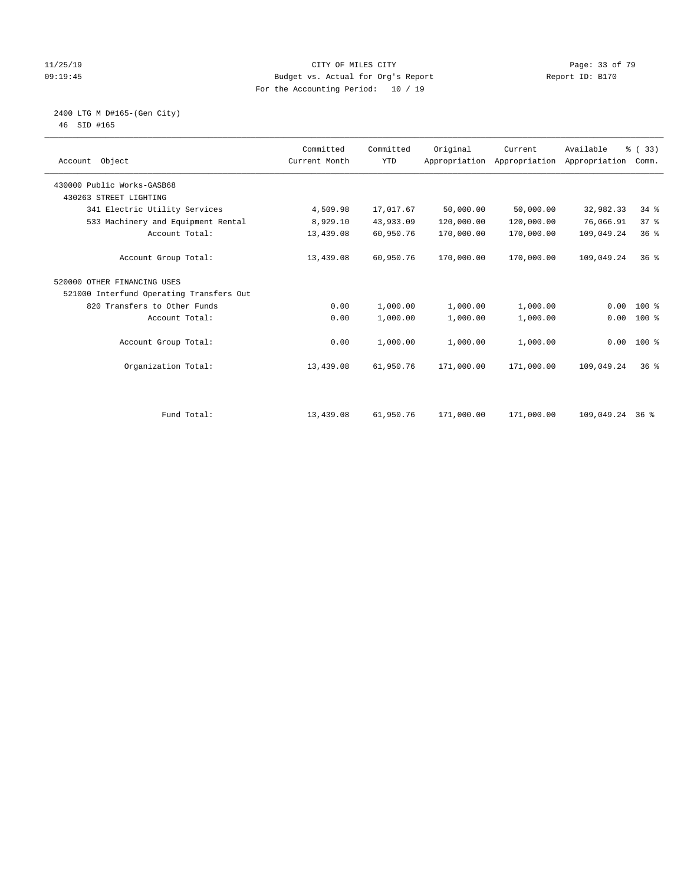CITY OF MILES CITY
Budget vs. Actual for Org's Report
For the Accounting Period: 10 / 19

2400 LTG M D#165-(Gen City)
46 SID #165

| Account Object | Committed Current Month | Committed YTD | Original Appropriation | Current Appropriation | Available Appropriation | % ( 33) Comm. |
|---|---|---|---|---|---|---|
| 430000 Public Works-GASB68 | | | | | | |
| 430263 STREET LIGHTING | | | | | | |
| 341 Electric Utility Services | 4,509.98 | 17,017.67 | 50,000.00 | 50,000.00 | 32,982.33 | 34 % |
| 533 Machinery and Equipment Rental | 8,929.10 | 43,933.09 | 120,000.00 | 120,000.00 | 76,066.91 | 37 % |
| Account Total: | 13,439.08 | 60,950.76 | 170,000.00 | 170,000.00 | 109,049.24 | 36 % |
| Account Group Total: | 13,439.08 | 60,950.76 | 170,000.00 | 170,000.00 | 109,049.24 | 36 % |
| 520000 OTHER FINANCING USES | | | | | | |
| 521000 Interfund Operating Transfers Out | | | | | | |
| 820 Transfers to Other Funds | 0.00 | 1,000.00 | 1,000.00 | 1,000.00 | 0.00 | 100 % |
| Account Total: | 0.00 | 1,000.00 | 1,000.00 | 1,000.00 | 0.00 | 100 % |
| Account Group Total: | 0.00 | 1,000.00 | 1,000.00 | 1,000.00 | 0.00 | 100 % |
| Organization Total: | 13,439.08 | 61,950.76 | 171,000.00 | 171,000.00 | 109,049.24 | 36 % |
| Fund Total: | 13,439.08 | 61,950.76 | 171,000.00 | 171,000.00 | 109,049.24 | 36 % |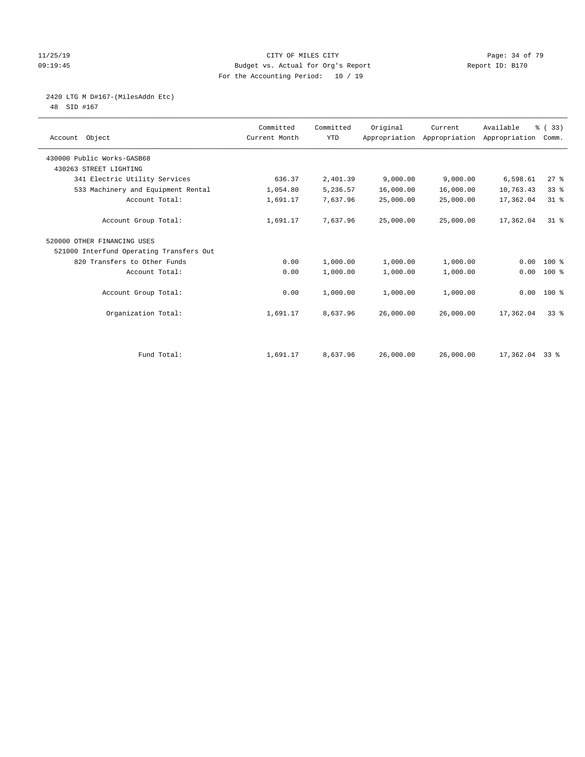# CITY OF MILES CITY

Budget vs. Actual for Org's Report

For the Accounting Period: 10 / 19

11/25/19
09:19:45

Report ID: B170

## 2420 LTG M D#167-(MilesAddn Etc)

48 SID #167

| Account Object | Committed Current Month | Committed YTD | Original Appropriation | Current Appropriation | Available Appropriation | % ( 33) Comm. |
|---|---|---|---|---|---|---|
| 430000 Public Works-GASB68 | | | | | | |
| 430263 STREET LIGHTING | | | | | | |
| 341 Electric Utility Services | 636.37 | 2,401.39 | 9,000.00 | 9,000.00 | 6,598.61 | 27 % |
| 533 Machinery and Equipment Rental | 1,054.80 | 5,236.57 | 16,000.00 | 16,000.00 | 10,763.43 | 33 % |
| Account Total: | 1,691.17 | 7,637.96 | 25,000.00 | 25,000.00 | 17,362.04 | 31 % |
| Account Group Total: | 1,691.17 | 7,637.96 | 25,000.00 | 25,000.00 | 17,362.04 | 31 % |
| 520000 OTHER FINANCING USES | | | | | | |
| 521000 Interfund Operating Transfers Out | | | | | | |
| 820 Transfers to Other Funds | 0.00 | 1,000.00 | 1,000.00 | 1,000.00 | 0.00 | 100 % |
| Account Total: | 0.00 | 1,000.00 | 1,000.00 | 1,000.00 | 0.00 | 100 % |
| Account Group Total: | 0.00 | 1,000.00 | 1,000.00 | 1,000.00 | 0.00 | 100 % |
| Organization Total: | 1,691.17 | 8,637.96 | 26,000.00 | 26,000.00 | 17,362.04 | 33 % |
| Fund Total: | 1,691.17 | 8,637.96 | 26,000.00 | 26,000.00 | 17,362.04 | 33 % |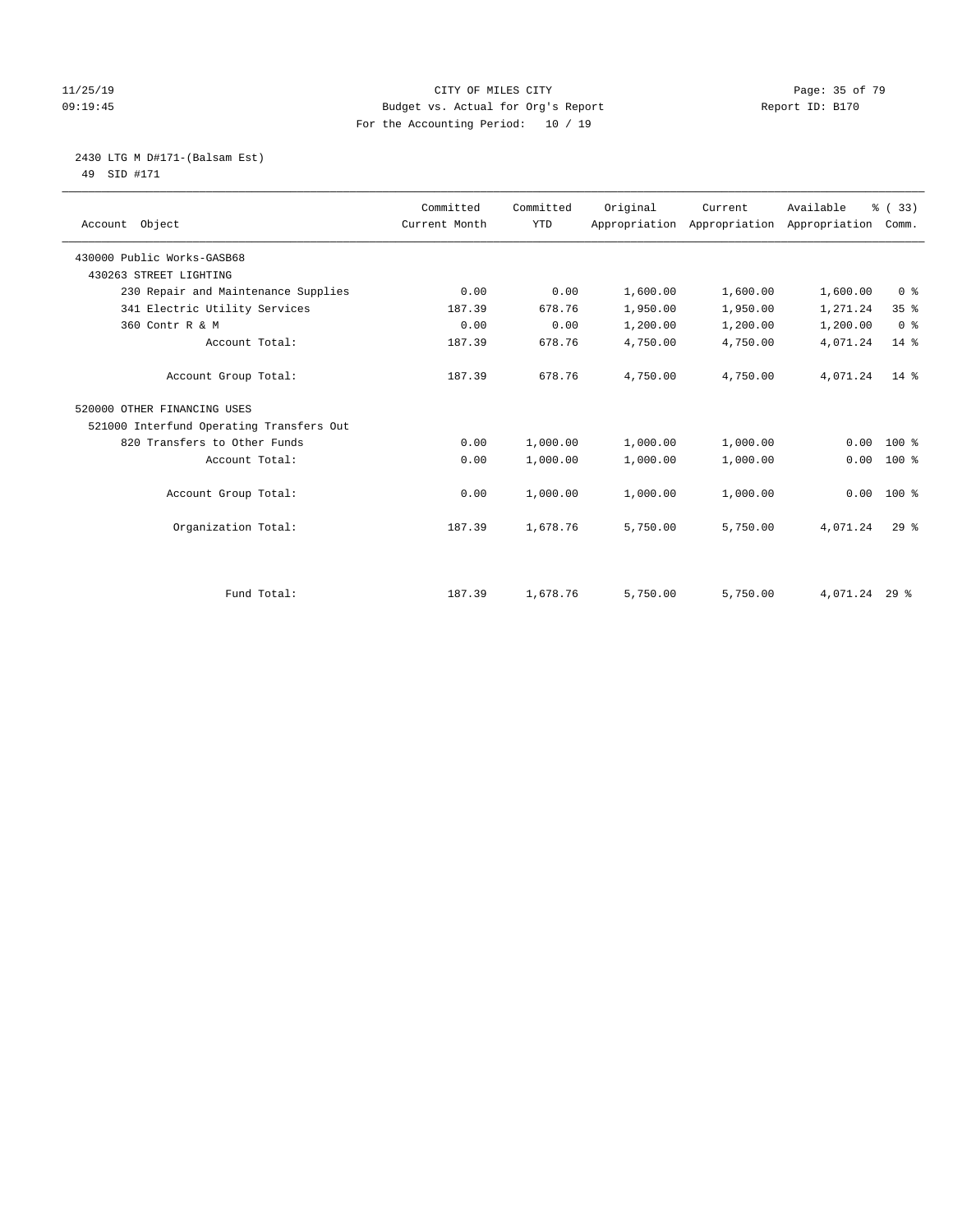CITY OF MILES CITY
Budget vs. Actual for Org's Report
For the Accounting Period: 10 / 19

11/25/19
09:19:45

Report ID: B170

2430 LTG M D#171-(Balsam Est)
49 SID #171

| Account Object | Committed Current Month | Committed YTD | Original Appropriation | Current Appropriation | Available Appropriation | % ( 33) Comm. |
|---|---|---|---|---|---|---|
| 430000 Public Works-GASB68 | | | | | | |
| 430263 STREET LIGHTING | | | | | | |
| 230 Repair and Maintenance Supplies | 0.00 | 0.00 | 1,600.00 | 1,600.00 | 1,600.00 | 0 % |
| 341 Electric Utility Services | 187.39 | 678.76 | 1,950.00 | 1,950.00 | 1,271.24 | 35 % |
| 360 Contr R & M | 0.00 | 0.00 | 1,200.00 | 1,200.00 | 1,200.00 | 0 % |
| Account Total: | 187.39 | 678.76 | 4,750.00 | 4,750.00 | 4,071.24 | 14 % |
| Account Group Total: | 187.39 | 678.76 | 4,750.00 | 4,750.00 | 4,071.24 | 14 % |
| 520000 OTHER FINANCING USES | | | | | | |
| 521000 Interfund Operating Transfers Out | | | | | | |
| 820 Transfers to Other Funds | 0.00 | 1,000.00 | 1,000.00 | 1,000.00 | 0.00 | 100 % |
| Account Total: | 0.00 | 1,000.00 | 1,000.00 | 1,000.00 | 0.00 | 100 % |
| Account Group Total: | 0.00 | 1,000.00 | 1,000.00 | 1,000.00 | 0.00 | 100 % |
| Organization Total: | 187.39 | 1,678.76 | 5,750.00 | 5,750.00 | 4,071.24 | 29 % |
| Fund Total: | 187.39 | 1,678.76 | 5,750.00 | 5,750.00 | 4,071.24 | 29 % |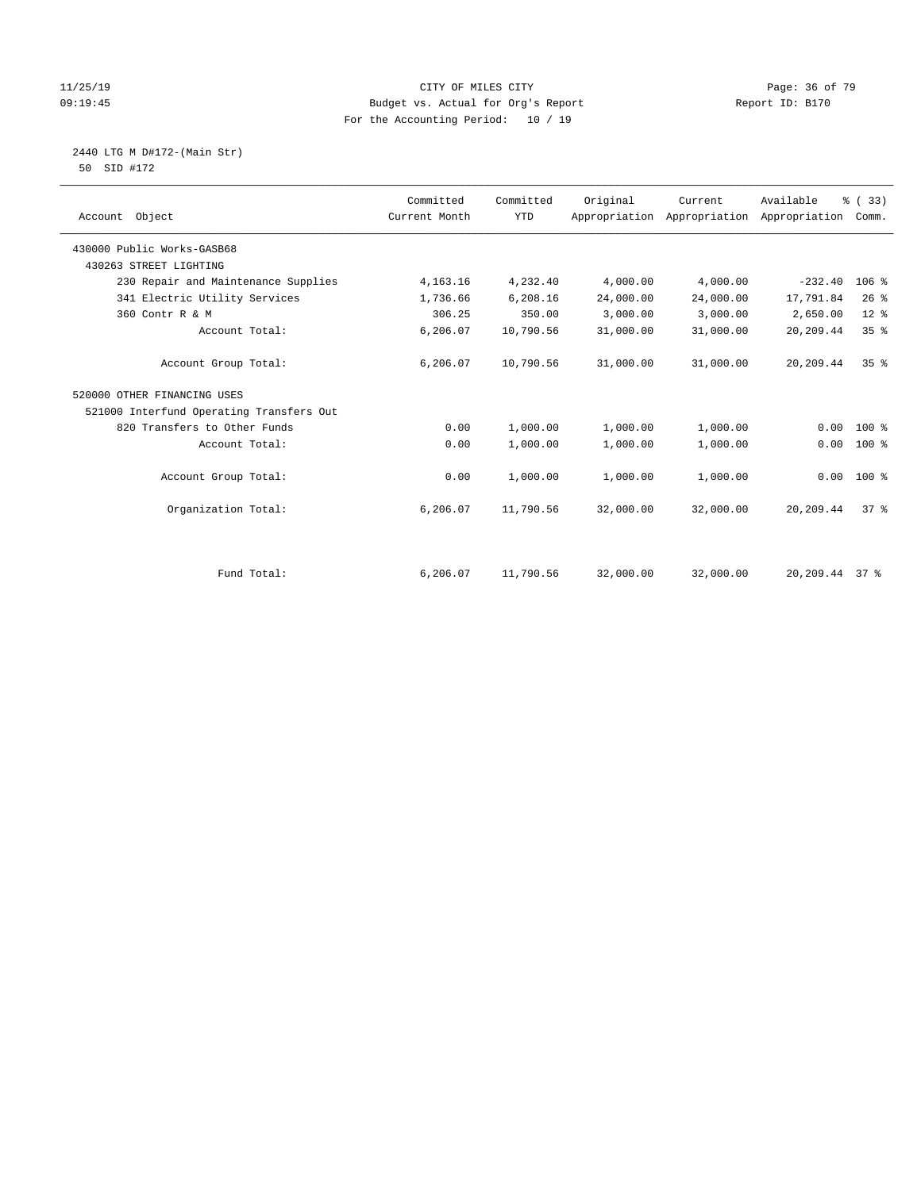CITY OF MILES CITY
Budget vs. Actual for Org's Report
For the Accounting Period: 10 / 19

11/25/19
09:19:45

Report ID: B170

2440 LTG M D#172-(Main Str)
50 SID #172

| Account Object | Committed Current Month | Committed YTD | Original Appropriation | Current Appropriation | Available Appropriation | % ( 33) Comm. |
|---|---|---|---|---|---|---|
| 430000 Public Works-GASB68 | | | | | | |
| 430263 STREET LIGHTING | | | | | | |
| 230 Repair and Maintenance Supplies | 4,163.16 | 4,232.40 | 4,000.00 | 4,000.00 | -232.40 | 106 % |
| 341 Electric Utility Services | 1,736.66 | 6,208.16 | 24,000.00 | 24,000.00 | 17,791.84 | 26 % |
| 360 Contr R & M | 306.25 | 350.00 | 3,000.00 | 3,000.00 | 2,650.00 | 12 % |
| Account Total: | 6,206.07 | 10,790.56 | 31,000.00 | 31,000.00 | 20,209.44 | 35 % |
| Account Group Total: | 6,206.07 | 10,790.56 | 31,000.00 | 31,000.00 | 20,209.44 | 35 % |
| 520000 OTHER FINANCING USES | | | | | | |
| 521000 Interfund Operating Transfers Out | | | | | | |
| 820 Transfers to Other Funds | 0.00 | 1,000.00 | 1,000.00 | 1,000.00 | 0.00 | 100 % |
| Account Total: | 0.00 | 1,000.00 | 1,000.00 | 1,000.00 | 0.00 | 100 % |
| Account Group Total: | 0.00 | 1,000.00 | 1,000.00 | 1,000.00 | 0.00 | 100 % |
| Organization Total: | 6,206.07 | 11,790.56 | 32,000.00 | 32,000.00 | 20,209.44 | 37 % |
| Fund Total: | 6,206.07 | 11,790.56 | 32,000.00 | 32,000.00 | 20,209.44 | 37 % |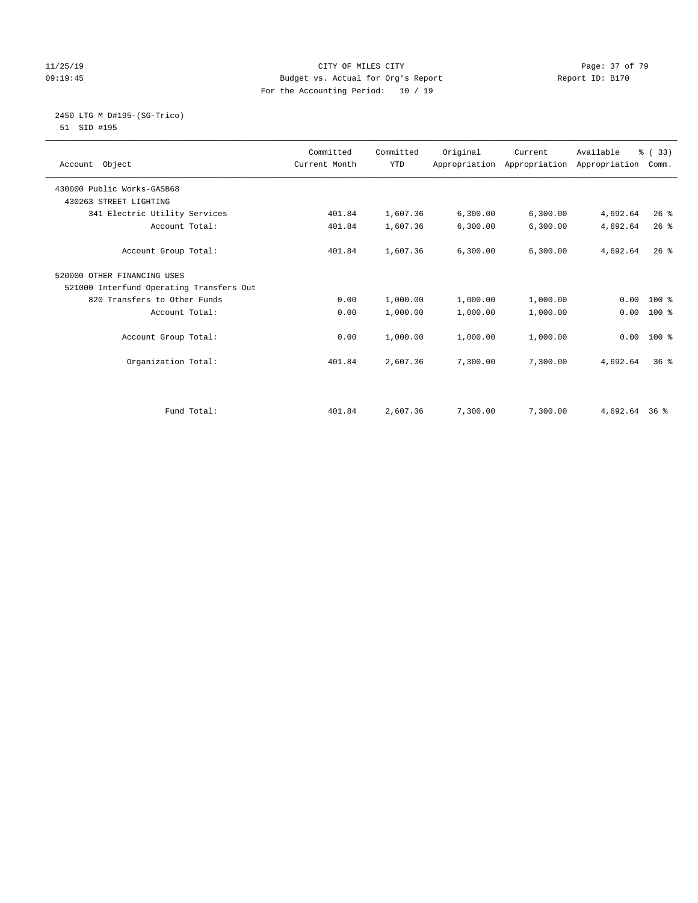CITY OF MILES CITY
Budget vs. Actual for Org's Report
For the Accounting Period: 10 / 19

11/25/19
09:19:45

Report ID: B170

2450 LTG M D#195-(SG-Trico)
51 SID #195

| Account Object | Committed Current Month | Committed YTD | Original Appropriation | Current Appropriation | Available Appropriation | % ( 33) Comm. |
|---|---|---|---|---|---|---|
| 430000 Public Works-GASB68 | | | | | | |
| 430263 STREET LIGHTING | | | | | | |
| 341 Electric Utility Services | 401.84 | 1,607.36 | 6,300.00 | 6,300.00 | 4,692.64 | 26 % |
| Account Total: | 401.84 | 1,607.36 | 6,300.00 | 6,300.00 | 4,692.64 | 26 % |
| Account Group Total: | 401.84 | 1,607.36 | 6,300.00 | 6,300.00 | 4,692.64 | 26 % |
| 520000 OTHER FINANCING USES | | | | | | |
| 521000 Interfund Operating Transfers Out | | | | | | |
| 820 Transfers to Other Funds | 0.00 | 1,000.00 | 1,000.00 | 1,000.00 | 0.00 | 100 % |
| Account Total: | 0.00 | 1,000.00 | 1,000.00 | 1,000.00 | 0.00 | 100 % |
| Account Group Total: | 0.00 | 1,000.00 | 1,000.00 | 1,000.00 | 0.00 | 100 % |
| Organization Total: | 401.84 | 2,607.36 | 7,300.00 | 7,300.00 | 4,692.64 | 36 % |
| Fund Total: | 401.84 | 2,607.36 | 7,300.00 | 7,300.00 | 4,692.64 | 36 % |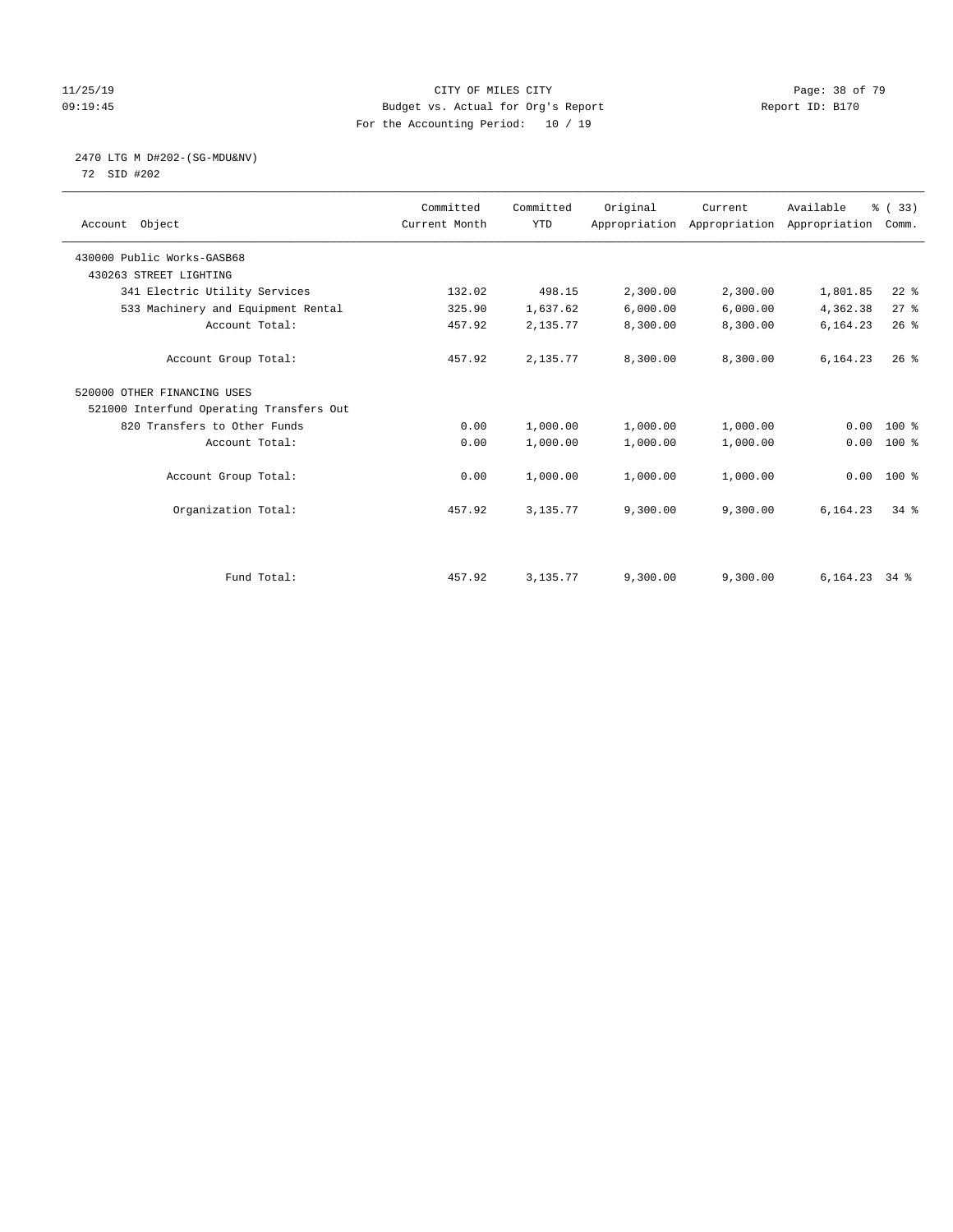CITY OF MILES CITY
Budget vs. Actual for Org's Report
For the Accounting Period: 10 / 19

11/25/19
09:19:45

Report ID: B170

## 2470 LTG M D#202-(SG-MDU&NV)

72 SID #202

| Account Object | Committed Current Month | Committed YTD | Original Appropriation | Current Appropriation | Available Appropriation | % ( 33) Comm. |
|---|---|---|---|---|---|---|
| 430000 Public Works-GASB68 | | | | | | |
| 430263 STREET LIGHTING | | | | | | |
| 341 Electric Utility Services | 132.02 | 498.15 | 2,300.00 | 2,300.00 | 1,801.85 | 22 % |
| 533 Machinery and Equipment Rental | 325.90 | 1,637.62 | 6,000.00 | 6,000.00 | 4,362.38 | 27 % |
| Account Total: | 457.92 | 2,135.77 | 8,300.00 | 8,300.00 | 6,164.23 | 26 % |
| Account Group Total: | 457.92 | 2,135.77 | 8,300.00 | 8,300.00 | 6,164.23 | 26 % |
| 520000 OTHER FINANCING USES | | | | | | |
| 521000 Interfund Operating Transfers Out | | | | | | |
| 820 Transfers to Other Funds | 0.00 | 1,000.00 | 1,000.00 | 1,000.00 | 0.00 | 100 % |
| Account Total: | 0.00 | 1,000.00 | 1,000.00 | 1,000.00 | 0.00 | 100 % |
| Account Group Total: | 0.00 | 1,000.00 | 1,000.00 | 1,000.00 | 0.00 | 100 % |
| Organization Total: | 457.92 | 3,135.77 | 9,300.00 | 9,300.00 | 6,164.23 | 34 % |
| Fund Total: | 457.92 | 3,135.77 | 9,300.00 | 9,300.00 | 6,164.23 | 34 % |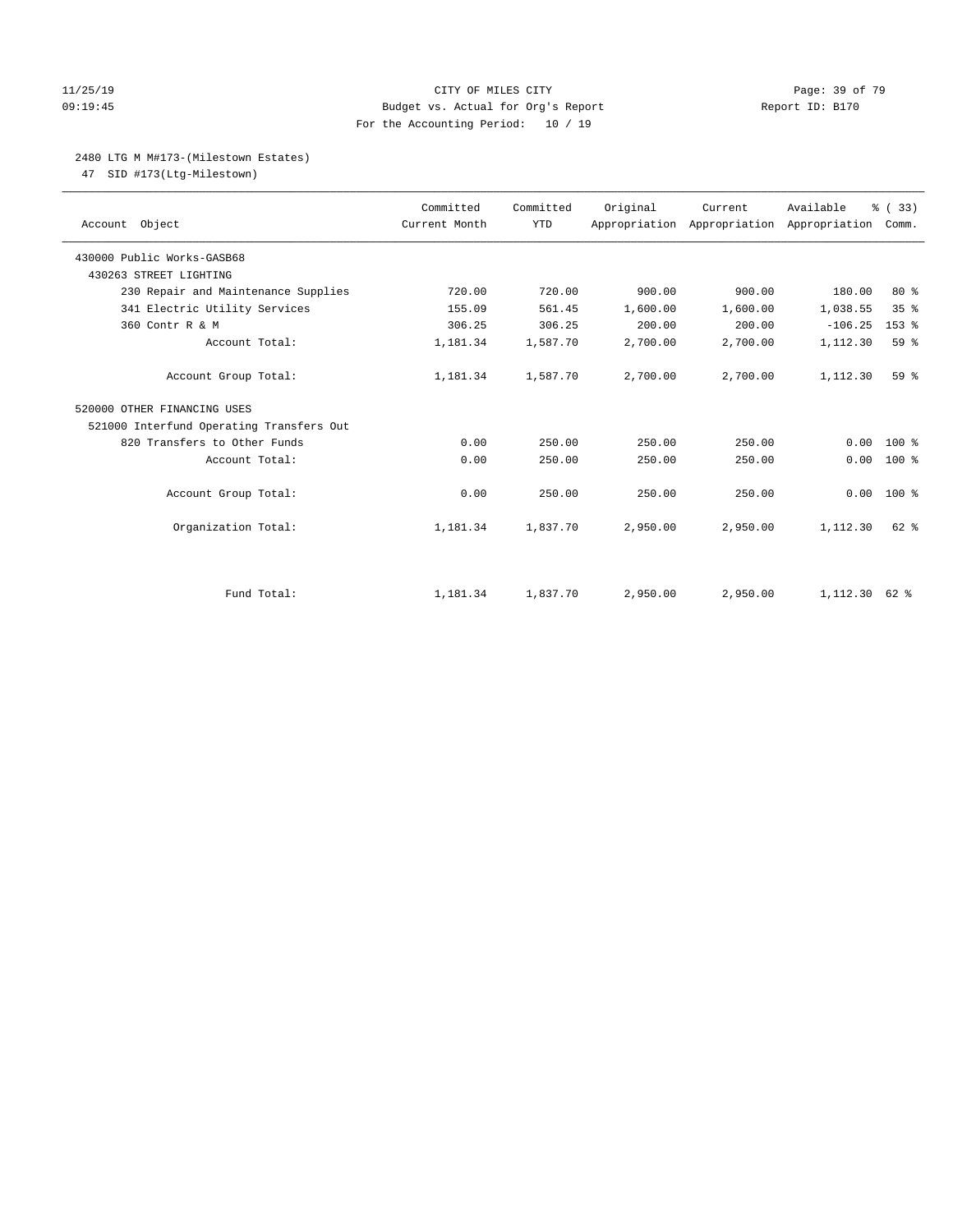CITY OF MILES CITY
Budget vs. Actual for Org's Report
For the Accounting Period: 10 / 19

Report ID: B170

11/25/19
09:19:45

## 2480 LTG M M#173-(Milestown Estates)

47 SID #173(Ltg-Milestown)

| Account Object | Committed Current Month | Committed YTD | Original Appropriation | Current Appropriation | Available Appropriation | % ( 33) Comm. |
|---|---|---|---|---|---|---|
| 430000 Public Works-GASB68 | | | | | | |
| 430263 STREET LIGHTING | | | | | | |
| 230 Repair and Maintenance Supplies | 720.00 | 720.00 | 900.00 | 900.00 | 180.00 | 80 % |
| 341 Electric Utility Services | 155.09 | 561.45 | 1,600.00 | 1,600.00 | 1,038.55 | 35 % |
| 360 Contr R & M | 306.25 | 306.25 | 200.00 | 200.00 | -106.25 | 153 % |
| Account Total: | 1,181.34 | 1,587.70 | 2,700.00 | 2,700.00 | 1,112.30 | 59 % |
| Account Group Total: | 1,181.34 | 1,587.70 | 2,700.00 | 2,700.00 | 1,112.30 | 59 % |
| 520000 OTHER FINANCING USES | | | | | | |
| 521000 Interfund Operating Transfers Out | | | | | | |
| 820 Transfers to Other Funds | 0.00 | 250.00 | 250.00 | 250.00 | 0.00 | 100 % |
| Account Total: | 0.00 | 250.00 | 250.00 | 250.00 | 0.00 | 100 % |
| Account Group Total: | 0.00 | 250.00 | 250.00 | 250.00 | 0.00 | 100 % |
| Organization Total: | 1,181.34 | 1,837.70 | 2,950.00 | 2,950.00 | 1,112.30 | 62 % |
| Fund Total: | 1,181.34 | 1,837.70 | 2,950.00 | 2,950.00 | 1,112.30 | 62 % |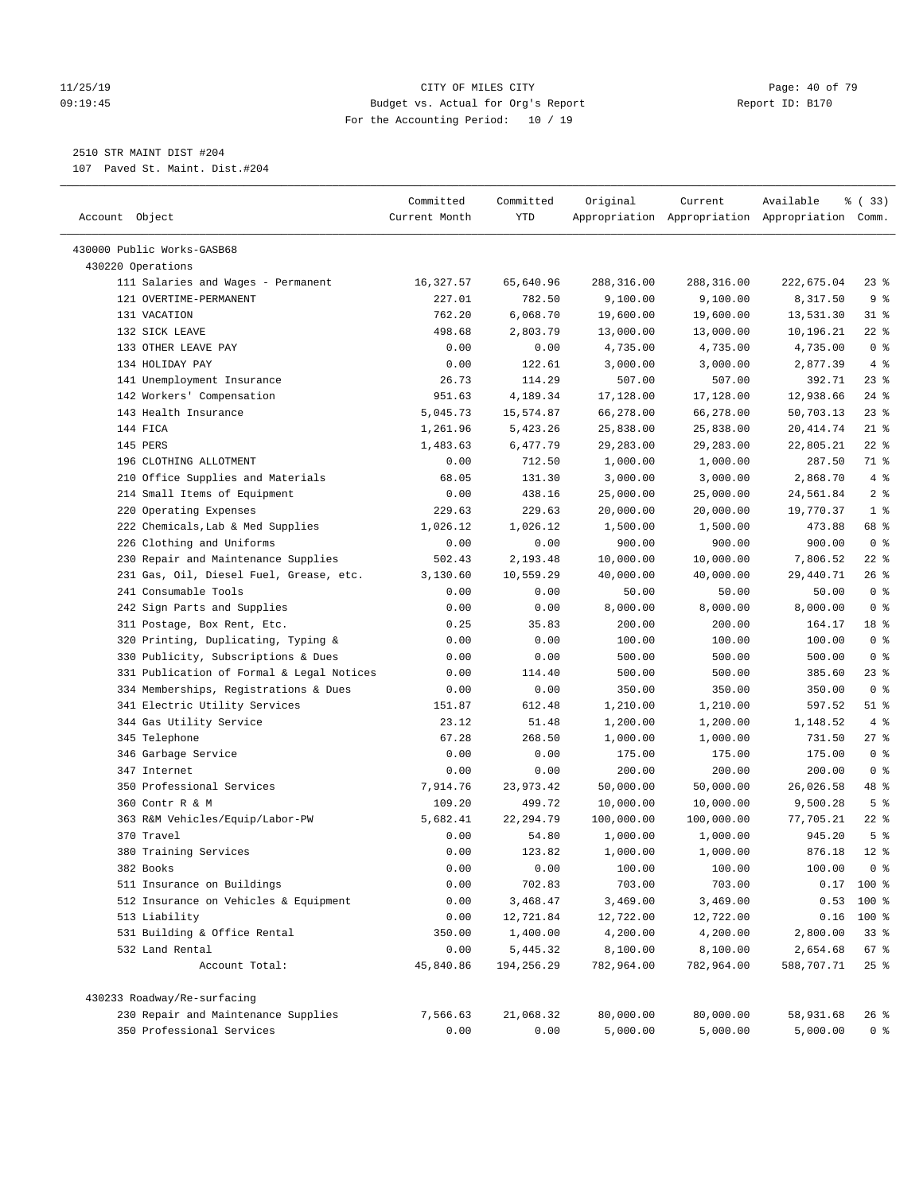CITY OF MILES CITY
Budget vs. Actual for Org's Report
For the Accounting Period: 10 / 19

2510 STR MAINT DIST #204
107 Paved St. Maint. Dist.#204

| Account Object | Committed Current Month | Committed YTD | Original Appropriation | Current Appropriation | Available Appropriation | % ( 33) Comm. |
|---|---|---|---|---|---|---|
| 430000 Public Works-GASB68 | | | | | | |
| 430220 Operations | | | | | | |
| 111 Salaries and Wages - Permanent | 16,327.57 | 65,640.96 | 288,316.00 | 288,316.00 | 222,675.04 | 23 % |
| 121 OVERTIME-PERMANENT | 227.01 | 782.50 | 9,100.00 | 9,100.00 | 8,317.50 | 9 % |
| 131 VACATION | 762.20 | 6,068.70 | 19,600.00 | 19,600.00 | 13,531.30 | 31 % |
| 132 SICK LEAVE | 498.68 | 2,803.79 | 13,000.00 | 13,000.00 | 10,196.21 | 22 % |
| 133 OTHER LEAVE PAY | 0.00 | 0.00 | 4,735.00 | 4,735.00 | 4,735.00 | 0 % |
| 134 HOLIDAY PAY | 0.00 | 122.61 | 3,000.00 | 3,000.00 | 2,877.39 | 4 % |
| 141 Unemployment Insurance | 26.73 | 114.29 | 507.00 | 507.00 | 392.71 | 23 % |
| 142 Workers' Compensation | 951.63 | 4,189.34 | 17,128.00 | 17,128.00 | 12,938.66 | 24 % |
| 143 Health Insurance | 5,045.73 | 15,574.87 | 66,278.00 | 66,278.00 | 50,703.13 | 23 % |
| 144 FICA | 1,261.96 | 5,423.26 | 25,838.00 | 25,838.00 | 20,414.74 | 21 % |
| 145 PERS | 1,483.63 | 6,477.79 | 29,283.00 | 29,283.00 | 22,805.21 | 22 % |
| 196 CLOTHING ALLOTMENT | 0.00 | 712.50 | 1,000.00 | 1,000.00 | 287.50 | 71 % |
| 210 Office Supplies and Materials | 68.05 | 131.30 | 3,000.00 | 3,000.00 | 2,868.70 | 4 % |
| 214 Small Items of Equipment | 0.00 | 438.16 | 25,000.00 | 25,000.00 | 24,561.84 | 2 % |
| 220 Operating Expenses | 229.63 | 229.63 | 20,000.00 | 20,000.00 | 19,770.37 | 1 % |
| 222 Chemicals,Lab & Med Supplies | 1,026.12 | 1,026.12 | 1,500.00 | 1,500.00 | 473.88 | 68 % |
| 226 Clothing and Uniforms | 0.00 | 0.00 | 900.00 | 900.00 | 900.00 | 0 % |
| 230 Repair and Maintenance Supplies | 502.43 | 2,193.48 | 10,000.00 | 10,000.00 | 7,806.52 | 22 % |
| 231 Gas, Oil, Diesel Fuel, Grease, etc. | 3,130.60 | 10,559.29 | 40,000.00 | 40,000.00 | 29,440.71 | 26 % |
| 241 Consumable Tools | 0.00 | 0.00 | 50.00 | 50.00 | 50.00 | 0 % |
| 242 Sign Parts and Supplies | 0.00 | 0.00 | 8,000.00 | 8,000.00 | 8,000.00 | 0 % |
| 311 Postage, Box Rent, Etc. | 0.25 | 35.83 | 200.00 | 200.00 | 164.17 | 18 % |
| 320 Printing, Duplicating, Typing & | 0.00 | 0.00 | 100.00 | 100.00 | 100.00 | 0 % |
| 330 Publicity, Subscriptions & Dues | 0.00 | 0.00 | 500.00 | 500.00 | 500.00 | 0 % |
| 331 Publication of Formal & Legal Notices | 0.00 | 114.40 | 500.00 | 500.00 | 385.60 | 23 % |
| 334 Memberships, Registrations & Dues | 0.00 | 0.00 | 350.00 | 350.00 | 350.00 | 0 % |
| 341 Electric Utility Services | 151.87 | 612.48 | 1,210.00 | 1,210.00 | 597.52 | 51 % |
| 344 Gas Utility Service | 23.12 | 51.48 | 1,200.00 | 1,200.00 | 1,148.52 | 4 % |
| 345 Telephone | 67.28 | 268.50 | 1,000.00 | 1,000.00 | 731.50 | 27 % |
| 346 Garbage Service | 0.00 | 0.00 | 175.00 | 175.00 | 175.00 | 0 % |
| 347 Internet | 0.00 | 0.00 | 200.00 | 200.00 | 200.00 | 0 % |
| 350 Professional Services | 7,914.76 | 23,973.42 | 50,000.00 | 50,000.00 | 26,026.58 | 48 % |
| 360 Contr R & M | 109.20 | 499.72 | 10,000.00 | 10,000.00 | 9,500.28 | 5 % |
| 363 R&M Vehicles/Equip/Labor-PW | 5,682.41 | 22,294.79 | 100,000.00 | 100,000.00 | 77,705.21 | 22 % |
| 370 Travel | 0.00 | 54.80 | 1,000.00 | 1,000.00 | 945.20 | 5 % |
| 380 Training Services | 0.00 | 123.82 | 1,000.00 | 1,000.00 | 876.18 | 12 % |
| 382 Books | 0.00 | 0.00 | 100.00 | 100.00 | 100.00 | 0 % |
| 511 Insurance on Buildings | 0.00 | 702.83 | 703.00 | 703.00 | 0.17 | 100 % |
| 512 Insurance on Vehicles & Equipment | 0.00 | 3,468.47 | 3,469.00 | 3,469.00 | 0.53 | 100 % |
| 513 Liability | 0.00 | 12,721.84 | 12,722.00 | 12,722.00 | 0.16 | 100 % |
| 531 Building & Office Rental | 350.00 | 1,400.00 | 4,200.00 | 4,200.00 | 2,800.00 | 33 % |
| 532 Land Rental | 0.00 | 5,445.32 | 8,100.00 | 8,100.00 | 2,654.68 | 67 % |
| Account Total: | 45,840.86 | 194,256.29 | 782,964.00 | 782,964.00 | 588,707.71 | 25 % |
| 430233 Roadway/Re-surfacing | | | | | | |
| 230 Repair and Maintenance Supplies | 7,566.63 | 21,068.32 | 80,000.00 | 80,000.00 | 58,931.68 | 26 % |
| 350 Professional Services | 0.00 | 0.00 | 5,000.00 | 5,000.00 | 5,000.00 | 0 % |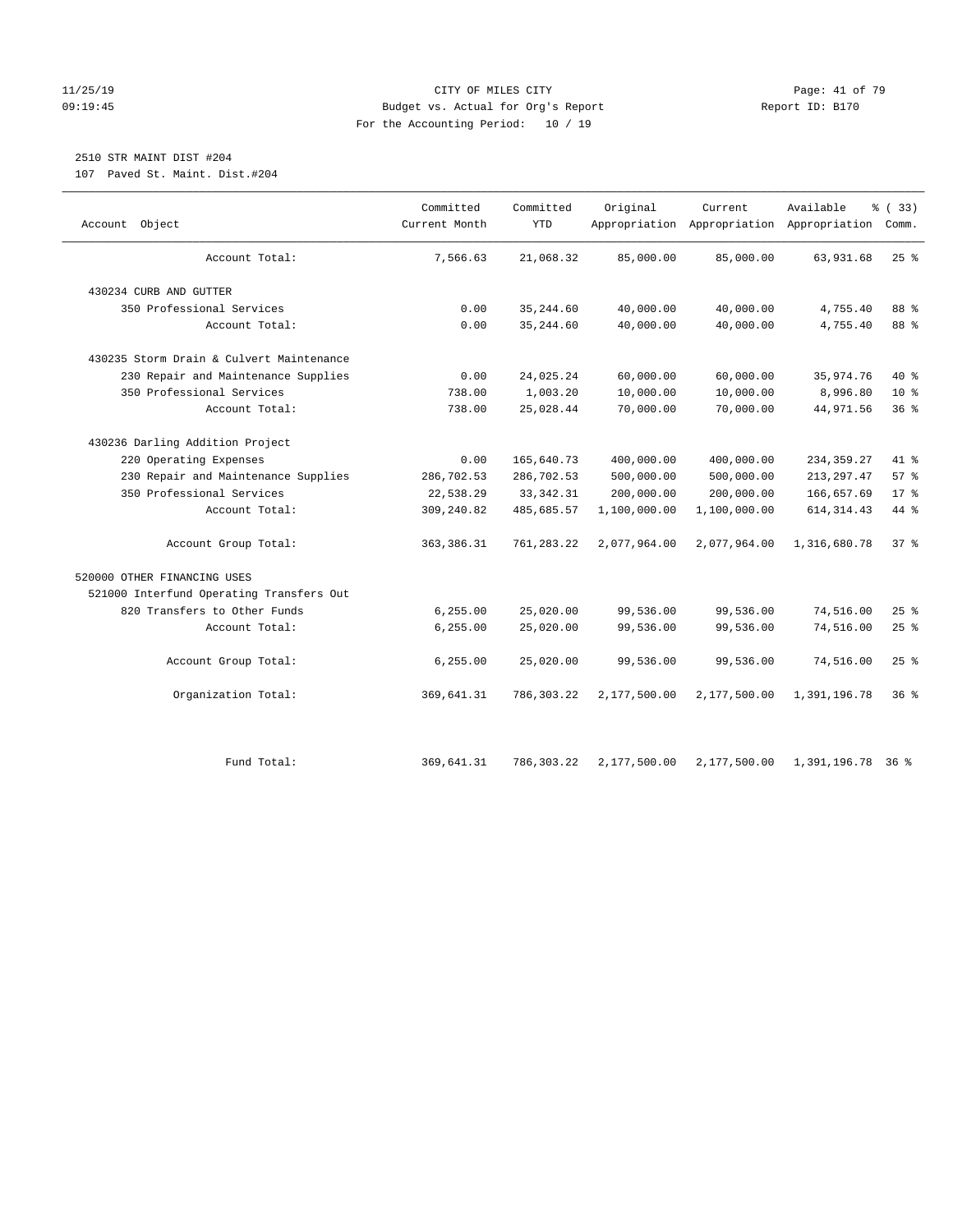# CITY OF MILES CITY

Budget vs. Actual for Org's Report

For the Accounting Period: 10 / 19

11/25/19 09:19:45 — Report ID: B170

## 2510 STR MAINT DIST #204

107 Paved St. Maint. Dist.#204

| Account Object | Committed Current Month | Committed YTD | Original Appropriation | Current Appropriation | Available Appropriation | % ( 33) Comm. |
|---|---|---|---|---|---|---|
| Account Total: | 7,566.63 | 21,068.32 | 85,000.00 | 85,000.00 | 63,931.68 | 25 % |
| 430234 CURB AND GUTTER | | | | | | |
| 350 Professional Services | 0.00 | 35,244.60 | 40,000.00 | 40,000.00 | 4,755.40 | 88 % |
| Account Total: | 0.00 | 35,244.60 | 40,000.00 | 40,000.00 | 4,755.40 | 88 % |
| 430235 Storm Drain & Culvert Maintenance | | | | | | |
| 230 Repair and Maintenance Supplies | 0.00 | 24,025.24 | 60,000.00 | 60,000.00 | 35,974.76 | 40 % |
| 350 Professional Services | 738.00 | 1,003.20 | 10,000.00 | 10,000.00 | 8,996.80 | 10 % |
| Account Total: | 738.00 | 25,028.44 | 70,000.00 | 70,000.00 | 44,971.56 | 36 % |
| 430236 Darling Addition Project | | | | | | |
| 220 Operating Expenses | 0.00 | 165,640.73 | 400,000.00 | 400,000.00 | 234,359.27 | 41 % |
| 230 Repair and Maintenance Supplies | 286,702.53 | 286,702.53 | 500,000.00 | 500,000.00 | 213,297.47 | 57 % |
| 350 Professional Services | 22,538.29 | 33,342.31 | 200,000.00 | 200,000.00 | 166,657.69 | 17 % |
| Account Total: | 309,240.82 | 485,685.57 | 1,100,000.00 | 1,100,000.00 | 614,314.43 | 44 % |
| Account Group Total: | 363,386.31 | 761,283.22 | 2,077,964.00 | 2,077,964.00 | 1,316,680.78 | 37 % |
| 520000 OTHER FINANCING USES | | | | | | |
| 521000 Interfund Operating Transfers Out | | | | | | |
| 820 Transfers to Other Funds | 6,255.00 | 25,020.00 | 99,536.00 | 99,536.00 | 74,516.00 | 25 % |
| Account Total: | 6,255.00 | 25,020.00 | 99,536.00 | 99,536.00 | 74,516.00 | 25 % |
| Account Group Total: | 6,255.00 | 25,020.00 | 99,536.00 | 99,536.00 | 74,516.00 | 25 % |
| Organization Total: | 369,641.31 | 786,303.22 | 2,177,500.00 | 2,177,500.00 | 1,391,196.78 | 36 % |
| Fund Total: | 369,641.31 | 786,303.22 | 2,177,500.00 | 2,177,500.00 | 1,391,196.78 | 36 % |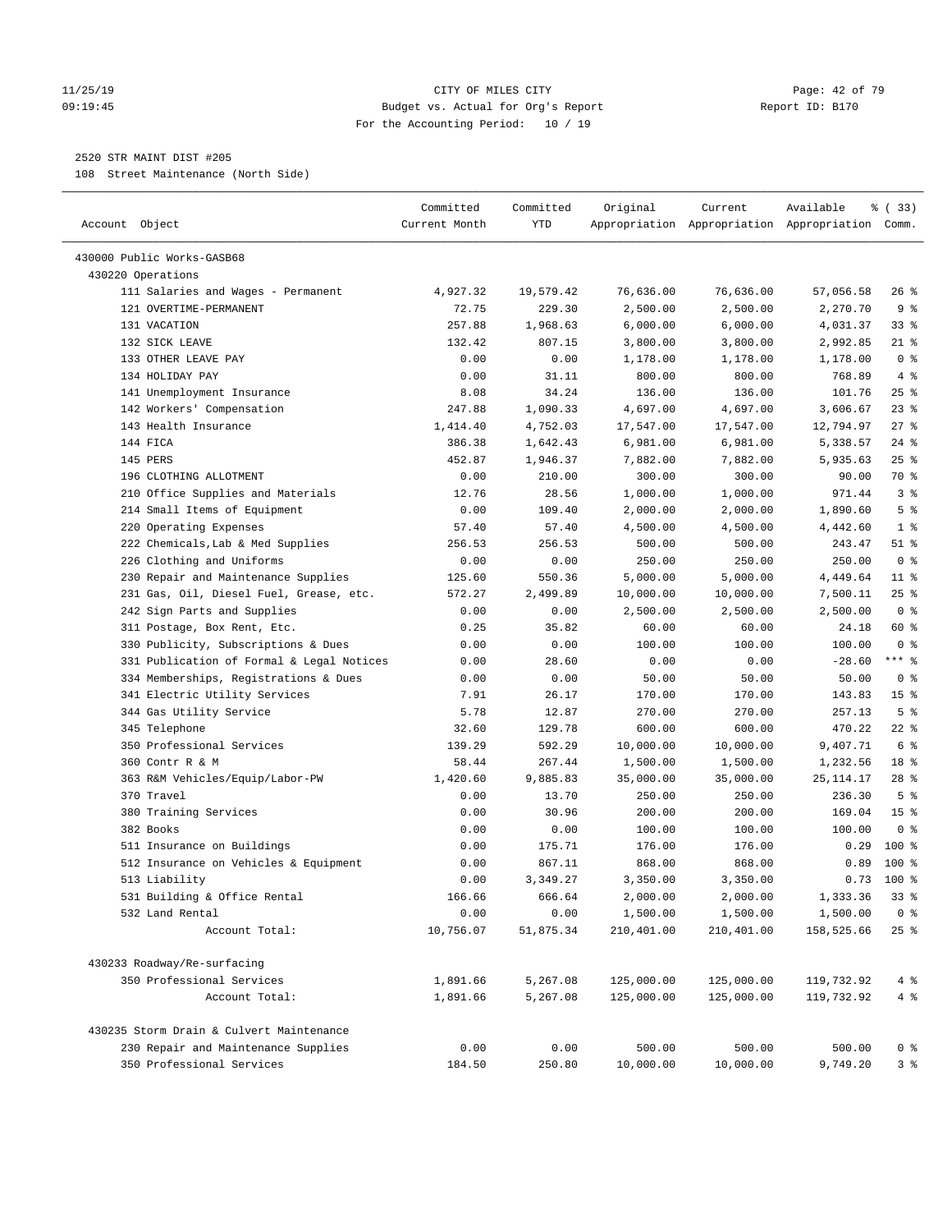CITY OF MILES CITY
Budget vs. Actual for Org's Report
For the Accounting Period: 10 / 19

11/25/19
09:19:45

Report ID: B170

2520 STR MAINT DIST #205
108 Street Maintenance (North Side)

| Account Object | Committed Current Month | Committed YTD | Original Appropriation | Current Appropriation | Available Appropriation | % ( 33) Comm. |
|---|---|---|---|---|---|---|
| 430000 Public Works-GASB68 | | | | | | |
| 430220 Operations | | | | | | |
| 111 Salaries and Wages - Permanent | 4,927.32 | 19,579.42 | 76,636.00 | 76,636.00 | 57,056.58 | 26 % |
| 121 OVERTIME-PERMANENT | 72.75 | 229.30 | 2,500.00 | 2,500.00 | 2,270.70 | 9 % |
| 131 VACATION | 257.88 | 1,968.63 | 6,000.00 | 6,000.00 | 4,031.37 | 33 % |
| 132 SICK LEAVE | 132.42 | 807.15 | 3,800.00 | 3,800.00 | 2,992.85 | 21 % |
| 133 OTHER LEAVE PAY | 0.00 | 0.00 | 1,178.00 | 1,178.00 | 1,178.00 | 0 % |
| 134 HOLIDAY PAY | 0.00 | 31.11 | 800.00 | 800.00 | 768.89 | 4 % |
| 141 Unemployment Insurance | 8.08 | 34.24 | 136.00 | 136.00 | 101.76 | 25 % |
| 142 Workers' Compensation | 247.88 | 1,090.33 | 4,697.00 | 4,697.00 | 3,606.67 | 23 % |
| 143 Health Insurance | 1,414.40 | 4,752.03 | 17,547.00 | 17,547.00 | 12,794.97 | 27 % |
| 144 FICA | 386.38 | 1,642.43 | 6,981.00 | 6,981.00 | 5,338.57 | 24 % |
| 145 PERS | 452.87 | 1,946.37 | 7,882.00 | 7,882.00 | 5,935.63 | 25 % |
| 196 CLOTHING ALLOTMENT | 0.00 | 210.00 | 300.00 | 300.00 | 90.00 | 70 % |
| 210 Office Supplies and Materials | 12.76 | 28.56 | 1,000.00 | 1,000.00 | 971.44 | 3 % |
| 214 Small Items of Equipment | 0.00 | 109.40 | 2,000.00 | 2,000.00 | 1,890.60 | 5 % |
| 220 Operating Expenses | 57.40 | 57.40 | 4,500.00 | 4,500.00 | 4,442.60 | 1 % |
| 222 Chemicals,Lab & Med Supplies | 256.53 | 256.53 | 500.00 | 500.00 | 243.47 | 51 % |
| 226 Clothing and Uniforms | 0.00 | 0.00 | 250.00 | 250.00 | 250.00 | 0 % |
| 230 Repair and Maintenance Supplies | 125.60 | 550.36 | 5,000.00 | 5,000.00 | 4,449.64 | 11 % |
| 231 Gas, Oil, Diesel Fuel, Grease, etc. | 572.27 | 2,499.89 | 10,000.00 | 10,000.00 | 7,500.11 | 25 % |
| 242 Sign Parts and Supplies | 0.00 | 0.00 | 2,500.00 | 2,500.00 | 2,500.00 | 0 % |
| 311 Postage, Box Rent, Etc. | 0.25 | 35.82 | 60.00 | 60.00 | 24.18 | 60 % |
| 330 Publicity, Subscriptions & Dues | 0.00 | 0.00 | 100.00 | 100.00 | 100.00 | 0 % |
| 331 Publication of Formal & Legal Notices | 0.00 | 28.60 | 0.00 | 0.00 | -28.60 | *** % |
| 334 Memberships, Registrations & Dues | 0.00 | 0.00 | 50.00 | 50.00 | 50.00 | 0 % |
| 341 Electric Utility Services | 7.91 | 26.17 | 170.00 | 170.00 | 143.83 | 15 % |
| 344 Gas Utility Service | 5.78 | 12.87 | 270.00 | 270.00 | 257.13 | 5 % |
| 345 Telephone | 32.60 | 129.78 | 600.00 | 600.00 | 470.22 | 22 % |
| 350 Professional Services | 139.29 | 592.29 | 10,000.00 | 10,000.00 | 9,407.71 | 6 % |
| 360 Contr R & M | 58.44 | 267.44 | 1,500.00 | 1,500.00 | 1,232.56 | 18 % |
| 363 R&M Vehicles/Equip/Labor-PW | 1,420.60 | 9,885.83 | 35,000.00 | 35,000.00 | 25,114.17 | 28 % |
| 370 Travel | 0.00 | 13.70 | 250.00 | 250.00 | 236.30 | 5 % |
| 380 Training Services | 0.00 | 30.96 | 200.00 | 200.00 | 169.04 | 15 % |
| 382 Books | 0.00 | 0.00 | 100.00 | 100.00 | 100.00 | 0 % |
| 511 Insurance on Buildings | 0.00 | 175.71 | 176.00 | 176.00 | 0.29 | 100 % |
| 512 Insurance on Vehicles & Equipment | 0.00 | 867.11 | 868.00 | 868.00 | 0.89 | 100 % |
| 513 Liability | 0.00 | 3,349.27 | 3,350.00 | 3,350.00 | 0.73 | 100 % |
| 531 Building & Office Rental | 166.66 | 666.64 | 2,000.00 | 2,000.00 | 1,333.36 | 33 % |
| 532 Land Rental | 0.00 | 0.00 | 1,500.00 | 1,500.00 | 1,500.00 | 0 % |
| Account Total: | 10,756.07 | 51,875.34 | 210,401.00 | 210,401.00 | 158,525.66 | 25 % |
| 430233 Roadway/Re-surfacing | | | | | | |
| 350 Professional Services | 1,891.66 | 5,267.08 | 125,000.00 | 125,000.00 | 119,732.92 | 4 % |
| Account Total: | 1,891.66 | 5,267.08 | 125,000.00 | 125,000.00 | 119,732.92 | 4 % |
| 430235 Storm Drain & Culvert Maintenance | | | | | | |
| 230 Repair and Maintenance Supplies | 0.00 | 0.00 | 500.00 | 500.00 | 500.00 | 0 % |
| 350 Professional Services | 184.50 | 250.80 | 10,000.00 | 10,000.00 | 9,749.20 | 3 % |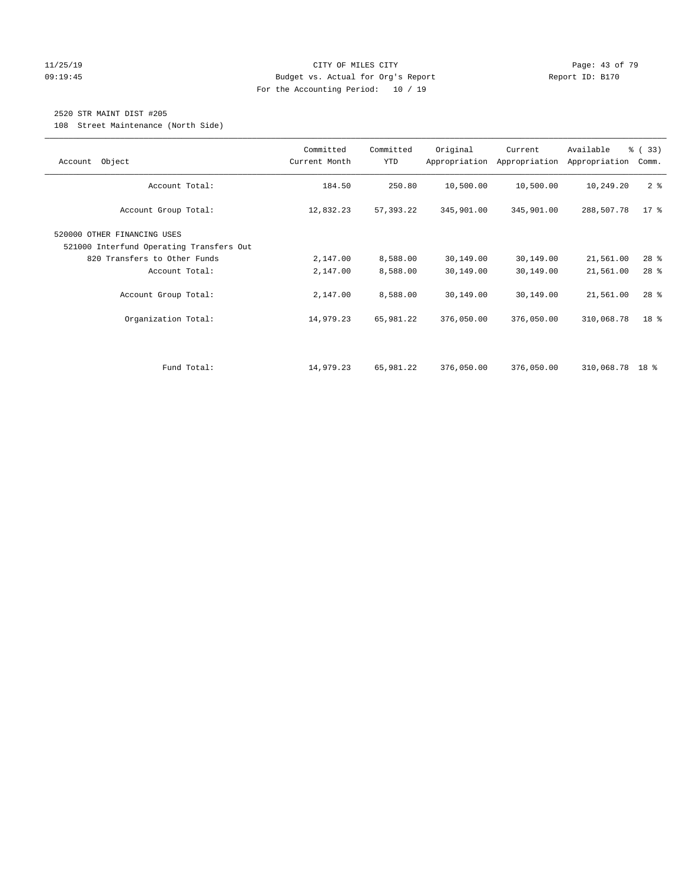CITY OF MILES CITY
Budget vs. Actual for Org's Report
For the Accounting Period: 10 / 19

11/25/19
09:19:45

Report ID: B170

2520 STR MAINT DIST #205
108 Street Maintenance (North Side)

| Account Object | Committed Current Month | Committed YTD | Original Appropriation | Current Appropriation | Available Appropriation | % ( 33) Comm. |
|---|---|---|---|---|---|---|
| Account Total: | 184.50 | 250.80 | 10,500.00 | 10,500.00 | 10,249.20 | 2 % |
| Account Group Total: | 12,832.23 | 57,393.22 | 345,901.00 | 345,901.00 | 288,507.78 | 17 % |
| 520000 OTHER FINANCING USES | | | | | | |
| 521000 Interfund Operating Transfers Out | | | | | | |
| 820 Transfers to Other Funds | 2,147.00 | 8,588.00 | 30,149.00 | 30,149.00 | 21,561.00 | 28 % |
| Account Total: | 2,147.00 | 8,588.00 | 30,149.00 | 30,149.00 | 21,561.00 | 28 % |
| Account Group Total: | 2,147.00 | 8,588.00 | 30,149.00 | 30,149.00 | 21,561.00 | 28 % |
| Organization Total: | 14,979.23 | 65,981.22 | 376,050.00 | 376,050.00 | 310,068.78 | 18 % |
| Fund Total: | 14,979.23 | 65,981.22 | 376,050.00 | 376,050.00 | 310,068.78 | 18 % |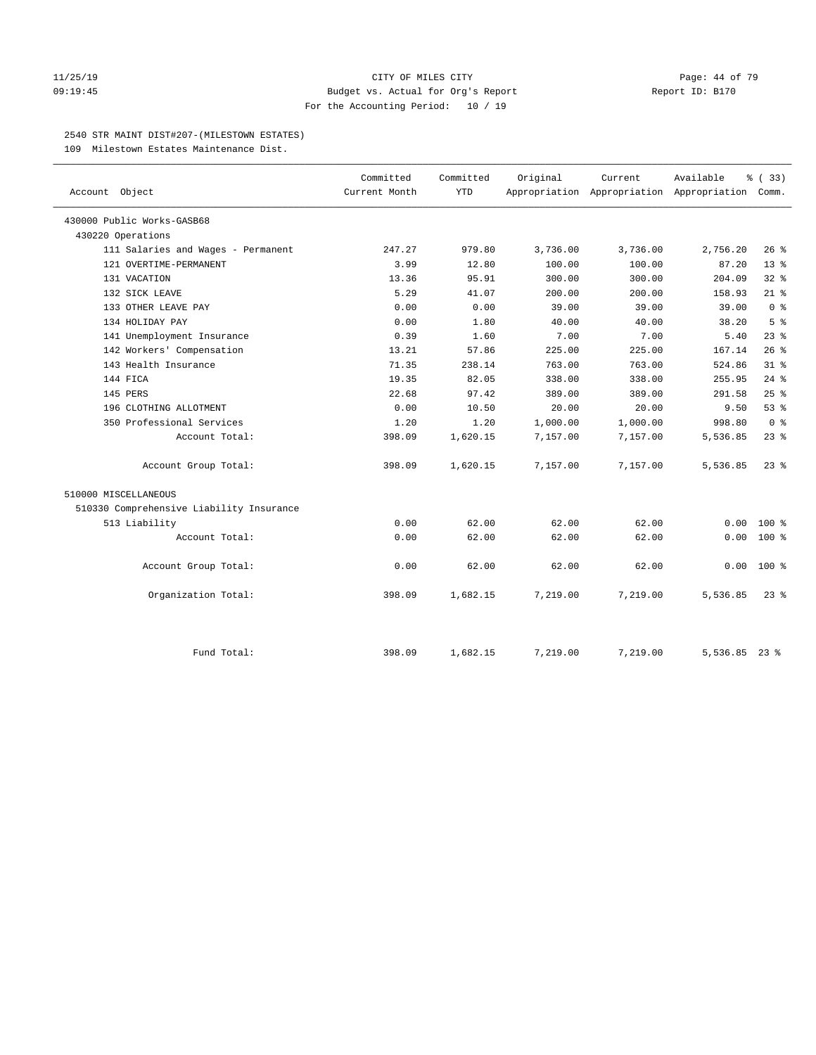CITY OF MILES CITY
Budget vs. Actual for Org's Report
For the Accounting Period: 10 / 19

11/25/19
09:19:45

Report ID: B170

2540 STR MAINT DIST#207-(MILESTOWN ESTATES)

109 Milestown Estates Maintenance Dist.

| Account Object | Committed Current Month | Committed YTD | Original Appropriation | Current Appropriation | Available Appropriation | % ( 33) Comm. |
|---|---|---|---|---|---|---|
| 430000 Public Works-GASB68 | | | | | | |
| 430220 Operations | | | | | | |
| 111 Salaries and Wages - Permanent | 247.27 | 979.80 | 3,736.00 | 3,736.00 | 2,756.20 | 26 % |
| 121 OVERTIME-PERMANENT | 3.99 | 12.80 | 100.00 | 100.00 | 87.20 | 13 % |
| 131 VACATION | 13.36 | 95.91 | 300.00 | 300.00 | 204.09 | 32 % |
| 132 SICK LEAVE | 5.29 | 41.07 | 200.00 | 200.00 | 158.93 | 21 % |
| 133 OTHER LEAVE PAY | 0.00 | 0.00 | 39.00 | 39.00 | 39.00 | 0 % |
| 134 HOLIDAY PAY | 0.00 | 1.80 | 40.00 | 40.00 | 38.20 | 5 % |
| 141 Unemployment Insurance | 0.39 | 1.60 | 7.00 | 7.00 | 5.40 | 23 % |
| 142 Workers' Compensation | 13.21 | 57.86 | 225.00 | 225.00 | 167.14 | 26 % |
| 143 Health Insurance | 71.35 | 238.14 | 763.00 | 763.00 | 524.86 | 31 % |
| 144 FICA | 19.35 | 82.05 | 338.00 | 338.00 | 255.95 | 24 % |
| 145 PERS | 22.68 | 97.42 | 389.00 | 389.00 | 291.58 | 25 % |
| 196 CLOTHING ALLOTMENT | 0.00 | 10.50 | 20.00 | 20.00 | 9.50 | 53 % |
| 350 Professional Services | 1.20 | 1.20 | 1,000.00 | 1,000.00 | 998.80 | 0 % |
| Account Total: | 398.09 | 1,620.15 | 7,157.00 | 7,157.00 | 5,536.85 | 23 % |
| Account Group Total: | 398.09 | 1,620.15 | 7,157.00 | 7,157.00 | 5,536.85 | 23 % |
| 510000 MISCELLANEOUS | | | | | | |
| 510330 Comprehensive Liability Insurance | | | | | | |
| 513 Liability | 0.00 | 62.00 | 62.00 | 62.00 | 0.00 | 100 % |
| Account Total: | 0.00 | 62.00 | 62.00 | 62.00 | 0.00 | 100 % |
| Account Group Total: | 0.00 | 62.00 | 62.00 | 62.00 | 0.00 | 100 % |
| Organization Total: | 398.09 | 1,682.15 | 7,219.00 | 7,219.00 | 5,536.85 | 23 % |
| Fund Total: | 398.09 | 1,682.15 | 7,219.00 | 7,219.00 | 5,536.85 | 23 % |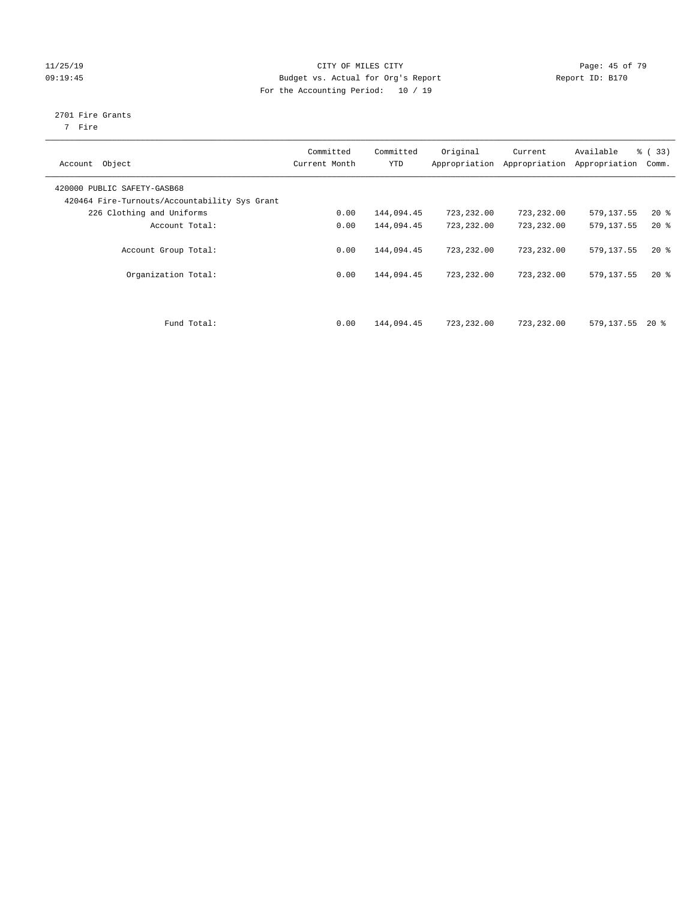CITY OF MILES CITY

Budget vs. Actual for Org's Report

For the Accounting Period: 10 / 19

2701 Fire Grants

7 Fire

| Account Object | Committed Current Month | Committed YTD | Original Appropriation | Current Appropriation | Available Appropriation | % ( 33) Comm. |
|---|---|---|---|---|---|---|
| 420000 PUBLIC SAFETY-GASB68 | | | | | | |
| 420464 Fire-Turnouts/Accountability Sys Grant | | | | | | |
| 226 Clothing and Uniforms | 0.00 | 144,094.45 | 723,232.00 | 723,232.00 | 579,137.55 | 20 % |
| Account Total: | 0.00 | 144,094.45 | 723,232.00 | 723,232.00 | 579,137.55 | 20 % |
| Account Group Total: | 0.00 | 144,094.45 | 723,232.00 | 723,232.00 | 579,137.55 | 20 % |
| Organization Total: | 0.00 | 144,094.45 | 723,232.00 | 723,232.00 | 579,137.55 | 20 % |
| Fund Total: | 0.00 | 144,094.45 | 723,232.00 | 723,232.00 | 579,137.55 | 20 % |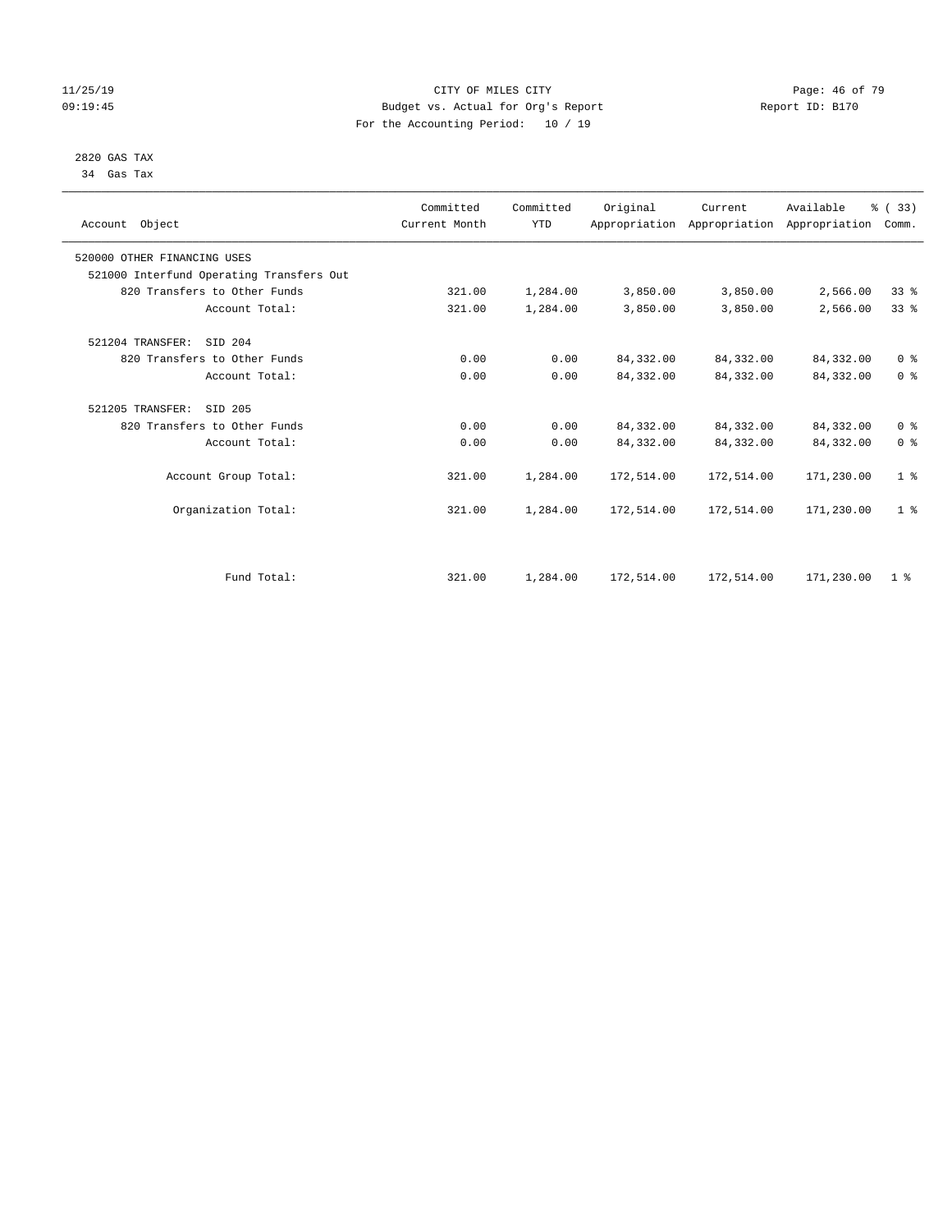CITY OF MILES CITY
Budget vs. Actual for Org's Report
For the Accounting Period: 10 / 19

11/25/19
09:19:45

Report ID: B170

2820 GAS TAX
34 Gas Tax

| Account Object | Committed Current Month | Committed YTD | Original Appropriation | Current Appropriation | Available Appropriation | % ( 33) Comm. |
|---|---|---|---|---|---|---|
| 520000 OTHER FINANCING USES | | | | | | |
| 521000 Interfund Operating Transfers Out | | | | | | |
| 820 Transfers to Other Funds | 321.00 | 1,284.00 | 3,850.00 | 3,850.00 | 2,566.00 | 33 % |
| Account Total: | 321.00 | 1,284.00 | 3,850.00 | 3,850.00 | 2,566.00 | 33 % |
| 521204 TRANSFER: SID 204 | | | | | | |
| 820 Transfers to Other Funds | 0.00 | 0.00 | 84,332.00 | 84,332.00 | 84,332.00 | 0 % |
| Account Total: | 0.00 | 0.00 | 84,332.00 | 84,332.00 | 84,332.00 | 0 % |
| 521205 TRANSFER: SID 205 | | | | | | |
| 820 Transfers to Other Funds | 0.00 | 0.00 | 84,332.00 | 84,332.00 | 84,332.00 | 0 % |
| Account Total: | 0.00 | 0.00 | 84,332.00 | 84,332.00 | 84,332.00 | 0 % |
| Account Group Total: | 321.00 | 1,284.00 | 172,514.00 | 172,514.00 | 171,230.00 | 1 % |
| Organization Total: | 321.00 | 1,284.00 | 172,514.00 | 172,514.00 | 171,230.00 | 1 % |
| Fund Total: | 321.00 | 1,284.00 | 172,514.00 | 172,514.00 | 171,230.00 | 1 % |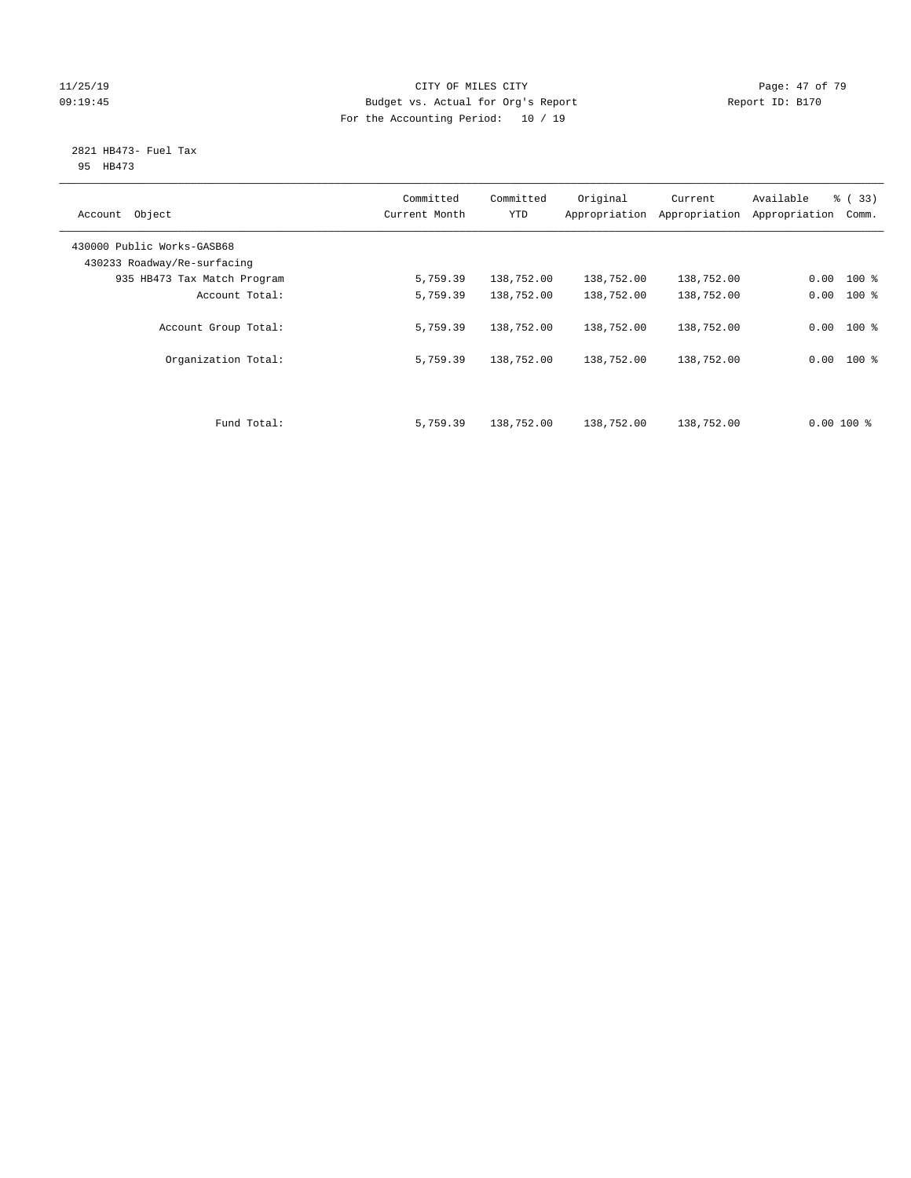CITY OF MILES CITY
Budget vs. Actual for Org's Report
For the Accounting Period: 10 / 19

11/25/19
09:19:45

Report ID: B170

2821 HB473- Fuel Tax
95 HB473

| Account Object | Committed Current Month | Committed YTD | Original Appropriation | Current Appropriation | Available Appropriation | % ( 33) Comm. |
|---|---|---|---|---|---|---|
| 430000 Public Works-GASB68 | | | | | | |
| 430233 Roadway/Re-surfacing | | | | | | |
| 935 HB473 Tax Match Program | 5,759.39 | 138,752.00 | 138,752.00 | 138,752.00 | 0.00 | 100 % |
| Account Total: | 5,759.39 | 138,752.00 | 138,752.00 | 138,752.00 | 0.00 | 100 % |
| Account Group Total: | 5,759.39 | 138,752.00 | 138,752.00 | 138,752.00 | 0.00 | 100 % |
| Organization Total: | 5,759.39 | 138,752.00 | 138,752.00 | 138,752.00 | 0.00 | 100 % |
| Fund Total: | 5,759.39 | 138,752.00 | 138,752.00 | 138,752.00 | 0.00 | 100 % |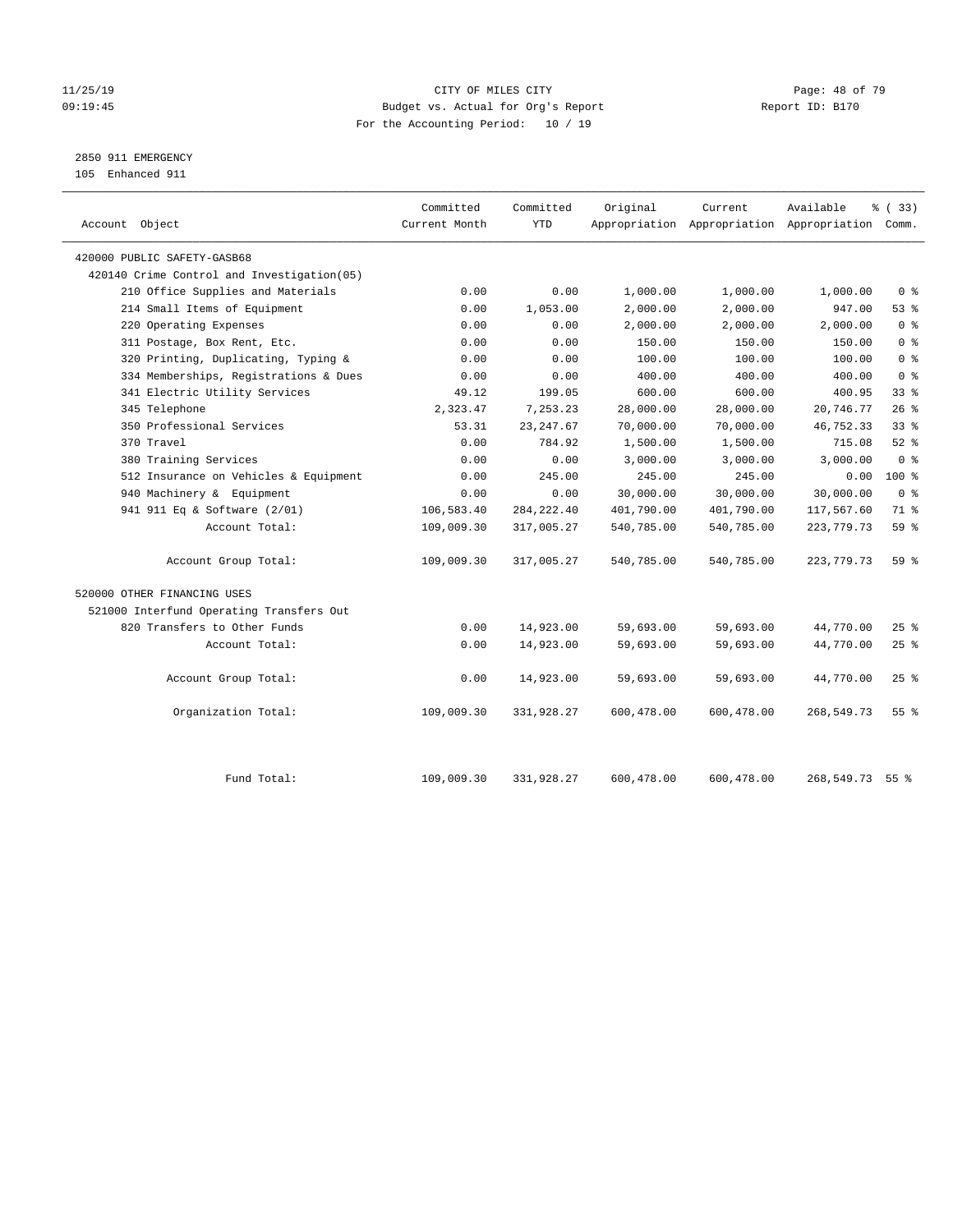CITY OF MILES CITY
Budget vs. Actual for Org's Report
For the Accounting Period: 10 / 19

11/25/19
09:19:45

Report ID: B170

2850 911 EMERGENCY
105 Enhanced 911

| Account Object | Committed Current Month | Committed YTD | Original Appropriation | Current Appropriation | Available Appropriation | % ( 33) Comm. |
|---|---|---|---|---|---|---|
| 420000 PUBLIC SAFETY-GASB68 | | | | | | |
| 420140 Crime Control and Investigation(05) | | | | | | |
| 210 Office Supplies and Materials | 0.00 | 0.00 | 1,000.00 | 1,000.00 | 1,000.00 | 0 % |
| 214 Small Items of Equipment | 0.00 | 1,053.00 | 2,000.00 | 2,000.00 | 947.00 | 53 % |
| 220 Operating Expenses | 0.00 | 0.00 | 2,000.00 | 2,000.00 | 2,000.00 | 0 % |
| 311 Postage, Box Rent, Etc. | 0.00 | 0.00 | 150.00 | 150.00 | 150.00 | 0 % |
| 320 Printing, Duplicating, Typing & | 0.00 | 0.00 | 100.00 | 100.00 | 100.00 | 0 % |
| 334 Memberships, Registrations & Dues | 0.00 | 0.00 | 400.00 | 400.00 | 400.00 | 0 % |
| 341 Electric Utility Services | 49.12 | 199.05 | 600.00 | 600.00 | 400.95 | 33 % |
| 345 Telephone | 2,323.47 | 7,253.23 | 28,000.00 | 28,000.00 | 20,746.77 | 26 % |
| 350 Professional Services | 53.31 | 23,247.67 | 70,000.00 | 70,000.00 | 46,752.33 | 33 % |
| 370 Travel | 0.00 | 784.92 | 1,500.00 | 1,500.00 | 715.08 | 52 % |
| 380 Training Services | 0.00 | 0.00 | 3,000.00 | 3,000.00 | 3,000.00 | 0 % |
| 512 Insurance on Vehicles & Equipment | 0.00 | 245.00 | 245.00 | 245.00 | 0.00 | 100 % |
| 940 Machinery & Equipment | 0.00 | 0.00 | 30,000.00 | 30,000.00 | 30,000.00 | 0 % |
| 941 911 Eq & Software (2/01) | 106,583.40 | 284,222.40 | 401,790.00 | 401,790.00 | 117,567.60 | 71 % |
| Account Total: | 109,009.30 | 317,005.27 | 540,785.00 | 540,785.00 | 223,779.73 | 59 % |
| Account Group Total: | 109,009.30 | 317,005.27 | 540,785.00 | 540,785.00 | 223,779.73 | 59 % |
| 520000 OTHER FINANCING USES | | | | | | |
| 521000 Interfund Operating Transfers Out | | | | | | |
| 820 Transfers to Other Funds | 0.00 | 14,923.00 | 59,693.00 | 59,693.00 | 44,770.00 | 25 % |
| Account Total: | 0.00 | 14,923.00 | 59,693.00 | 59,693.00 | 44,770.00 | 25 % |
| Account Group Total: | 0.00 | 14,923.00 | 59,693.00 | 59,693.00 | 44,770.00 | 25 % |
| Organization Total: | 109,009.30 | 331,928.27 | 600,478.00 | 600,478.00 | 268,549.73 | 55 % |
| Fund Total: | 109,009.30 | 331,928.27 | 600,478.00 | 600,478.00 | 268,549.73 | 55 % |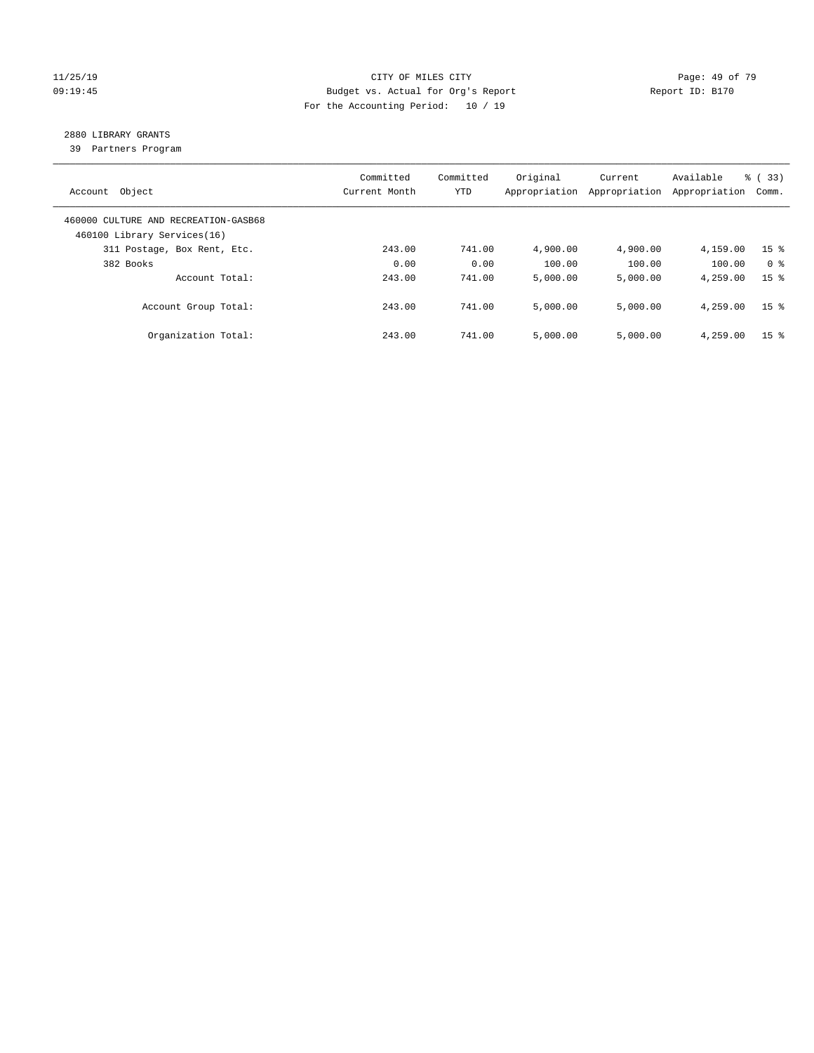CITY OF MILES CITY
Budget vs. Actual for Org's Report
For the Accounting Period: 10 / 19

11/25/19
09:19:45

Report ID: B170

## 2880 LIBRARY GRANTS

39 Partners Program

| Account Object | Committed Current Month | Committed YTD | Original Appropriation | Current Appropriation | Available Appropriation | % ( 33) Comm. |
|---|---|---|---|---|---|---|
| 460000 CULTURE AND RECREATION-GASB68 | | | | | | |
| 460100 Library Services(16) | | | | | | |
| 311 Postage, Box Rent, Etc. | 243.00 | 741.00 | 4,900.00 | 4,900.00 | 4,159.00 | 15 % |
| 382 Books | 0.00 | 0.00 | 100.00 | 100.00 | 100.00 | 0 % |
| Account Total: | 243.00 | 741.00 | 5,000.00 | 5,000.00 | 4,259.00 | 15 % |
| Account Group Total: | 243.00 | 741.00 | 5,000.00 | 5,000.00 | 4,259.00 | 15 % |
| Organization Total: | 243.00 | 741.00 | 5,000.00 | 5,000.00 | 4,259.00 | 15 % |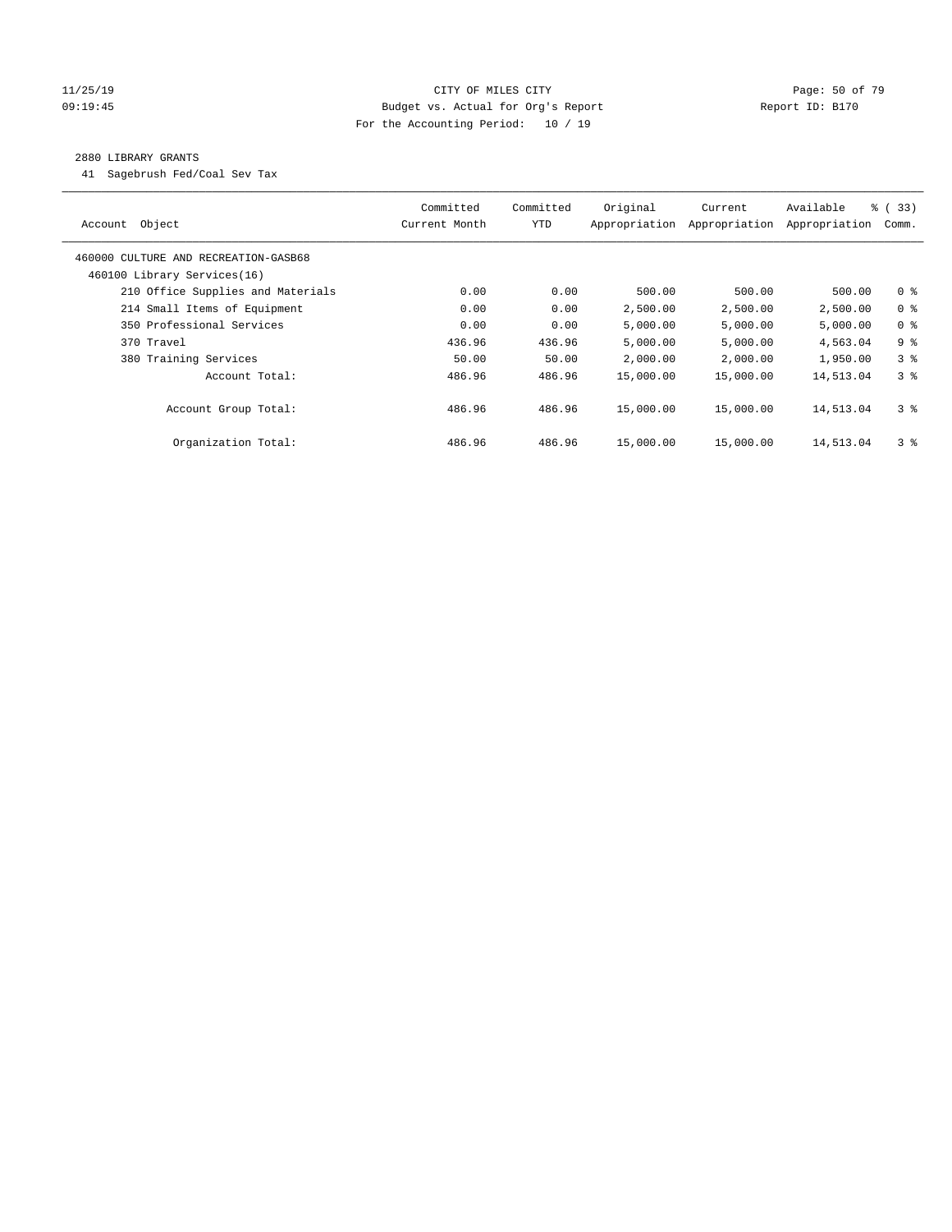CITY OF MILES CITY

Budget vs. Actual for Org's Report

For the Accounting Period: 10 / 19

Report ID: B170

## 2880 LIBRARY GRANTS

41 Sagebrush Fed/Coal Sev Tax

| Account Object | Committed Current Month | Committed YTD | Original Appropriation | Current Appropriation | Available Appropriation | % ( 33) Comm. |
|---|---|---|---|---|---|---|
| 460000 CULTURE AND RECREATION-GASB68 | | | | | | |
| 460100 Library Services(16) | | | | | | |
| 210 Office Supplies and Materials | 0.00 | 0.00 | 500.00 | 500.00 | 500.00 | 0 % |
| 214 Small Items of Equipment | 0.00 | 0.00 | 2,500.00 | 2,500.00 | 2,500.00 | 0 % |
| 350 Professional Services | 0.00 | 0.00 | 5,000.00 | 5,000.00 | 5,000.00 | 0 % |
| 370 Travel | 436.96 | 436.96 | 5,000.00 | 5,000.00 | 4,563.04 | 9 % |
| 380 Training Services | 50.00 | 50.00 | 2,000.00 | 2,000.00 | 1,950.00 | 3 % |
| Account Total: | 486.96 | 486.96 | 15,000.00 | 15,000.00 | 14,513.04 | 3 % |
| Account Group Total: | 486.96 | 486.96 | 15,000.00 | 15,000.00 | 14,513.04 | 3 % |
| Organization Total: | 486.96 | 486.96 | 15,000.00 | 15,000.00 | 14,513.04 | 3 % |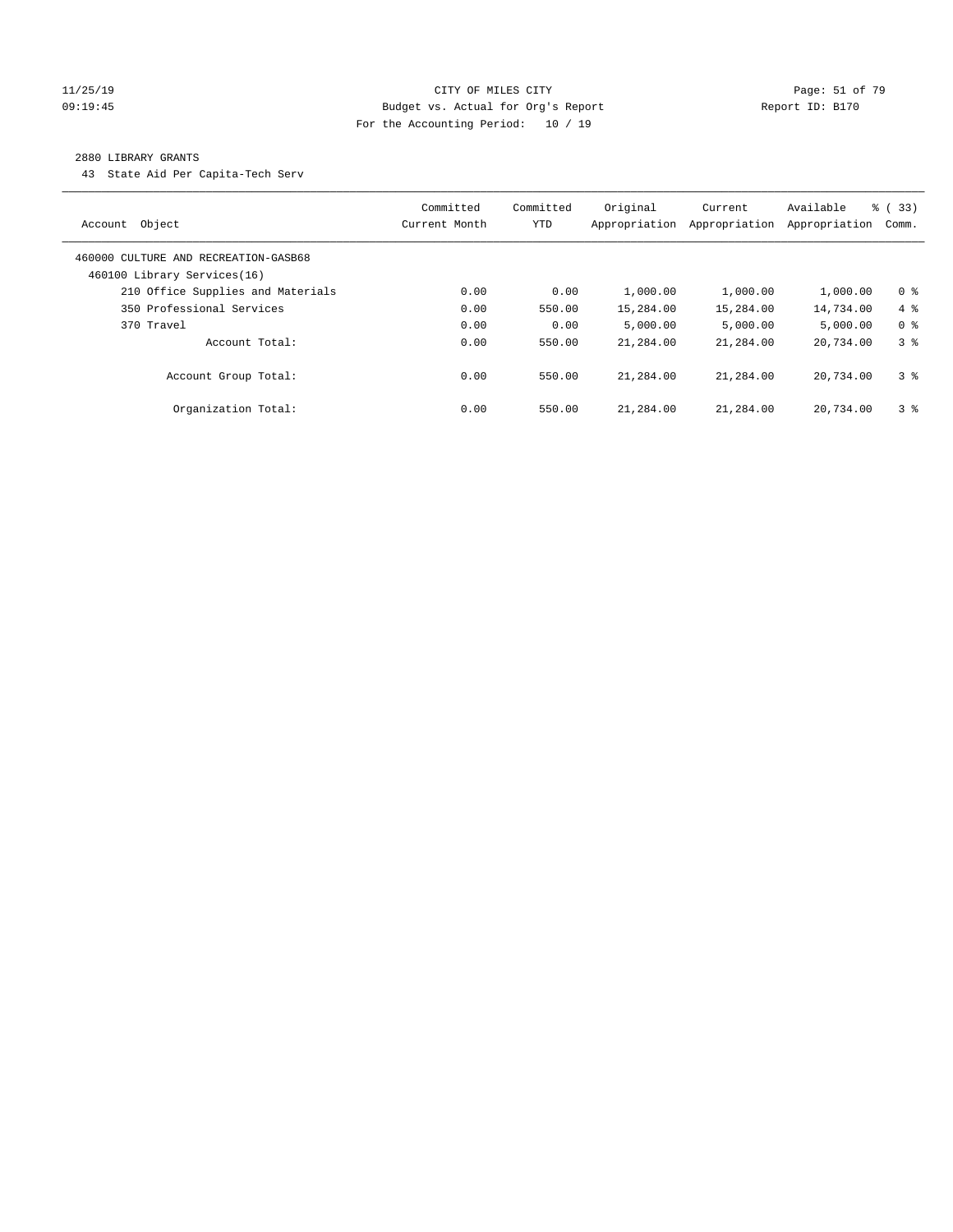CITY OF MILES CITY
Budget vs. Actual for Org's Report
For the Accounting Period: 10 / 19

11/25/19
09:19:45

Report ID: B170

2880 LIBRARY GRANTS

43 State Aid Per Capita-Tech Serv

| Account Object | Committed Current Month | Committed YTD | Original Appropriation | Current Appropriation | Available Appropriation | % ( 33) Comm. |
|---|---|---|---|---|---|---|
| 460000 CULTURE AND RECREATION-GASB68 | | | | | | |
| 460100 Library Services(16) | | | | | | |
| 210 Office Supplies and Materials | 0.00 | 0.00 | 1,000.00 | 1,000.00 | 1,000.00 | 0 % |
| 350 Professional Services | 0.00 | 550.00 | 15,284.00 | 15,284.00 | 14,734.00 | 4 % |
| 370 Travel | 0.00 | 0.00 | 5,000.00 | 5,000.00 | 5,000.00 | 0 % |
| Account Total: | 0.00 | 550.00 | 21,284.00 | 21,284.00 | 20,734.00 | 3 % |
| Account Group Total: | 0.00 | 550.00 | 21,284.00 | 21,284.00 | 20,734.00 | 3 % |
| Organization Total: | 0.00 | 550.00 | 21,284.00 | 21,284.00 | 20,734.00 | 3 % |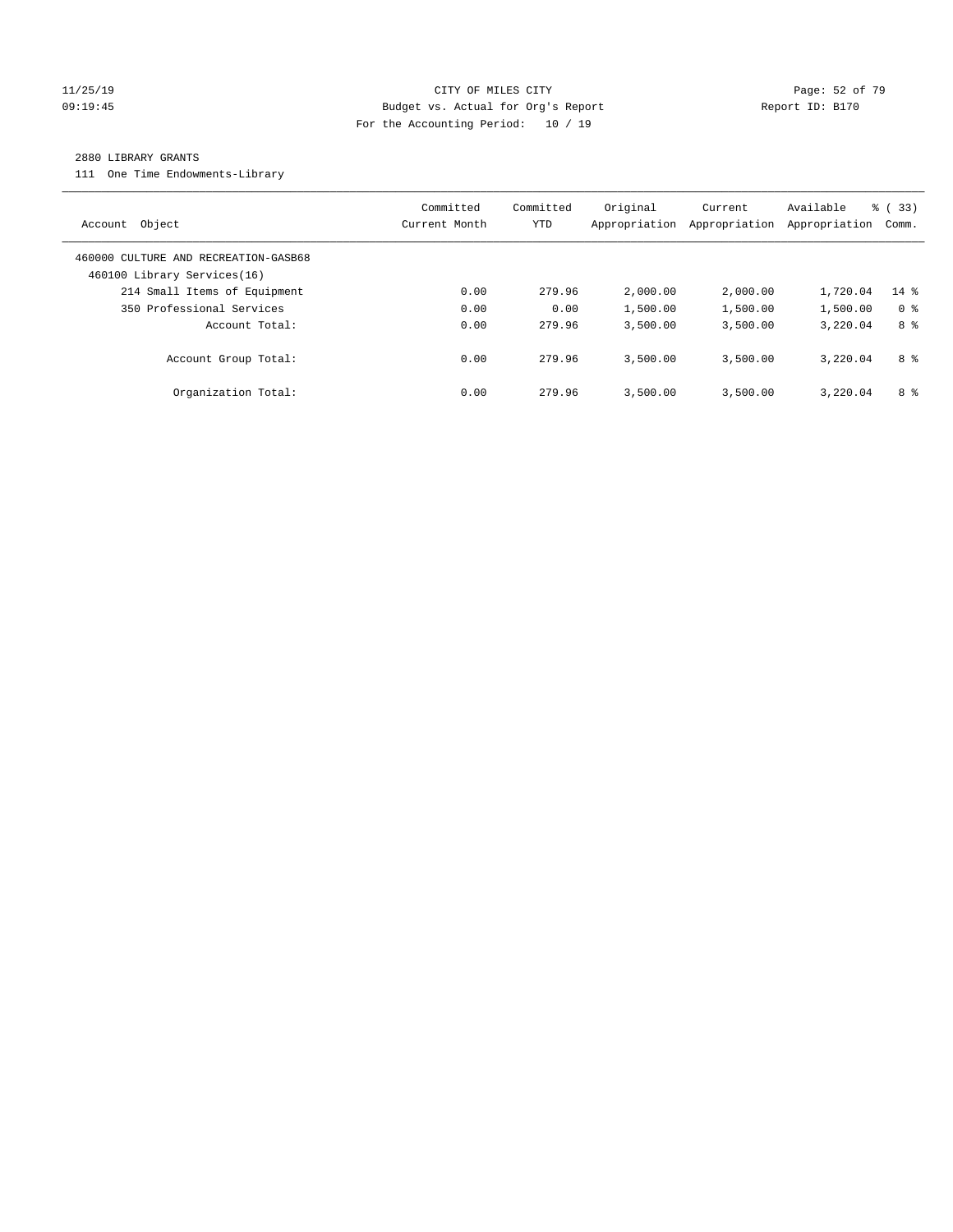CITY OF MILES CITY
Budget vs. Actual for Org's Report
For the Accounting Period: 10 / 19

11/25/19
09:19:45

Report ID: B170

## 2880 LIBRARY GRANTS

111 One Time Endowments-Library

| Account Object | Committed Current Month | Committed YTD | Original Appropriation | Current Appropriation | Available Appropriation | % ( 33) Comm. |
|---|---|---|---|---|---|---|
| 460000 CULTURE AND RECREATION-GASB68 | | | | | | |
| 460100 Library Services(16) | | | | | | |
| 214 Small Items of Equipment | 0.00 | 279.96 | 2,000.00 | 2,000.00 | 1,720.04 | 14 % |
| 350 Professional Services | 0.00 | 0.00 | 1,500.00 | 1,500.00 | 1,500.00 | 0 % |
| Account Total: | 0.00 | 279.96 | 3,500.00 | 3,500.00 | 3,220.04 | 8 % |
| Account Group Total: | 0.00 | 279.96 | 3,500.00 | 3,500.00 | 3,220.04 | 8 % |
| Organization Total: | 0.00 | 279.96 | 3,500.00 | 3,500.00 | 3,220.04 | 8 % |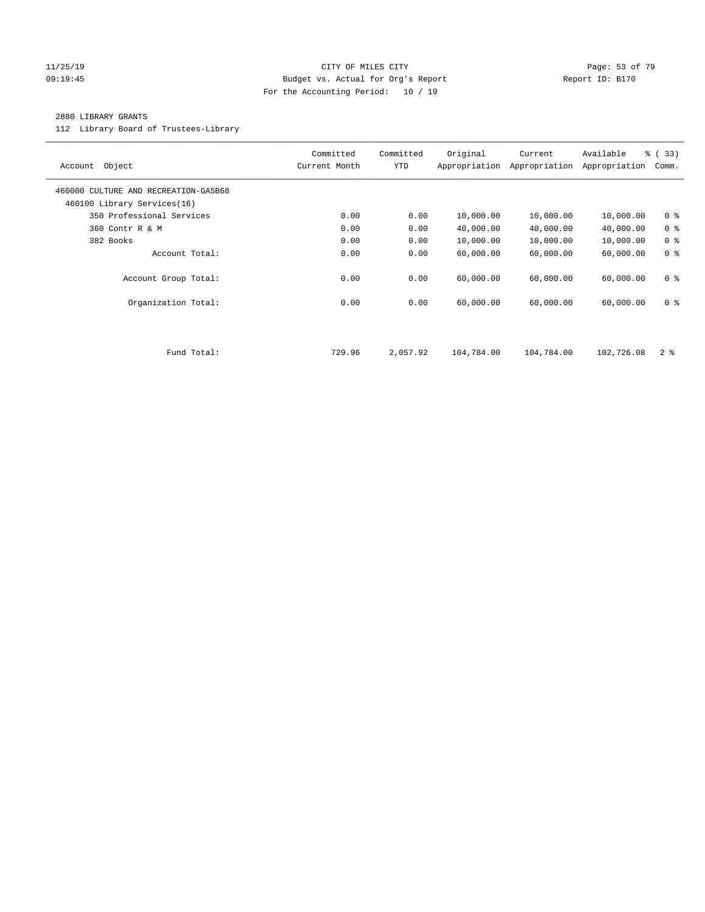11/25/19 CITY OF MILES CITY
09:19:45 Budget vs. Actual for Org's Report Report ID: B170
For the Accounting Period: 10 / 19

2880 LIBRARY GRANTS

112 Library Board of Trustees-Library

| Account Object | Committed Current Month | Committed YTD | Original Appropriation | Current Appropriation | Available Appropriation | % ( 33) Comm. |
|---|---|---|---|---|---|---|
| 460000 CULTURE AND RECREATION-GASB68 | | | | | | |
| 460100 Library Services(16) | | | | | | |
| 350 Professional Services | 0.00 | 0.00 | 10,000.00 | 10,000.00 | 10,000.00 | 0 % |
| 360 Contr R & M | 0.00 | 0.00 | 40,000.00 | 40,000.00 | 40,000.00 | 0 % |
| 382 Books | 0.00 | 0.00 | 10,000.00 | 10,000.00 | 10,000.00 | 0 % |
| Account Total: | 0.00 | 0.00 | 60,000.00 | 60,000.00 | 60,000.00 | 0 % |
| Account Group Total: | 0.00 | 0.00 | 60,000.00 | 60,000.00 | 60,000.00 | 0 % |
| Organization Total: | 0.00 | 0.00 | 60,000.00 | 60,000.00 | 60,000.00 | 0 % |
| Fund Total: | 729.96 | 2,057.92 | 104,784.00 | 104,784.00 | 102,726.08 | 2 % |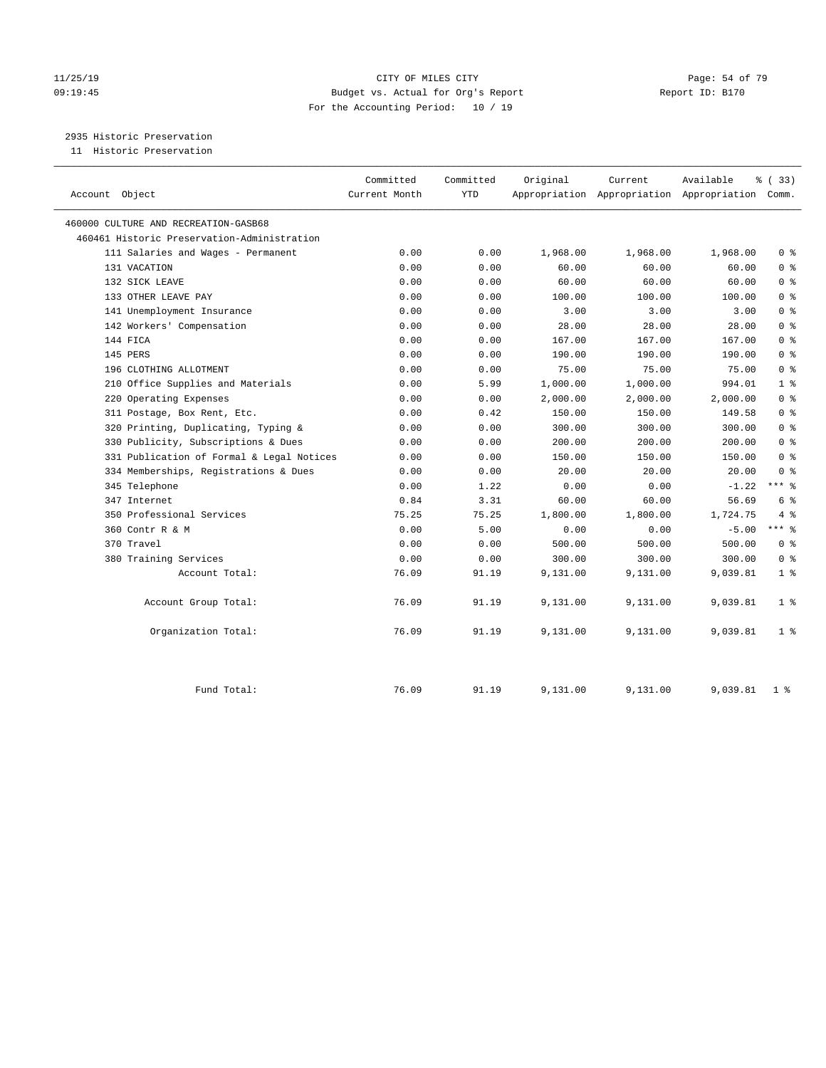# CITY OF MILES CITY

Budget vs. Actual for Org's Report

For the Accounting Period: 10 / 19

11/25/19
09:19:45

Report ID: B170

## 2935 Historic Preservation

11 Historic Preservation

| Account Object | Committed Current Month | Committed YTD | Original Appropriation | Current Appropriation | Available Appropriation | % ( 33) Comm. |
|---|---|---|---|---|---|---|
| 460000 CULTURE AND RECREATION-GASB68 | | | | | | |
| 460461 Historic Preservation-Administration | | | | | | |
| 111 Salaries and Wages - Permanent | 0.00 | 0.00 | 1,968.00 | 1,968.00 | 1,968.00 | 0 % |
| 131 VACATION | 0.00 | 0.00 | 60.00 | 60.00 | 60.00 | 0 % |
| 132 SICK LEAVE | 0.00 | 0.00 | 60.00 | 60.00 | 60.00 | 0 % |
| 133 OTHER LEAVE PAY | 0.00 | 0.00 | 100.00 | 100.00 | 100.00 | 0 % |
| 141 Unemployment Insurance | 0.00 | 0.00 | 3.00 | 3.00 | 3.00 | 0 % |
| 142 Workers' Compensation | 0.00 | 0.00 | 28.00 | 28.00 | 28.00 | 0 % |
| 144 FICA | 0.00 | 0.00 | 167.00 | 167.00 | 167.00 | 0 % |
| 145 PERS | 0.00 | 0.00 | 190.00 | 190.00 | 190.00 | 0 % |
| 196 CLOTHING ALLOTMENT | 0.00 | 0.00 | 75.00 | 75.00 | 75.00 | 0 % |
| 210 Office Supplies and Materials | 0.00 | 5.99 | 1,000.00 | 1,000.00 | 994.01 | 1 % |
| 220 Operating Expenses | 0.00 | 0.00 | 2,000.00 | 2,000.00 | 2,000.00 | 0 % |
| 311 Postage, Box Rent, Etc. | 0.00 | 0.42 | 150.00 | 150.00 | 149.58 | 0 % |
| 320 Printing, Duplicating, Typing & | 0.00 | 0.00 | 300.00 | 300.00 | 300.00 | 0 % |
| 330 Publicity, Subscriptions & Dues | 0.00 | 0.00 | 200.00 | 200.00 | 200.00 | 0 % |
| 331 Publication of Formal & Legal Notices | 0.00 | 0.00 | 150.00 | 150.00 | 150.00 | 0 % |
| 334 Memberships, Registrations & Dues | 0.00 | 0.00 | 20.00 | 20.00 | 20.00 | 0 % |
| 345 Telephone | 0.00 | 1.22 | 0.00 | 0.00 | -1.22 | *** % |
| 347 Internet | 0.84 | 3.31 | 60.00 | 60.00 | 56.69 | 6 % |
| 350 Professional Services | 75.25 | 75.25 | 1,800.00 | 1,800.00 | 1,724.75 | 4 % |
| 360 Contr R & M | 0.00 | 5.00 | 0.00 | 0.00 | -5.00 | *** % |
| 370 Travel | 0.00 | 0.00 | 500.00 | 500.00 | 500.00 | 0 % |
| 380 Training Services | 0.00 | 0.00 | 300.00 | 300.00 | 300.00 | 0 % |
| Account Total: | 76.09 | 91.19 | 9,131.00 | 9,131.00 | 9,039.81 | 1 % |
| Account Group Total: | 76.09 | 91.19 | 9,131.00 | 9,131.00 | 9,039.81 | 1 % |
| Organization Total: | 76.09 | 91.19 | 9,131.00 | 9,131.00 | 9,039.81 | 1 % |
| Fund Total: | 76.09 | 91.19 | 9,131.00 | 9,131.00 | 9,039.81 | 1 % |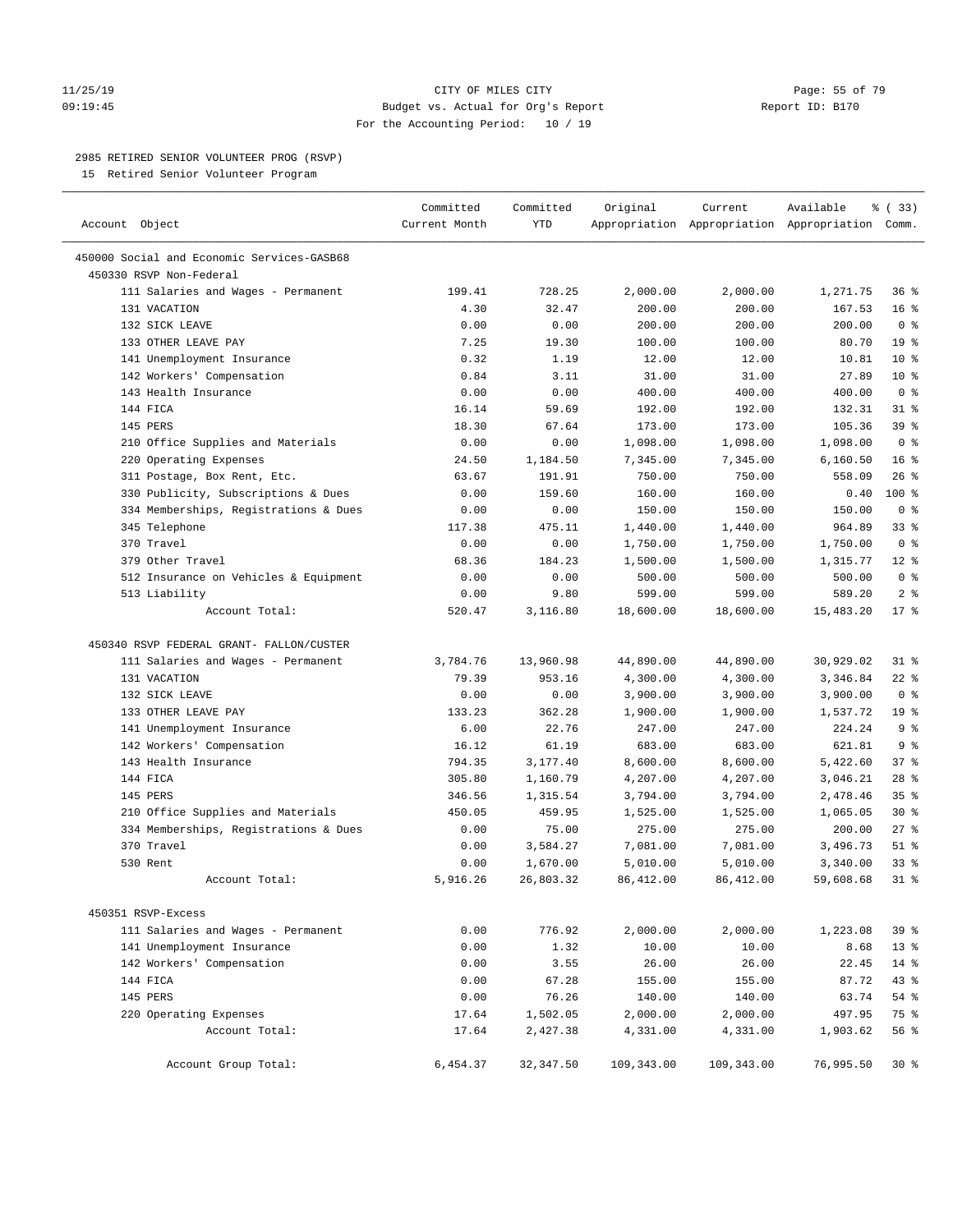CITY OF MILES CITY
Budget vs. Actual for Org's Report
For the Accounting Period: 10 / 19

11/25/19 09:19:45 — Report ID: B170

2985 RETIRED SENIOR VOLUNTEER PROG (RSVP)
15 Retired Senior Volunteer Program

| Account Object | Committed Current Month | Committed YTD | Original Appropriation | Current Appropriation | Available Appropriation | % ( 33) Comm. |
|---|---|---|---|---|---|---|
| 450000 Social and Economic Services-GASB68 | | | | | | |
| 450330 RSVP Non-Federal | | | | | | |
| 111 Salaries and Wages - Permanent | 199.41 | 728.25 | 2,000.00 | 2,000.00 | 1,271.75 | 36 % |
| 131 VACATION | 4.30 | 32.47 | 200.00 | 200.00 | 167.53 | 16 % |
| 132 SICK LEAVE | 0.00 | 0.00 | 200.00 | 200.00 | 200.00 | 0 % |
| 133 OTHER LEAVE PAY | 7.25 | 19.30 | 100.00 | 100.00 | 80.70 | 19 % |
| 141 Unemployment Insurance | 0.32 | 1.19 | 12.00 | 12.00 | 10.81 | 10 % |
| 142 Workers' Compensation | 0.84 | 3.11 | 31.00 | 31.00 | 27.89 | 10 % |
| 143 Health Insurance | 0.00 | 0.00 | 400.00 | 400.00 | 400.00 | 0 % |
| 144 FICA | 16.14 | 59.69 | 192.00 | 192.00 | 132.31 | 31 % |
| 145 PERS | 18.30 | 67.64 | 173.00 | 173.00 | 105.36 | 39 % |
| 210 Office Supplies and Materials | 0.00 | 0.00 | 1,098.00 | 1,098.00 | 1,098.00 | 0 % |
| 220 Operating Expenses | 24.50 | 1,184.50 | 7,345.00 | 7,345.00 | 6,160.50 | 16 % |
| 311 Postage, Box Rent, Etc. | 63.67 | 191.91 | 750.00 | 750.00 | 558.09 | 26 % |
| 330 Publicity, Subscriptions & Dues | 0.00 | 159.60 | 160.00 | 160.00 | 0.40 | 100 % |
| 334 Memberships, Registrations & Dues | 0.00 | 0.00 | 150.00 | 150.00 | 150.00 | 0 % |
| 345 Telephone | 117.38 | 475.11 | 1,440.00 | 1,440.00 | 964.89 | 33 % |
| 370 Travel | 0.00 | 0.00 | 1,750.00 | 1,750.00 | 1,750.00 | 0 % |
| 379 Other Travel | 68.36 | 184.23 | 1,500.00 | 1,500.00 | 1,315.77 | 12 % |
| 512 Insurance on Vehicles & Equipment | 0.00 | 0.00 | 500.00 | 500.00 | 500.00 | 0 % |
| 513 Liability | 0.00 | 9.80 | 599.00 | 599.00 | 589.20 | 2 % |
| Account Total: | 520.47 | 3,116.80 | 18,600.00 | 18,600.00 | 15,483.20 | 17 % |
| 450340 RSVP FEDERAL GRANT- FALLON/CUSTER | | | | | | |
| 111 Salaries and Wages - Permanent | 3,784.76 | 13,960.98 | 44,890.00 | 44,890.00 | 30,929.02 | 31 % |
| 131 VACATION | 79.39 | 953.16 | 4,300.00 | 4,300.00 | 3,346.84 | 22 % |
| 132 SICK LEAVE | 0.00 | 0.00 | 3,900.00 | 3,900.00 | 3,900.00 | 0 % |
| 133 OTHER LEAVE PAY | 133.23 | 362.28 | 1,900.00 | 1,900.00 | 1,537.72 | 19 % |
| 141 Unemployment Insurance | 6.00 | 22.76 | 247.00 | 247.00 | 224.24 | 9 % |
| 142 Workers' Compensation | 16.12 | 61.19 | 683.00 | 683.00 | 621.81 | 9 % |
| 143 Health Insurance | 794.35 | 3,177.40 | 8,600.00 | 8,600.00 | 5,422.60 | 37 % |
| 144 FICA | 305.80 | 1,160.79 | 4,207.00 | 4,207.00 | 3,046.21 | 28 % |
| 145 PERS | 346.56 | 1,315.54 | 3,794.00 | 3,794.00 | 2,478.46 | 35 % |
| 210 Office Supplies and Materials | 450.05 | 459.95 | 1,525.00 | 1,525.00 | 1,065.05 | 30 % |
| 334 Memberships, Registrations & Dues | 0.00 | 75.00 | 275.00 | 275.00 | 200.00 | 27 % |
| 370 Travel | 0.00 | 3,584.27 | 7,081.00 | 7,081.00 | 3,496.73 | 51 % |
| 530 Rent | 0.00 | 1,670.00 | 5,010.00 | 5,010.00 | 3,340.00 | 33 % |
| Account Total: | 5,916.26 | 26,803.32 | 86,412.00 | 86,412.00 | 59,608.68 | 31 % |
| 450351 RSVP-Excess | | | | | | |
| 111 Salaries and Wages - Permanent | 0.00 | 776.92 | 2,000.00 | 2,000.00 | 1,223.08 | 39 % |
| 141 Unemployment Insurance | 0.00 | 1.32 | 10.00 | 10.00 | 8.68 | 13 % |
| 142 Workers' Compensation | 0.00 | 3.55 | 26.00 | 26.00 | 22.45 | 14 % |
| 144 FICA | 0.00 | 67.28 | 155.00 | 155.00 | 87.72 | 43 % |
| 145 PERS | 0.00 | 76.26 | 140.00 | 140.00 | 63.74 | 54 % |
| 220 Operating Expenses | 17.64 | 1,502.05 | 2,000.00 | 2,000.00 | 497.95 | 75 % |
| Account Total: | 17.64 | 2,427.38 | 4,331.00 | 4,331.00 | 1,903.62 | 56 % |
| Account Group Total: | 6,454.37 | 32,347.50 | 109,343.00 | 109,343.00 | 76,995.50 | 30 % |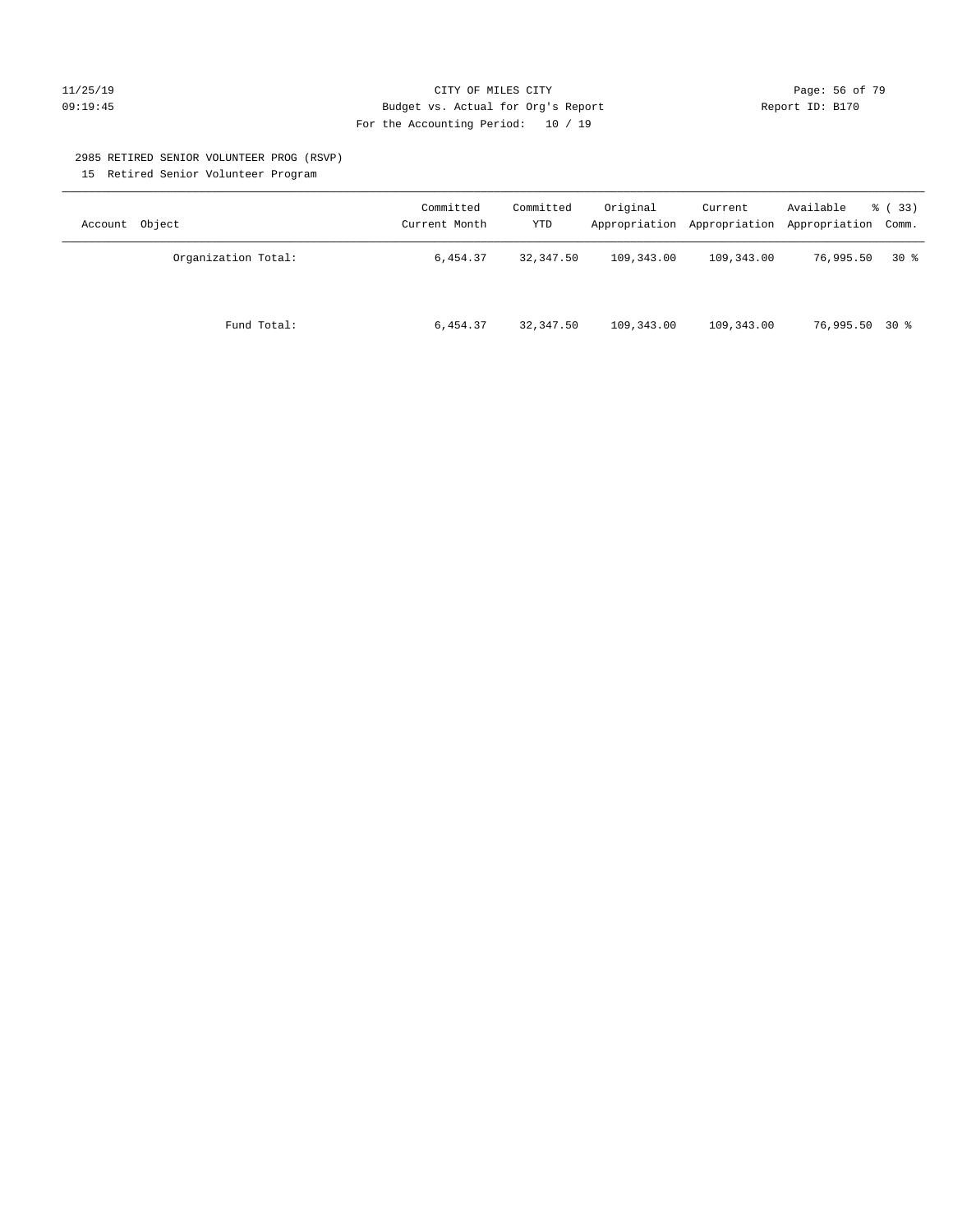CITY OF MILES CITY
Budget vs. Actual for Org's Report
For the Accounting Period: 10 / 19

11/25/19
09:19:45

Report ID: B170

2985 RETIRED SENIOR VOLUNTEER PROG (RSVP)
15 Retired Senior Volunteer Program

| Account Object | Committed Current Month | Committed YTD | Original Appropriation | Current Appropriation | Available Appropriation | % ( 33) Comm. |
|---|---|---|---|---|---|---|
| Organization Total: | 6,454.37 | 32,347.50 | 109,343.00 | 109,343.00 | 76,995.50 | 30 % |
| Fund Total: | 6,454.37 | 32,347.50 | 109,343.00 | 109,343.00 | 76,995.50 | 30 % |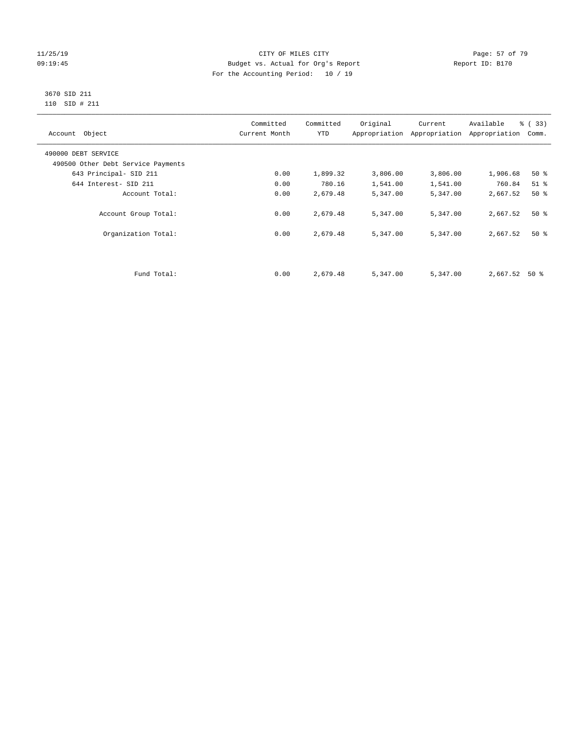CITY OF MILES CITY
Budget vs. Actual for Org's Report
For the Accounting Period: 10 / 19

11/25/19
09:19:45

Report ID: B170

3670 SID 211
110 SID # 211

| Account Object | Committed Current Month | Committed YTD | Original Appropriation | Current Appropriation | Available Appropriation | % ( 33) Comm. |
|---|---|---|---|---|---|---|
| 490000 DEBT SERVICE | | | | | | |
| 490500 Other Debt Service Payments | | | | | | |
| 643 Principal- SID 211 | 0.00 | 1,899.32 | 3,806.00 | 3,806.00 | 1,906.68 | 50 % |
| 644 Interest- SID 211 | 0.00 | 780.16 | 1,541.00 | 1,541.00 | 760.84 | 51 % |
| Account Total: | 0.00 | 2,679.48 | 5,347.00 | 5,347.00 | 2,667.52 | 50 % |
| Account Group Total: | 0.00 | 2,679.48 | 5,347.00 | 5,347.00 | 2,667.52 | 50 % |
| Organization Total: | 0.00 | 2,679.48 | 5,347.00 | 5,347.00 | 2,667.52 | 50 % |
| Fund Total: | 0.00 | 2,679.48 | 5,347.00 | 5,347.00 | 2,667.52 | 50 % |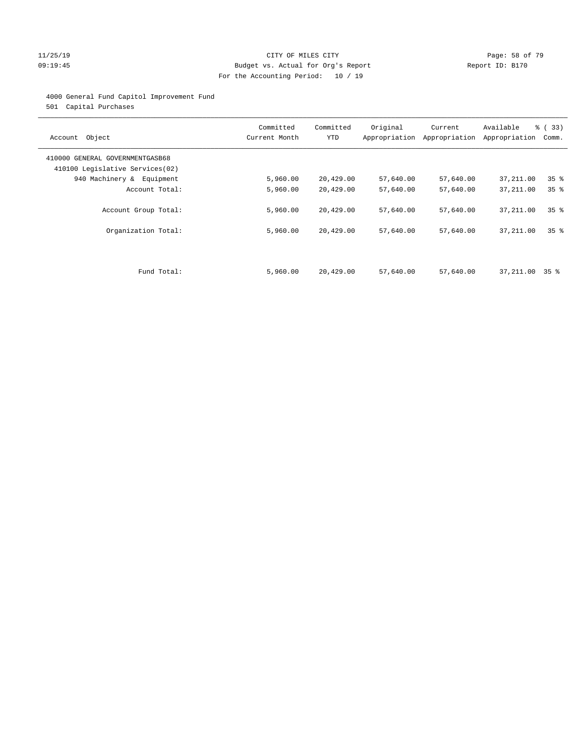11/25/19
09:19:45

CITY OF MILES CITY
Budget vs. Actual for Org's Report
For the Accounting Period: 10 / 19

Report ID: B170

4000 General Fund Capitol Improvement Fund
501 Capital Purchases

| Account Object | Committed Current Month | Committed YTD | Original Appropriation | Current Appropriation | Available Appropriation | % ( 33) Comm. |
|---|---|---|---|---|---|---|
| 410000 GENERAL GOVERNMENTGASB68 | | | | | | |
| 410100 Legislative Services(02) | | | | | | |
| 940 Machinery & Equipment | 5,960.00 | 20,429.00 | 57,640.00 | 57,640.00 | 37,211.00 | 35 % |
| Account Total: | 5,960.00 | 20,429.00 | 57,640.00 | 57,640.00 | 37,211.00 | 35 % |
| Account Group Total: | 5,960.00 | 20,429.00 | 57,640.00 | 57,640.00 | 37,211.00 | 35 % |
| Organization Total: | 5,960.00 | 20,429.00 | 57,640.00 | 57,640.00 | 37,211.00 | 35 % |
| Fund Total: | 5,960.00 | 20,429.00 | 57,640.00 | 57,640.00 | 37,211.00 | 35 % |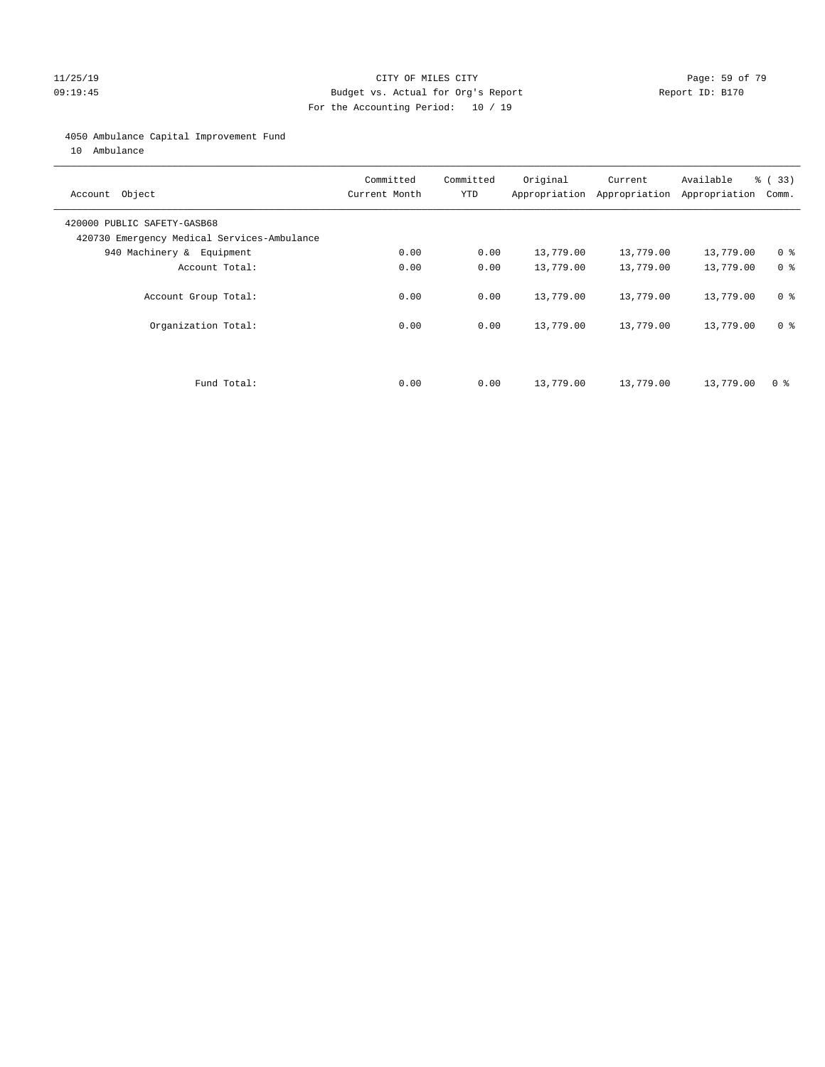CITY OF MILES CITY

Budget vs. Actual for Org's Report

For the Accounting Period: 10 / 19

11/25/19 09:19:45 — Report ID: B170

4050 Ambulance Capital Improvement Fund

10 Ambulance

| Account Object | Committed Current Month | Committed YTD | Original Appropriation | Current Appropriation | Available Appropriation | % ( 33) Comm. |
|---|---|---|---|---|---|---|
| 420000 PUBLIC SAFETY-GASB68 | | | | | | |
| 420730 Emergency Medical Services-Ambulance | | | | | | |
| 940 Machinery & Equipment | 0.00 | 0.00 | 13,779.00 | 13,779.00 | 13,779.00 | 0 % |
| Account Total: | 0.00 | 0.00 | 13,779.00 | 13,779.00 | 13,779.00 | 0 % |
| Account Group Total: | 0.00 | 0.00 | 13,779.00 | 13,779.00 | 13,779.00 | 0 % |
| Organization Total: | 0.00 | 0.00 | 13,779.00 | 13,779.00 | 13,779.00 | 0 % |
| Fund Total: | 0.00 | 0.00 | 13,779.00 | 13,779.00 | 13,779.00 | 0 % |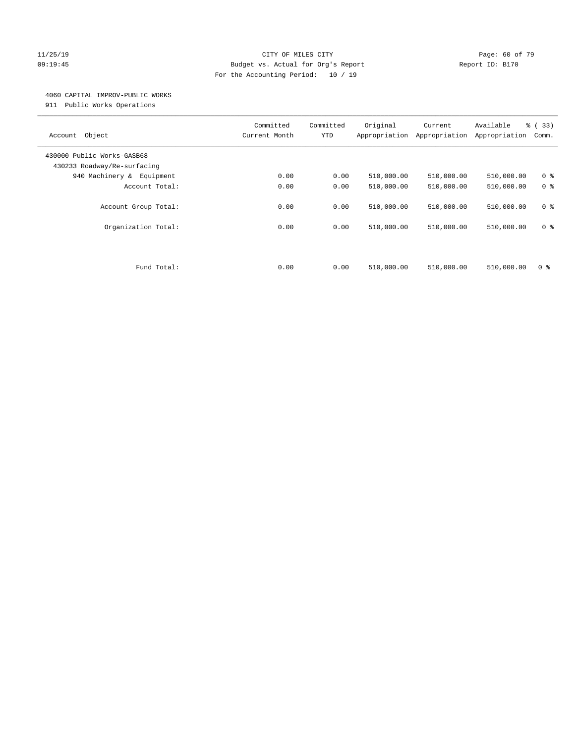CITY OF MILES CITY
Budget vs. Actual for Org's Report
For the Accounting Period: 10 / 19

11/25/19
09:19:45

Report ID: B170

4060 CAPITAL IMPROV-PUBLIC WORKS
911 Public Works Operations

| Account Object | Committed Current Month | Committed YTD | Original Appropriation | Current Appropriation | Available Appropriation | % ( 33) Comm. |
|---|---|---|---|---|---|---|
| 430000 Public Works-GASB68 | | | | | | |
| 430233 Roadway/Re-surfacing | | | | | | |
| 940 Machinery & Equipment | 0.00 | 0.00 | 510,000.00 | 510,000.00 | 510,000.00 | 0 % |
| Account Total: | 0.00 | 0.00 | 510,000.00 | 510,000.00 | 510,000.00 | 0 % |
| Account Group Total: | 0.00 | 0.00 | 510,000.00 | 510,000.00 | 510,000.00 | 0 % |
| Organization Total: | 0.00 | 0.00 | 510,000.00 | 510,000.00 | 510,000.00 | 0 % |
| Fund Total: | 0.00 | 0.00 | 510,000.00 | 510,000.00 | 510,000.00 | 0 % |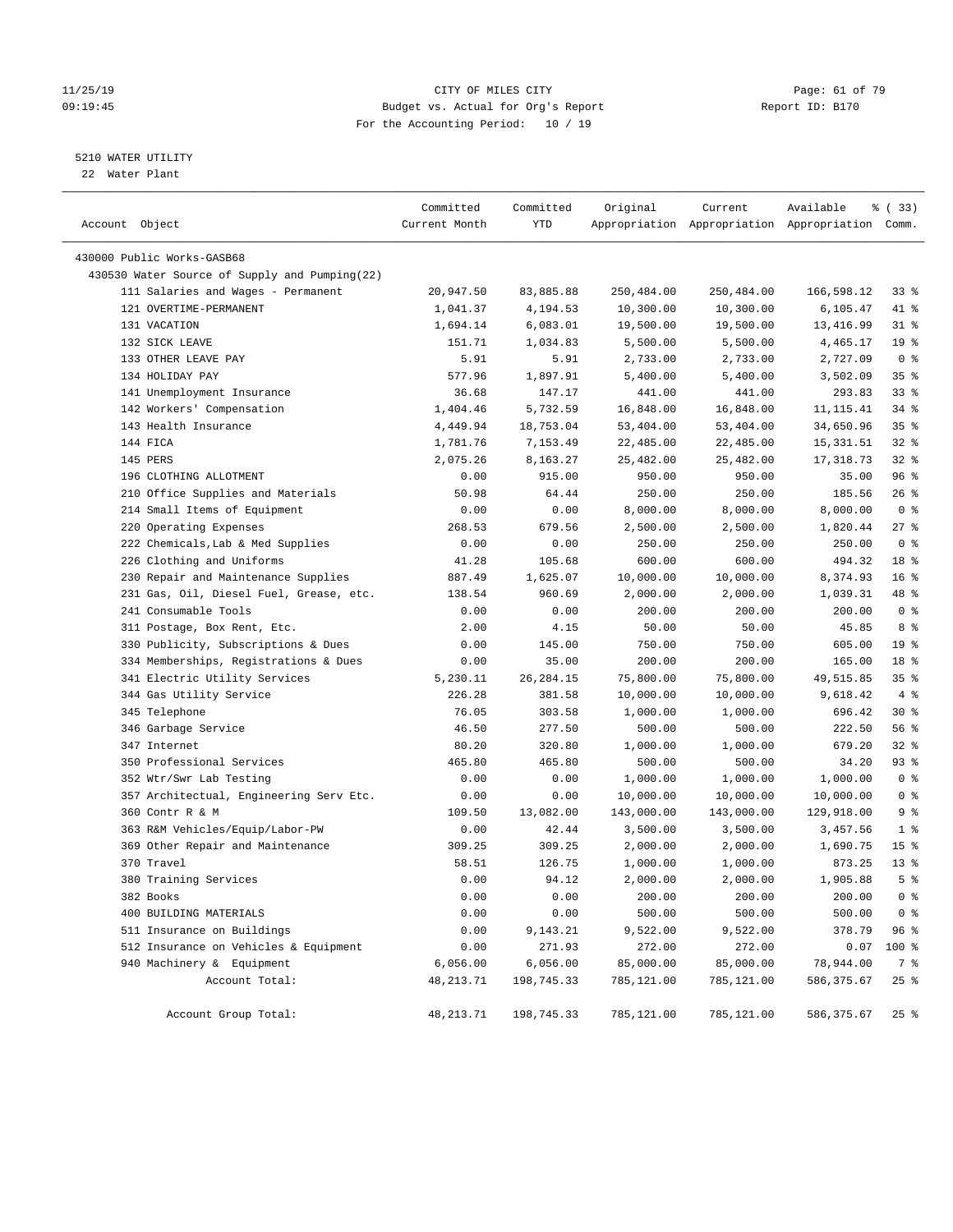CITY OF MILES CITY
Budget vs. Actual for Org's Report
For the Accounting Period: 10 / 19

11/25/19
09:19:45

Report ID: B170

5210 WATER UTILITY
22 Water Plant

| Account Object | Committed Current Month | Committed YTD | Original Appropriation | Current Appropriation | Available Appropriation | % ( 33) Comm. |
|---|---|---|---|---|---|---|
| 430000 Public Works-GASB68 | | | | | | |
| 430530 Water Source of Supply and Pumping(22) | | | | | | |
| 111 Salaries and Wages - Permanent | 20,947.50 | 83,885.88 | 250,484.00 | 250,484.00 | 166,598.12 | 33 % |
| 121 OVERTIME-PERMANENT | 1,041.37 | 4,194.53 | 10,300.00 | 10,300.00 | 6,105.47 | 41 % |
| 131 VACATION | 1,694.14 | 6,083.01 | 19,500.00 | 19,500.00 | 13,416.99 | 31 % |
| 132 SICK LEAVE | 151.71 | 1,034.83 | 5,500.00 | 5,500.00 | 4,465.17 | 19 % |
| 133 OTHER LEAVE PAY | 5.91 | 5.91 | 2,733.00 | 2,733.00 | 2,727.09 | 0 % |
| 134 HOLIDAY PAY | 577.96 | 1,897.91 | 5,400.00 | 5,400.00 | 3,502.09 | 35 % |
| 141 Unemployment Insurance | 36.68 | 147.17 | 441.00 | 441.00 | 293.83 | 33 % |
| 142 Workers' Compensation | 1,404.46 | 5,732.59 | 16,848.00 | 16,848.00 | 11,115.41 | 34 % |
| 143 Health Insurance | 4,449.94 | 18,753.04 | 53,404.00 | 53,404.00 | 34,650.96 | 35 % |
| 144 FICA | 1,781.76 | 7,153.49 | 22,485.00 | 22,485.00 | 15,331.51 | 32 % |
| 145 PERS | 2,075.26 | 8,163.27 | 25,482.00 | 25,482.00 | 17,318.73 | 32 % |
| 196 CLOTHING ALLOTMENT | 0.00 | 915.00 | 950.00 | 950.00 | 35.00 | 96 % |
| 210 Office Supplies and Materials | 50.98 | 64.44 | 250.00 | 250.00 | 185.56 | 26 % |
| 214 Small Items of Equipment | 0.00 | 0.00 | 8,000.00 | 8,000.00 | 8,000.00 | 0 % |
| 220 Operating Expenses | 268.53 | 679.56 | 2,500.00 | 2,500.00 | 1,820.44 | 27 % |
| 222 Chemicals,Lab & Med Supplies | 0.00 | 0.00 | 250.00 | 250.00 | 250.00 | 0 % |
| 226 Clothing and Uniforms | 41.28 | 105.68 | 600.00 | 600.00 | 494.32 | 18 % |
| 230 Repair and Maintenance Supplies | 887.49 | 1,625.07 | 10,000.00 | 10,000.00 | 8,374.93 | 16 % |
| 231 Gas, Oil, Diesel Fuel, Grease, etc. | 138.54 | 960.69 | 2,000.00 | 2,000.00 | 1,039.31 | 48 % |
| 241 Consumable Tools | 0.00 | 0.00 | 200.00 | 200.00 | 200.00 | 0 % |
| 311 Postage, Box Rent, Etc. | 2.00 | 4.15 | 50.00 | 50.00 | 45.85 | 8 % |
| 330 Publicity, Subscriptions & Dues | 0.00 | 145.00 | 750.00 | 750.00 | 605.00 | 19 % |
| 334 Memberships, Registrations & Dues | 0.00 | 35.00 | 200.00 | 200.00 | 165.00 | 18 % |
| 341 Electric Utility Services | 5,230.11 | 26,284.15 | 75,800.00 | 75,800.00 | 49,515.85 | 35 % |
| 344 Gas Utility Service | 226.28 | 381.58 | 10,000.00 | 10,000.00 | 9,618.42 | 4 % |
| 345 Telephone | 76.05 | 303.58 | 1,000.00 | 1,000.00 | 696.42 | 30 % |
| 346 Garbage Service | 46.50 | 277.50 | 500.00 | 500.00 | 222.50 | 56 % |
| 347 Internet | 80.20 | 320.80 | 1,000.00 | 1,000.00 | 679.20 | 32 % |
| 350 Professional Services | 465.80 | 465.80 | 500.00 | 500.00 | 34.20 | 93 % |
| 352 Wtr/Swr Lab Testing | 0.00 | 0.00 | 1,000.00 | 1,000.00 | 1,000.00 | 0 % |
| 357 Architectual, Engineering Serv Etc. | 0.00 | 0.00 | 10,000.00 | 10,000.00 | 10,000.00 | 0 % |
| 360 Contr R & M | 109.50 | 13,082.00 | 143,000.00 | 143,000.00 | 129,918.00 | 9 % |
| 363 R&M Vehicles/Equip/Labor-PW | 0.00 | 42.44 | 3,500.00 | 3,500.00 | 3,457.56 | 1 % |
| 369 Other Repair and Maintenance | 309.25 | 309.25 | 2,000.00 | 2,000.00 | 1,690.75 | 15 % |
| 370 Travel | 58.51 | 126.75 | 1,000.00 | 1,000.00 | 873.25 | 13 % |
| 380 Training Services | 0.00 | 94.12 | 2,000.00 | 2,000.00 | 1,905.88 | 5 % |
| 382 Books | 0.00 | 0.00 | 200.00 | 200.00 | 200.00 | 0 % |
| 400 BUILDING MATERIALS | 0.00 | 0.00 | 500.00 | 500.00 | 500.00 | 0 % |
| 511 Insurance on Buildings | 0.00 | 9,143.21 | 9,522.00 | 9,522.00 | 378.79 | 96 % |
| 512 Insurance on Vehicles & Equipment | 0.00 | 271.93 | 272.00 | 272.00 | 0.07 | 100 % |
| 940 Machinery & Equipment | 6,056.00 | 6,056.00 | 85,000.00 | 85,000.00 | 78,944.00 | 7 % |
| Account Total: | 48,213.71 | 198,745.33 | 785,121.00 | 785,121.00 | 586,375.67 | 25 % |
| Account Group Total: | 48,213.71 | 198,745.33 | 785,121.00 | 785,121.00 | 586,375.67 | 25 % |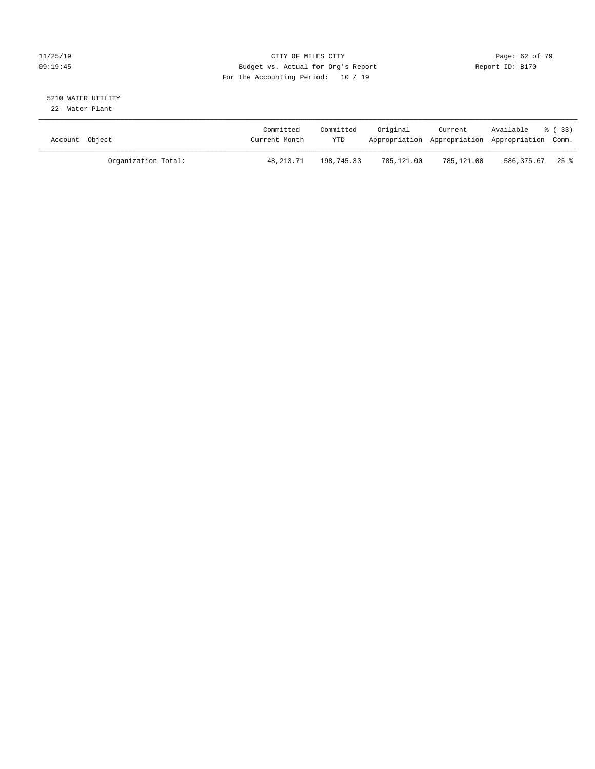CITY OF MILES CITY
Budget vs. Actual for Org's Report
For the Accounting Period: 10 / 19

11/25/19
09:19:45

Report ID: B170

5210 WATER UTILITY
22 Water Plant

| Account Object | Committed Current Month | Committed YTD | Original Appropriation | Current Appropriation | Available Appropriation | % ( 33) Comm. |
|---|---|---|---|---|---|---|
| Organization Total: | 48,213.71 | 198,745.33 | 785,121.00 | 785,121.00 | 586,375.67 | 25 % |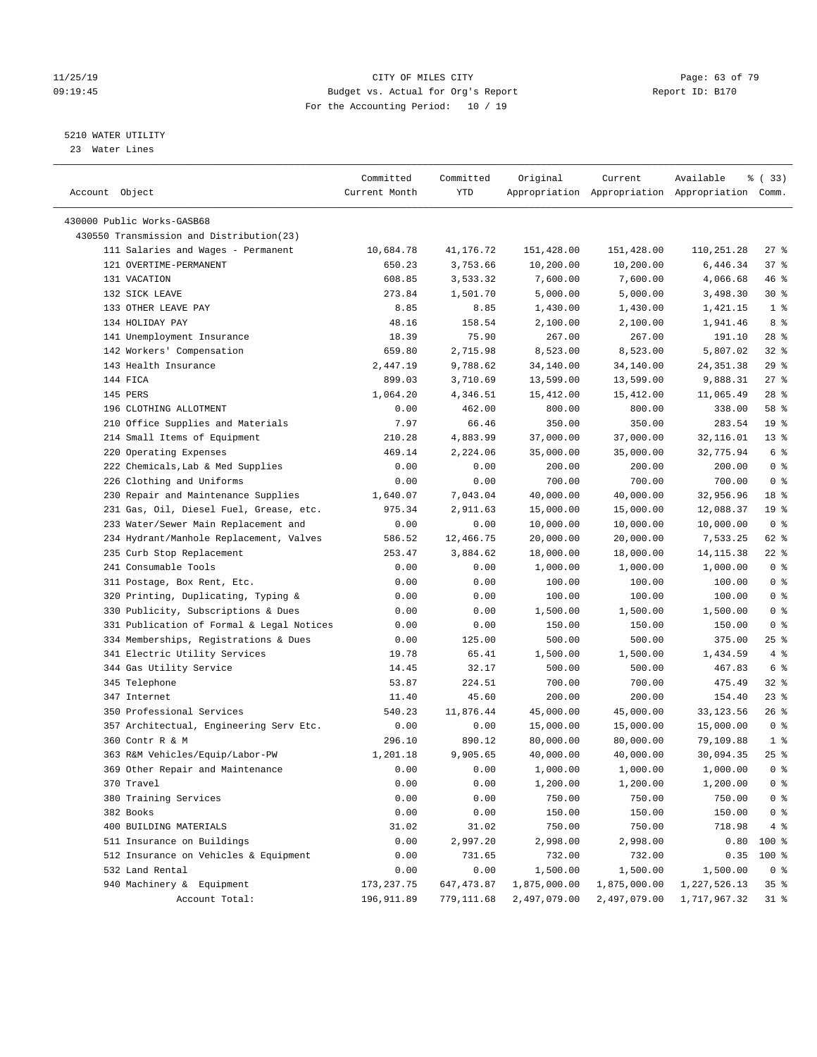CITY OF MILES CITY
Budget vs. Actual for Org's Report
For the Accounting Period: 10 / 19

11/25/19
09:19:45

Report ID: B170

5210 WATER UTILITY
23 Water Lines

| Account Object | Committed Current Month | Committed YTD | Original Appropriation | Current Appropriation | Available Appropriation | % ( 33) Comm. |
|---|---|---|---|---|---|---|
| 430000 Public Works-GASB68 | | | | | | |
| 430550 Transmission and Distribution(23) | | | | | | |
| 111 Salaries and Wages - Permanent | 10,684.78 | 41,176.72 | 151,428.00 | 151,428.00 | 110,251.28 | 27 % |
| 121 OVERTIME-PERMANENT | 650.23 | 3,753.66 | 10,200.00 | 10,200.00 | 6,446.34 | 37 % |
| 131 VACATION | 608.85 | 3,533.32 | 7,600.00 | 7,600.00 | 4,066.68 | 46 % |
| 132 SICK LEAVE | 273.84 | 1,501.70 | 5,000.00 | 5,000.00 | 3,498.30 | 30 % |
| 133 OTHER LEAVE PAY | 8.85 | 8.85 | 1,430.00 | 1,430.00 | 1,421.15 | 1 % |
| 134 HOLIDAY PAY | 48.16 | 158.54 | 2,100.00 | 2,100.00 | 1,941.46 | 8 % |
| 141 Unemployment Insurance | 18.39 | 75.90 | 267.00 | 267.00 | 191.10 | 28 % |
| 142 Workers' Compensation | 659.80 | 2,715.98 | 8,523.00 | 8,523.00 | 5,807.02 | 32 % |
| 143 Health Insurance | 2,447.19 | 9,788.62 | 34,140.00 | 34,140.00 | 24,351.38 | 29 % |
| 144 FICA | 899.03 | 3,710.69 | 13,599.00 | 13,599.00 | 9,888.31 | 27 % |
| 145 PERS | 1,064.20 | 4,346.51 | 15,412.00 | 15,412.00 | 11,065.49 | 28 % |
| 196 CLOTHING ALLOTMENT | 0.00 | 462.00 | 800.00 | 800.00 | 338.00 | 58 % |
| 210 Office Supplies and Materials | 7.97 | 66.46 | 350.00 | 350.00 | 283.54 | 19 % |
| 214 Small Items of Equipment | 210.28 | 4,883.99 | 37,000.00 | 37,000.00 | 32,116.01 | 13 % |
| 220 Operating Expenses | 469.14 | 2,224.06 | 35,000.00 | 35,000.00 | 32,775.94 | 6 % |
| 222 Chemicals,Lab & Med Supplies | 0.00 | 0.00 | 200.00 | 200.00 | 200.00 | 0 % |
| 226 Clothing and Uniforms | 0.00 | 0.00 | 700.00 | 700.00 | 700.00 | 0 % |
| 230 Repair and Maintenance Supplies | 1,640.07 | 7,043.04 | 40,000.00 | 40,000.00 | 32,956.96 | 18 % |
| 231 Gas, Oil, Diesel Fuel, Grease, etc. | 975.34 | 2,911.63 | 15,000.00 | 15,000.00 | 12,088.37 | 19 % |
| 233 Water/Sewer Main Replacement and | 0.00 | 0.00 | 10,000.00 | 10,000.00 | 10,000.00 | 0 % |
| 234 Hydrant/Manhole Replacement, Valves | 586.52 | 12,466.75 | 20,000.00 | 20,000.00 | 7,533.25 | 62 % |
| 235 Curb Stop Replacement | 253.47 | 3,884.62 | 18,000.00 | 18,000.00 | 14,115.38 | 22 % |
| 241 Consumable Tools | 0.00 | 0.00 | 1,000.00 | 1,000.00 | 1,000.00 | 0 % |
| 311 Postage, Box Rent, Etc. | 0.00 | 0.00 | 100.00 | 100.00 | 100.00 | 0 % |
| 320 Printing, Duplicating, Typing & | 0.00 | 0.00 | 100.00 | 100.00 | 100.00 | 0 % |
| 330 Publicity, Subscriptions & Dues | 0.00 | 0.00 | 1,500.00 | 1,500.00 | 1,500.00 | 0 % |
| 331 Publication of Formal & Legal Notices | 0.00 | 0.00 | 150.00 | 150.00 | 150.00 | 0 % |
| 334 Memberships, Registrations & Dues | 0.00 | 125.00 | 500.00 | 500.00 | 375.00 | 25 % |
| 341 Electric Utility Services | 19.78 | 65.41 | 1,500.00 | 1,500.00 | 1,434.59 | 4 % |
| 344 Gas Utility Service | 14.45 | 32.17 | 500.00 | 500.00 | 467.83 | 6 % |
| 345 Telephone | 53.87 | 224.51 | 700.00 | 700.00 | 475.49 | 32 % |
| 347 Internet | 11.40 | 45.60 | 200.00 | 200.00 | 154.40 | 23 % |
| 350 Professional Services | 540.23 | 11,876.44 | 45,000.00 | 45,000.00 | 33,123.56 | 26 % |
| 357 Architectual, Engineering Serv Etc. | 0.00 | 0.00 | 15,000.00 | 15,000.00 | 15,000.00 | 0 % |
| 360 Contr R & M | 296.10 | 890.12 | 80,000.00 | 80,000.00 | 79,109.88 | 1 % |
| 363 R&M Vehicles/Equip/Labor-PW | 1,201.18 | 9,905.65 | 40,000.00 | 40,000.00 | 30,094.35 | 25 % |
| 369 Other Repair and Maintenance | 0.00 | 0.00 | 1,000.00 | 1,000.00 | 1,000.00 | 0 % |
| 370 Travel | 0.00 | 0.00 | 1,200.00 | 1,200.00 | 1,200.00 | 0 % |
| 380 Training Services | 0.00 | 0.00 | 750.00 | 750.00 | 750.00 | 0 % |
| 382 Books | 0.00 | 0.00 | 150.00 | 150.00 | 150.00 | 0 % |
| 400 BUILDING MATERIALS | 31.02 | 31.02 | 750.00 | 750.00 | 718.98 | 4 % |
| 511 Insurance on Buildings | 0.00 | 2,997.20 | 2,998.00 | 2,998.00 | 0.80 | 100 % |
| 512 Insurance on Vehicles & Equipment | 0.00 | 731.65 | 732.00 | 732.00 | 0.35 | 100 % |
| 532 Land Rental | 0.00 | 0.00 | 1,500.00 | 1,500.00 | 1,500.00 | 0 % |
| 940 Machinery & Equipment | 173,237.75 | 647,473.87 | 1,875,000.00 | 1,875,000.00 | 1,227,526.13 | 35 % |
| Account Total: | 196,911.89 | 779,111.68 | 2,497,079.00 | 2,497,079.00 | 1,717,967.32 | 31 % |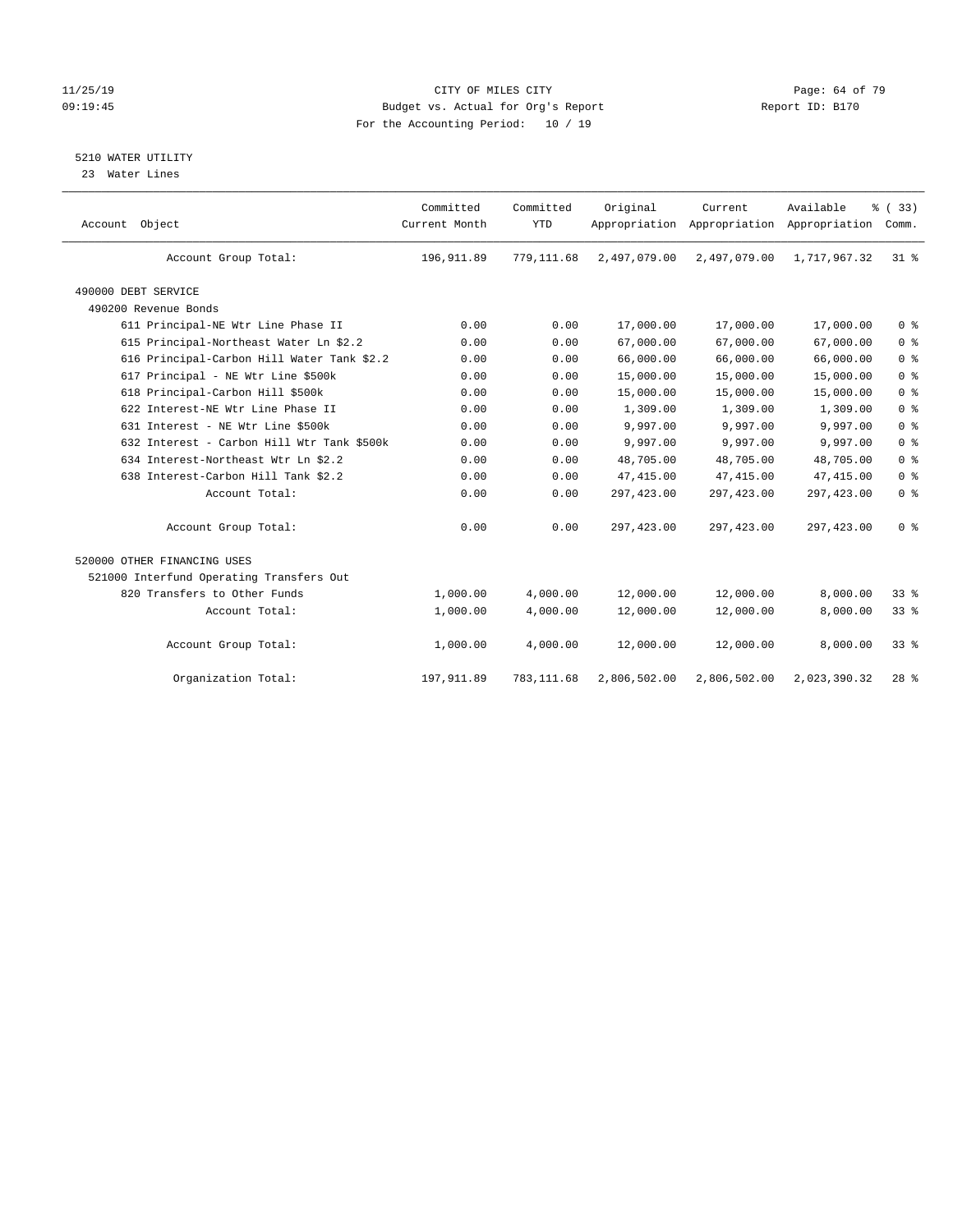CITY OF MILES CITY
Budget vs. Actual for Org's Report
For the Accounting Period: 10 / 19

## 5210 WATER UTILITY

23 Water Lines

| Account Object | Committed Current Month | Committed YTD | Original Appropriation | Current Appropriation | Available Appropriation | % ( 33) Comm. |
|---|---|---|---|---|---|---|
| Account Group Total: | 196,911.89 | 779,111.68 | 2,497,079.00 | 2,497,079.00 | 1,717,967.32 | 31 % |
| 490000 DEBT SERVICE | | | | | | |
| 490200 Revenue Bonds | | | | | | |
| 611 Principal-NE Wtr Line Phase II | 0.00 | 0.00 | 17,000.00 | 17,000.00 | 17,000.00 | 0 % |
| 615 Principal-Northeast Water Ln $2.2 | 0.00 | 0.00 | 67,000.00 | 67,000.00 | 67,000.00 | 0 % |
| 616 Principal-Carbon Hill Water Tank $2.2 | 0.00 | 0.00 | 66,000.00 | 66,000.00 | 66,000.00 | 0 % |
| 617 Principal - NE Wtr Line $500k | 0.00 | 0.00 | 15,000.00 | 15,000.00 | 15,000.00 | 0 % |
| 618 Principal-Carbon Hill $500k | 0.00 | 0.00 | 15,000.00 | 15,000.00 | 15,000.00 | 0 % |
| 622 Interest-NE Wtr Line Phase II | 0.00 | 0.00 | 1,309.00 | 1,309.00 | 1,309.00 | 0 % |
| 631 Interest - NE Wtr Line $500k | 0.00 | 0.00 | 9,997.00 | 9,997.00 | 9,997.00 | 0 % |
| 632 Interest - Carbon Hill Wtr Tank $500k | 0.00 | 0.00 | 9,997.00 | 9,997.00 | 9,997.00 | 0 % |
| 634 Interest-Northeast Wtr Ln $2.2 | 0.00 | 0.00 | 48,705.00 | 48,705.00 | 48,705.00 | 0 % |
| 638 Interest-Carbon Hill Tank $2.2 | 0.00 | 0.00 | 47,415.00 | 47,415.00 | 47,415.00 | 0 % |
| Account Total: | 0.00 | 0.00 | 297,423.00 | 297,423.00 | 297,423.00 | 0 % |
| Account Group Total: | 0.00 | 0.00 | 297,423.00 | 297,423.00 | 297,423.00 | 0 % |
| 520000 OTHER FINANCING USES | | | | | | |
| 521000 Interfund Operating Transfers Out | | | | | | |
| 820 Transfers to Other Funds | 1,000.00 | 4,000.00 | 12,000.00 | 12,000.00 | 8,000.00 | 33 % |
| Account Total: | 1,000.00 | 4,000.00 | 12,000.00 | 12,000.00 | 8,000.00 | 33 % |
| Account Group Total: | 1,000.00 | 4,000.00 | 12,000.00 | 12,000.00 | 8,000.00 | 33 % |
| Organization Total: | 197,911.89 | 783,111.68 | 2,806,502.00 | 2,806,502.00 | 2,023,390.32 | 28 % |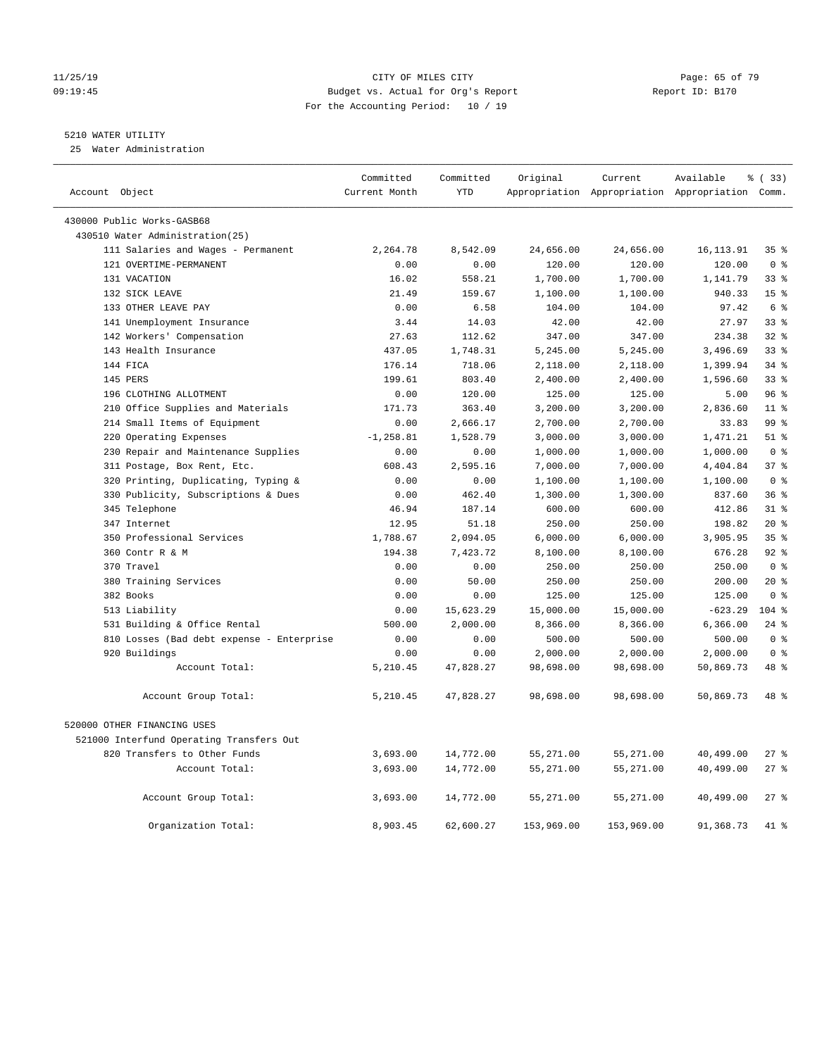11/25/19 CITY OF MILES CITY
09:19:45 Budget vs. Actual for Org's Report Report ID: B170
For the Accounting Period: 10 / 19

5210 WATER UTILITY
25 Water Administration

| Account Object | Committed Current Month | Committed YTD | Original Appropriation | Current Appropriation | Available Appropriation | % ( 33) Comm. |
|---|---|---|---|---|---|---|
| 430000 Public Works-GASB68 | | | | | | |
| 430510 Water Administration(25) | | | | | | |
| 111 Salaries and Wages - Permanent | 2,264.78 | 8,542.09 | 24,656.00 | 24,656.00 | 16,113.91 | 35 % |
| 121 OVERTIME-PERMANENT | 0.00 | 0.00 | 120.00 | 120.00 | 120.00 | 0 % |
| 131 VACATION | 16.02 | 558.21 | 1,700.00 | 1,700.00 | 1,141.79 | 33 % |
| 132 SICK LEAVE | 21.49 | 159.67 | 1,100.00 | 1,100.00 | 940.33 | 15 % |
| 133 OTHER LEAVE PAY | 0.00 | 6.58 | 104.00 | 104.00 | 97.42 | 6 % |
| 141 Unemployment Insurance | 3.44 | 14.03 | 42.00 | 42.00 | 27.97 | 33 % |
| 142 Workers' Compensation | 27.63 | 112.62 | 347.00 | 347.00 | 234.38 | 32 % |
| 143 Health Insurance | 437.05 | 1,748.31 | 5,245.00 | 5,245.00 | 3,496.69 | 33 % |
| 144 FICA | 176.14 | 718.06 | 2,118.00 | 2,118.00 | 1,399.94 | 34 % |
| 145 PERS | 199.61 | 803.40 | 2,400.00 | 2,400.00 | 1,596.60 | 33 % |
| 196 CLOTHING ALLOTMENT | 0.00 | 120.00 | 125.00 | 125.00 | 5.00 | 96 % |
| 210 Office Supplies and Materials | 171.73 | 363.40 | 3,200.00 | 3,200.00 | 2,836.60 | 11 % |
| 214 Small Items of Equipment | 0.00 | 2,666.17 | 2,700.00 | 2,700.00 | 33.83 | 99 % |
| 220 Operating Expenses | -1,258.81 | 1,528.79 | 3,000.00 | 3,000.00 | 1,471.21 | 51 % |
| 230 Repair and Maintenance Supplies | 0.00 | 0.00 | 1,000.00 | 1,000.00 | 1,000.00 | 0 % |
| 311 Postage, Box Rent, Etc. | 608.43 | 2,595.16 | 7,000.00 | 7,000.00 | 4,404.84 | 37 % |
| 320 Printing, Duplicating, Typing & | 0.00 | 0.00 | 1,100.00 | 1,100.00 | 1,100.00 | 0 % |
| 330 Publicity, Subscriptions & Dues | 0.00 | 462.40 | 1,300.00 | 1,300.00 | 837.60 | 36 % |
| 345 Telephone | 46.94 | 187.14 | 600.00 | 600.00 | 412.86 | 31 % |
| 347 Internet | 12.95 | 51.18 | 250.00 | 250.00 | 198.82 | 20 % |
| 350 Professional Services | 1,788.67 | 2,094.05 | 6,000.00 | 6,000.00 | 3,905.95 | 35 % |
| 360 Contr R & M | 194.38 | 7,423.72 | 8,100.00 | 8,100.00 | 676.28 | 92 % |
| 370 Travel | 0.00 | 0.00 | 250.00 | 250.00 | 250.00 | 0 % |
| 380 Training Services | 0.00 | 50.00 | 250.00 | 250.00 | 200.00 | 20 % |
| 382 Books | 0.00 | 0.00 | 125.00 | 125.00 | 125.00 | 0 % |
| 513 Liability | 0.00 | 15,623.29 | 15,000.00 | 15,000.00 | -623.29 | 104 % |
| 531 Building & Office Rental | 500.00 | 2,000.00 | 8,366.00 | 8,366.00 | 6,366.00 | 24 % |
| 810 Losses (Bad debt expense - Enterprise | 0.00 | 0.00 | 500.00 | 500.00 | 500.00 | 0 % |
| 920 Buildings | 0.00 | 0.00 | 2,000.00 | 2,000.00 | 2,000.00 | 0 % |
| Account Total: | 5,210.45 | 47,828.27 | 98,698.00 | 98,698.00 | 50,869.73 | 48 % |
| Account Group Total: | 5,210.45 | 47,828.27 | 98,698.00 | 98,698.00 | 50,869.73 | 48 % |
| 520000 OTHER FINANCING USES | | | | | | |
| 521000 Interfund Operating Transfers Out | | | | | | |
| 820 Transfers to Other Funds | 3,693.00 | 14,772.00 | 55,271.00 | 55,271.00 | 40,499.00 | 27 % |
| Account Total: | 3,693.00 | 14,772.00 | 55,271.00 | 55,271.00 | 40,499.00 | 27 % |
| Account Group Total: | 3,693.00 | 14,772.00 | 55,271.00 | 55,271.00 | 40,499.00 | 27 % |
| Organization Total: | 8,903.45 | 62,600.27 | 153,969.00 | 153,969.00 | 91,368.73 | 41 % |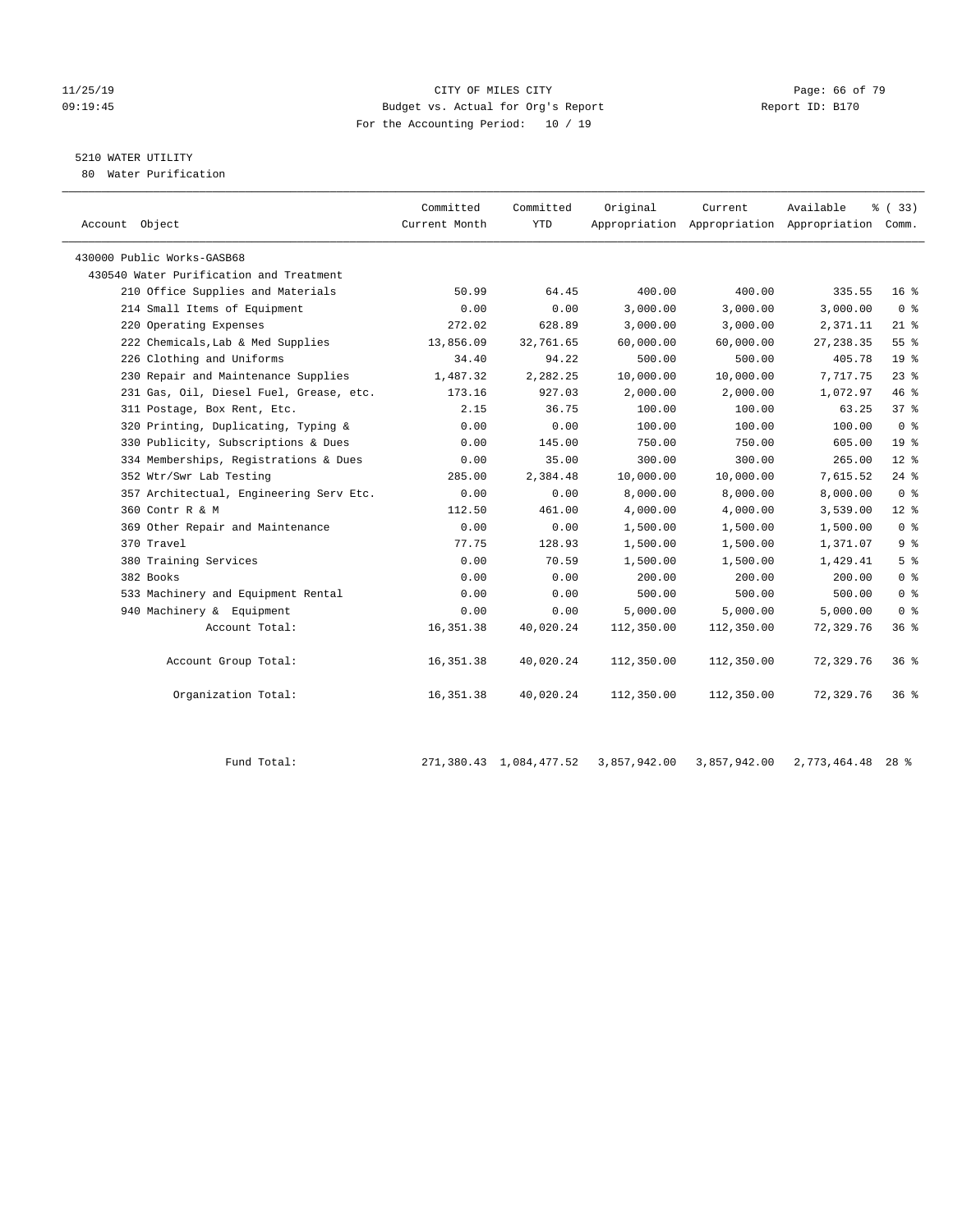# CITY OF MILES CITY

Budget vs. Actual for Org's Report

For the Accounting Period: 10 / 19

11/25/19 09:19:45 — Report ID: B170

## 5210 WATER UTILITY

80 Water Purification

| Account Object | Committed Current Month | Committed YTD | Original Appropriation | Current Appropriation | Available Appropriation | % ( 33) Comm. |
|---|---|---|---|---|---|---|
| 430000 Public Works-GASB68 | | | | | | |
| 430540 Water Purification and Treatment | | | | | | |
| 210 Office Supplies and Materials | 50.99 | 64.45 | 400.00 | 400.00 | 335.55 | 16 % |
| 214 Small Items of Equipment | 0.00 | 0.00 | 3,000.00 | 3,000.00 | 3,000.00 | 0 % |
| 220 Operating Expenses | 272.02 | 628.89 | 3,000.00 | 3,000.00 | 2,371.11 | 21 % |
| 222 Chemicals,Lab & Med Supplies | 13,856.09 | 32,761.65 | 60,000.00 | 60,000.00 | 27,238.35 | 55 % |
| 226 Clothing and Uniforms | 34.40 | 94.22 | 500.00 | 500.00 | 405.78 | 19 % |
| 230 Repair and Maintenance Supplies | 1,487.32 | 2,282.25 | 10,000.00 | 10,000.00 | 7,717.75 | 23 % |
| 231 Gas, Oil, Diesel Fuel, Grease, etc. | 173.16 | 927.03 | 2,000.00 | 2,000.00 | 1,072.97 | 46 % |
| 311 Postage, Box Rent, Etc. | 2.15 | 36.75 | 100.00 | 100.00 | 63.25 | 37 % |
| 320 Printing, Duplicating, Typing & | 0.00 | 0.00 | 100.00 | 100.00 | 100.00 | 0 % |
| 330 Publicity, Subscriptions & Dues | 0.00 | 145.00 | 750.00 | 750.00 | 605.00 | 19 % |
| 334 Memberships, Registrations & Dues | 0.00 | 35.00 | 300.00 | 300.00 | 265.00 | 12 % |
| 352 Wtr/Swr Lab Testing | 285.00 | 2,384.48 | 10,000.00 | 10,000.00 | 7,615.52 | 24 % |
| 357 Architectual, Engineering Serv Etc. | 0.00 | 0.00 | 8,000.00 | 8,000.00 | 8,000.00 | 0 % |
| 360 Contr R & M | 112.50 | 461.00 | 4,000.00 | 4,000.00 | 3,539.00 | 12 % |
| 369 Other Repair and Maintenance | 0.00 | 0.00 | 1,500.00 | 1,500.00 | 1,500.00 | 0 % |
| 370 Travel | 77.75 | 128.93 | 1,500.00 | 1,500.00 | 1,371.07 | 9 % |
| 380 Training Services | 0.00 | 70.59 | 1,500.00 | 1,500.00 | 1,429.41 | 5 % |
| 382 Books | 0.00 | 0.00 | 200.00 | 200.00 | 200.00 | 0 % |
| 533 Machinery and Equipment Rental | 0.00 | 0.00 | 500.00 | 500.00 | 500.00 | 0 % |
| 940 Machinery & Equipment | 0.00 | 0.00 | 5,000.00 | 5,000.00 | 5,000.00 | 0 % |
| Account Total: | 16,351.38 | 40,020.24 | 112,350.00 | 112,350.00 | 72,329.76 | 36 % |
| Account Group Total: | 16,351.38 | 40,020.24 | 112,350.00 | 112,350.00 | 72,329.76 | 36 % |
| Organization Total: | 16,351.38 | 40,020.24 | 112,350.00 | 112,350.00 | 72,329.76 | 36 % |
| Fund Total: | 271,380.43 | 1,084,477.52 | 3,857,942.00 | 3,857,942.00 | 2,773,464.48 | 28 % |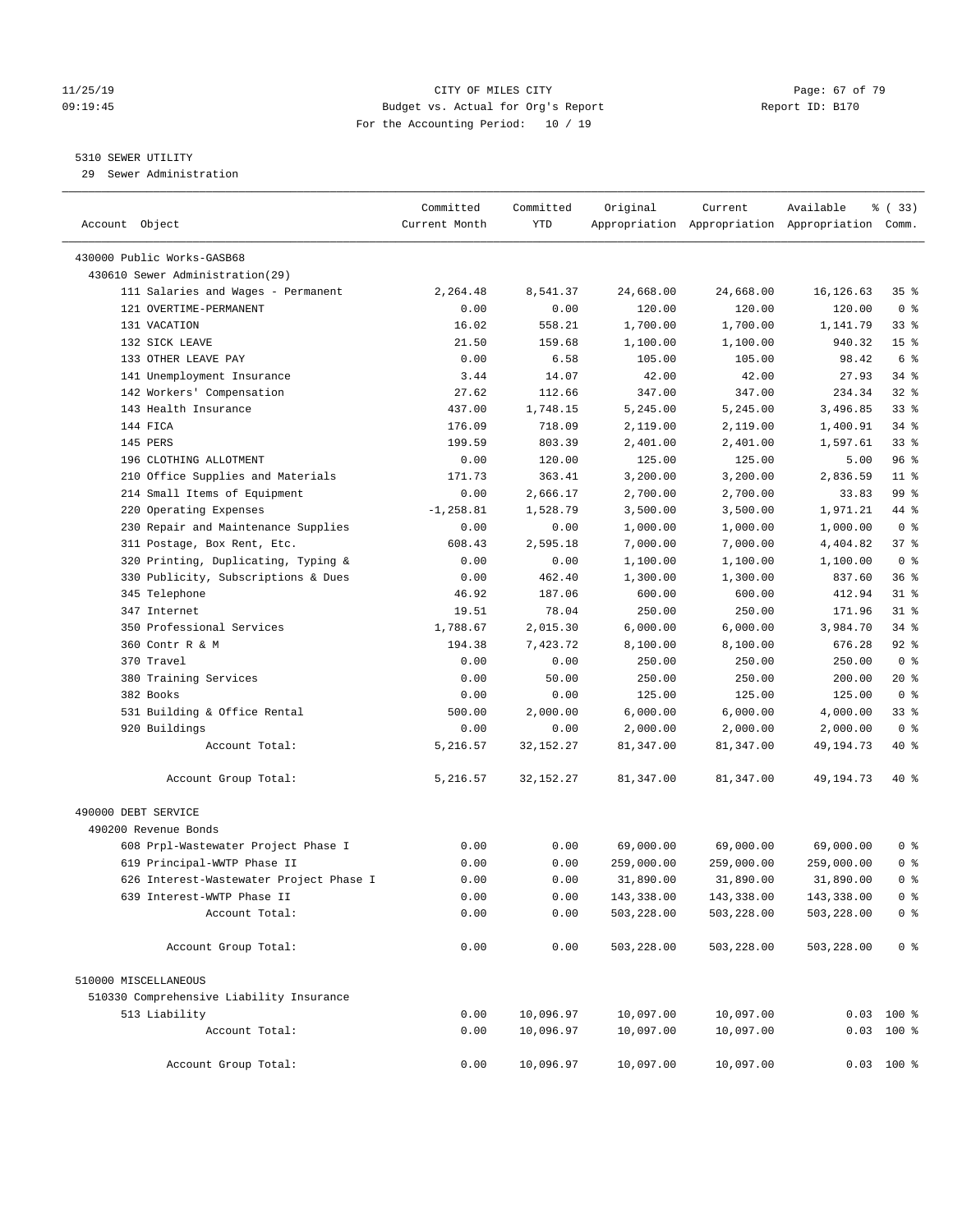11/25/19 CITY OF MILES CITY
09:19:45 Budget vs. Actual for Org's Report Report ID: B170
For the Accounting Period: 10 / 19

5310 SEWER UTILITY
29 Sewer Administration

| Account Object | Committed Current Month | Committed YTD | Original Appropriation | Current Appropriation | Available Appropriation | % ( 33) Comm. |
|---|---|---|---|---|---|---|
| 430000 Public Works-GASB68 | | | | | | |
| 430610 Sewer Administration(29) | | | | | | |
| 111 Salaries and Wages - Permanent | 2,264.48 | 8,541.37 | 24,668.00 | 24,668.00 | 16,126.63 | 35 % |
| 121 OVERTIME-PERMANENT | 0.00 | 0.00 | 120.00 | 120.00 | 120.00 | 0 % |
| 131 VACATION | 16.02 | 558.21 | 1,700.00 | 1,700.00 | 1,141.79 | 33 % |
| 132 SICK LEAVE | 21.50 | 159.68 | 1,100.00 | 1,100.00 | 940.32 | 15 % |
| 133 OTHER LEAVE PAY | 0.00 | 6.58 | 105.00 | 105.00 | 98.42 | 6 % |
| 141 Unemployment Insurance | 3.44 | 14.07 | 42.00 | 42.00 | 27.93 | 34 % |
| 142 Workers' Compensation | 27.62 | 112.66 | 347.00 | 347.00 | 234.34 | 32 % |
| 143 Health Insurance | 437.00 | 1,748.15 | 5,245.00 | 5,245.00 | 3,496.85 | 33 % |
| 144 FICA | 176.09 | 718.09 | 2,119.00 | 2,119.00 | 1,400.91 | 34 % |
| 145 PERS | 199.59 | 803.39 | 2,401.00 | 2,401.00 | 1,597.61 | 33 % |
| 196 CLOTHING ALLOTMENT | 0.00 | 120.00 | 125.00 | 125.00 | 5.00 | 96 % |
| 210 Office Supplies and Materials | 171.73 | 363.41 | 3,200.00 | 3,200.00 | 2,836.59 | 11 % |
| 214 Small Items of Equipment | 0.00 | 2,666.17 | 2,700.00 | 2,700.00 | 33.83 | 99 % |
| 220 Operating Expenses | -1,258.81 | 1,528.79 | 3,500.00 | 3,500.00 | 1,971.21 | 44 % |
| 230 Repair and Maintenance Supplies | 0.00 | 0.00 | 1,000.00 | 1,000.00 | 1,000.00 | 0 % |
| 311 Postage, Box Rent, Etc. | 608.43 | 2,595.18 | 7,000.00 | 7,000.00 | 4,404.82 | 37 % |
| 320 Printing, Duplicating, Typing & | 0.00 | 0.00 | 1,100.00 | 1,100.00 | 1,100.00 | 0 % |
| 330 Publicity, Subscriptions & Dues | 0.00 | 462.40 | 1,300.00 | 1,300.00 | 837.60 | 36 % |
| 345 Telephone | 46.92 | 187.06 | 600.00 | 600.00 | 412.94 | 31 % |
| 347 Internet | 19.51 | 78.04 | 250.00 | 250.00 | 171.96 | 31 % |
| 350 Professional Services | 1,788.67 | 2,015.30 | 6,000.00 | 6,000.00 | 3,984.70 | 34 % |
| 360 Contr R & M | 194.38 | 7,423.72 | 8,100.00 | 8,100.00 | 676.28 | 92 % |
| 370 Travel | 0.00 | 0.00 | 250.00 | 250.00 | 250.00 | 0 % |
| 380 Training Services | 0.00 | 50.00 | 250.00 | 250.00 | 200.00 | 20 % |
| 382 Books | 0.00 | 0.00 | 125.00 | 125.00 | 125.00 | 0 % |
| 531 Building & Office Rental | 500.00 | 2,000.00 | 6,000.00 | 6,000.00 | 4,000.00 | 33 % |
| 920 Buildings | 0.00 | 0.00 | 2,000.00 | 2,000.00 | 2,000.00 | 0 % |
| Account Total: | 5,216.57 | 32,152.27 | 81,347.00 | 81,347.00 | 49,194.73 | 40 % |
| Account Group Total: | 5,216.57 | 32,152.27 | 81,347.00 | 81,347.00 | 49,194.73 | 40 % |
| 490000 DEBT SERVICE | | | | | | |
| 490200 Revenue Bonds | | | | | | |
| 608 Prpl-Wastewater Project Phase I | 0.00 | 0.00 | 69,000.00 | 69,000.00 | 69,000.00 | 0 % |
| 619 Principal-WWTP Phase II | 0.00 | 0.00 | 259,000.00 | 259,000.00 | 259,000.00 | 0 % |
| 626 Interest-Wastewater Project Phase I | 0.00 | 0.00 | 31,890.00 | 31,890.00 | 31,890.00 | 0 % |
| 639 Interest-WWTP Phase II | 0.00 | 0.00 | 143,338.00 | 143,338.00 | 143,338.00 | 0 % |
| Account Total: | 0.00 | 0.00 | 503,228.00 | 503,228.00 | 503,228.00 | 0 % |
| Account Group Total: | 0.00 | 0.00 | 503,228.00 | 503,228.00 | 503,228.00 | 0 % |
| 510000 MISCELLANEOUS | | | | | | |
| 510330 Comprehensive Liability Insurance | | | | | | |
| 513 Liability | 0.00 | 10,096.97 | 10,097.00 | 10,097.00 | 0.03 | 100 % |
| Account Total: | 0.00 | 10,096.97 | 10,097.00 | 10,097.00 | 0.03 | 100 % |
| Account Group Total: | 0.00 | 10,096.97 | 10,097.00 | 10,097.00 | 0.03 | 100 % |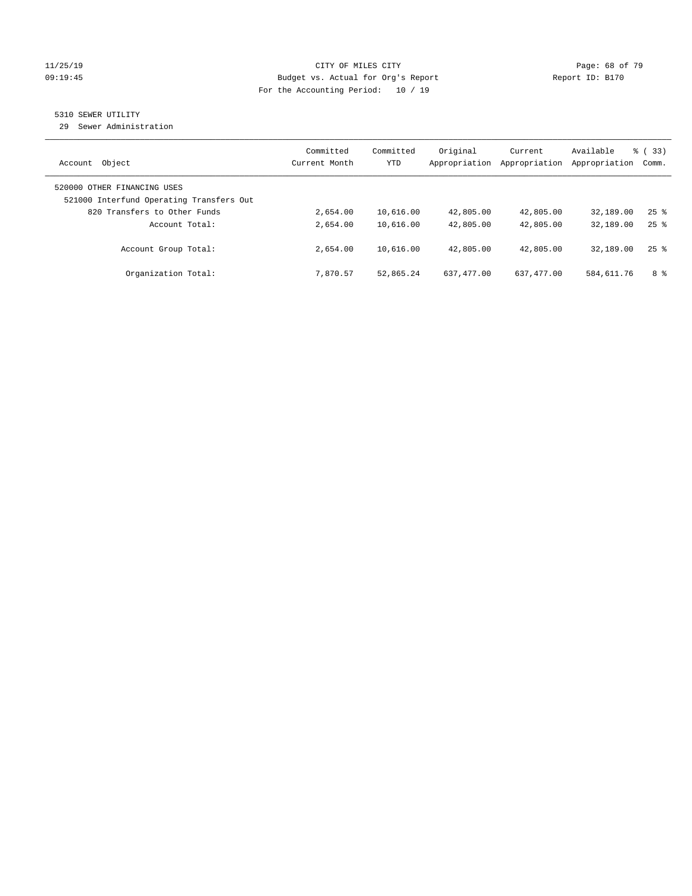CITY OF MILES CITY
Budget vs. Actual for Org's Report
For the Accounting Period: 10 / 19

11/25/19
09:19:45

Report ID: B170

## 5310 SEWER UTILITY

29 Sewer Administration

| Account Object | Committed Current Month | Committed YTD | Original Appropriation | Current Appropriation | Available Appropriation | % ( 33) Comm. |
|---|---|---|---|---|---|---|
| 520000 OTHER FINANCING USES | | | | | | |
| 521000 Interfund Operating Transfers Out | | | | | | |
| 820 Transfers to Other Funds | 2,654.00 | 10,616.00 | 42,805.00 | 42,805.00 | 32,189.00 | 25 % |
| Account Total: | 2,654.00 | 10,616.00 | 42,805.00 | 42,805.00 | 32,189.00 | 25 % |
| Account Group Total: | 2,654.00 | 10,616.00 | 42,805.00 | 42,805.00 | 32,189.00 | 25 % |
| Organization Total: | 7,870.57 | 52,865.24 | 637,477.00 | 637,477.00 | 584,611.76 | 8 % |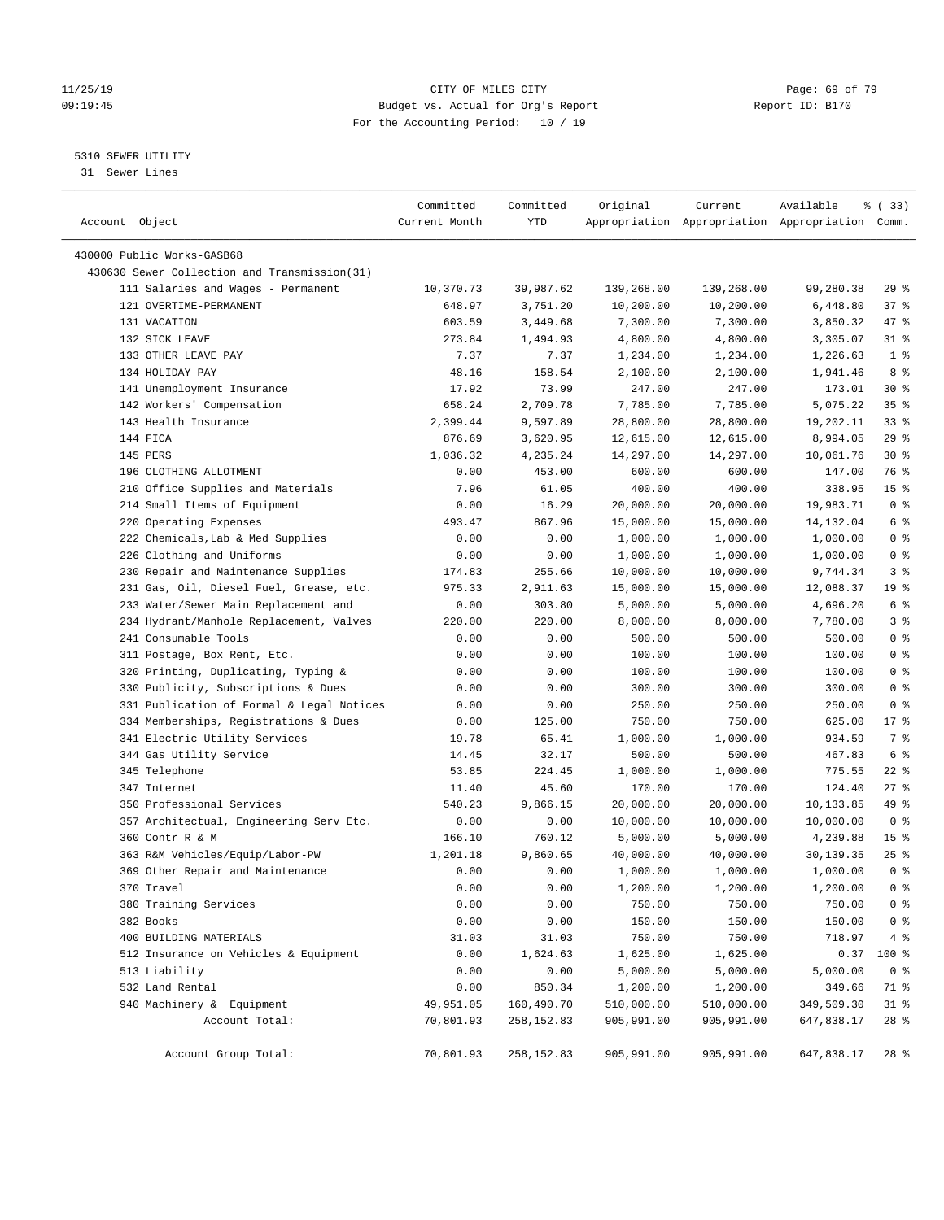CITY OF MILES CITY
Budget vs. Actual for Org's Report
For the Accounting Period: 10 / 19

5310 SEWER UTILITY
31 Sewer Lines

| Account Object | Committed Current Month | Committed YTD | Original Appropriation | Current Appropriation | Available Appropriation | % ( 33) Comm. |
|---|---|---|---|---|---|---|
| 430000 Public Works-GASB68 | | | | | | |
| 430630 Sewer Collection and Transmission(31) | | | | | | |
| 111 Salaries and Wages - Permanent | 10,370.73 | 39,987.62 | 139,268.00 | 139,268.00 | 99,280.38 | 29 % |
| 121 OVERTIME-PERMANENT | 648.97 | 3,751.20 | 10,200.00 | 10,200.00 | 6,448.80 | 37 % |
| 131 VACATION | 603.59 | 3,449.68 | 7,300.00 | 7,300.00 | 3,850.32 | 47 % |
| 132 SICK LEAVE | 273.84 | 1,494.93 | 4,800.00 | 4,800.00 | 3,305.07 | 31 % |
| 133 OTHER LEAVE PAY | 7.37 | 7.37 | 1,234.00 | 1,234.00 | 1,226.63 | 1 % |
| 134 HOLIDAY PAY | 48.16 | 158.54 | 2,100.00 | 2,100.00 | 1,941.46 | 8 % |
| 141 Unemployment Insurance | 17.92 | 73.99 | 247.00 | 247.00 | 173.01 | 30 % |
| 142 Workers' Compensation | 658.24 | 2,709.78 | 7,785.00 | 7,785.00 | 5,075.22 | 35 % |
| 143 Health Insurance | 2,399.44 | 9,597.89 | 28,800.00 | 28,800.00 | 19,202.11 | 33 % |
| 144 FICA | 876.69 | 3,620.95 | 12,615.00 | 12,615.00 | 8,994.05 | 29 % |
| 145 PERS | 1,036.32 | 4,235.24 | 14,297.00 | 14,297.00 | 10,061.76 | 30 % |
| 196 CLOTHING ALLOTMENT | 0.00 | 453.00 | 600.00 | 600.00 | 147.00 | 76 % |
| 210 Office Supplies and Materials | 7.96 | 61.05 | 400.00 | 400.00 | 338.95 | 15 % |
| 214 Small Items of Equipment | 0.00 | 16.29 | 20,000.00 | 20,000.00 | 19,983.71 | 0 % |
| 220 Operating Expenses | 493.47 | 867.96 | 15,000.00 | 15,000.00 | 14,132.04 | 6 % |
| 222 Chemicals,Lab & Med Supplies | 0.00 | 0.00 | 1,000.00 | 1,000.00 | 1,000.00 | 0 % |
| 226 Clothing and Uniforms | 0.00 | 0.00 | 1,000.00 | 1,000.00 | 1,000.00 | 0 % |
| 230 Repair and Maintenance Supplies | 174.83 | 255.66 | 10,000.00 | 10,000.00 | 9,744.34 | 3 % |
| 231 Gas, Oil, Diesel Fuel, Grease, etc. | 975.33 | 2,911.63 | 15,000.00 | 15,000.00 | 12,088.37 | 19 % |
| 233 Water/Sewer Main Replacement and | 0.00 | 303.80 | 5,000.00 | 5,000.00 | 4,696.20 | 6 % |
| 234 Hydrant/Manhole Replacement, Valves | 220.00 | 220.00 | 8,000.00 | 8,000.00 | 7,780.00 | 3 % |
| 241 Consumable Tools | 0.00 | 0.00 | 500.00 | 500.00 | 500.00 | 0 % |
| 311 Postage, Box Rent, Etc. | 0.00 | 0.00 | 100.00 | 100.00 | 100.00 | 0 % |
| 320 Printing, Duplicating, Typing & | 0.00 | 0.00 | 100.00 | 100.00 | 100.00 | 0 % |
| 330 Publicity, Subscriptions & Dues | 0.00 | 0.00 | 300.00 | 300.00 | 300.00 | 0 % |
| 331 Publication of Formal & Legal Notices | 0.00 | 0.00 | 250.00 | 250.00 | 250.00 | 0 % |
| 334 Memberships, Registrations & Dues | 0.00 | 125.00 | 750.00 | 750.00 | 625.00 | 17 % |
| 341 Electric Utility Services | 19.78 | 65.41 | 1,000.00 | 1,000.00 | 934.59 | 7 % |
| 344 Gas Utility Service | 14.45 | 32.17 | 500.00 | 500.00 | 467.83 | 6 % |
| 345 Telephone | 53.85 | 224.45 | 1,000.00 | 1,000.00 | 775.55 | 22 % |
| 347 Internet | 11.40 | 45.60 | 170.00 | 170.00 | 124.40 | 27 % |
| 350 Professional Services | 540.23 | 9,866.15 | 20,000.00 | 20,000.00 | 10,133.85 | 49 % |
| 357 Architectual, Engineering Serv Etc. | 0.00 | 0.00 | 10,000.00 | 10,000.00 | 10,000.00 | 0 % |
| 360 Contr R & M | 166.10 | 760.12 | 5,000.00 | 5,000.00 | 4,239.88 | 15 % |
| 363 R&M Vehicles/Equip/Labor-PW | 1,201.18 | 9,860.65 | 40,000.00 | 40,000.00 | 30,139.35 | 25 % |
| 369 Other Repair and Maintenance | 0.00 | 0.00 | 1,000.00 | 1,000.00 | 1,000.00 | 0 % |
| 370 Travel | 0.00 | 0.00 | 1,200.00 | 1,200.00 | 1,200.00 | 0 % |
| 380 Training Services | 0.00 | 0.00 | 750.00 | 750.00 | 750.00 | 0 % |
| 382 Books | 0.00 | 0.00 | 150.00 | 150.00 | 150.00 | 0 % |
| 400 BUILDING MATERIALS | 31.03 | 31.03 | 750.00 | 750.00 | 718.97 | 4 % |
| 512 Insurance on Vehicles & Equipment | 0.00 | 1,624.63 | 1,625.00 | 1,625.00 | 0.37 | 100 % |
| 513 Liability | 0.00 | 0.00 | 5,000.00 | 5,000.00 | 5,000.00 | 0 % |
| 532 Land Rental | 0.00 | 850.34 | 1,200.00 | 1,200.00 | 349.66 | 71 % |
| 940 Machinery & Equipment | 49,951.05 | 160,490.70 | 510,000.00 | 510,000.00 | 349,509.30 | 31 % |
| Account Total: | 70,801.93 | 258,152.83 | 905,991.00 | 905,991.00 | 647,838.17 | 28 % |
| Account Group Total: | 70,801.93 | 258,152.83 | 905,991.00 | 905,991.00 | 647,838.17 | 28 % |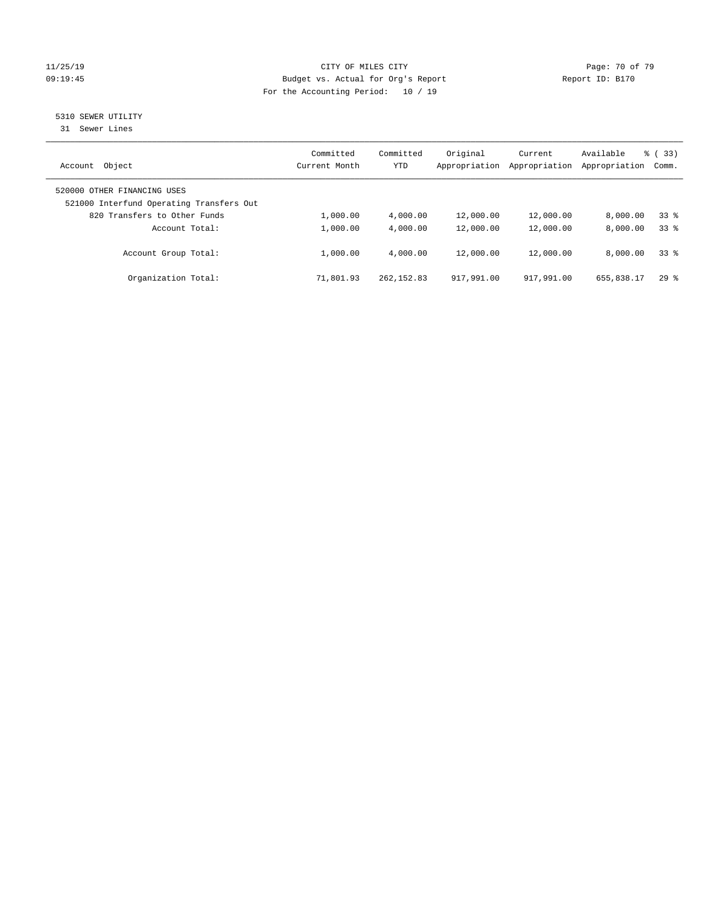CITY OF MILES CITY
Budget vs. Actual for Org's Report
For the Accounting Period: 10 / 19

11/25/19
09:19:45

Report ID: B170

## 5310 SEWER UTILITY

31 Sewer Lines

| Account Object | Committed Current Month | Committed YTD | Original Appropriation | Current Appropriation | Available Appropriation | % ( 33) Comm. |
|---|---|---|---|---|---|---|
| 520000 OTHER FINANCING USES | | | | | | |
| 521000 Interfund Operating Transfers Out | | | | | | |
| 820 Transfers to Other Funds | 1,000.00 | 4,000.00 | 12,000.00 | 12,000.00 | 8,000.00 | 33 % |
| Account Total: | 1,000.00 | 4,000.00 | 12,000.00 | 12,000.00 | 8,000.00 | 33 % |
| Account Group Total: | 1,000.00 | 4,000.00 | 12,000.00 | 12,000.00 | 8,000.00 | 33 % |
| Organization Total: | 71,801.93 | 262,152.83 | 917,991.00 | 917,991.00 | 655,838.17 | 29 % |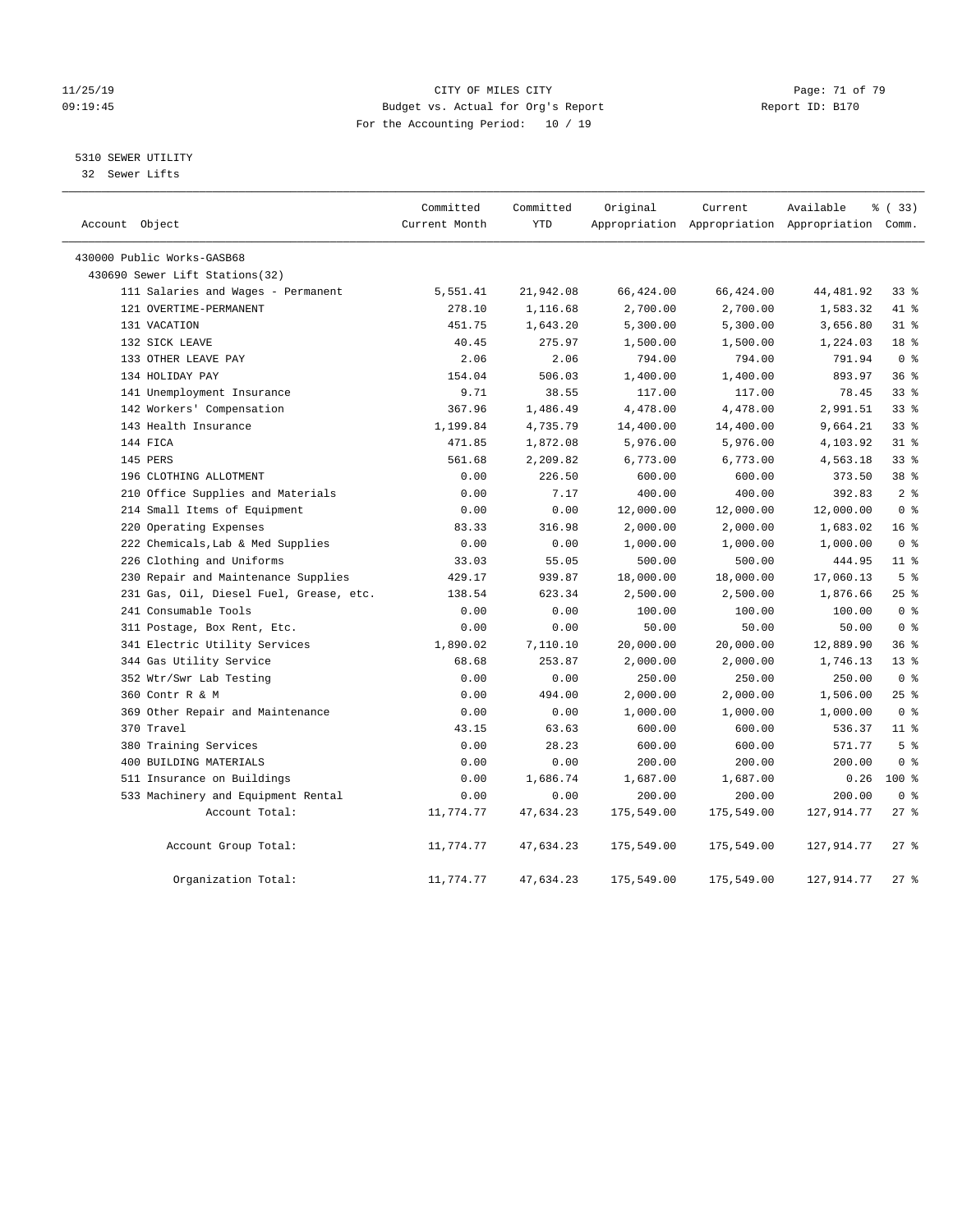CITY OF MILES CITY
Budget vs. Actual for Org's Report
For the Accounting Period: 10 / 19

11/25/19
09:19:45

Report ID: B170

## 5310 SEWER UTILITY

32 Sewer Lifts

| Account Object | Committed Current Month | Committed YTD | Original Appropriation | Current Appropriation | Available Appropriation | % ( 33) Comm. |
|---|---|---|---|---|---|---|
| 430000 Public Works-GASB68 | | | | | | |
| 430690 Sewer Lift Stations(32) | | | | | | |
| 111 Salaries and Wages - Permanent | 5,551.41 | 21,942.08 | 66,424.00 | 66,424.00 | 44,481.92 | 33 % |
| 121 OVERTIME-PERMANENT | 278.10 | 1,116.68 | 2,700.00 | 2,700.00 | 1,583.32 | 41 % |
| 131 VACATION | 451.75 | 1,643.20 | 5,300.00 | 5,300.00 | 3,656.80 | 31 % |
| 132 SICK LEAVE | 40.45 | 275.97 | 1,500.00 | 1,500.00 | 1,224.03 | 18 % |
| 133 OTHER LEAVE PAY | 2.06 | 2.06 | 794.00 | 794.00 | 791.94 | 0 % |
| 134 HOLIDAY PAY | 154.04 | 506.03 | 1,400.00 | 1,400.00 | 893.97 | 36 % |
| 141 Unemployment Insurance | 9.71 | 38.55 | 117.00 | 117.00 | 78.45 | 33 % |
| 142 Workers' Compensation | 367.96 | 1,486.49 | 4,478.00 | 4,478.00 | 2,991.51 | 33 % |
| 143 Health Insurance | 1,199.84 | 4,735.79 | 14,400.00 | 14,400.00 | 9,664.21 | 33 % |
| 144 FICA | 471.85 | 1,872.08 | 5,976.00 | 5,976.00 | 4,103.92 | 31 % |
| 145 PERS | 561.68 | 2,209.82 | 6,773.00 | 6,773.00 | 4,563.18 | 33 % |
| 196 CLOTHING ALLOTMENT | 0.00 | 226.50 | 600.00 | 600.00 | 373.50 | 38 % |
| 210 Office Supplies and Materials | 0.00 | 7.17 | 400.00 | 400.00 | 392.83 | 2 % |
| 214 Small Items of Equipment | 0.00 | 0.00 | 12,000.00 | 12,000.00 | 12,000.00 | 0 % |
| 220 Operating Expenses | 83.33 | 316.98 | 2,000.00 | 2,000.00 | 1,683.02 | 16 % |
| 222 Chemicals,Lab & Med Supplies | 0.00 | 0.00 | 1,000.00 | 1,000.00 | 1,000.00 | 0 % |
| 226 Clothing and Uniforms | 33.03 | 55.05 | 500.00 | 500.00 | 444.95 | 11 % |
| 230 Repair and Maintenance Supplies | 429.17 | 939.87 | 18,000.00 | 18,000.00 | 17,060.13 | 5 % |
| 231 Gas, Oil, Diesel Fuel, Grease, etc. | 138.54 | 623.34 | 2,500.00 | 2,500.00 | 1,876.66 | 25 % |
| 241 Consumable Tools | 0.00 | 0.00 | 100.00 | 100.00 | 100.00 | 0 % |
| 311 Postage, Box Rent, Etc. | 0.00 | 0.00 | 50.00 | 50.00 | 50.00 | 0 % |
| 341 Electric Utility Services | 1,890.02 | 7,110.10 | 20,000.00 | 20,000.00 | 12,889.90 | 36 % |
| 344 Gas Utility Service | 68.68 | 253.87 | 2,000.00 | 2,000.00 | 1,746.13 | 13 % |
| 352 Wtr/Swr Lab Testing | 0.00 | 0.00 | 250.00 | 250.00 | 250.00 | 0 % |
| 360 Contr R & M | 0.00 | 494.00 | 2,000.00 | 2,000.00 | 1,506.00 | 25 % |
| 369 Other Repair and Maintenance | 0.00 | 0.00 | 1,000.00 | 1,000.00 | 1,000.00 | 0 % |
| 370 Travel | 43.15 | 63.63 | 600.00 | 600.00 | 536.37 | 11 % |
| 380 Training Services | 0.00 | 28.23 | 600.00 | 600.00 | 571.77 | 5 % |
| 400 BUILDING MATERIALS | 0.00 | 0.00 | 200.00 | 200.00 | 200.00 | 0 % |
| 511 Insurance on Buildings | 0.00 | 1,686.74 | 1,687.00 | 1,687.00 | 0.26 | 100 % |
| 533 Machinery and Equipment Rental | 0.00 | 0.00 | 200.00 | 200.00 | 200.00 | 0 % |
| Account Total: | 11,774.77 | 47,634.23 | 175,549.00 | 175,549.00 | 127,914.77 | 27 % |
| Account Group Total: | 11,774.77 | 47,634.23 | 175,549.00 | 175,549.00 | 127,914.77 | 27 % |
| Organization Total: | 11,774.77 | 47,634.23 | 175,549.00 | 175,549.00 | 127,914.77 | 27 % |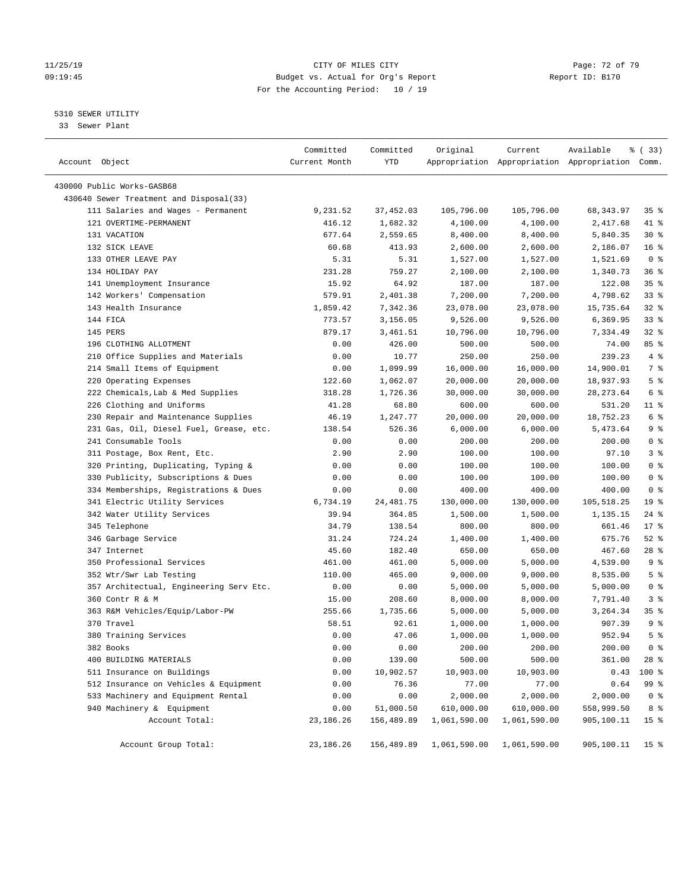CITY OF MILES CITY
Budget vs. Actual for Org's Report
For the Accounting Period: 10 / 19

11/25/19
09:19:45

Report ID: B170

5310 SEWER UTILITY
33 Sewer Plant

| Account Object | Committed Current Month | Committed YTD | Original Appropriation | Current Appropriation | Available Appropriation | % ( 33) Comm. |
|---|---|---|---|---|---|---|
| 430000 Public Works-GASB68 | | | | | | |
| 430640 Sewer Treatment and Disposal(33) | | | | | | |
| 111 Salaries and Wages - Permanent | 9,231.52 | 37,452.03 | 105,796.00 | 105,796.00 | 68,343.97 | 35 % |
| 121 OVERTIME-PERMANENT | 416.12 | 1,682.32 | 4,100.00 | 4,100.00 | 2,417.68 | 41 % |
| 131 VACATION | 677.64 | 2,559.65 | 8,400.00 | 8,400.00 | 5,840.35 | 30 % |
| 132 SICK LEAVE | 60.68 | 413.93 | 2,600.00 | 2,600.00 | 2,186.07 | 16 % |
| 133 OTHER LEAVE PAY | 5.31 | 5.31 | 1,527.00 | 1,527.00 | 1,521.69 | 0 % |
| 134 HOLIDAY PAY | 231.28 | 759.27 | 2,100.00 | 2,100.00 | 1,340.73 | 36 % |
| 141 Unemployment Insurance | 15.92 | 64.92 | 187.00 | 187.00 | 122.08 | 35 % |
| 142 Workers' Compensation | 579.91 | 2,401.38 | 7,200.00 | 7,200.00 | 4,798.62 | 33 % |
| 143 Health Insurance | 1,859.42 | 7,342.36 | 23,078.00 | 23,078.00 | 15,735.64 | 32 % |
| 144 FICA | 773.57 | 3,156.05 | 9,526.00 | 9,526.00 | 6,369.95 | 33 % |
| 145 PERS | 879.17 | 3,461.51 | 10,796.00 | 10,796.00 | 7,334.49 | 32 % |
| 196 CLOTHING ALLOTMENT | 0.00 | 426.00 | 500.00 | 500.00 | 74.00 | 85 % |
| 210 Office Supplies and Materials | 0.00 | 10.77 | 250.00 | 250.00 | 239.23 | 4 % |
| 214 Small Items of Equipment | 0.00 | 1,099.99 | 16,000.00 | 16,000.00 | 14,900.01 | 7 % |
| 220 Operating Expenses | 122.60 | 1,062.07 | 20,000.00 | 20,000.00 | 18,937.93 | 5 % |
| 222 Chemicals,Lab & Med Supplies | 318.28 | 1,726.36 | 30,000.00 | 30,000.00 | 28,273.64 | 6 % |
| 226 Clothing and Uniforms | 41.28 | 68.80 | 600.00 | 600.00 | 531.20 | 11 % |
| 230 Repair and Maintenance Supplies | 46.19 | 1,247.77 | 20,000.00 | 20,000.00 | 18,752.23 | 6 % |
| 231 Gas, Oil, Diesel Fuel, Grease, etc. | 138.54 | 526.36 | 6,000.00 | 6,000.00 | 5,473.64 | 9 % |
| 241 Consumable Tools | 0.00 | 0.00 | 200.00 | 200.00 | 200.00 | 0 % |
| 311 Postage, Box Rent, Etc. | 2.90 | 2.90 | 100.00 | 100.00 | 97.10 | 3 % |
| 320 Printing, Duplicating, Typing & | 0.00 | 0.00 | 100.00 | 100.00 | 100.00 | 0 % |
| 330 Publicity, Subscriptions & Dues | 0.00 | 0.00 | 100.00 | 100.00 | 100.00 | 0 % |
| 334 Memberships, Registrations & Dues | 0.00 | 0.00 | 400.00 | 400.00 | 400.00 | 0 % |
| 341 Electric Utility Services | 6,734.19 | 24,481.75 | 130,000.00 | 130,000.00 | 105,518.25 | 19 % |
| 342 Water Utility Services | 39.94 | 364.85 | 1,500.00 | 1,500.00 | 1,135.15 | 24 % |
| 345 Telephone | 34.79 | 138.54 | 800.00 | 800.00 | 661.46 | 17 % |
| 346 Garbage Service | 31.24 | 724.24 | 1,400.00 | 1,400.00 | 675.76 | 52 % |
| 347 Internet | 45.60 | 182.40 | 650.00 | 650.00 | 467.60 | 28 % |
| 350 Professional Services | 461.00 | 461.00 | 5,000.00 | 5,000.00 | 4,539.00 | 9 % |
| 352 Wtr/Swr Lab Testing | 110.00 | 465.00 | 9,000.00 | 9,000.00 | 8,535.00 | 5 % |
| 357 Architectual, Engineering Serv Etc. | 0.00 | 0.00 | 5,000.00 | 5,000.00 | 5,000.00 | 0 % |
| 360 Contr R & M | 15.00 | 208.60 | 8,000.00 | 8,000.00 | 7,791.40 | 3 % |
| 363 R&M Vehicles/Equip/Labor-PW | 255.66 | 1,735.66 | 5,000.00 | 5,000.00 | 3,264.34 | 35 % |
| 370 Travel | 58.51 | 92.61 | 1,000.00 | 1,000.00 | 907.39 | 9 % |
| 380 Training Services | 0.00 | 47.06 | 1,000.00 | 1,000.00 | 952.94 | 5 % |
| 382 Books | 0.00 | 0.00 | 200.00 | 200.00 | 200.00 | 0 % |
| 400 BUILDING MATERIALS | 0.00 | 139.00 | 500.00 | 500.00 | 361.00 | 28 % |
| 511 Insurance on Buildings | 0.00 | 10,902.57 | 10,903.00 | 10,903.00 | 0.43 | 100 % |
| 512 Insurance on Vehicles & Equipment | 0.00 | 76.36 | 77.00 | 77.00 | 0.64 | 99 % |
| 533 Machinery and Equipment Rental | 0.00 | 0.00 | 2,000.00 | 2,000.00 | 2,000.00 | 0 % |
| 940 Machinery & Equipment | 0.00 | 51,000.50 | 610,000.00 | 610,000.00 | 558,999.50 | 8 % |
| Account Total: | 23,186.26 | 156,489.89 | 1,061,590.00 | 1,061,590.00 | 905,100.11 | 15 % |
| Account Group Total: | 23,186.26 | 156,489.89 | 1,061,590.00 | 1,061,590.00 | 905,100.11 | 15 % |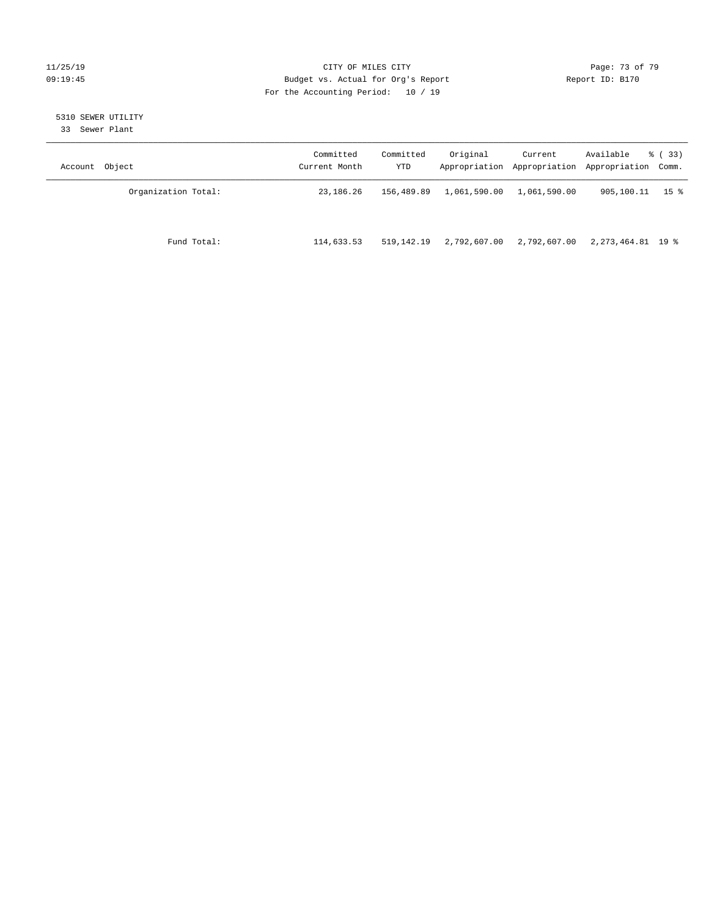CITY OF MILES CITY
Budget vs. Actual for Org's Report
For the Accounting Period: 10 / 19

11/25/19
09:19:45

Report ID: B170

5310 SEWER UTILITY
33 Sewer Plant

| Account Object | Committed Current Month | Committed YTD | Original Appropriation | Current Appropriation | Available Appropriation | % ( 33) Comm. |
|---|---|---|---|---|---|---|
| Organization Total: | 23,186.26 | 156,489.89 | 1,061,590.00 | 1,061,590.00 | 905,100.11 | 15 % |
| Fund Total: | 114,633.53 | 519,142.19 | 2,792,607.00 | 2,792,607.00 | 2,273,464.81 | 19 % |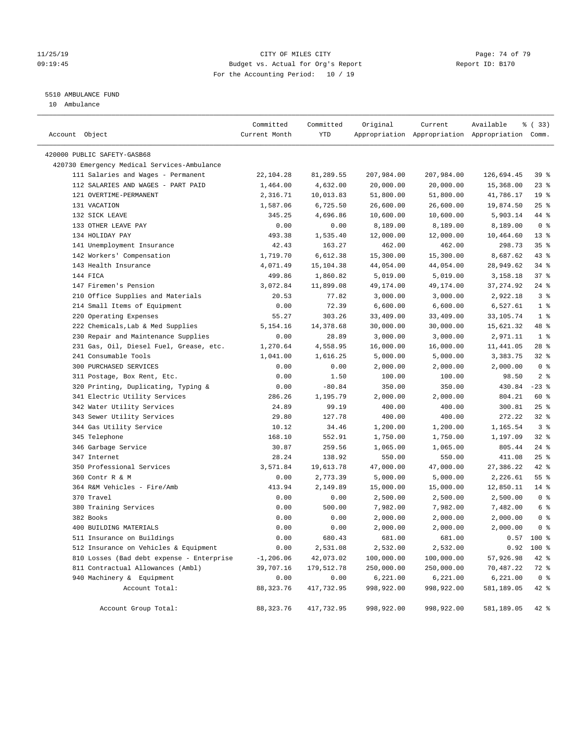CITY OF MILES CITY
Budget vs. Actual for Org's Report
For the Accounting Period: 10 / 19

11/25/19
09:19:45

Report ID: B170

5510 AMBULANCE FUND
10 Ambulance

| Account Object | Committed Current Month | Committed YTD | Original Appropriation | Current Appropriation | Available Appropriation | % ( 33) Comm. |
|---|---|---|---|---|---|---|
| 420000 PUBLIC SAFETY-GASB68 | | | | | | |
| 420730 Emergency Medical Services-Ambulance | | | | | | |
| 111 Salaries and Wages - Permanent | 22,104.28 | 81,289.55 | 207,984.00 | 207,984.00 | 126,694.45 | 39 % |
| 112 SALARIES AND WAGES - PART PAID | 1,464.00 | 4,632.00 | 20,000.00 | 20,000.00 | 15,368.00 | 23 % |
| 121 OVERTIME-PERMANENT | 2,316.71 | 10,013.83 | 51,800.00 | 51,800.00 | 41,786.17 | 19 % |
| 131 VACATION | 1,587.06 | 6,725.50 | 26,600.00 | 26,600.00 | 19,874.50 | 25 % |
| 132 SICK LEAVE | 345.25 | 4,696.86 | 10,600.00 | 10,600.00 | 5,903.14 | 44 % |
| 133 OTHER LEAVE PAY | 0.00 | 0.00 | 8,189.00 | 8,189.00 | 8,189.00 | 0 % |
| 134 HOLIDAY PAY | 493.38 | 1,535.40 | 12,000.00 | 12,000.00 | 10,464.60 | 13 % |
| 141 Unemployment Insurance | 42.43 | 163.27 | 462.00 | 462.00 | 298.73 | 35 % |
| 142 Workers' Compensation | 1,719.70 | 6,612.38 | 15,300.00 | 15,300.00 | 8,687.62 | 43 % |
| 143 Health Insurance | 4,071.49 | 15,104.38 | 44,054.00 | 44,054.00 | 28,949.62 | 34 % |
| 144 FICA | 499.86 | 1,860.82 | 5,019.00 | 5,019.00 | 3,158.18 | 37 % |
| 147 Firemen's Pension | 3,072.84 | 11,899.08 | 49,174.00 | 49,174.00 | 37,274.92 | 24 % |
| 210 Office Supplies and Materials | 20.53 | 77.82 | 3,000.00 | 3,000.00 | 2,922.18 | 3 % |
| 214 Small Items of Equipment | 0.00 | 72.39 | 6,600.00 | 6,600.00 | 6,527.61 | 1 % |
| 220 Operating Expenses | 55.27 | 303.26 | 33,409.00 | 33,409.00 | 33,105.74 | 1 % |
| 222 Chemicals,Lab & Med Supplies | 5,154.16 | 14,378.68 | 30,000.00 | 30,000.00 | 15,621.32 | 48 % |
| 230 Repair and Maintenance Supplies | 0.00 | 28.89 | 3,000.00 | 3,000.00 | 2,971.11 | 1 % |
| 231 Gas, Oil, Diesel Fuel, Grease, etc. | 1,270.64 | 4,558.95 | 16,000.00 | 16,000.00 | 11,441.05 | 28 % |
| 241 Consumable Tools | 1,041.00 | 1,616.25 | 5,000.00 | 5,000.00 | 3,383.75 | 32 % |
| 300 PURCHASED SERVICES | 0.00 | 0.00 | 2,000.00 | 2,000.00 | 2,000.00 | 0 % |
| 311 Postage, Box Rent, Etc. | 0.00 | 1.50 | 100.00 | 100.00 | 98.50 | 2 % |
| 320 Printing, Duplicating, Typing & | 0.00 | -80.84 | 350.00 | 350.00 | 430.84 | -23 % |
| 341 Electric Utility Services | 286.26 | 1,195.79 | 2,000.00 | 2,000.00 | 804.21 | 60 % |
| 342 Water Utility Services | 24.89 | 99.19 | 400.00 | 400.00 | 300.81 | 25 % |
| 343 Sewer Utility Services | 29.80 | 127.78 | 400.00 | 400.00 | 272.22 | 32 % |
| 344 Gas Utility Service | 10.12 | 34.46 | 1,200.00 | 1,200.00 | 1,165.54 | 3 % |
| 345 Telephone | 168.10 | 552.91 | 1,750.00 | 1,750.00 | 1,197.09 | 32 % |
| 346 Garbage Service | 30.87 | 259.56 | 1,065.00 | 1,065.00 | 805.44 | 24 % |
| 347 Internet | 28.24 | 138.92 | 550.00 | 550.00 | 411.08 | 25 % |
| 350 Professional Services | 3,571.84 | 19,613.78 | 47,000.00 | 47,000.00 | 27,386.22 | 42 % |
| 360 Contr R & M | 0.00 | 2,773.39 | 5,000.00 | 5,000.00 | 2,226.61 | 55 % |
| 364 R&M Vehicles - Fire/Amb | 413.94 | 2,149.89 | 15,000.00 | 15,000.00 | 12,850.11 | 14 % |
| 370 Travel | 0.00 | 0.00 | 2,500.00 | 2,500.00 | 2,500.00 | 0 % |
| 380 Training Services | 0.00 | 500.00 | 7,982.00 | 7,982.00 | 7,482.00 | 6 % |
| 382 Books | 0.00 | 0.00 | 2,000.00 | 2,000.00 | 2,000.00 | 0 % |
| 400 BUILDING MATERIALS | 0.00 | 0.00 | 2,000.00 | 2,000.00 | 2,000.00 | 0 % |
| 511 Insurance on Buildings | 0.00 | 680.43 | 681.00 | 681.00 | 0.57 | 100 % |
| 512 Insurance on Vehicles & Equipment | 0.00 | 2,531.08 | 2,532.00 | 2,532.00 | 0.92 | 100 % |
| 810 Losses (Bad debt expense - Enterprise | -1,206.06 | 42,073.02 | 100,000.00 | 100,000.00 | 57,926.98 | 42 % |
| 811 Contractual Allowances (Ambl) | 39,707.16 | 179,512.78 | 250,000.00 | 250,000.00 | 70,487.22 | 72 % |
| 940 Machinery & Equipment | 0.00 | 0.00 | 6,221.00 | 6,221.00 | 6,221.00 | 0 % |
| Account Total: | 88,323.76 | 417,732.95 | 998,922.00 | 998,922.00 | 581,189.05 | 42 % |
| Account Group Total: | 88,323.76 | 417,732.95 | 998,922.00 | 998,922.00 | 581,189.05 | 42 % |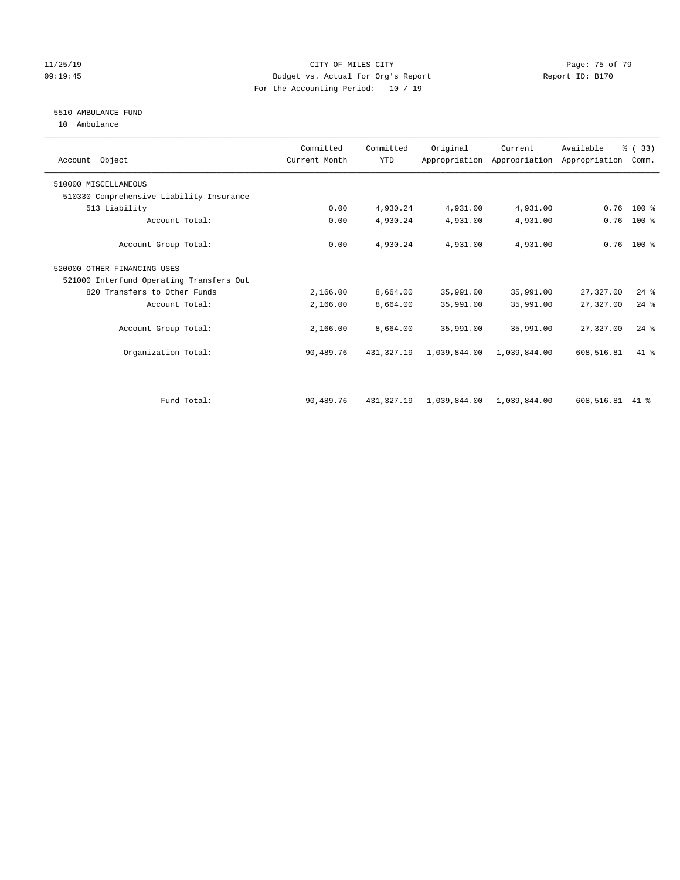CITY OF MILES CITY
Budget vs. Actual for Org's Report
For the Accounting Period: 10 / 19

11/25/19
09:19:45

Report ID: B170

5510 AMBULANCE FUND
10 Ambulance

| Account Object | Committed Current Month | Committed YTD | Original Appropriation | Current Appropriation | Available Appropriation | % ( 33) Comm. |
|---|---|---|---|---|---|---|
| 510000 MISCELLANEOUS | | | | | | |
| 510330 Comprehensive Liability Insurance | | | | | | |
| 513 Liability | 0.00 | 4,930.24 | 4,931.00 | 4,931.00 | 0.76 | 100 % |
| Account Total: | 0.00 | 4,930.24 | 4,931.00 | 4,931.00 | 0.76 | 100 % |
| Account Group Total: | 0.00 | 4,930.24 | 4,931.00 | 4,931.00 | 0.76 | 100 % |
| 520000 OTHER FINANCING USES | | | | | | |
| 521000 Interfund Operating Transfers Out | | | | | | |
| 820 Transfers to Other Funds | 2,166.00 | 8,664.00 | 35,991.00 | 35,991.00 | 27,327.00 | 24 % |
| Account Total: | 2,166.00 | 8,664.00 | 35,991.00 | 35,991.00 | 27,327.00 | 24 % |
| Account Group Total: | 2,166.00 | 8,664.00 | 35,991.00 | 35,991.00 | 27,327.00 | 24 % |
| Organization Total: | 90,489.76 | 431,327.19 | 1,039,844.00 | 1,039,844.00 | 608,516.81 | 41 % |
| Fund Total: | 90,489.76 | 431,327.19 | 1,039,844.00 | 1,039,844.00 | 608,516.81 | 41 % |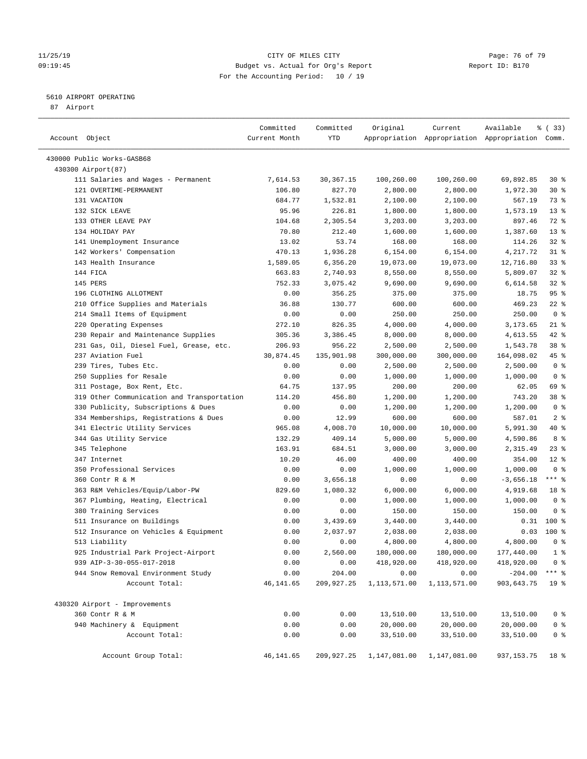CITY OF MILES CITY
Budget vs. Actual for Org's Report
For the Accounting Period: 10 / 19

11/25/19
09:19:45

Report ID: B170

## 5610 AIRPORT OPERATING

87 Airport

| Account Object | Committed Current Month | Committed YTD | Original Appropriation | Current Appropriation | Available Appropriation | % ( 33) Comm. |
|---|---|---|---|---|---|---|
| 430000 Public Works-GASB68 | | | | | | |
| 430300 Airport(87) | | | | | | |
| 111 Salaries and Wages - Permanent | 7,614.53 | 30,367.15 | 100,260.00 | 100,260.00 | 69,892.85 | 30 % |
| 121 OVERTIME-PERMANENT | 106.80 | 827.70 | 2,800.00 | 2,800.00 | 1,972.30 | 30 % |
| 131 VACATION | 684.77 | 1,532.81 | 2,100.00 | 2,100.00 | 567.19 | 73 % |
| 132 SICK LEAVE | 95.96 | 226.81 | 1,800.00 | 1,800.00 | 1,573.19 | 13 % |
| 133 OTHER LEAVE PAY | 104.68 | 2,305.54 | 3,203.00 | 3,203.00 | 897.46 | 72 % |
| 134 HOLIDAY PAY | 70.80 | 212.40 | 1,600.00 | 1,600.00 | 1,387.60 | 13 % |
| 141 Unemployment Insurance | 13.02 | 53.74 | 168.00 | 168.00 | 114.26 | 32 % |
| 142 Workers' Compensation | 470.13 | 1,936.28 | 6,154.00 | 6,154.00 | 4,217.72 | 31 % |
| 143 Health Insurance | 1,589.05 | 6,356.20 | 19,073.00 | 19,073.00 | 12,716.80 | 33 % |
| 144 FICA | 663.83 | 2,740.93 | 8,550.00 | 8,550.00 | 5,809.07 | 32 % |
| 145 PERS | 752.33 | 3,075.42 | 9,690.00 | 9,690.00 | 6,614.58 | 32 % |
| 196 CLOTHING ALLOTMENT | 0.00 | 356.25 | 375.00 | 375.00 | 18.75 | 95 % |
| 210 Office Supplies and Materials | 36.88 | 130.77 | 600.00 | 600.00 | 469.23 | 22 % |
| 214 Small Items of Equipment | 0.00 | 0.00 | 250.00 | 250.00 | 250.00 | 0 % |
| 220 Operating Expenses | 272.10 | 826.35 | 4,000.00 | 4,000.00 | 3,173.65 | 21 % |
| 230 Repair and Maintenance Supplies | 305.36 | 3,386.45 | 8,000.00 | 8,000.00 | 4,613.55 | 42 % |
| 231 Gas, Oil, Diesel Fuel, Grease, etc. | 206.93 | 956.22 | 2,500.00 | 2,500.00 | 1,543.78 | 38 % |
| 237 Aviation Fuel | 30,874.45 | 135,901.98 | 300,000.00 | 300,000.00 | 164,098.02 | 45 % |
| 239 Tires, Tubes Etc. | 0.00 | 0.00 | 2,500.00 | 2,500.00 | 2,500.00 | 0 % |
| 250 Supplies for Resale | 0.00 | 0.00 | 1,000.00 | 1,000.00 | 1,000.00 | 0 % |
| 311 Postage, Box Rent, Etc. | 64.75 | 137.95 | 200.00 | 200.00 | 62.05 | 69 % |
| 319 Other Communication and Transportation | 114.20 | 456.80 | 1,200.00 | 1,200.00 | 743.20 | 38 % |
| 330 Publicity, Subscriptions & Dues | 0.00 | 0.00 | 1,200.00 | 1,200.00 | 1,200.00 | 0 % |
| 334 Memberships, Registrations & Dues | 0.00 | 12.99 | 600.00 | 600.00 | 587.01 | 2 % |
| 341 Electric Utility Services | 965.08 | 4,008.70 | 10,000.00 | 10,000.00 | 5,991.30 | 40 % |
| 344 Gas Utility Service | 132.29 | 409.14 | 5,000.00 | 5,000.00 | 4,590.86 | 8 % |
| 345 Telephone | 163.91 | 684.51 | 3,000.00 | 3,000.00 | 2,315.49 | 23 % |
| 347 Internet | 10.20 | 46.00 | 400.00 | 400.00 | 354.00 | 12 % |
| 350 Professional Services | 0.00 | 0.00 | 1,000.00 | 1,000.00 | 1,000.00 | 0 % |
| 360 Contr R & M | 0.00 | 3,656.18 | 0.00 | 0.00 | -3,656.18 | *** % |
| 363 R&M Vehicles/Equip/Labor-PW | 829.60 | 1,080.32 | 6,000.00 | 6,000.00 | 4,919.68 | 18 % |
| 367 Plumbing, Heating, Electrical | 0.00 | 0.00 | 1,000.00 | 1,000.00 | 1,000.00 | 0 % |
| 380 Training Services | 0.00 | 0.00 | 150.00 | 150.00 | 150.00 | 0 % |
| 511 Insurance on Buildings | 0.00 | 3,439.69 | 3,440.00 | 3,440.00 | 0.31 | 100 % |
| 512 Insurance on Vehicles & Equipment | 0.00 | 2,037.97 | 2,038.00 | 2,038.00 | 0.03 | 100 % |
| 513 Liability | 0.00 | 0.00 | 4,800.00 | 4,800.00 | 4,800.00 | 0 % |
| 925 Industrial Park Project-Airport | 0.00 | 2,560.00 | 180,000.00 | 180,000.00 | 177,440.00 | 1 % |
| 939 AIP-3-30-055-017-2018 | 0.00 | 0.00 | 418,920.00 | 418,920.00 | 418,920.00 | 0 % |
| 944 Snow Removal Environment Study | 0.00 | 204.00 | 0.00 | 0.00 | -204.00 | *** % |
| Account Total: | 46,141.65 | 209,927.25 | 1,113,571.00 | 1,113,571.00 | 903,643.75 | 19 % |
| 430320 Airport - Improvements | | | | | | |
| 360 Contr R & M | 0.00 | 0.00 | 13,510.00 | 13,510.00 | 13,510.00 | 0 % |
| 940 Machinery & Equipment | 0.00 | 0.00 | 20,000.00 | 20,000.00 | 20,000.00 | 0 % |
| Account Total: | 0.00 | 0.00 | 33,510.00 | 33,510.00 | 33,510.00 | 0 % |
| Account Group Total: | 46,141.65 | 209,927.25 | 1,147,081.00 | 1,147,081.00 | 937,153.75 | 18 % |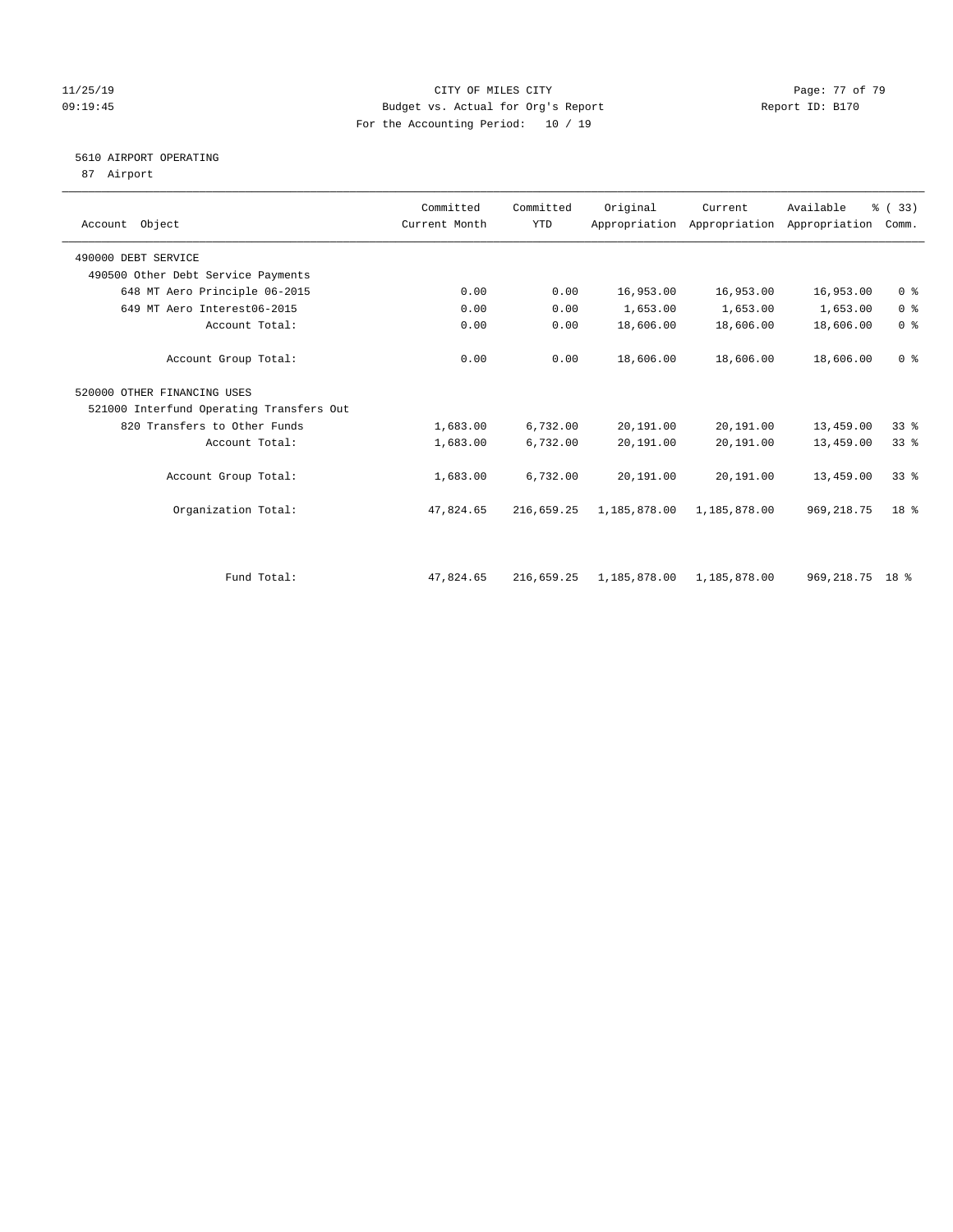CITY OF MILES CITY
Budget vs. Actual for Org's Report
For the Accounting Period: 10 / 19

11/25/19
09:19:45

Report ID: B170

## 5610 AIRPORT OPERATING

87 Airport

| Account Object | Committed Current Month | Committed YTD | Original Appropriation | Current Appropriation | Available Appropriation | % ( 33) Comm. |
|---|---|---|---|---|---|---|
| 490000 DEBT SERVICE | | | | | | |
| 490500 Other Debt Service Payments | | | | | | |
| 648 MT Aero Principle 06-2015 | 0.00 | 0.00 | 16,953.00 | 16,953.00 | 16,953.00 | 0 % |
| 649 MT Aero Interest06-2015 | 0.00 | 0.00 | 1,653.00 | 1,653.00 | 1,653.00 | 0 % |
| Account Total: | 0.00 | 0.00 | 18,606.00 | 18,606.00 | 18,606.00 | 0 % |
| Account Group Total: | 0.00 | 0.00 | 18,606.00 | 18,606.00 | 18,606.00 | 0 % |
| 520000 OTHER FINANCING USES | | | | | | |
| 521000 Interfund Operating Transfers Out | | | | | | |
| 820 Transfers to Other Funds | 1,683.00 | 6,732.00 | 20,191.00 | 20,191.00 | 13,459.00 | 33 % |
| Account Total: | 1,683.00 | 6,732.00 | 20,191.00 | 20,191.00 | 13,459.00 | 33 % |
| Account Group Total: | 1,683.00 | 6,732.00 | 20,191.00 | 20,191.00 | 13,459.00 | 33 % |
| Organization Total: | 47,824.65 | 216,659.25 | 1,185,878.00 | 1,185,878.00 | 969,218.75 | 18 % |
| Fund Total: | 47,824.65 | 216,659.25 | 1,185,878.00 | 1,185,878.00 | 969,218.75 | 18 % |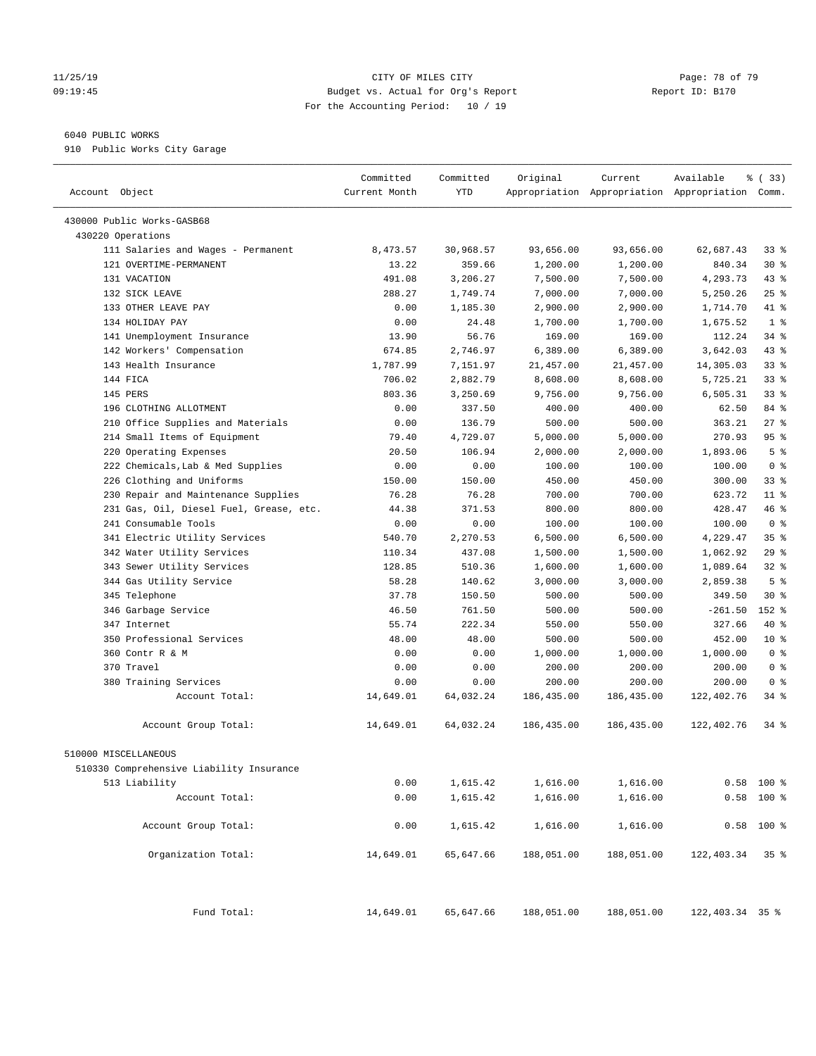CITY OF MILES CITY
Budget vs. Actual for Org's Report
For the Accounting Period: 10 / 19

11/25/19
09:19:45

Report ID: B170

6040 PUBLIC WORKS
910 Public Works City Garage

| Account Object | Committed Current Month | Committed YTD | Original Appropriation | Current Appropriation | Available Appropriation | % ( 33) Comm. |
|---|---|---|---|---|---|---|
| 430000 Public Works-GASB68 | | | | | | |
| 430220 Operations | | | | | | |
| 111 Salaries and Wages - Permanent | 8,473.57 | 30,968.57 | 93,656.00 | 93,656.00 | 62,687.43 | 33 % |
| 121 OVERTIME-PERMANENT | 13.22 | 359.66 | 1,200.00 | 1,200.00 | 840.34 | 30 % |
| 131 VACATION | 491.08 | 3,206.27 | 7,500.00 | 7,500.00 | 4,293.73 | 43 % |
| 132 SICK LEAVE | 288.27 | 1,749.74 | 7,000.00 | 7,000.00 | 5,250.26 | 25 % |
| 133 OTHER LEAVE PAY | 0.00 | 1,185.30 | 2,900.00 | 2,900.00 | 1,714.70 | 41 % |
| 134 HOLIDAY PAY | 0.00 | 24.48 | 1,700.00 | 1,700.00 | 1,675.52 | 1 % |
| 141 Unemployment Insurance | 13.90 | 56.76 | 169.00 | 169.00 | 112.24 | 34 % |
| 142 Workers' Compensation | 674.85 | 2,746.97 | 6,389.00 | 6,389.00 | 3,642.03 | 43 % |
| 143 Health Insurance | 1,787.99 | 7,151.97 | 21,457.00 | 21,457.00 | 14,305.03 | 33 % |
| 144 FICA | 706.02 | 2,882.79 | 8,608.00 | 8,608.00 | 5,725.21 | 33 % |
| 145 PERS | 803.36 | 3,250.69 | 9,756.00 | 9,756.00 | 6,505.31 | 33 % |
| 196 CLOTHING ALLOTMENT | 0.00 | 337.50 | 400.00 | 400.00 | 62.50 | 84 % |
| 210 Office Supplies and Materials | 0.00 | 136.79 | 500.00 | 500.00 | 363.21 | 27 % |
| 214 Small Items of Equipment | 79.40 | 4,729.07 | 5,000.00 | 5,000.00 | 270.93 | 95 % |
| 220 Operating Expenses | 20.50 | 106.94 | 2,000.00 | 2,000.00 | 1,893.06 | 5 % |
| 222 Chemicals,Lab & Med Supplies | 0.00 | 0.00 | 100.00 | 100.00 | 100.00 | 0 % |
| 226 Clothing and Uniforms | 150.00 | 150.00 | 450.00 | 450.00 | 300.00 | 33 % |
| 230 Repair and Maintenance Supplies | 76.28 | 76.28 | 700.00 | 700.00 | 623.72 | 11 % |
| 231 Gas, Oil, Diesel Fuel, Grease, etc. | 44.38 | 371.53 | 800.00 | 800.00 | 428.47 | 46 % |
| 241 Consumable Tools | 0.00 | 0.00 | 100.00 | 100.00 | 100.00 | 0 % |
| 341 Electric Utility Services | 540.70 | 2,270.53 | 6,500.00 | 6,500.00 | 4,229.47 | 35 % |
| 342 Water Utility Services | 110.34 | 437.08 | 1,500.00 | 1,500.00 | 1,062.92 | 29 % |
| 343 Sewer Utility Services | 128.85 | 510.36 | 1,600.00 | 1,600.00 | 1,089.64 | 32 % |
| 344 Gas Utility Service | 58.28 | 140.62 | 3,000.00 | 3,000.00 | 2,859.38 | 5 % |
| 345 Telephone | 37.78 | 150.50 | 500.00 | 500.00 | 349.50 | 30 % |
| 346 Garbage Service | 46.50 | 761.50 | 500.00 | 500.00 | -261.50 | 152 % |
| 347 Internet | 55.74 | 222.34 | 550.00 | 550.00 | 327.66 | 40 % |
| 350 Professional Services | 48.00 | 48.00 | 500.00 | 500.00 | 452.00 | 10 % |
| 360 Contr R & M | 0.00 | 0.00 | 1,000.00 | 1,000.00 | 1,000.00 | 0 % |
| 370 Travel | 0.00 | 0.00 | 200.00 | 200.00 | 200.00 | 0 % |
| 380 Training Services | 0.00 | 0.00 | 200.00 | 200.00 | 200.00 | 0 % |
| Account Total: | 14,649.01 | 64,032.24 | 186,435.00 | 186,435.00 | 122,402.76 | 34 % |
| Account Group Total: | 14,649.01 | 64,032.24 | 186,435.00 | 186,435.00 | 122,402.76 | 34 % |
| 510000 MISCELLANEOUS | | | | | | |
| 510330 Comprehensive Liability Insurance | | | | | | |
| 513 Liability | 0.00 | 1,615.42 | 1,616.00 | 1,616.00 | 0.58 | 100 % |
| Account Total: | 0.00 | 1,615.42 | 1,616.00 | 1,616.00 | 0.58 | 100 % |
| Account Group Total: | 0.00 | 1,615.42 | 1,616.00 | 1,616.00 | 0.58 | 100 % |
| Organization Total: | 14,649.01 | 65,647.66 | 188,051.00 | 188,051.00 | 122,403.34 | 35 % |
| Fund Total: | 14,649.01 | 65,647.66 | 188,051.00 | 188,051.00 | 122,403.34 | 35 % |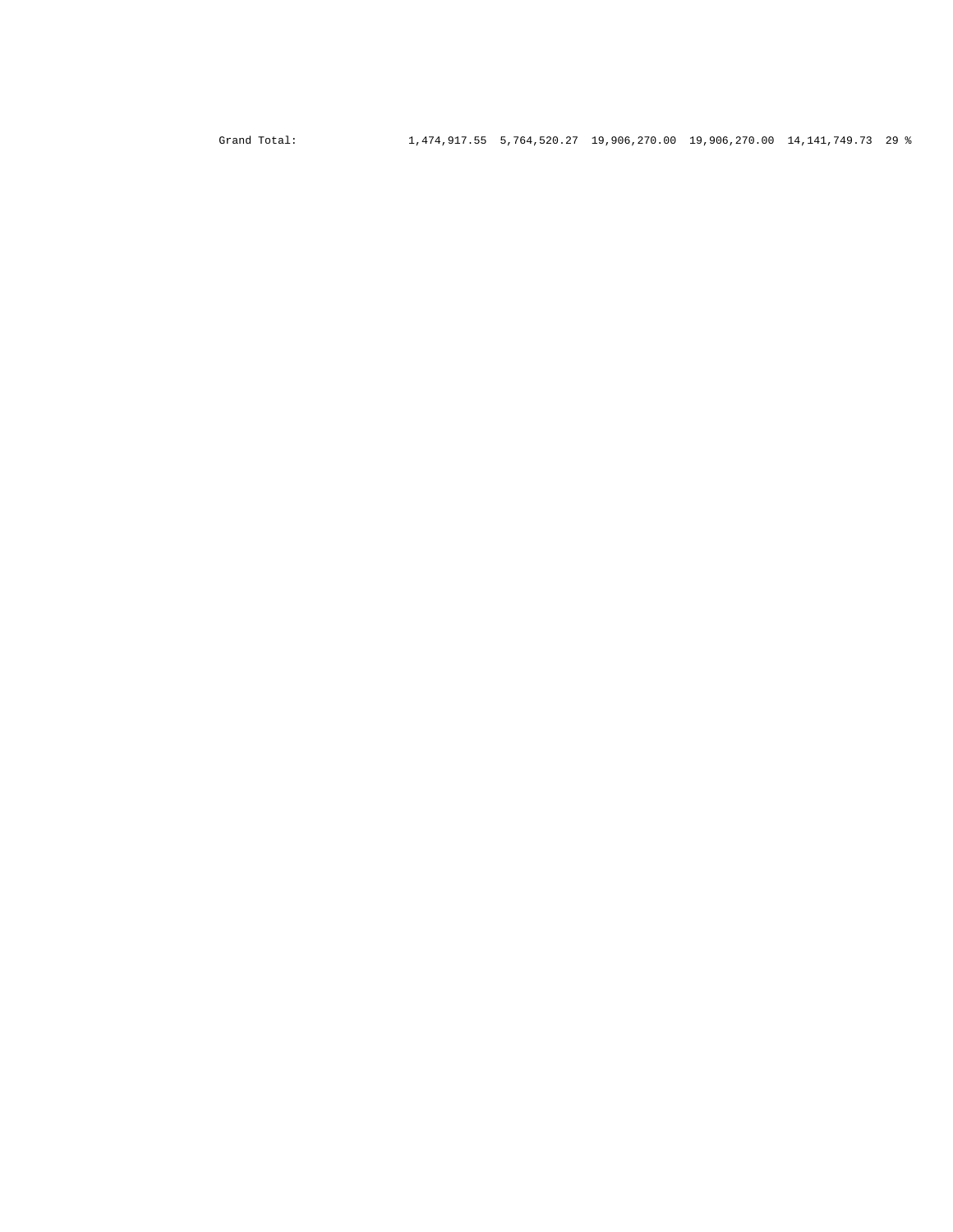| | | | | | | |
|---|---|---|---|---|---|---|
| Grand Total: | 1,474,917.55 | 5,764,520.27 | 19,906,270.00 | 19,906,270.00 | 14,141,749.73 | 29 % |